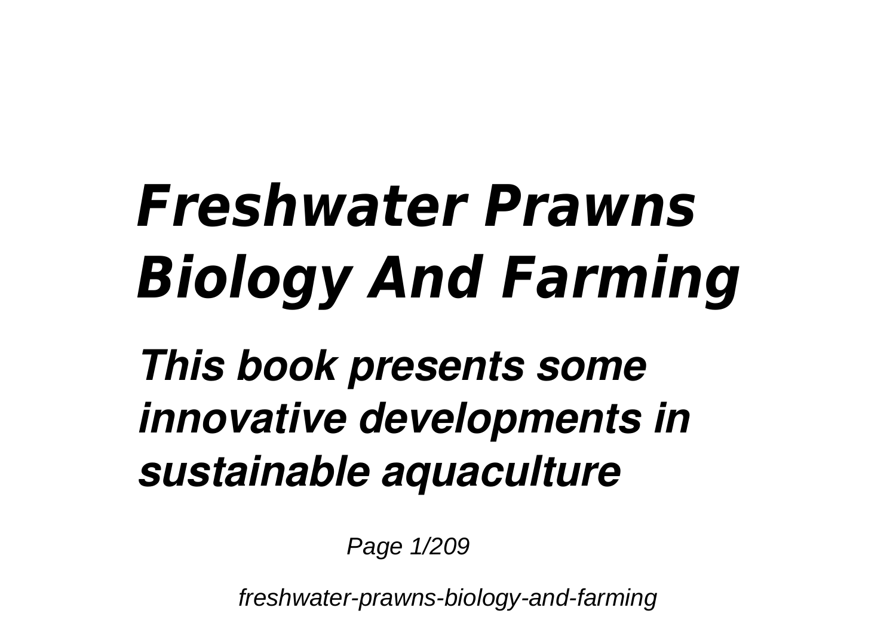# *Freshwater Prawns Biology And Farming*

***This book presents some innovative developments in sustainable aquaculture***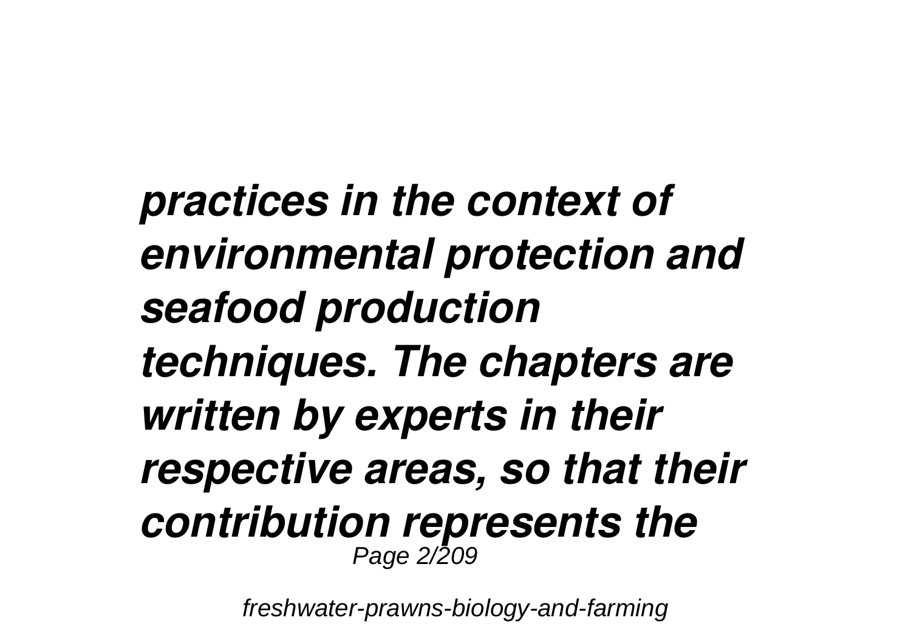*practices in the context of environmental protection and seafood production techniques. The chapters are written by experts in their respective areas, so that their contribution represents the*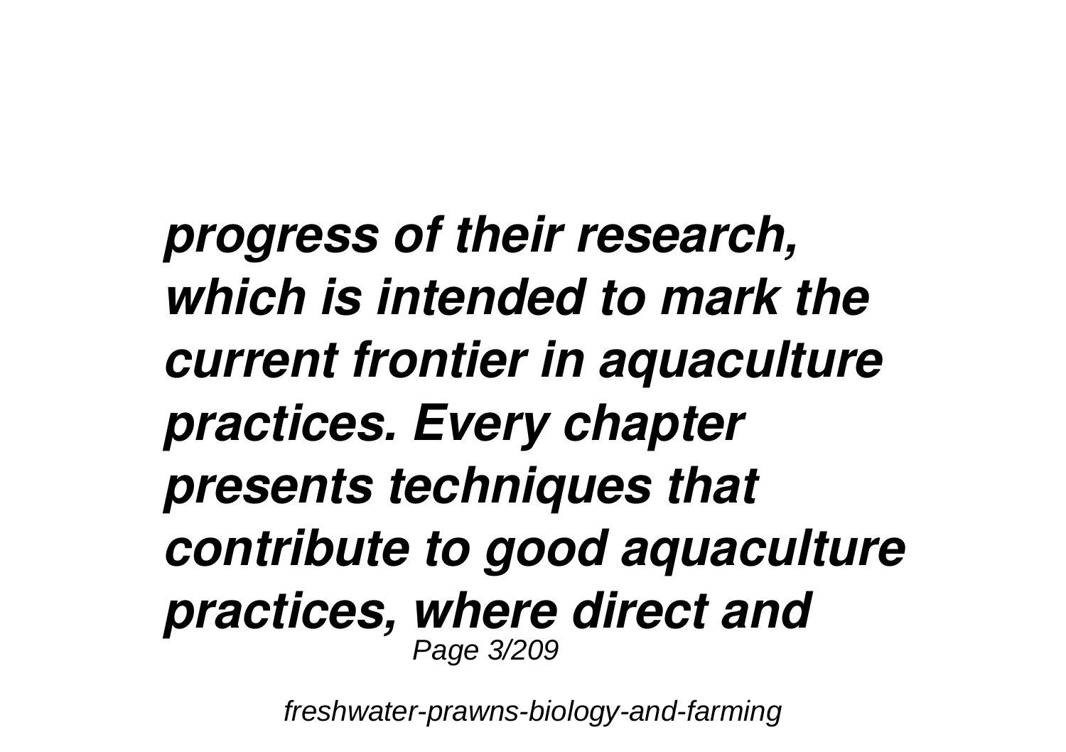*progress of their research, which is intended to mark the current frontier in aquaculture practices. Every chapter presents techniques that contribute to good aquaculture practices, where direct and*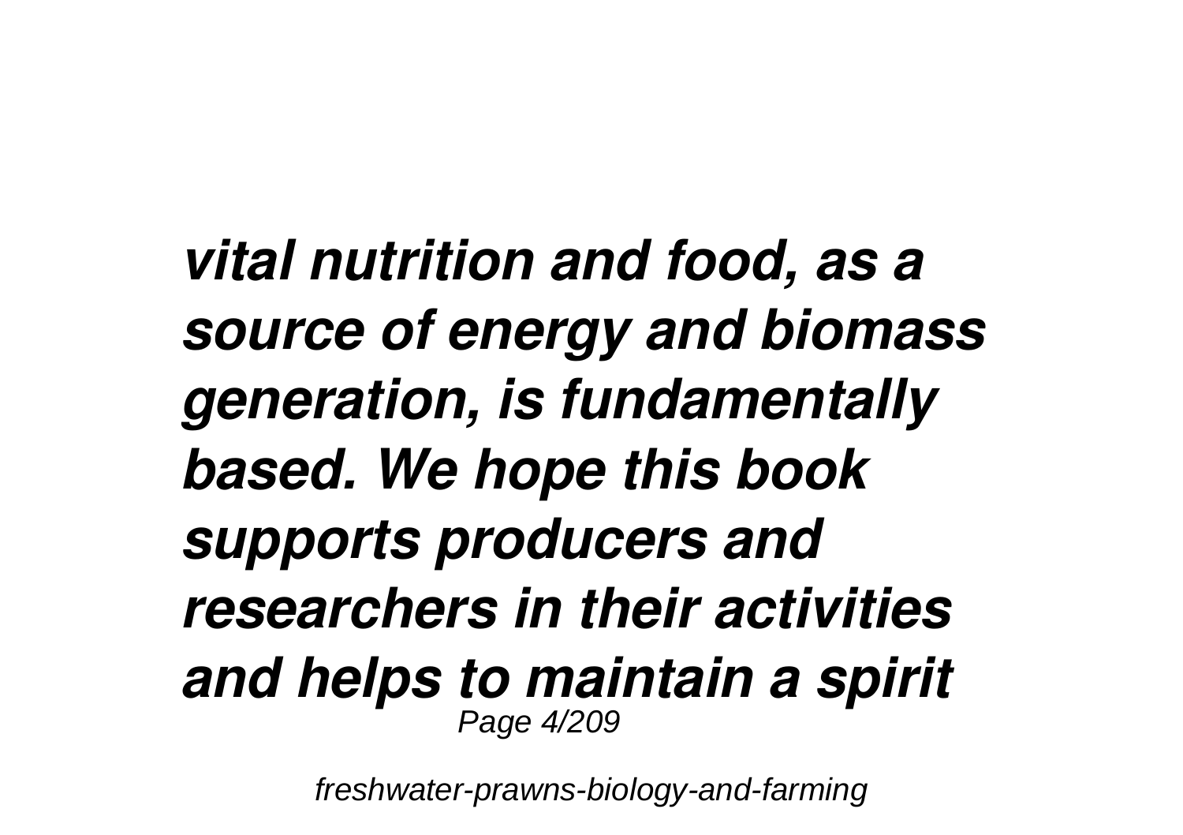*vital nutrition and food, as a source of energy and biomass generation, is fundamentally based. We hope this book supports producers and researchers in their activities and helps to maintain a spirit*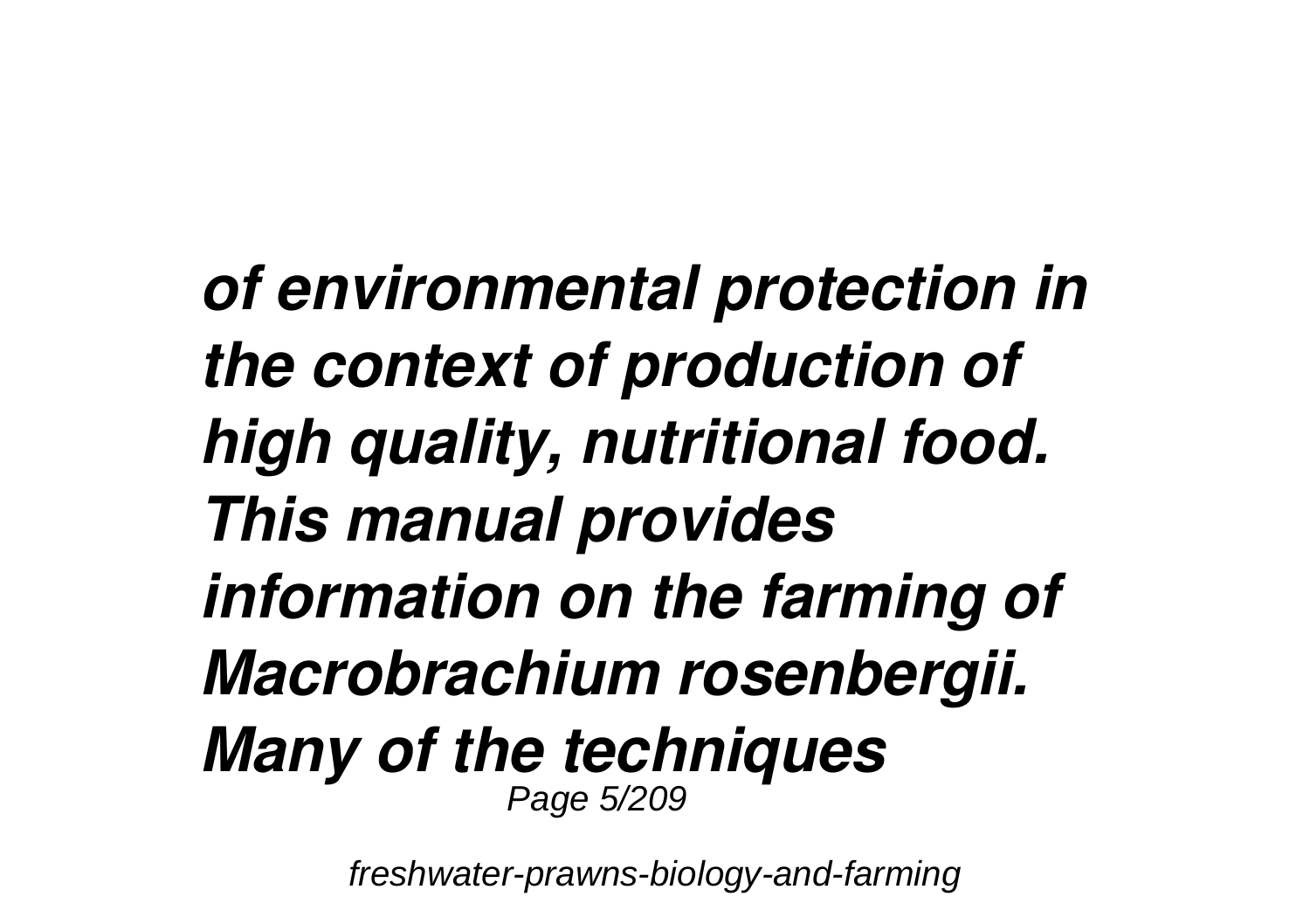*of environmental protection in the context of production of high quality, nutritional food. This manual provides information on the farming of Macrobrachium rosenbergii. Many of the techniques*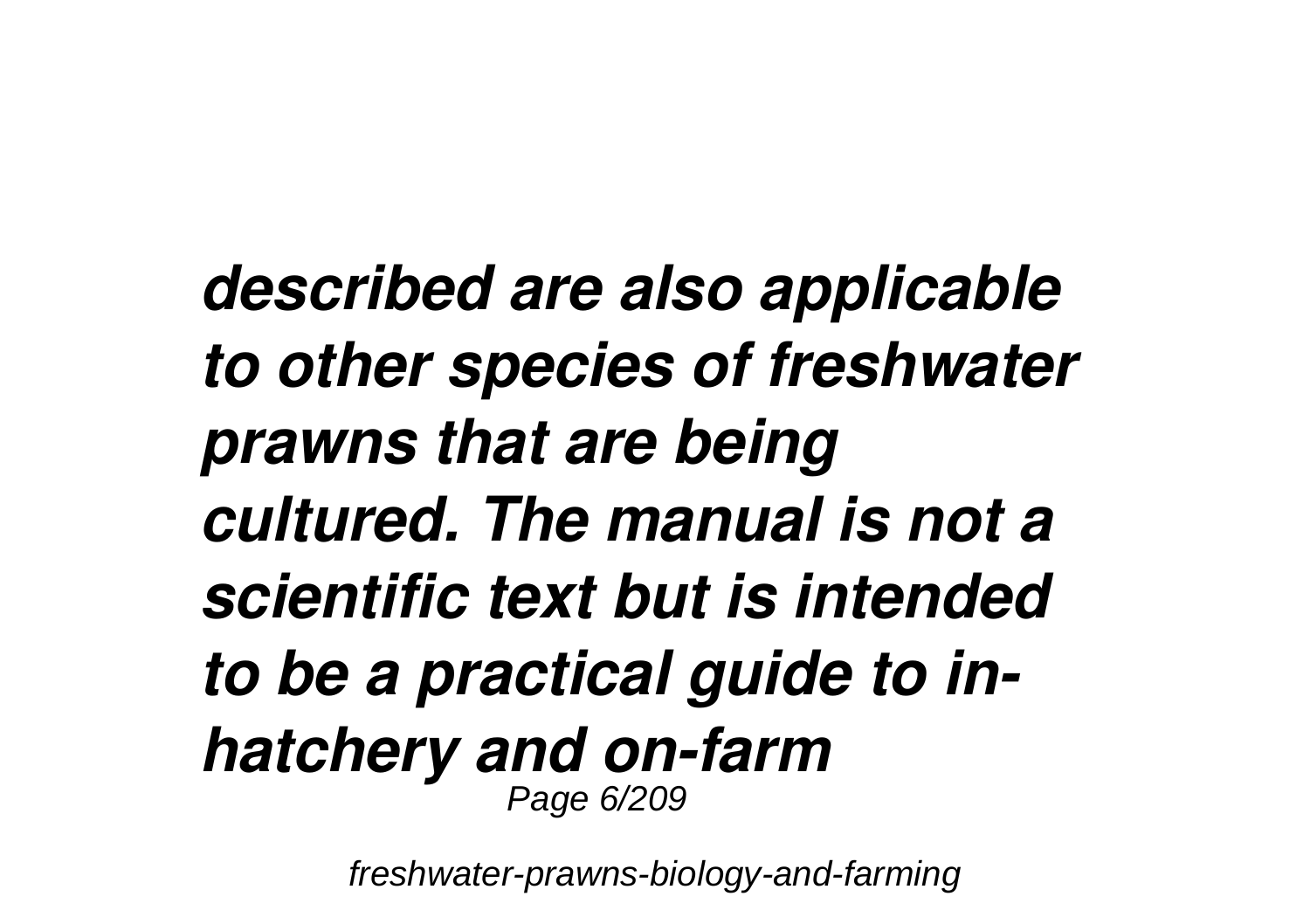*described are also applicable to other species of freshwater prawns that are being cultured. The manual is not a scientific text but is intended to be a practical guide to in-hatchery and on-farm*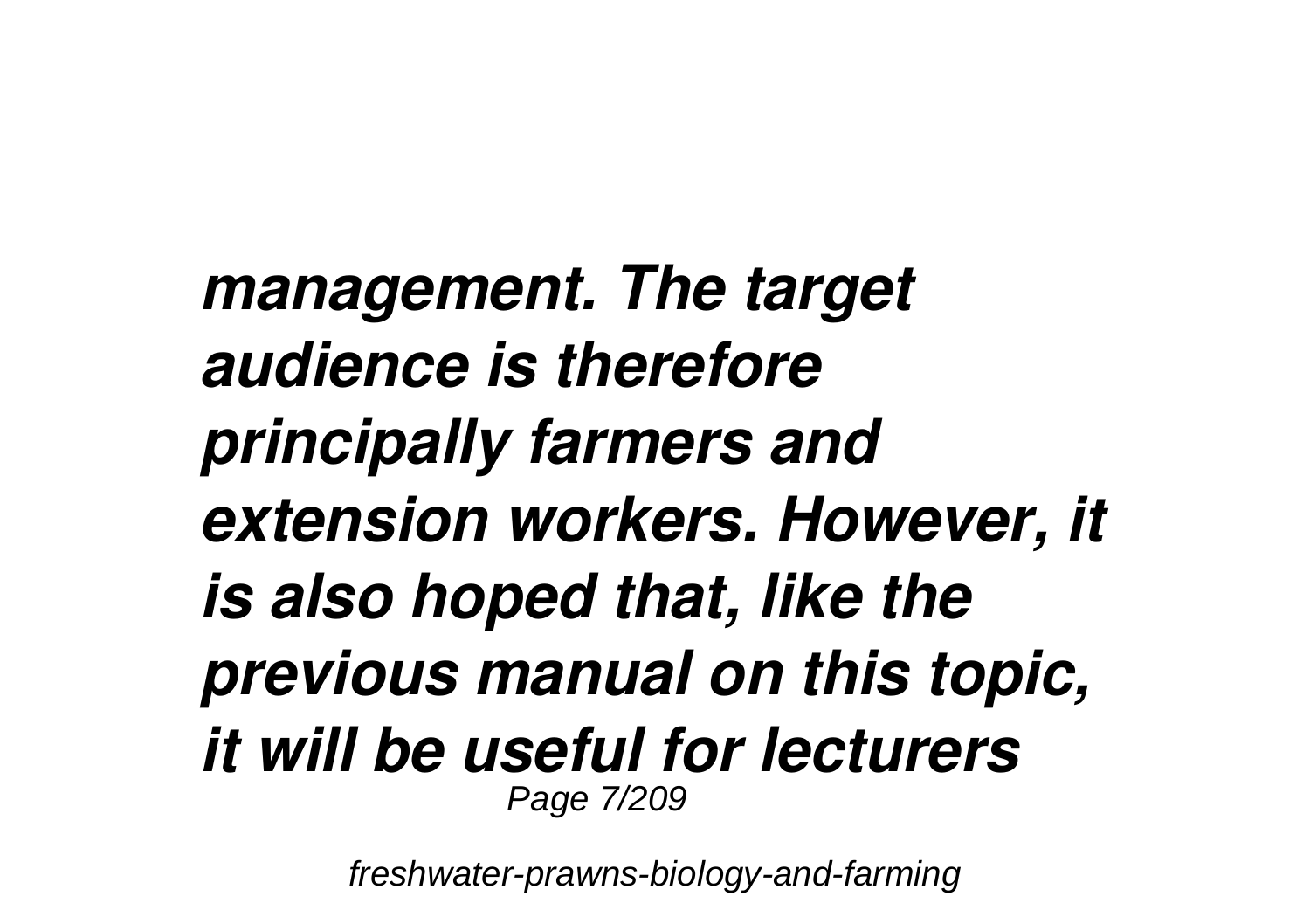*management. The target audience is therefore principally farmers and extension workers. However, it is also hoped that, like the previous manual on this topic, it will be useful for lecturers*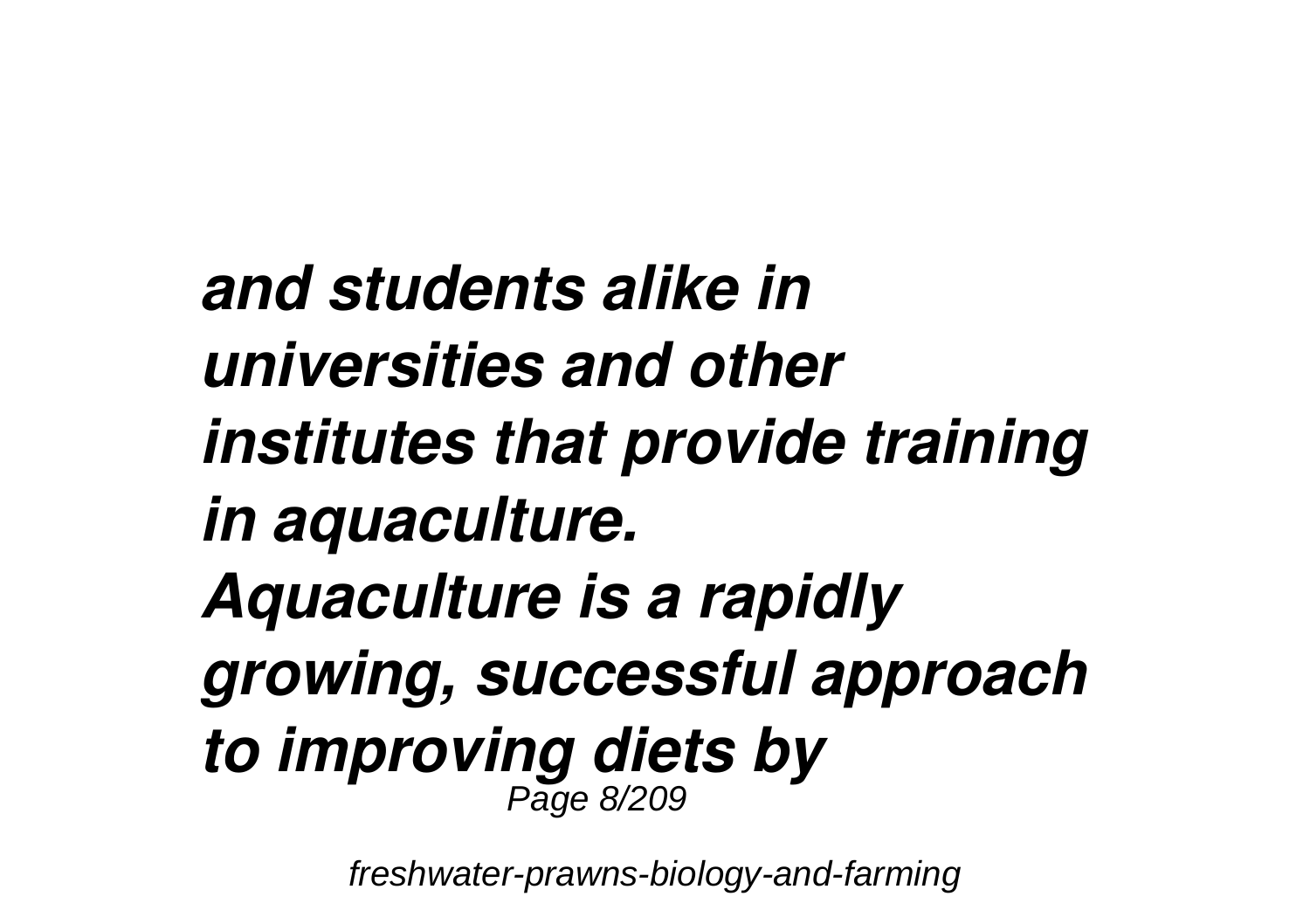*and students alike in universities and other institutes that provide training in aquaculture.*

*Aquaculture is a rapidly growing, successful approach to improving diets by*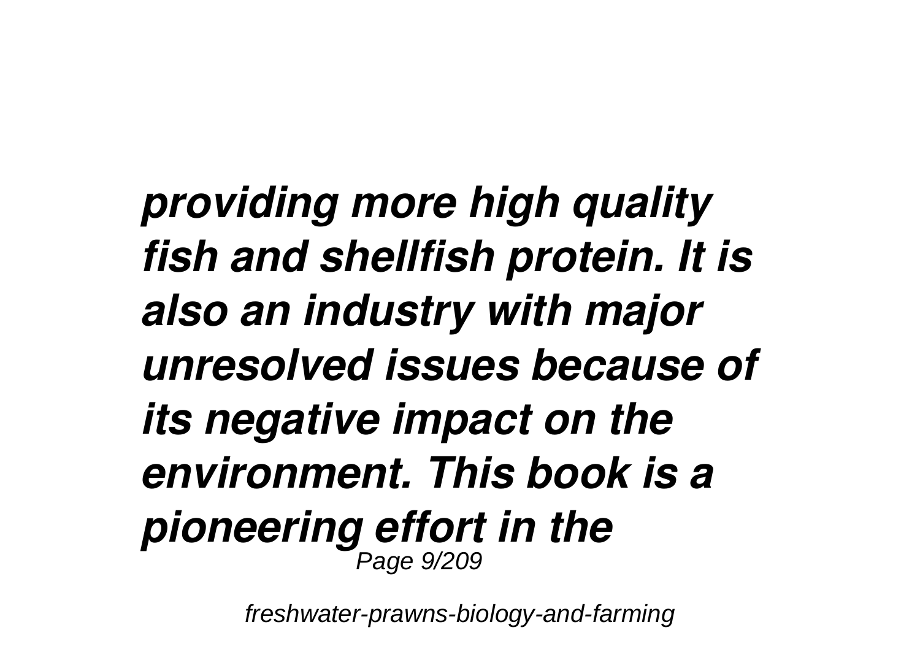***providing more high quality fish and shellfish protein. It is also an industry with major unresolved issues because of its negative impact on the environment. This book is a pioneering effort in the***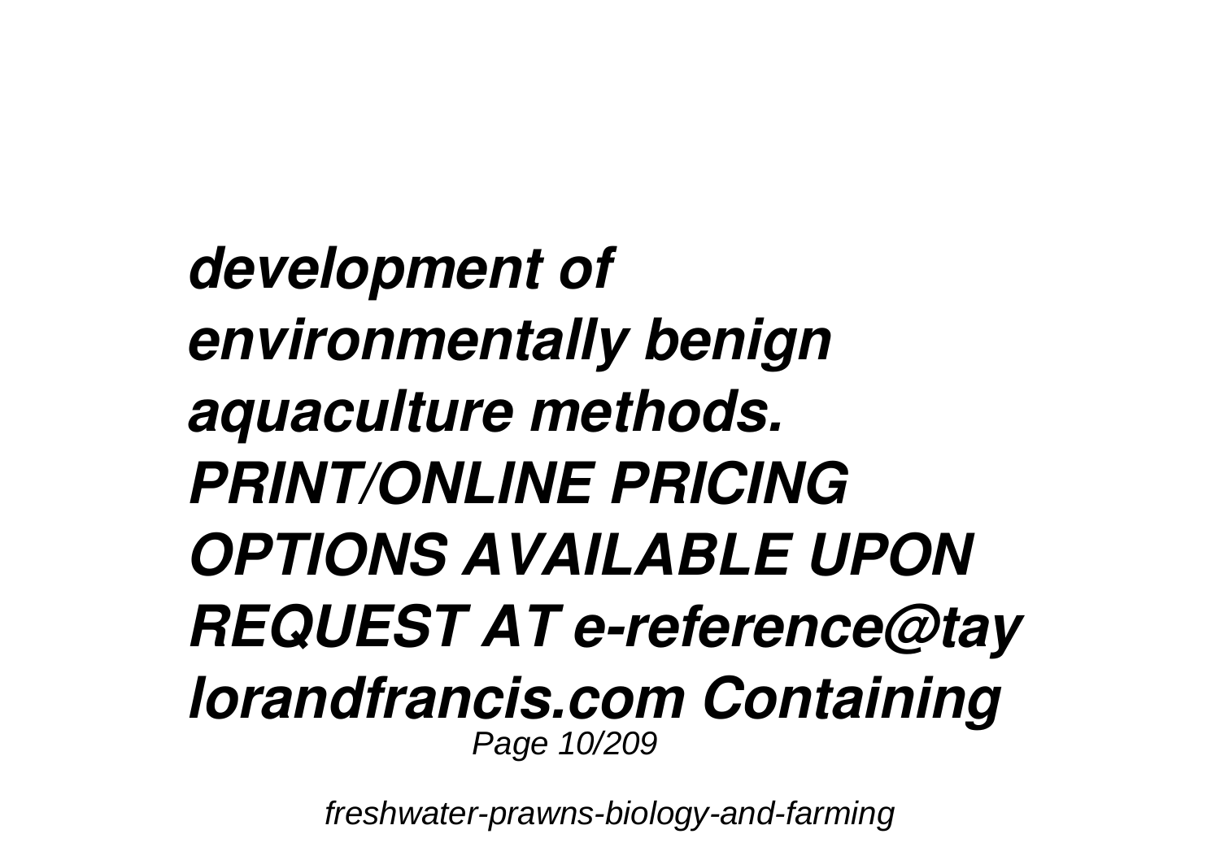*development of environmentally benign aquaculture methods. PRINT/ONLINE PRICING OPTIONS AVAILABLE UPON REQUEST AT e-reference@taylorandfrancis.com Containing*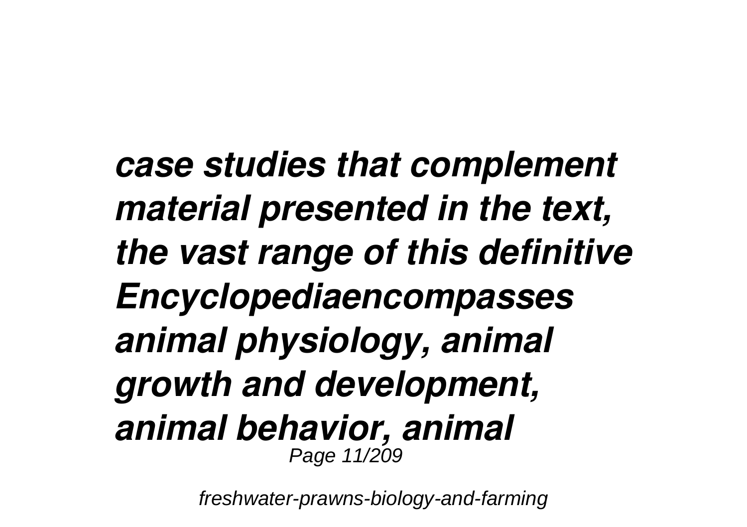***case studies that complement material presented in the text, the vast range of this definitive Encyclopediaencompasses animal physiology, animal growth and development, animal behavior, animal***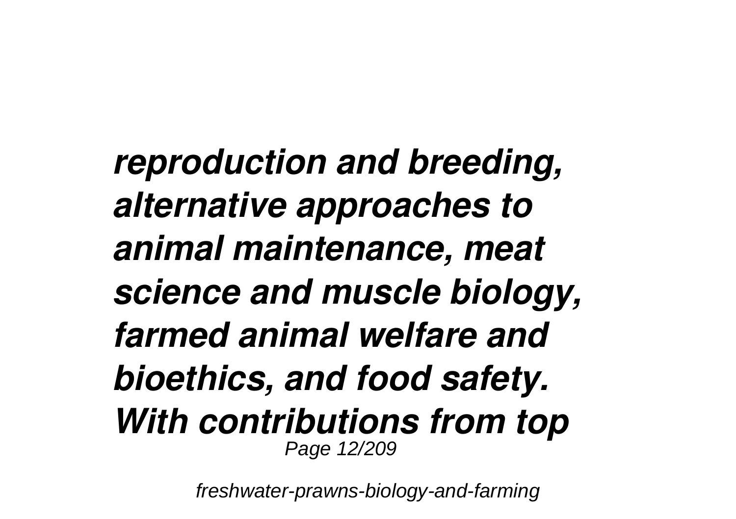*reproduction and breeding, alternative approaches to animal maintenance, meat science and muscle biology, farmed animal welfare and bioethics, and food safety. With contributions from top*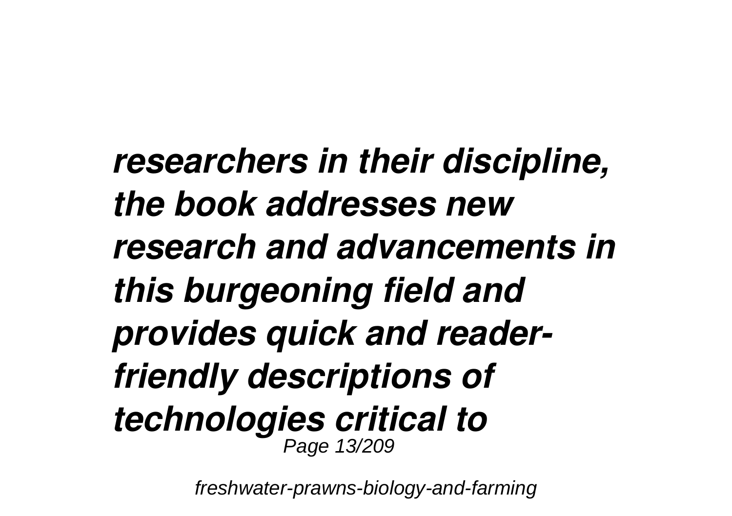***researchers in their discipline, the book addresses new research and advancements in this burgeoning field and provides quick and reader-friendly descriptions of technologies critical to***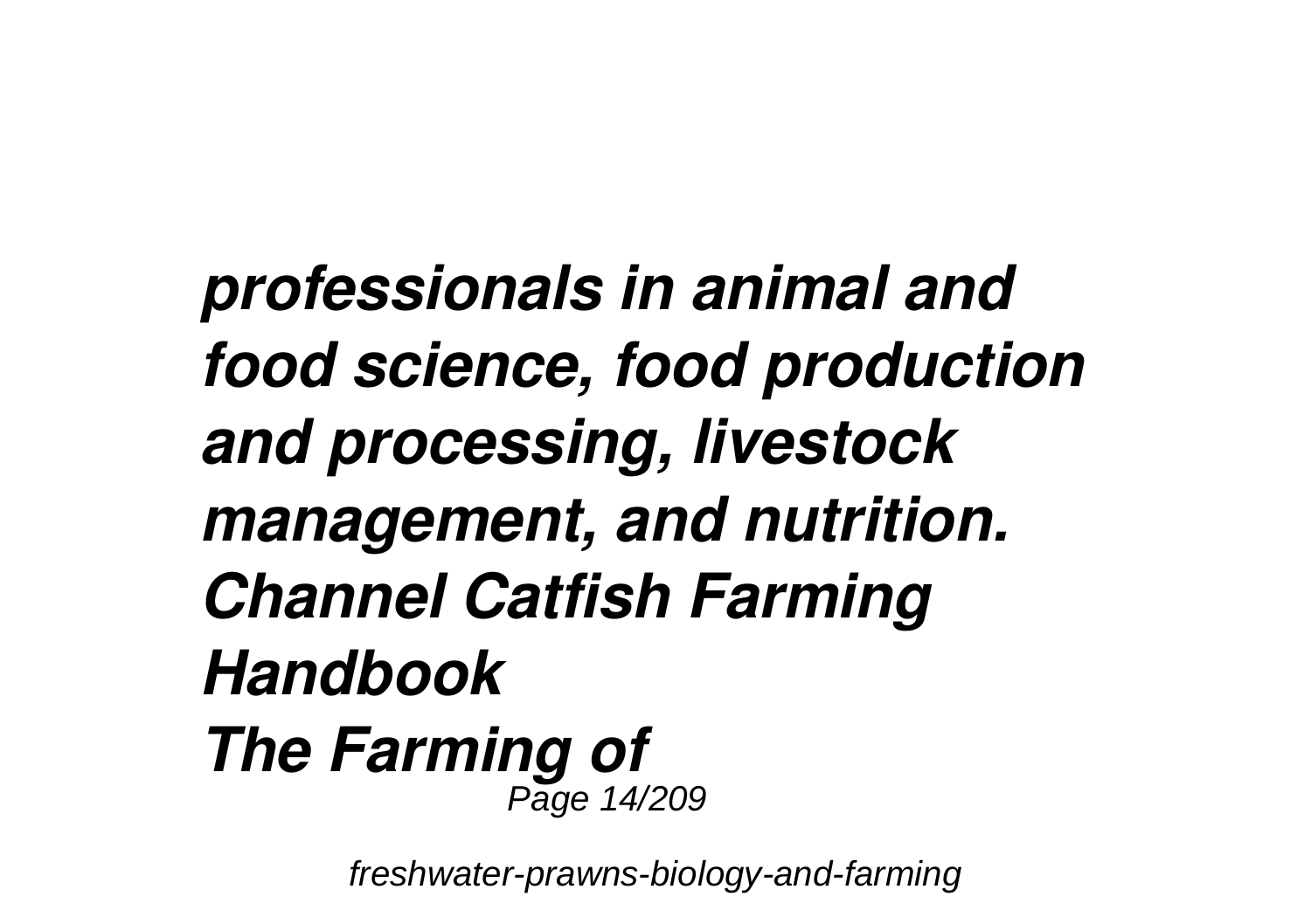*professionals in animal and food science, food production and processing, livestock management, and nutrition.*

***Channel Catfish Farming Handbook***

***The Farming of***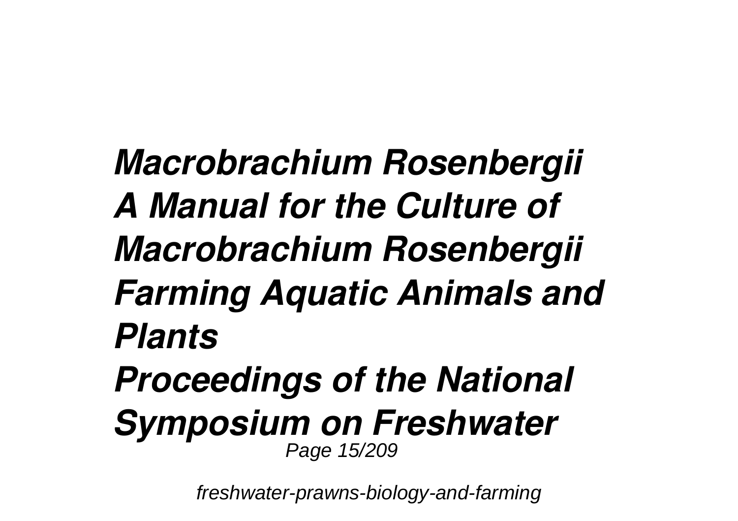***Macrobrachium Rosenbergii***
***A Manual for the Culture of Macrobrachium Rosenbergii***
***Farming Aquatic Animals and Plants***
***Proceedings of the National Symposium on Freshwater***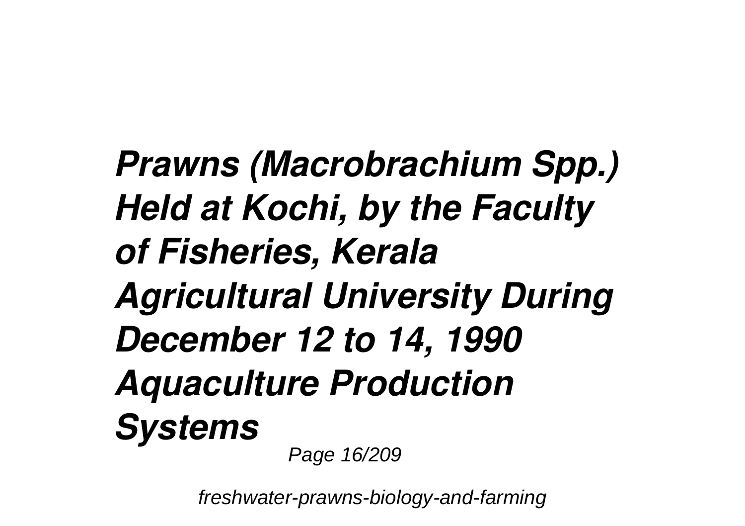***Prawns (Macrobrachium Spp.) Held at Kochi, by the Faculty of Fisheries, Kerala Agricultural University During December 12 to 14, 1990 Aquaculture Production Systems***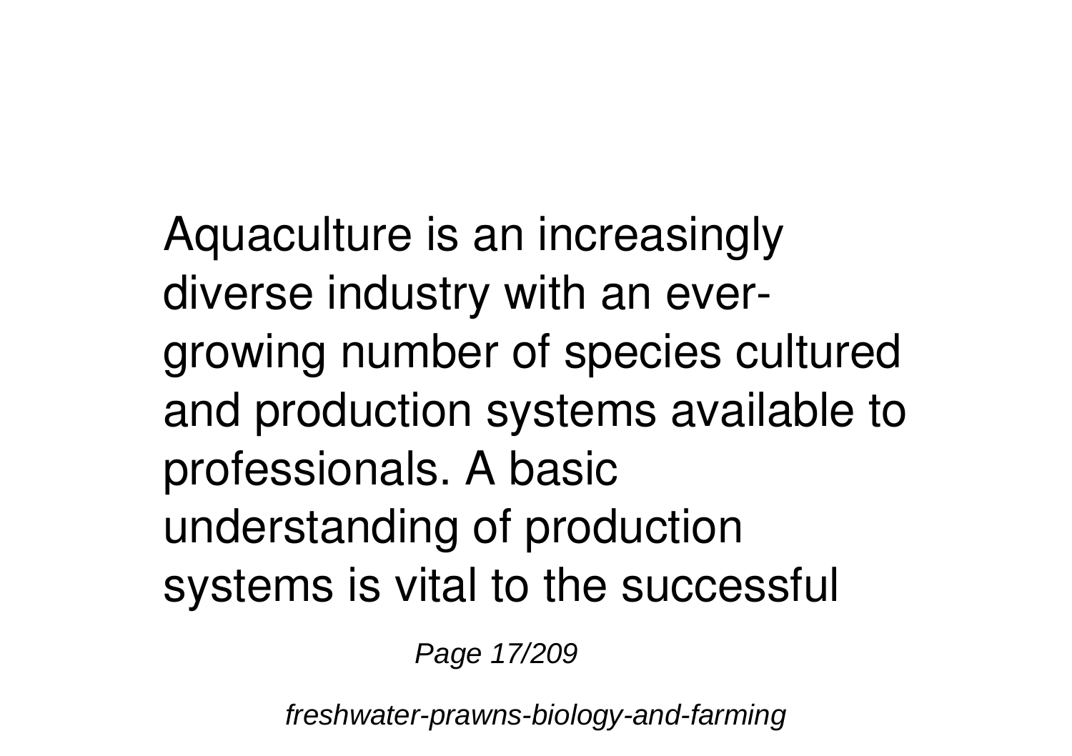Aquaculture is an increasingly diverse industry with an ever-growing number of species cultured and production systems available to professionals. A basic understanding of production systems is vital to the successful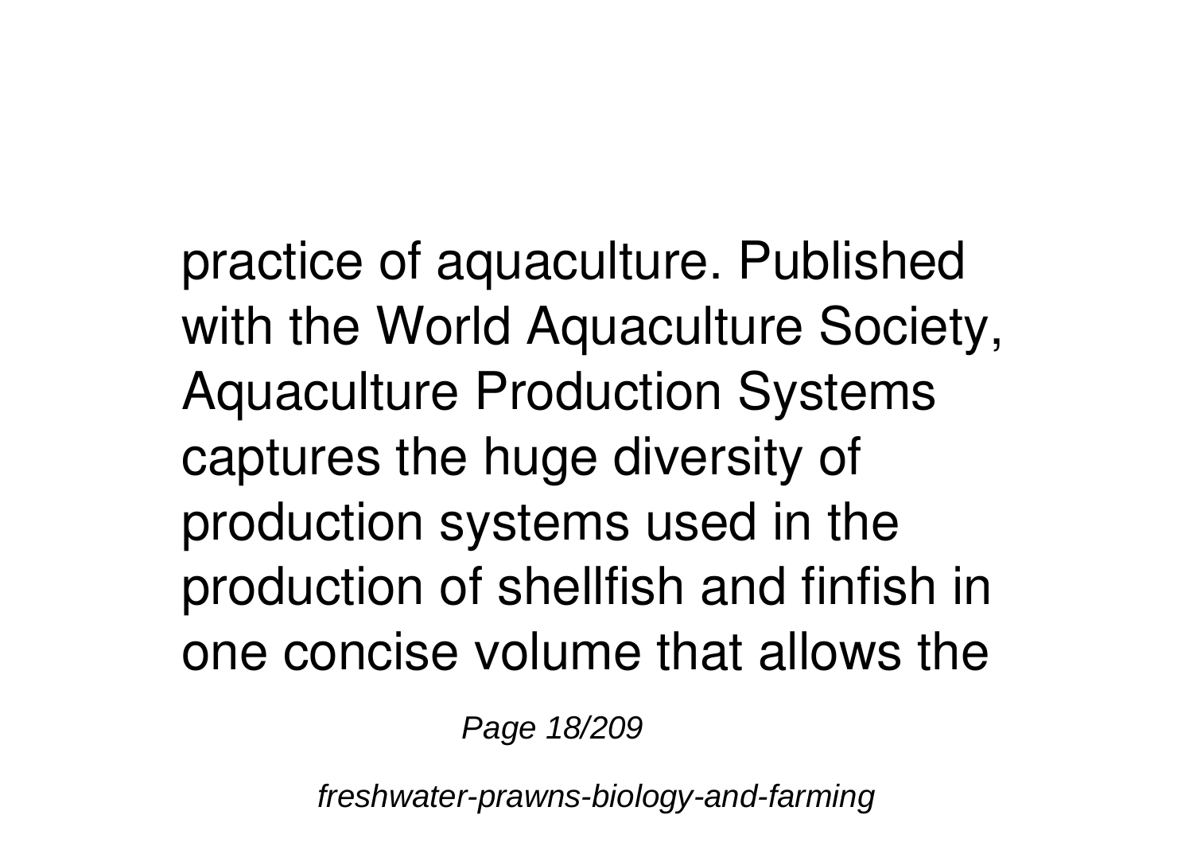practice of aquaculture. Published with the World Aquaculture Society, Aquaculture Production Systems captures the huge diversity of production systems used in the production of shellfish and finfish in one concise volume that allows the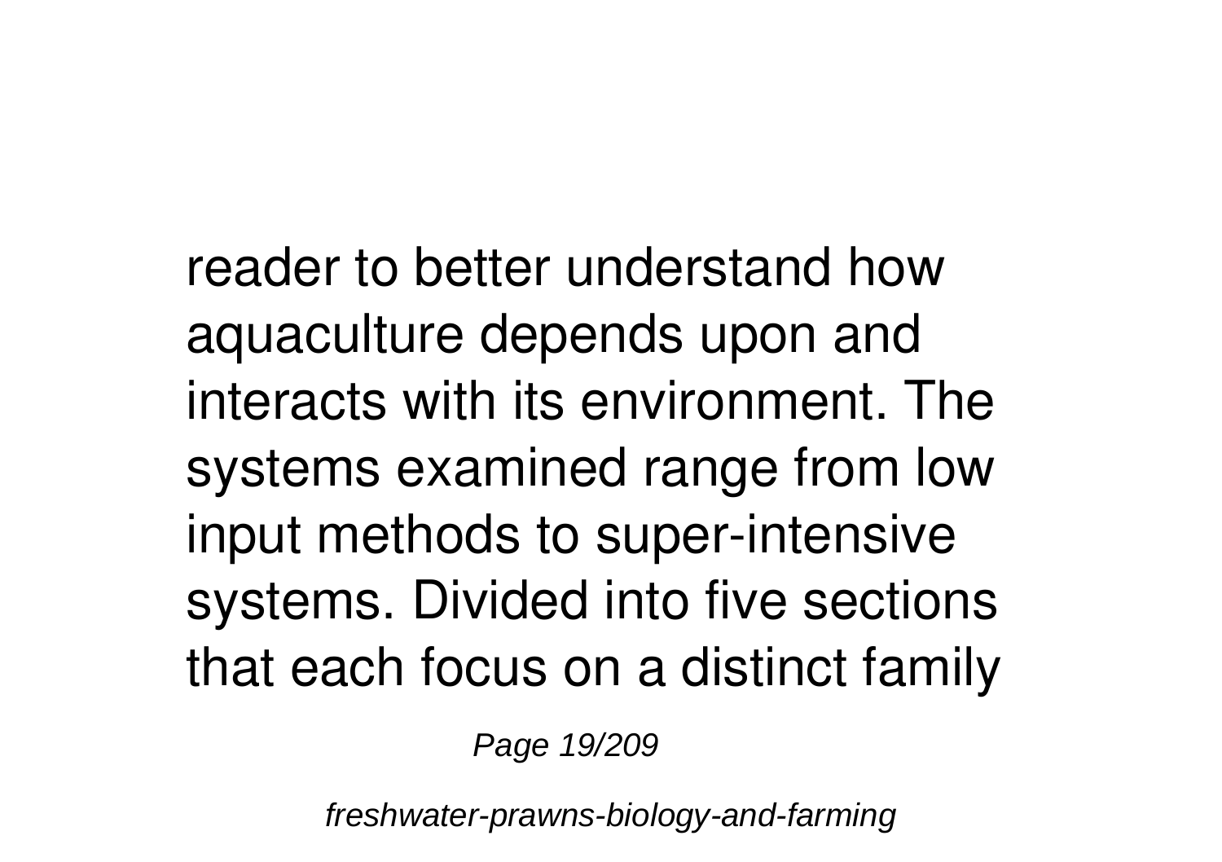reader to better understand how aquaculture depends upon and interacts with its environment. The systems examined range from low input methods to super-intensive systems. Divided into five sections that each focus on a distinct family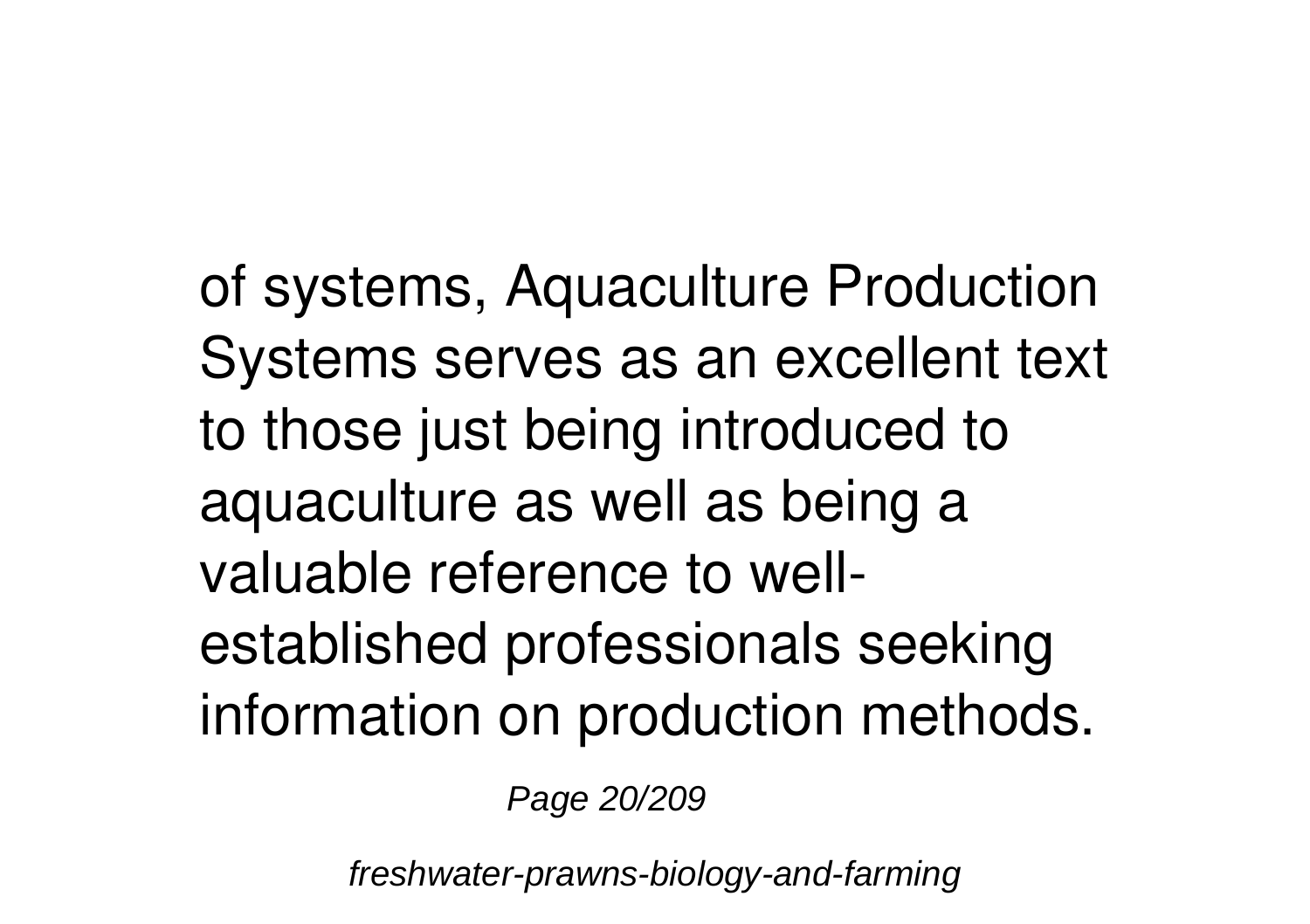of systems, Aquaculture Production Systems serves as an excellent text to those just being introduced to aquaculture as well as being a valuable reference to well-established professionals seeking information on production methods.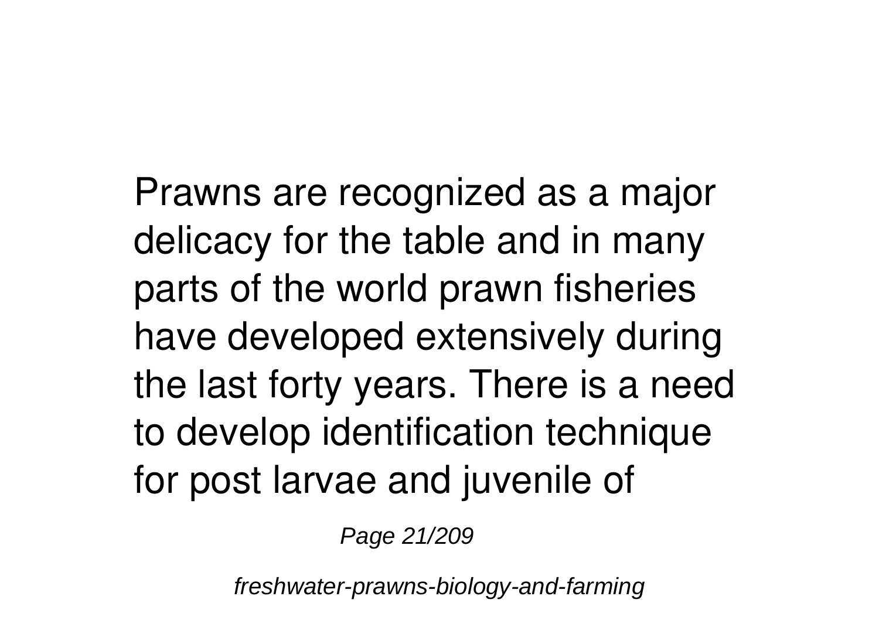Prawns are recognized as a major delicacy for the table and in many parts of the world prawn fisheries have developed extensively during the last forty years. There is a need to develop identification technique for post larvae and juvenile of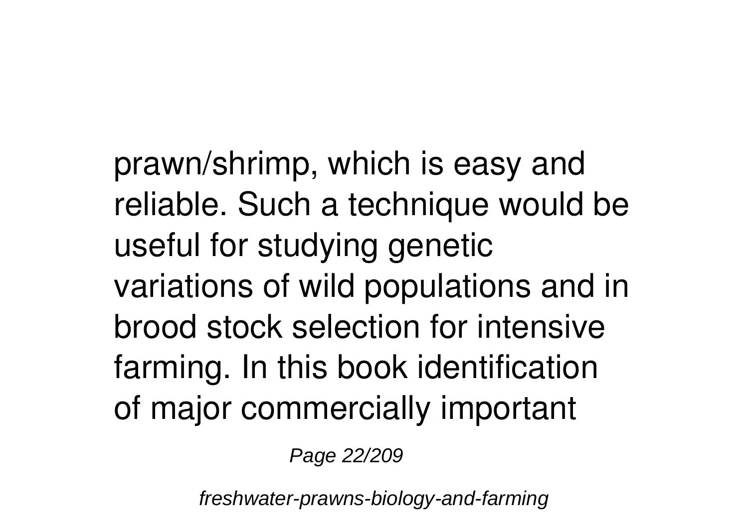prawn/shrimp, which is easy and reliable. Such a technique would be useful for studying genetic variations of wild populations and in brood stock selection for intensive farming. In this book identification of major commercially important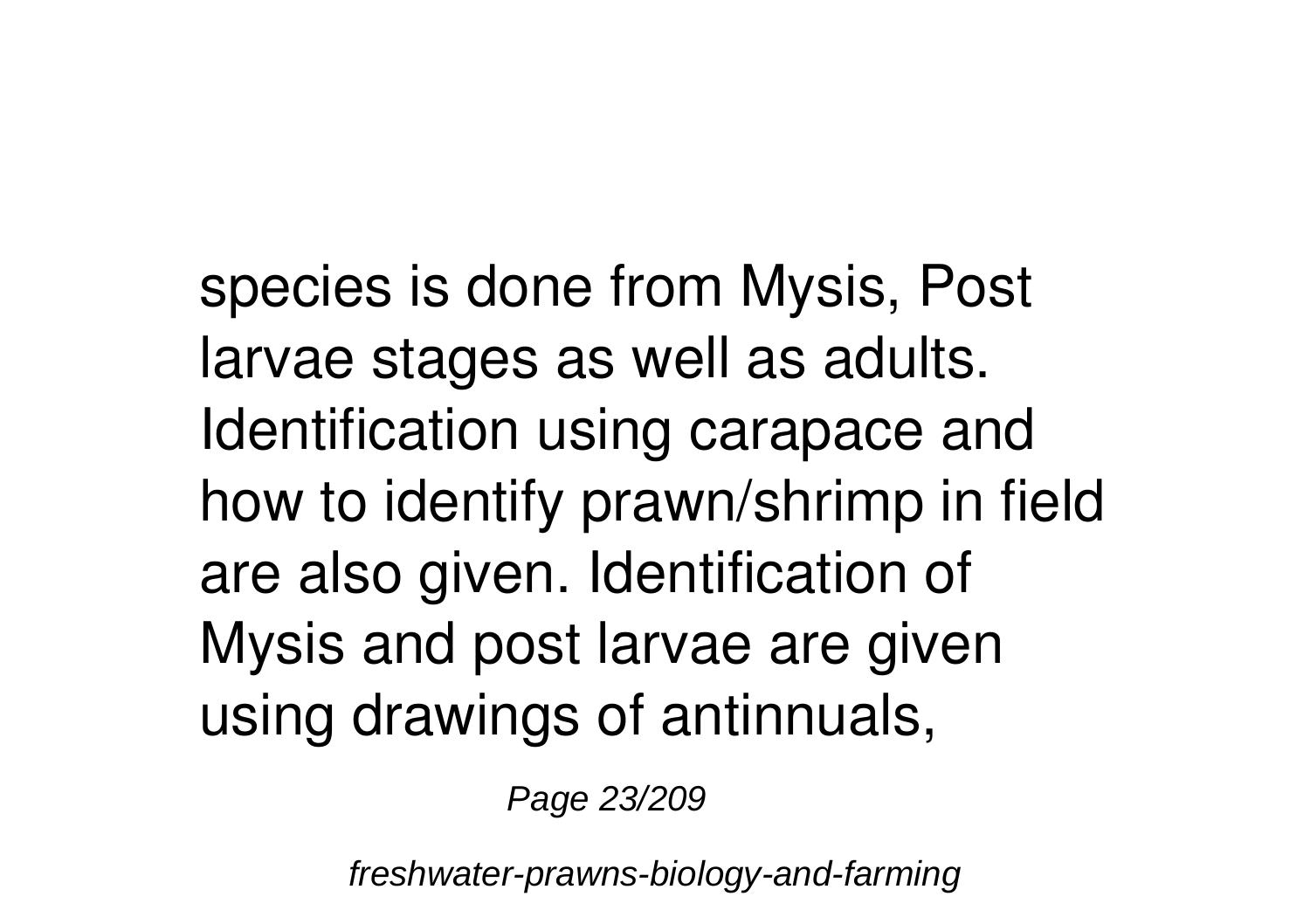species is done from Mysis, Post larvae stages as well as adults. Identification using carapace and how to identify prawn/shrimp in field are also given. Identification of Mysis and post larvae are given using drawings of antinnuals,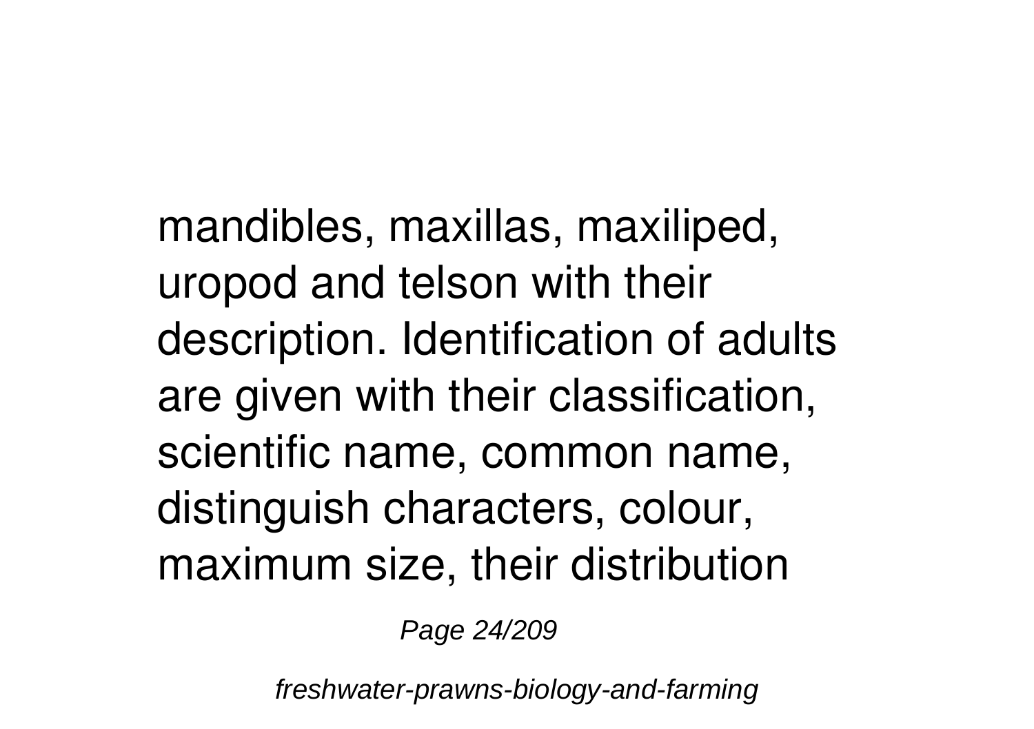mandibles, maxillas, maxiliped, uropod and telson with their description. Identification of adults are given with their classification, scientific name, common name, distinguish characters, colour, maximum size, their distribution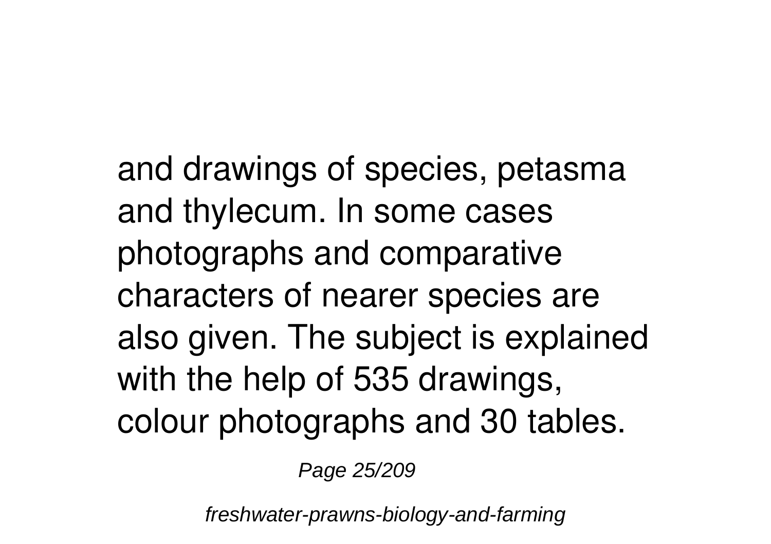and drawings of species, petasma and thylecum. In some cases photographs and comparative characters of nearer species are also given. The subject is explained with the help of 535 drawings, colour photographs and 30 tables.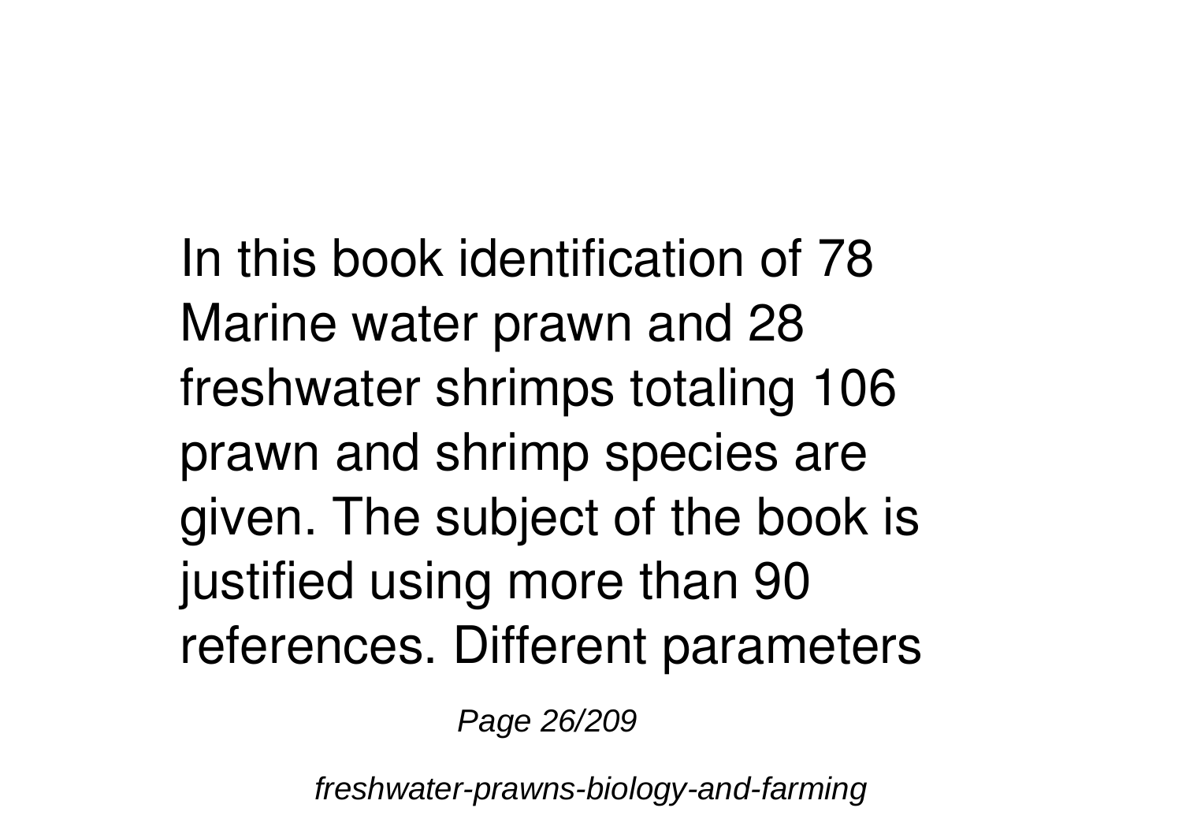In this book identification of 78 Marine water prawn and 28 freshwater shrimps totaling 106 prawn and shrimp species are given. The subject of the book is justified using more than 90 references. Different parameters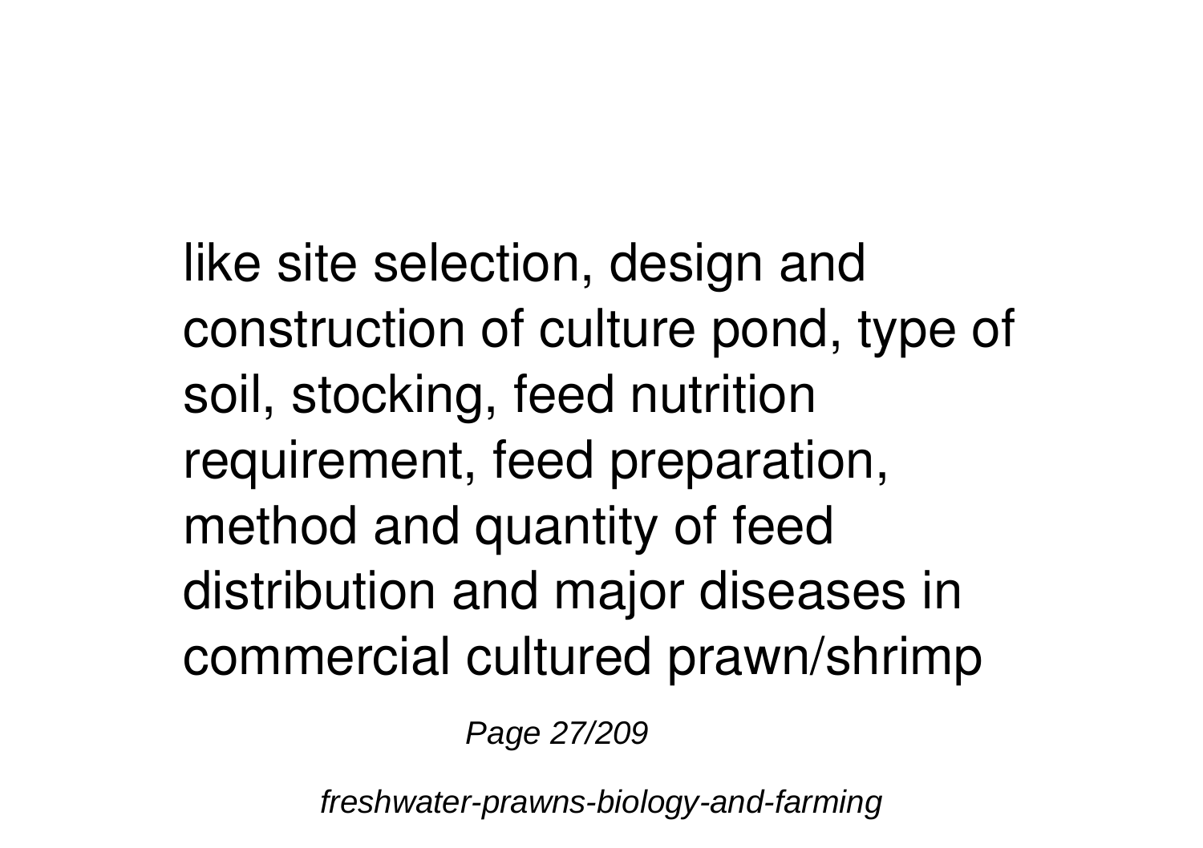like site selection, design and construction of culture pond, type of soil, stocking, feed nutrition requirement, feed preparation, method and quantity of feed distribution and major diseases in commercial cultured prawn/shrimp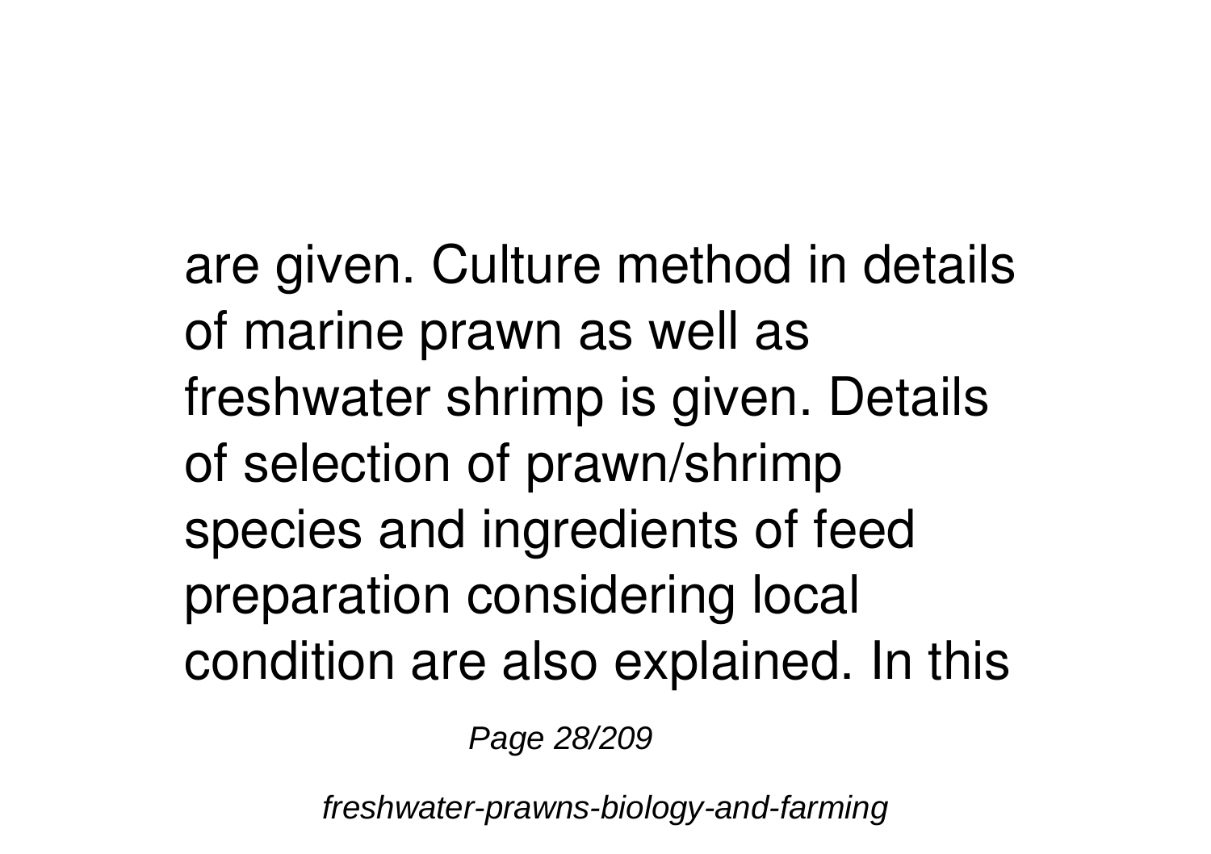are given. Culture method in details of marine prawn as well as freshwater shrimp is given. Details of selection of prawn/shrimp species and ingredients of feed preparation considering local condition are also explained. In this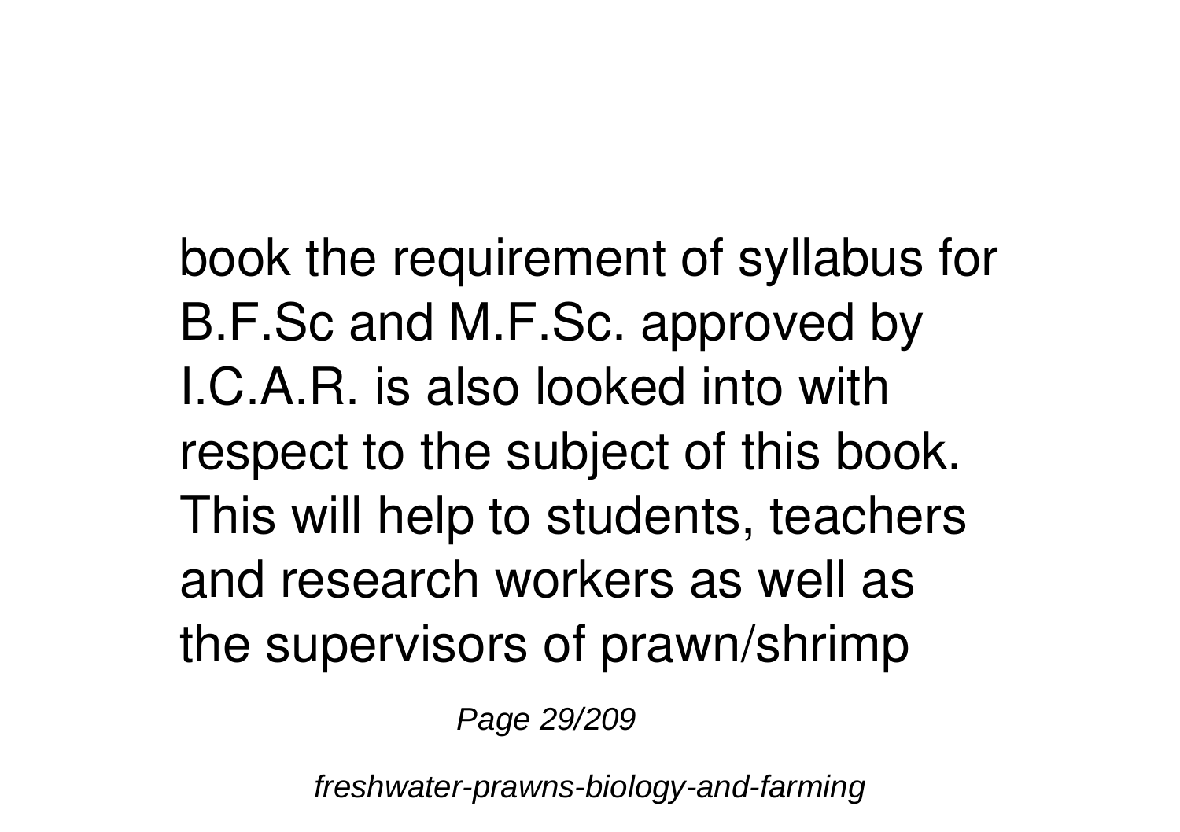book the requirement of syllabus for B.F.Sc and M.F.Sc. approved by I.C.A.R. is also looked into with respect to the subject of this book. This will help to students, teachers and research workers as well as the supervisors of prawn/shrimp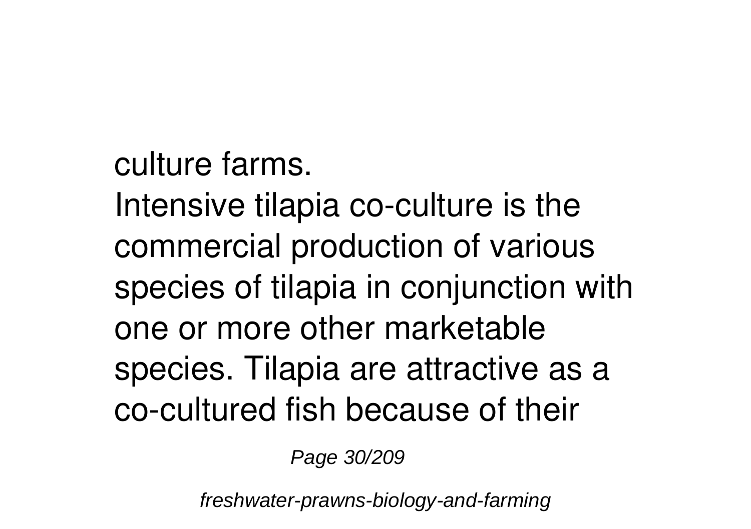culture farms.

Intensive tilapia co-culture is the commercial production of various species of tilapia in conjunction with one or more other marketable species. Tilapia are attractive as a co-cultured fish because of their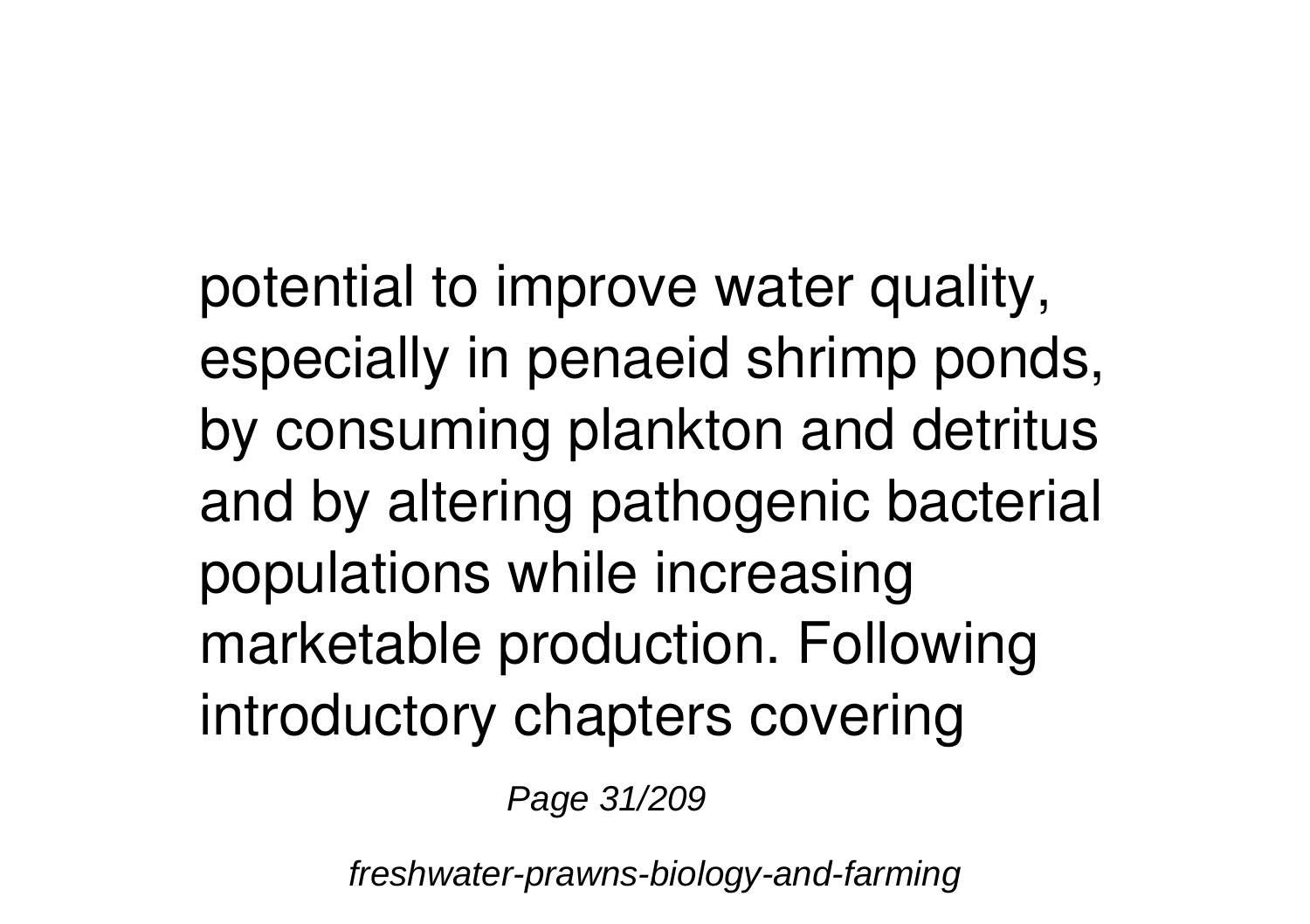potential to improve water quality, especially in penaeid shrimp ponds, by consuming plankton and detritus and by altering pathogenic bacterial populations while increasing marketable production. Following introductory chapters covering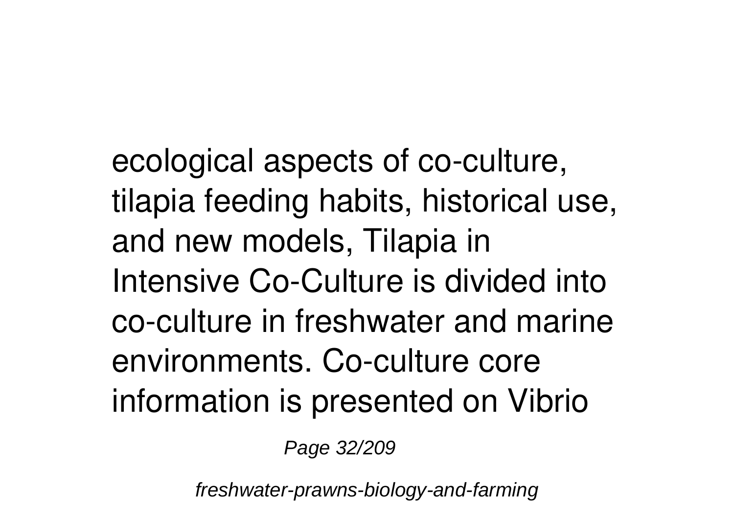ecological aspects of co-culture, tilapia feeding habits, historical use, and new models, Tilapia in Intensive Co-Culture is divided into co-culture in freshwater and marine environments. Co-culture core information is presented on Vibrio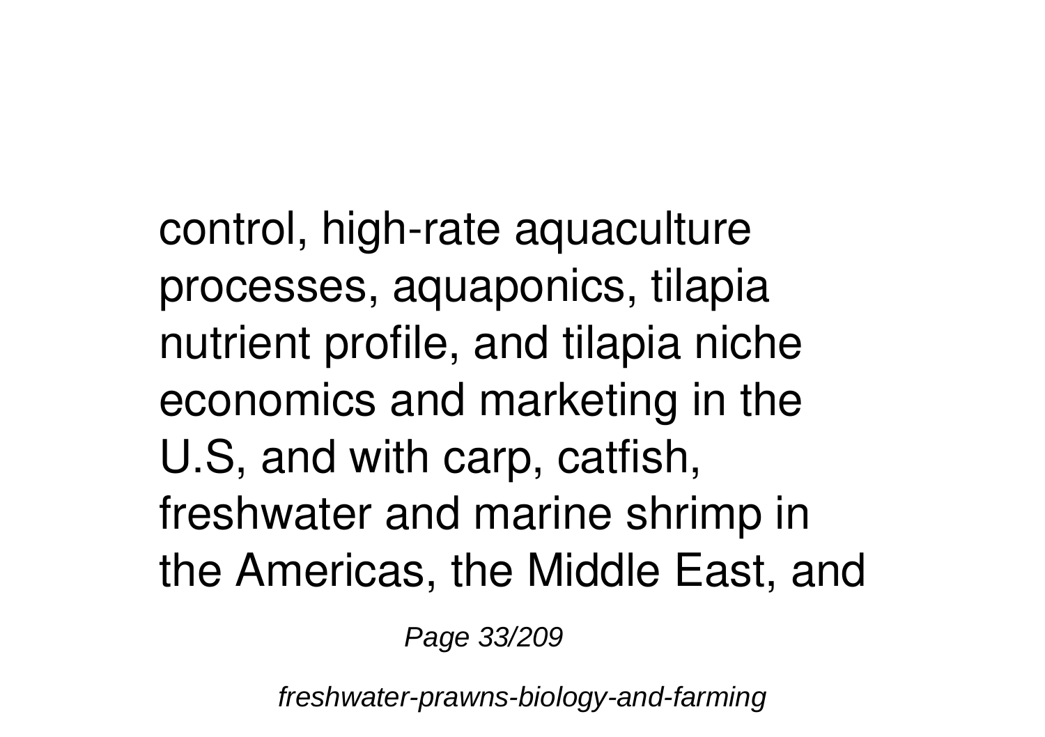control, high-rate aquaculture processes, aquaponics, tilapia nutrient profile, and tilapia niche economics and marketing in the U.S, and with carp, catfish, freshwater and marine shrimp in the Americas, the Middle East, and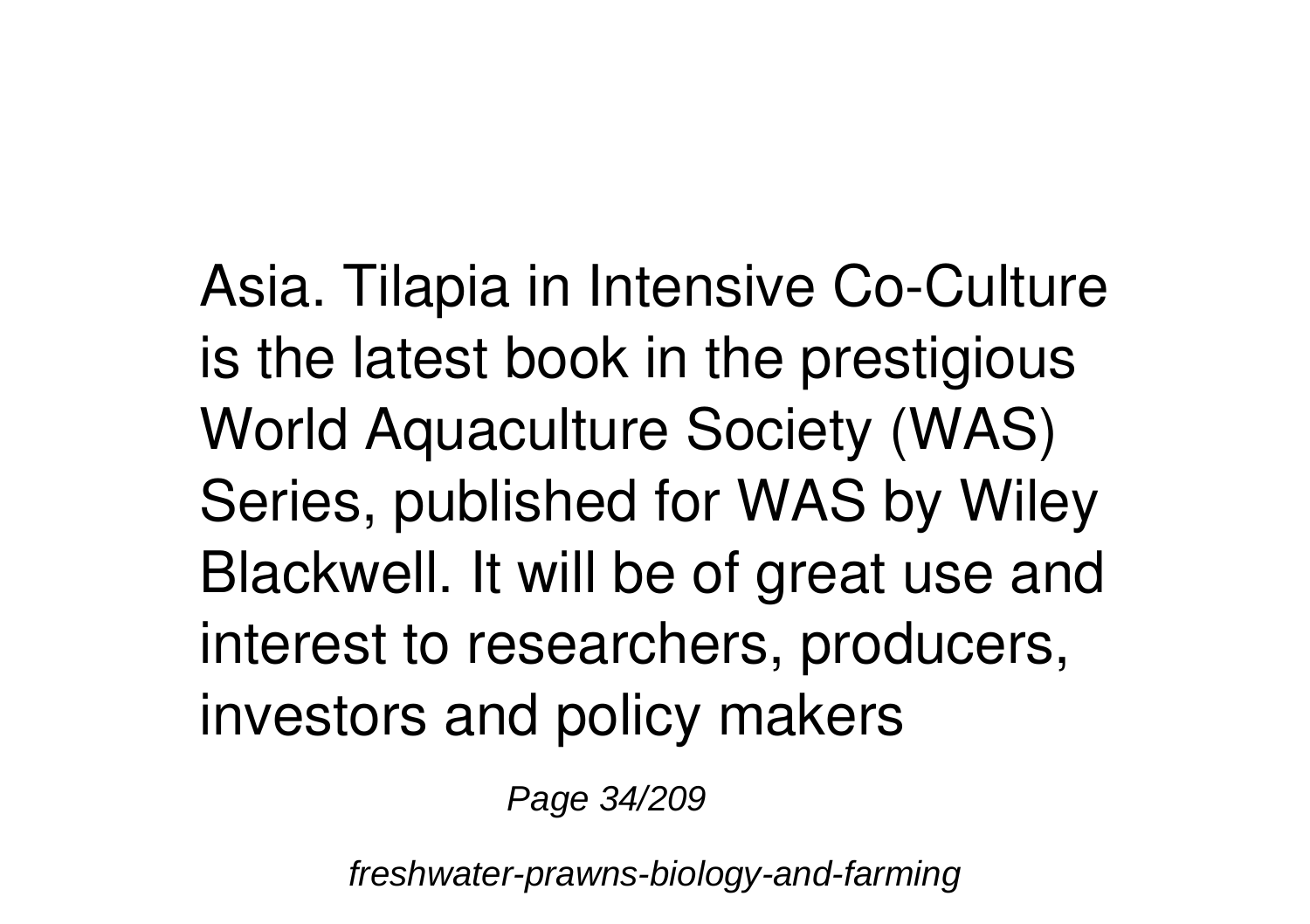Asia. Tilapia in Intensive Co-Culture is the latest book in the prestigious World Aquaculture Society (WAS) Series, published for WAS by Wiley Blackwell. It will be of great use and interest to researchers, producers, investors and policy makers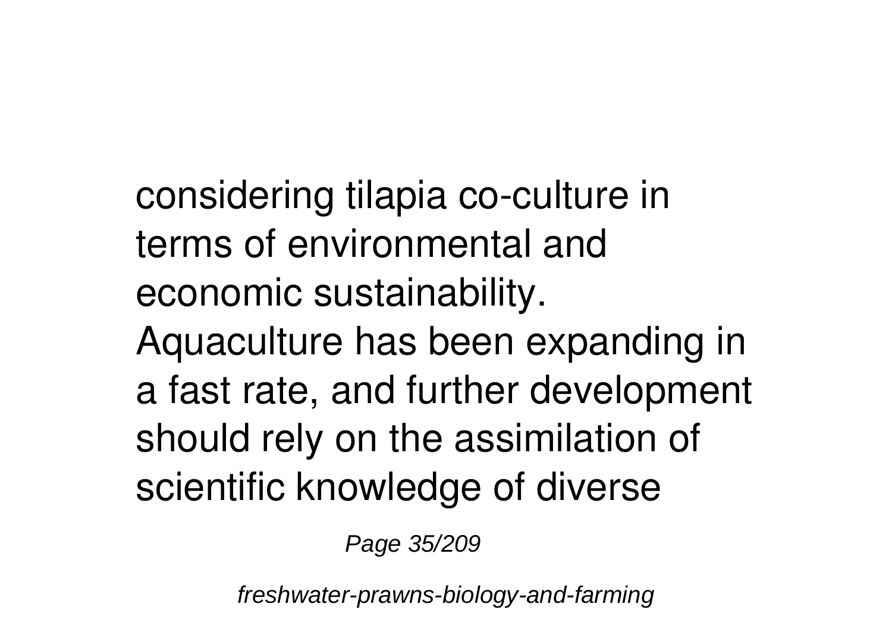considering tilapia co-culture in terms of environmental and economic sustainability.
Aquaculture has been expanding in a fast rate, and further development should rely on the assimilation of scientific knowledge of diverse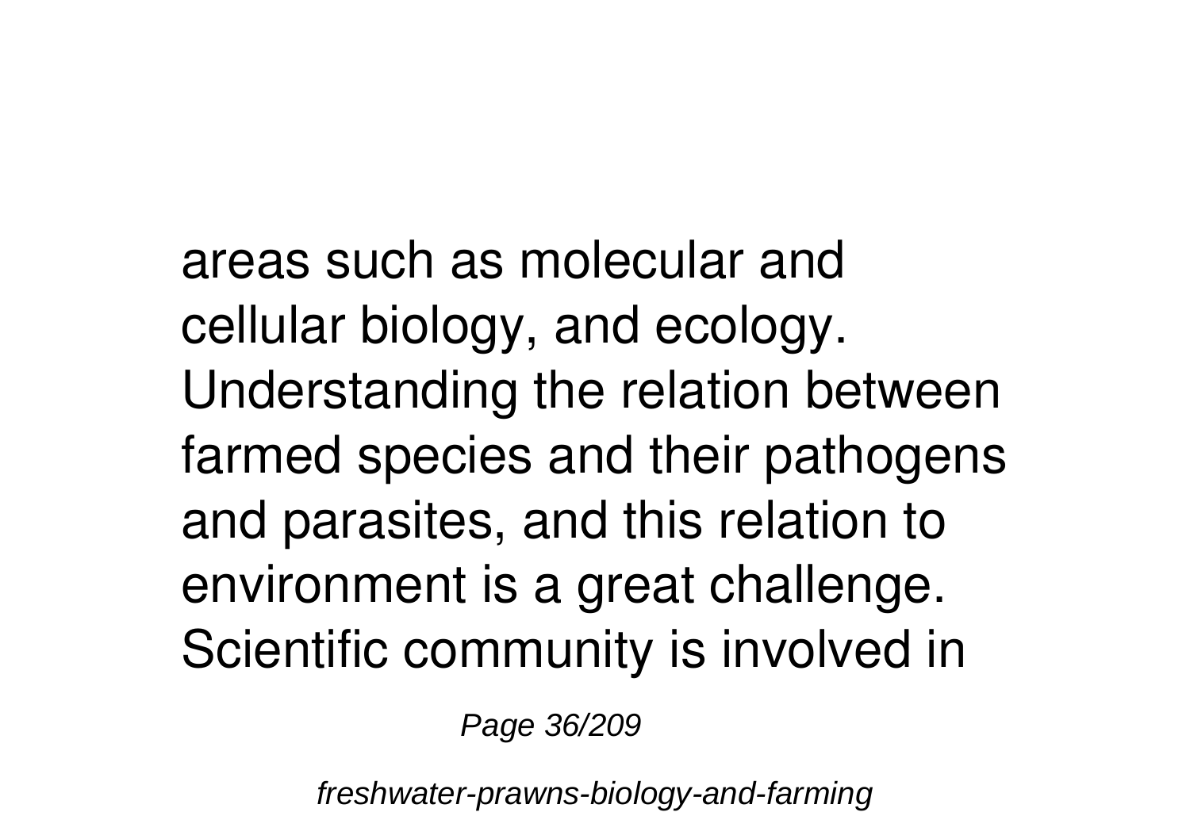areas such as molecular and cellular biology, and ecology. Understanding the relation between farmed species and their pathogens and parasites, and this relation to environment is a great challenge. Scientific community is involved in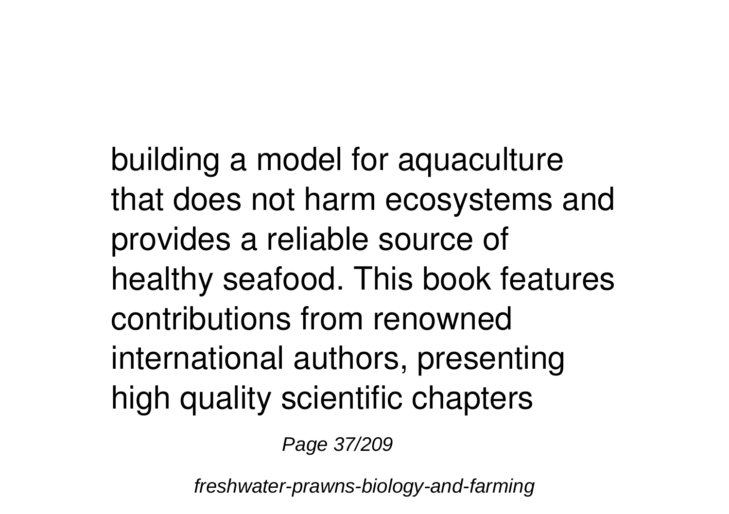building a model for aquaculture that does not harm ecosystems and provides a reliable source of healthy seafood. This book features contributions from renowned international authors, presenting high quality scientific chapters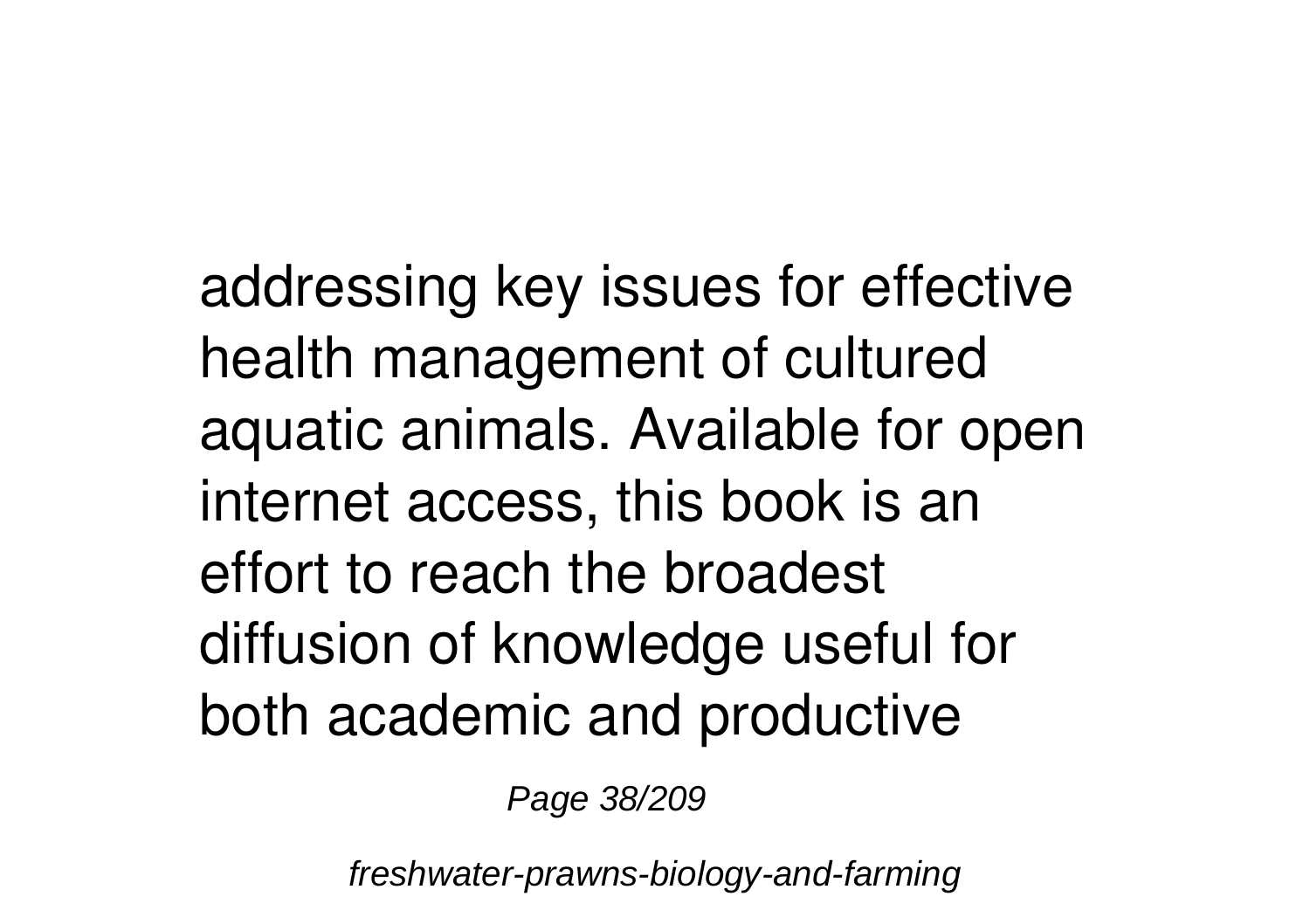addressing key issues for effective health management of cultured aquatic animals. Available for open internet access, this book is an effort to reach the broadest diffusion of knowledge useful for both academic and productive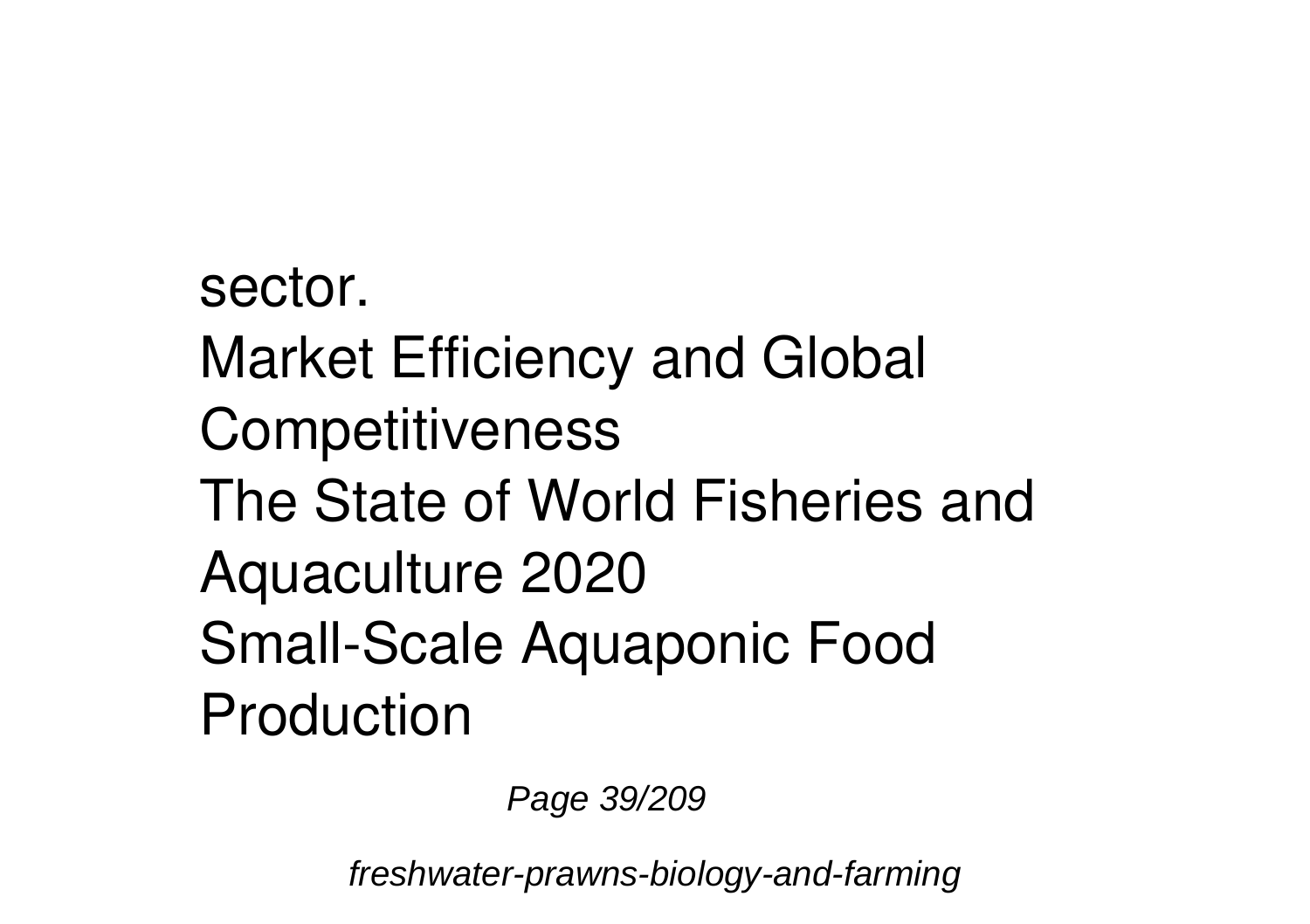sector.

Market Efficiency and Global Competitiveness

The State of World Fisheries and Aquaculture 2020

Small-Scale Aquaponic Food Production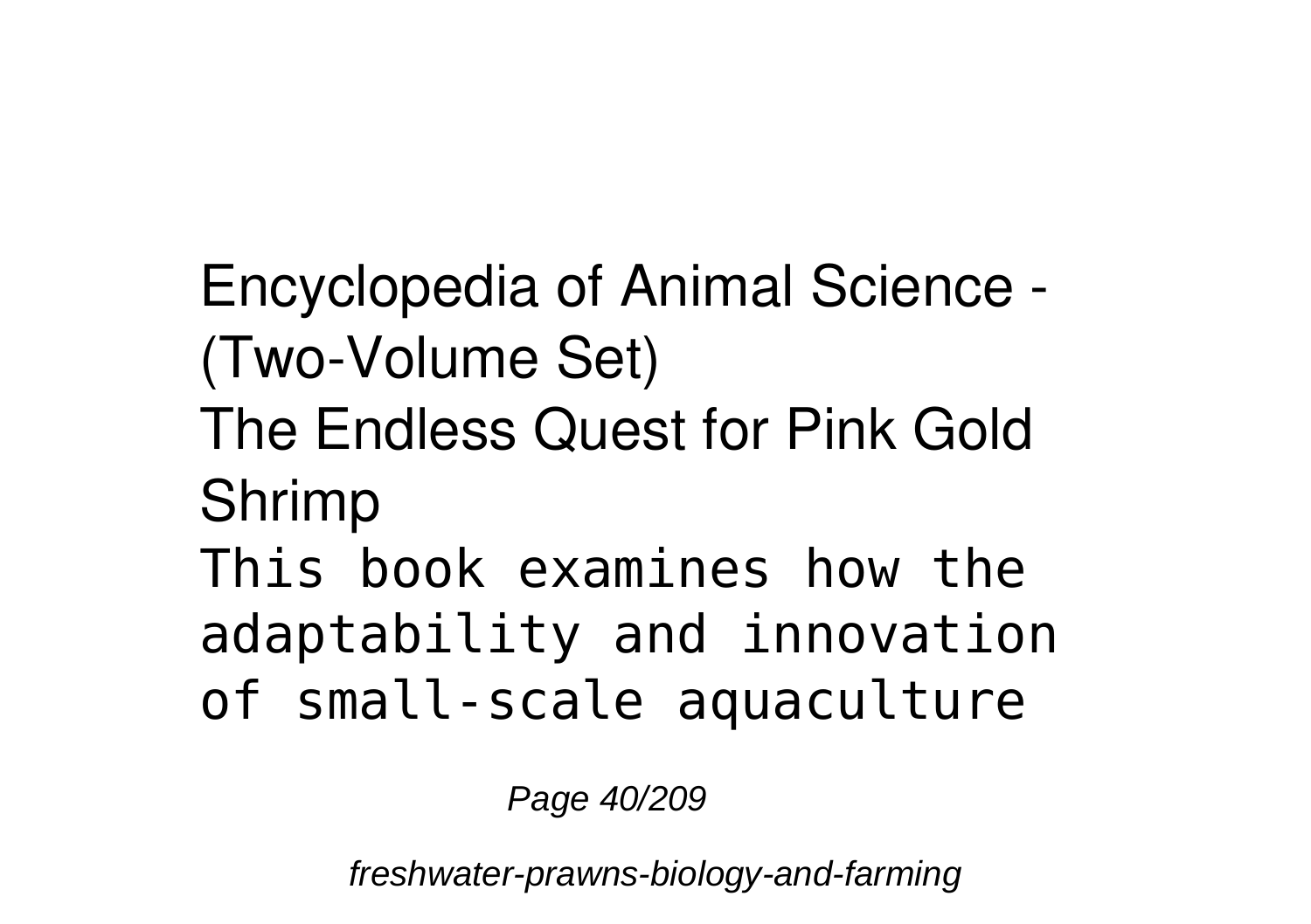Encyclopedia of Animal Science - (Two-Volume Set)

The Endless Quest for Pink Gold

Shrimp

This book examines how the adaptability and innovation of small-scale aquaculture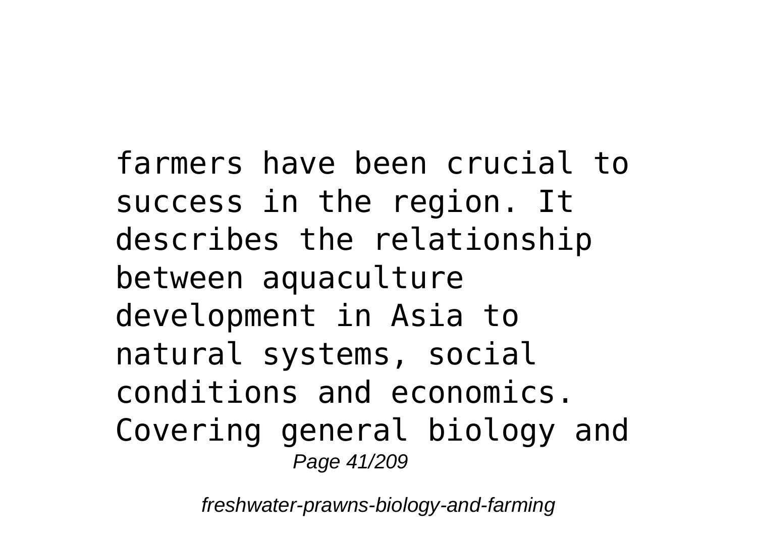farmers have been crucial to success in the region. It describes the relationship between aquaculture development in Asia to natural systems, social conditions and economics. Covering general biology and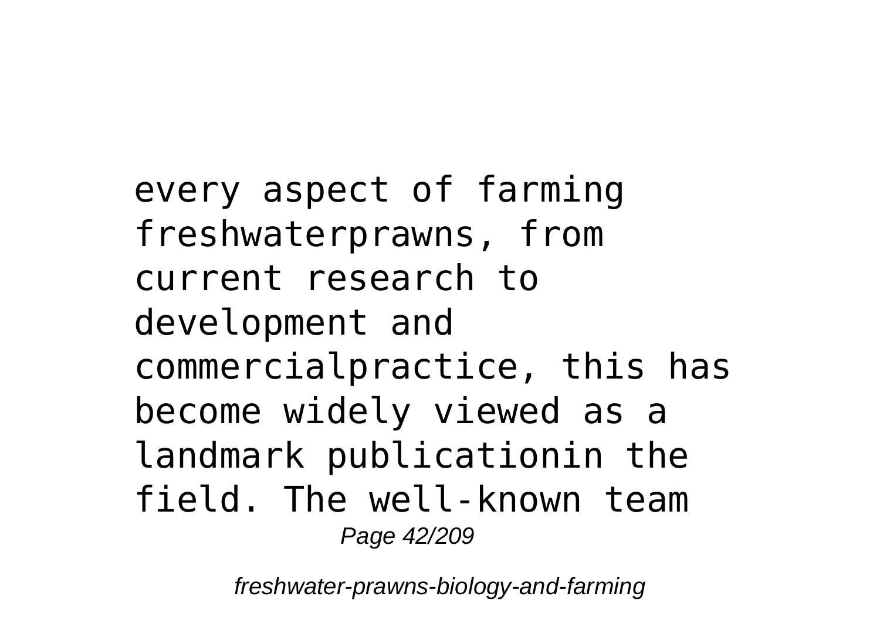every aspect of farming freshwaterprawns, from current research to development and commercialpractice, this has become widely viewed as a landmark publicationin the field. The well-known team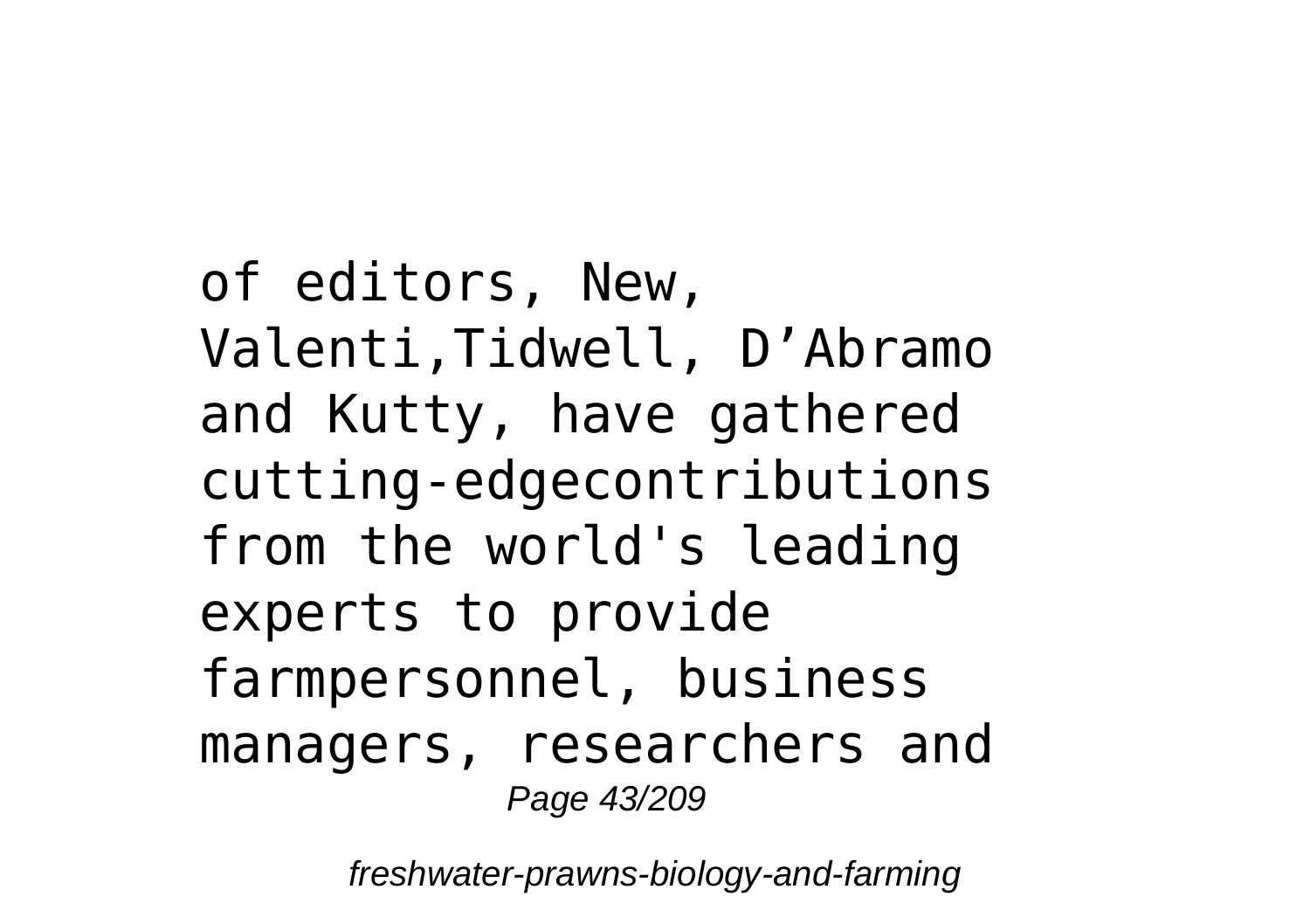of editors, New, Valenti,Tidwell, D’Abramo and Kutty, have gathered cutting-edgecontributions from the world's leading experts to provide farmpersonnel, business managers, researchers and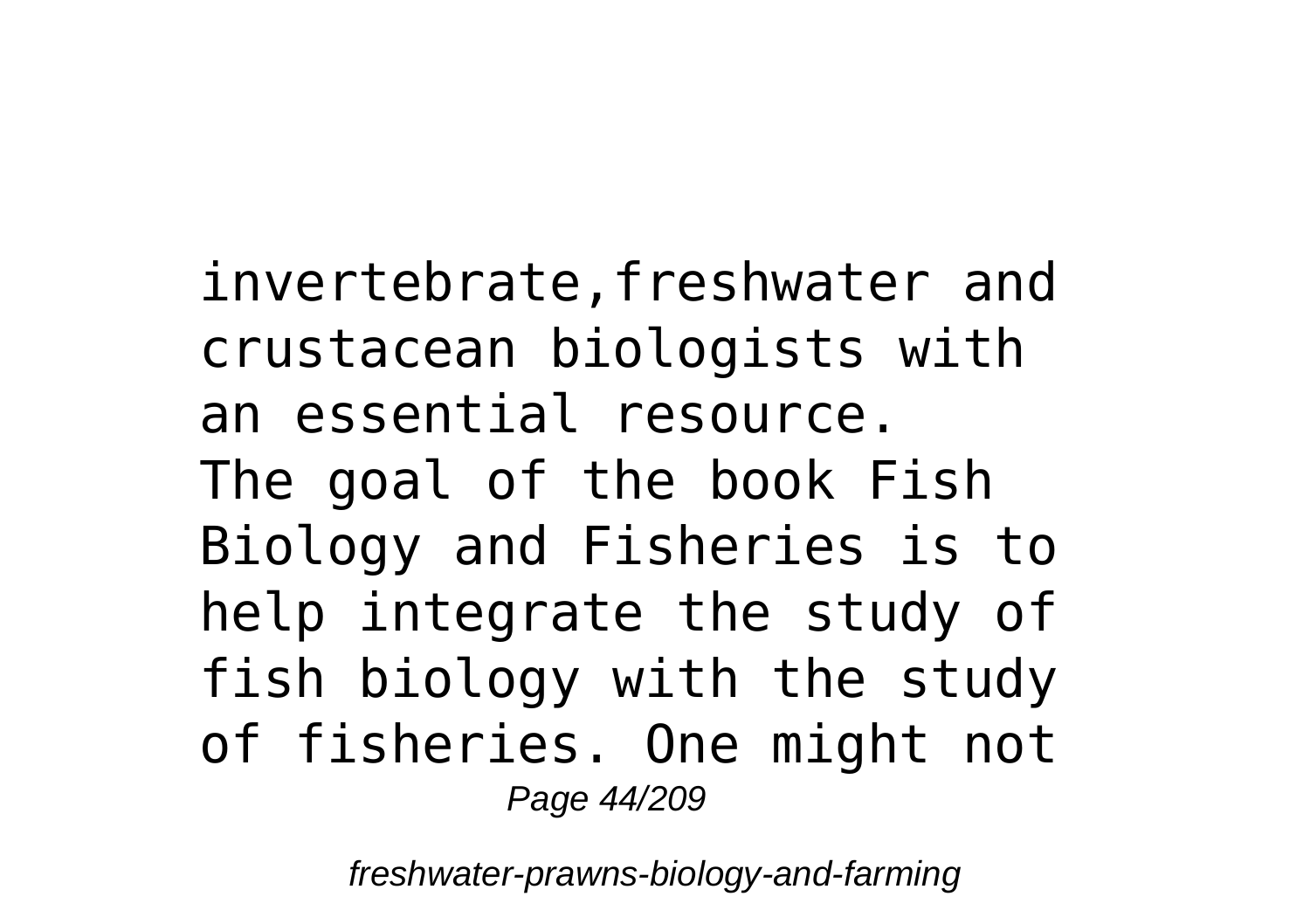invertebrate,freshwater and crustacean biologists with an essential resource.

The goal of the book Fish Biology and Fisheries is to help integrate the study of fish biology with the study of fisheries. One might not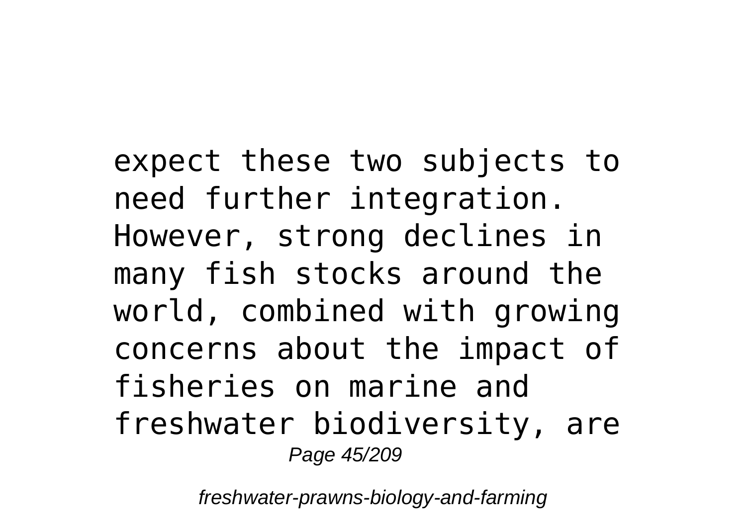expect these two subjects to need further integration. However, strong declines in many fish stocks around the world, combined with growing concerns about the impact of fisheries on marine and freshwater biodiversity, are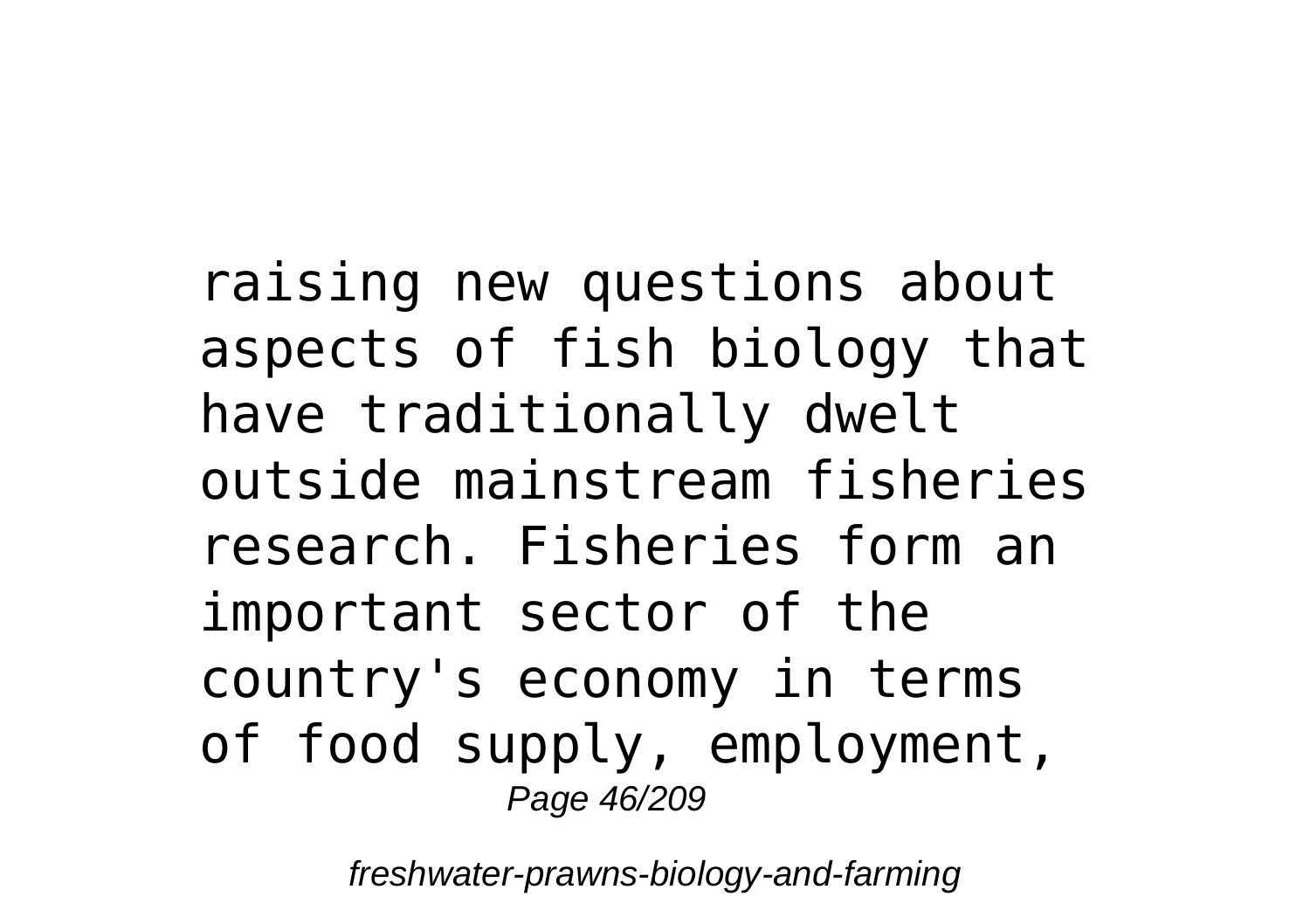raising new questions about aspects of fish biology that have traditionally dwelt outside mainstream fisheries research. Fisheries form an important sector of the country's economy in terms of food supply, employment,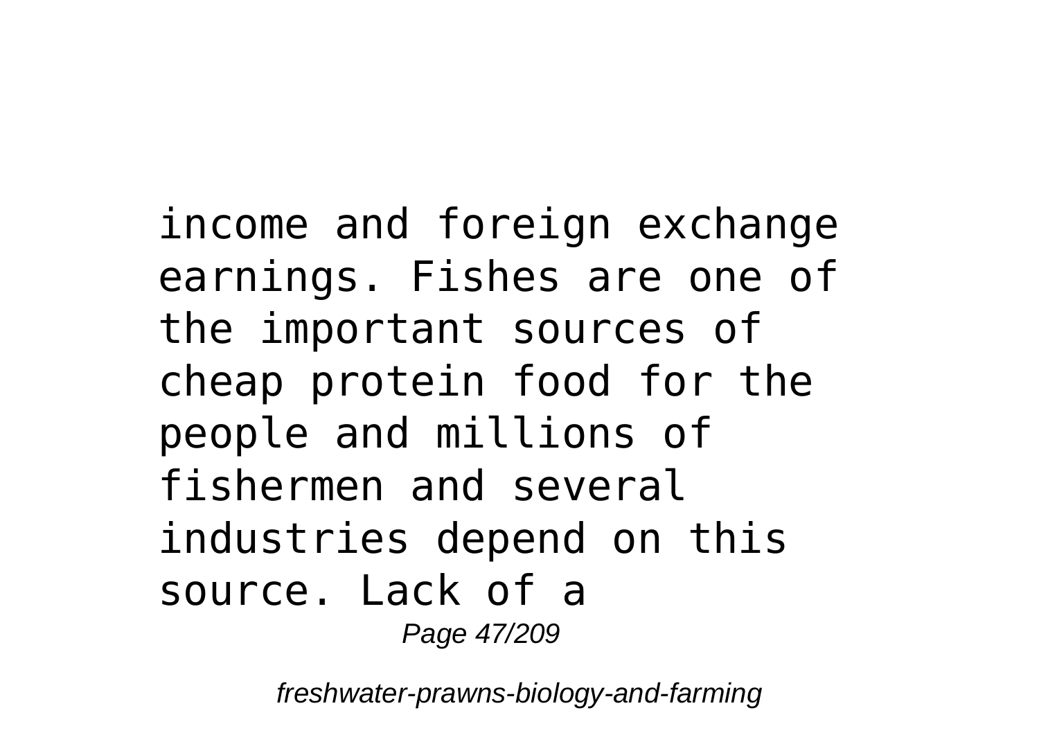income and foreign exchange earnings. Fishes are one of the important sources of cheap protein food for the people and millions of fishermen and several industries depend on this source. Lack of a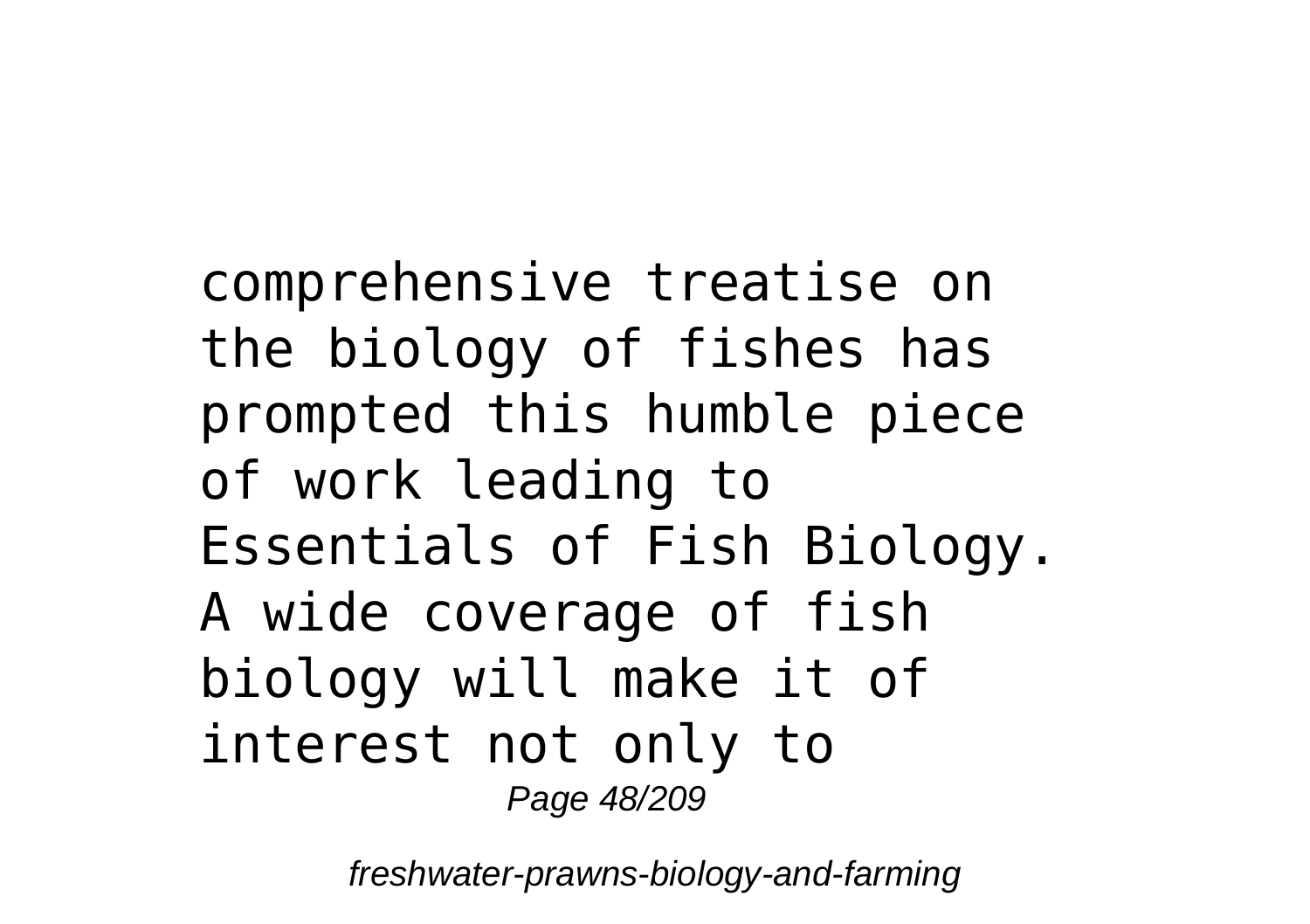comprehensive treatise on the biology of fishes has prompted this humble piece of work leading to Essentials of Fish Biology. A wide coverage of fish biology will make it of interest not only to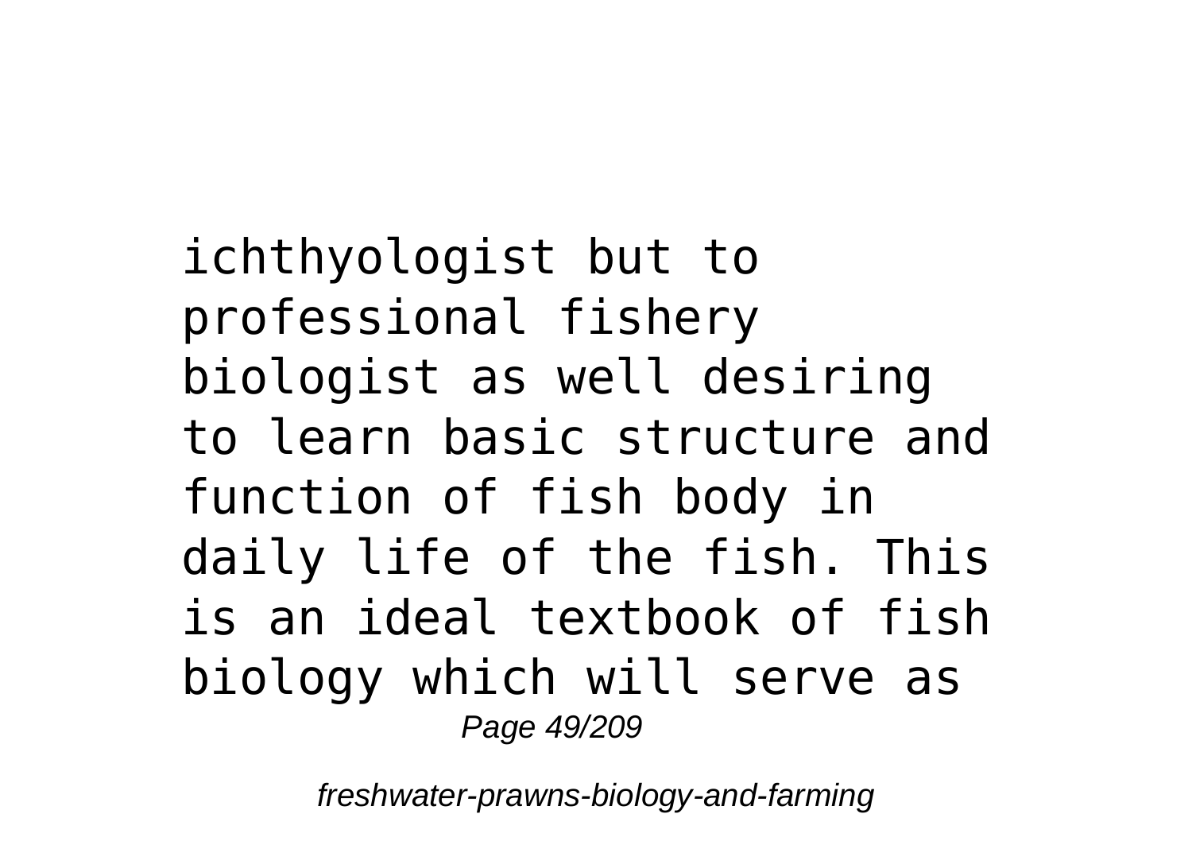ichthyologist but to professional fishery biologist as well desiring to learn basic structure and function of fish body in daily life of the fish. This is an ideal textbook of fish biology which will serve as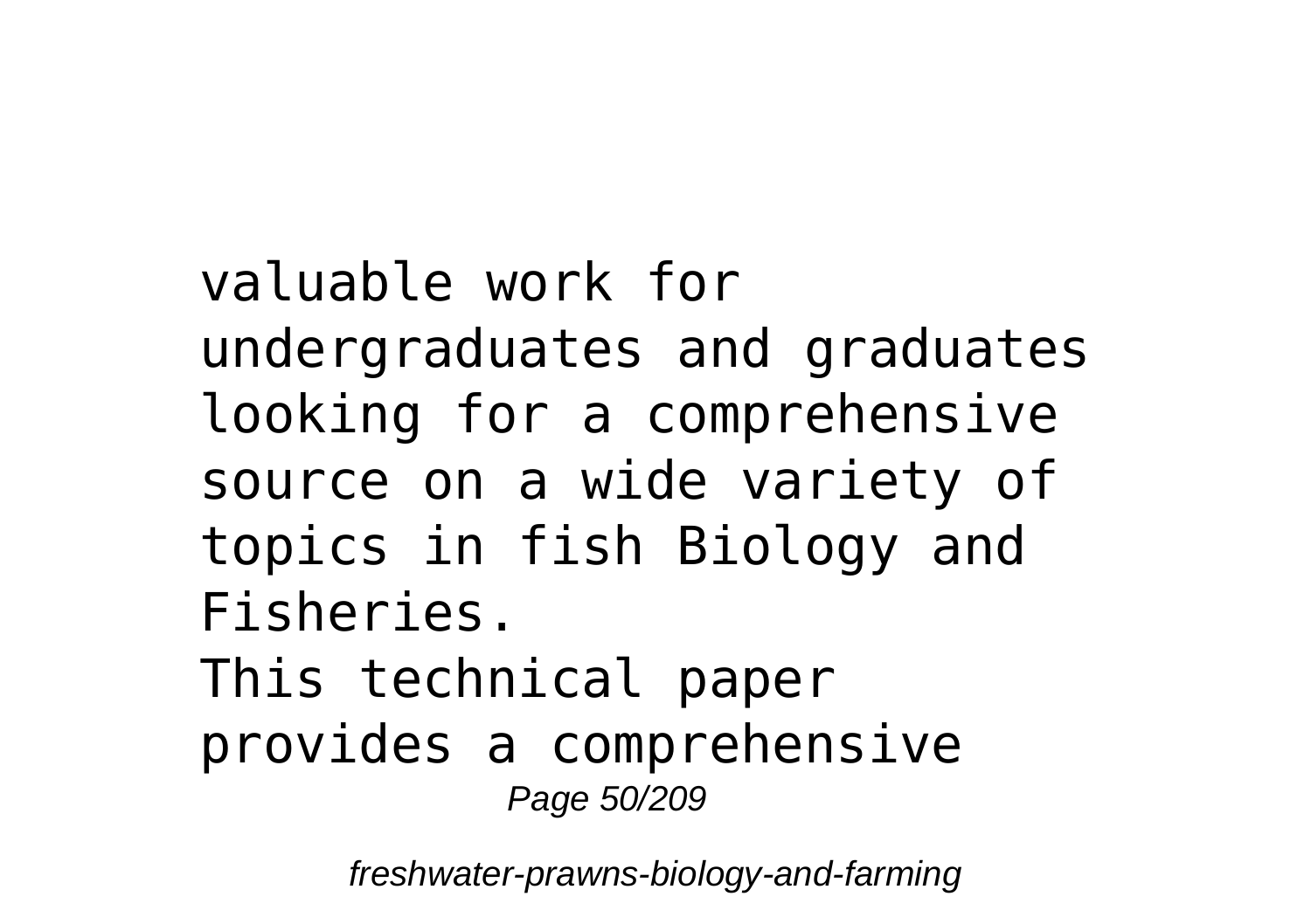valuable work for undergraduates and graduates looking for a comprehensive source on a wide variety of topics in fish Biology and Fisheries.

This technical paper provides a comprehensive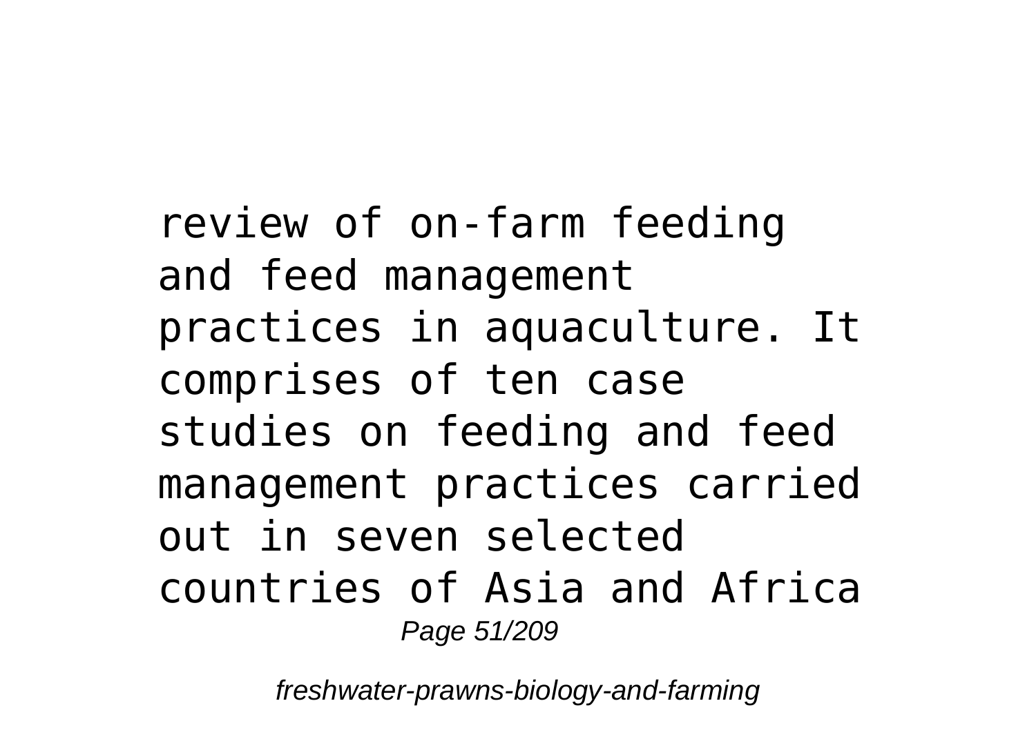review of on-farm feeding and feed management practices in aquaculture. It comprises of ten case studies on feeding and feed management practices carried out in seven selected countries of Asia and Africa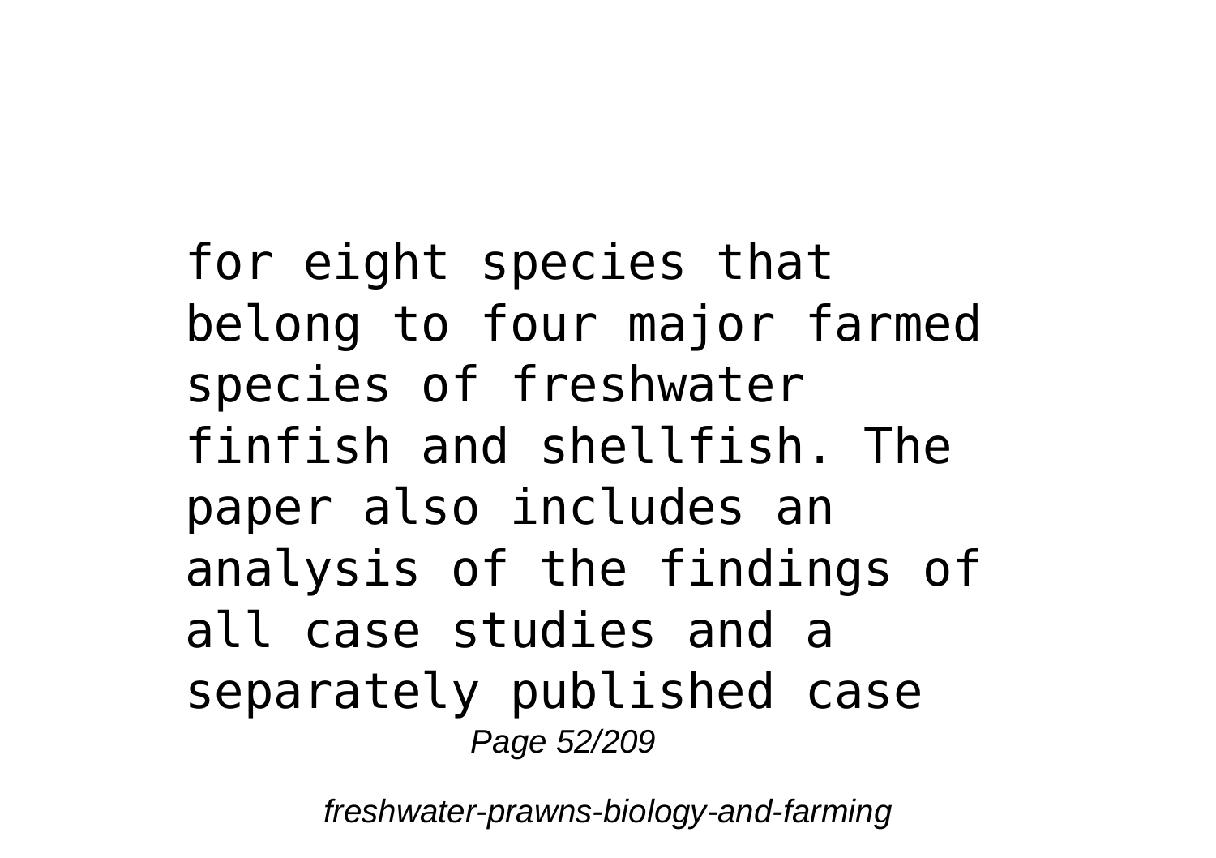for eight species that belong to four major farmed species of freshwater finfish and shellfish. The paper also includes an analysis of the findings of all case studies and a separately published case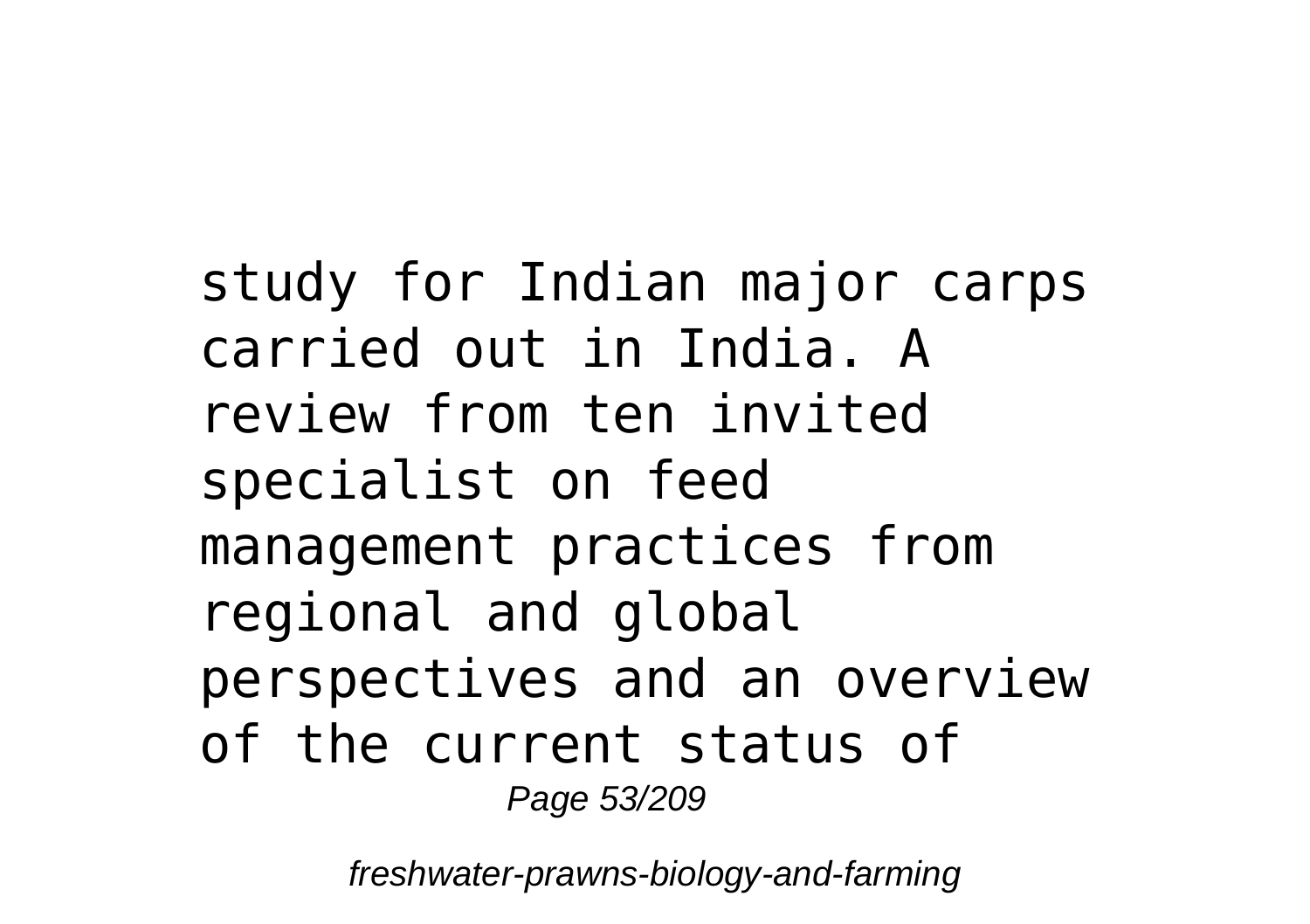study for Indian major carps carried out in India. A review from ten invited specialist on feed management practices from regional and global perspectives and an overview of the current status of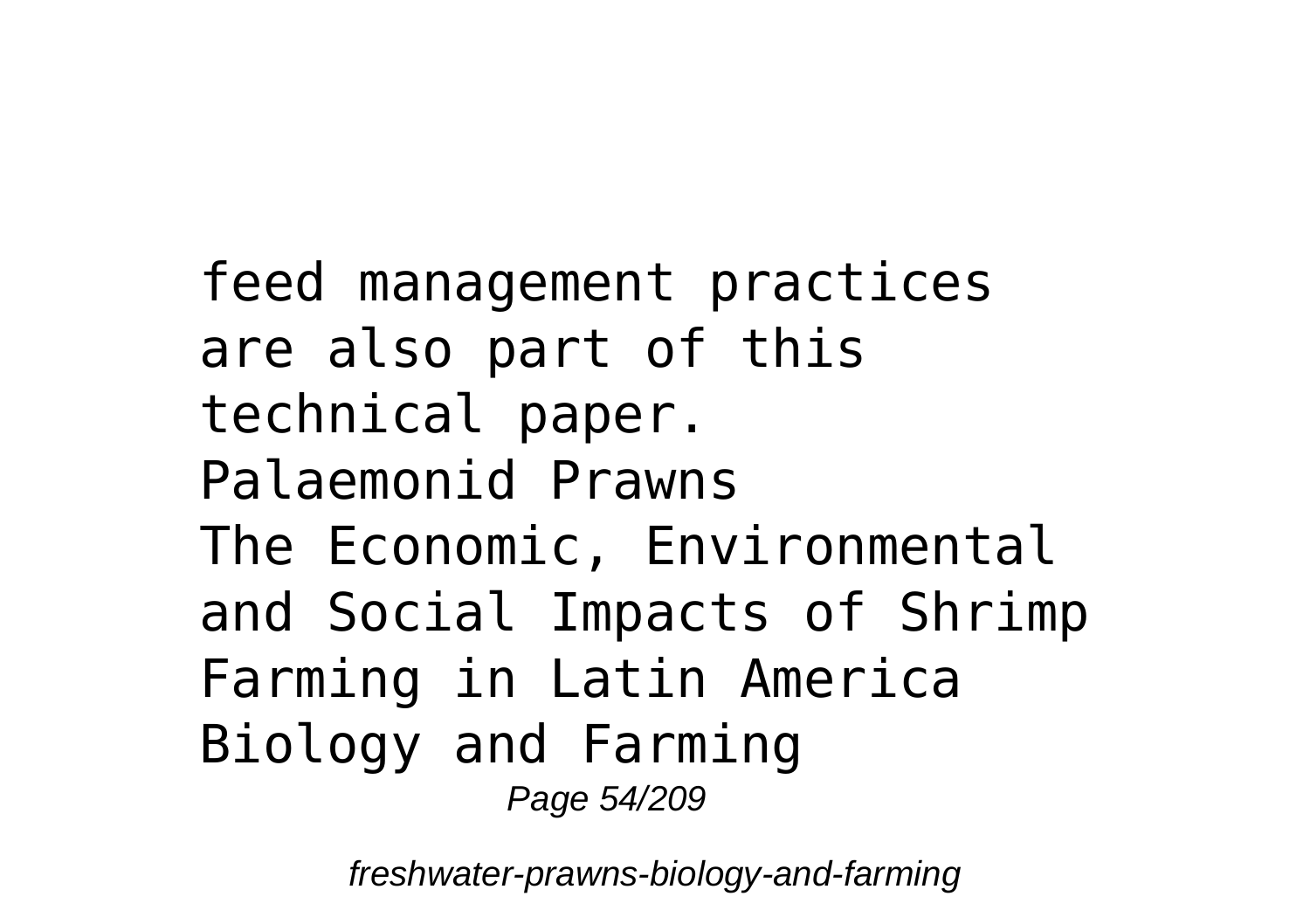feed management practices are also part of this technical paper.

Palaemonid Prawns

The Economic, Environmental and Social Impacts of Shrimp Farming in Latin America

Biology and Farming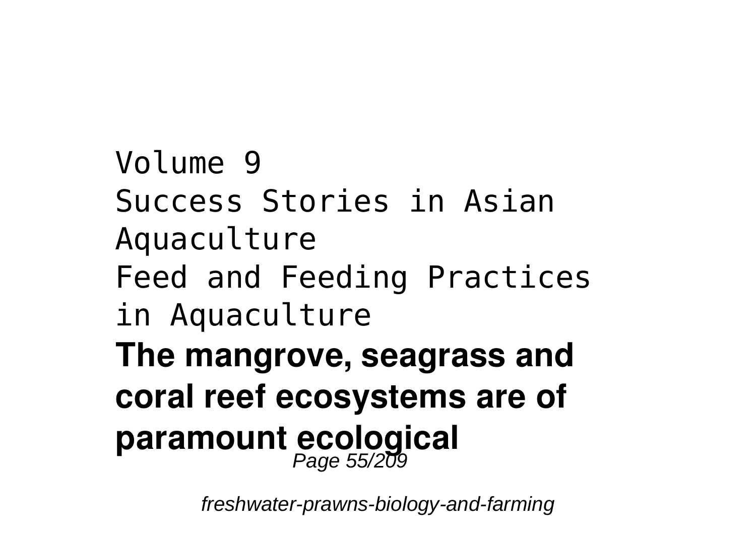Volume 9
Success Stories in Asian Aquaculture
Feed and Feeding Practices in Aquaculture

**The mangrove, seagrass and coral reef ecosystems are of paramount ecological**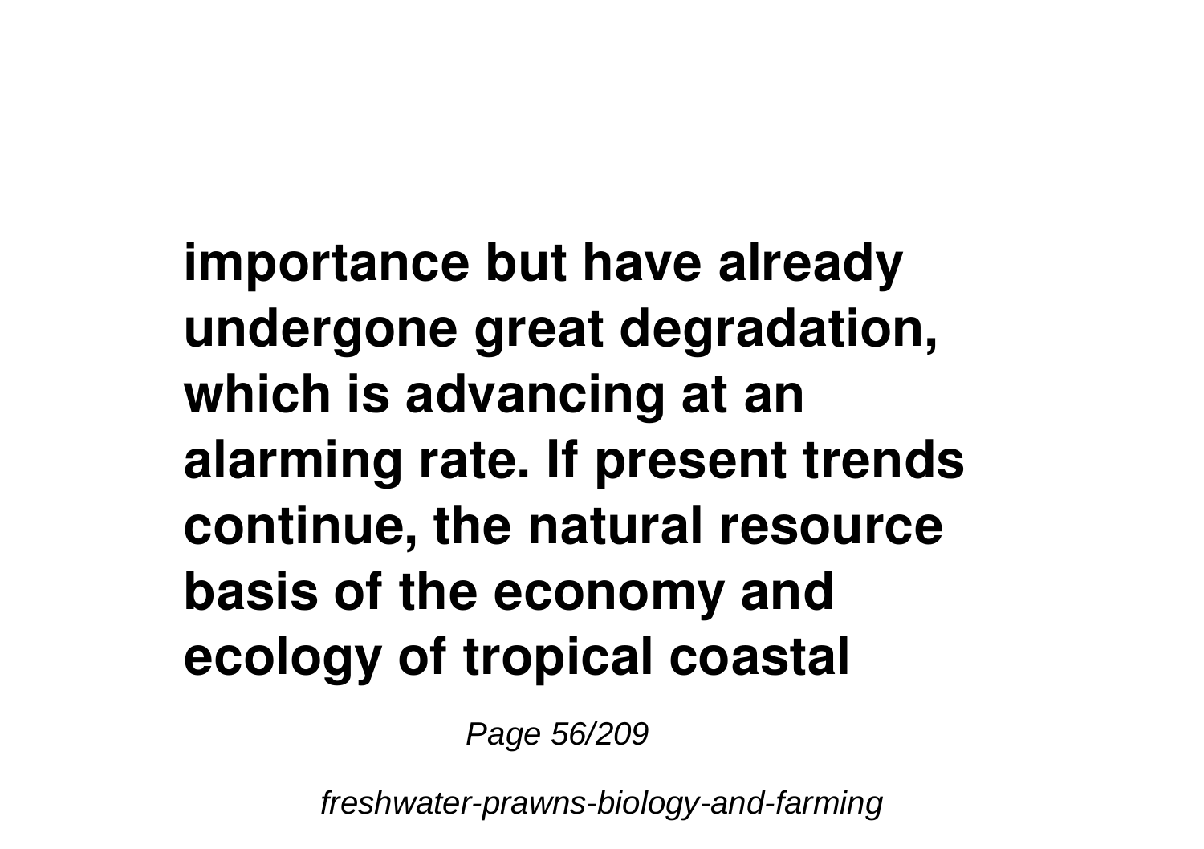**importance but have already undergone great degradation, which is advancing at an alarming rate. If present trends continue, the natural resource basis of the economy and ecology of tropical coastal**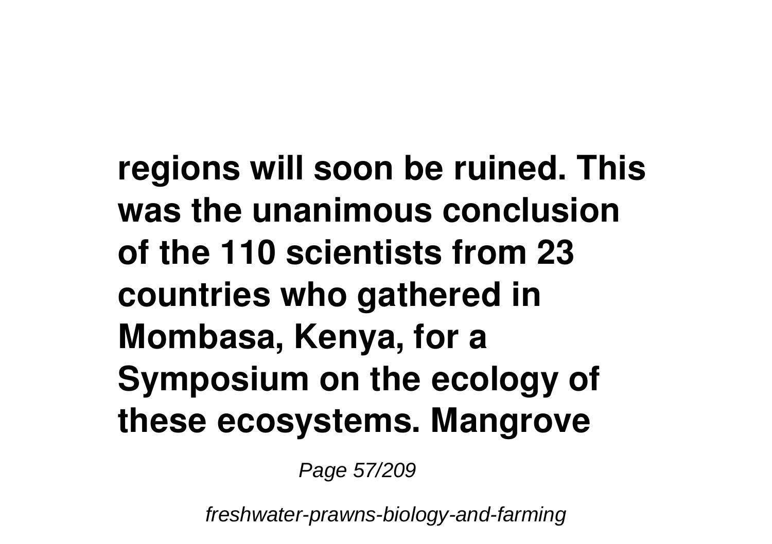**regions will soon be ruined. This was the unanimous conclusion of the 110 scientists from 23 countries who gathered in Mombasa, Kenya, for a Symposium on the ecology of these ecosystems. Mangrove**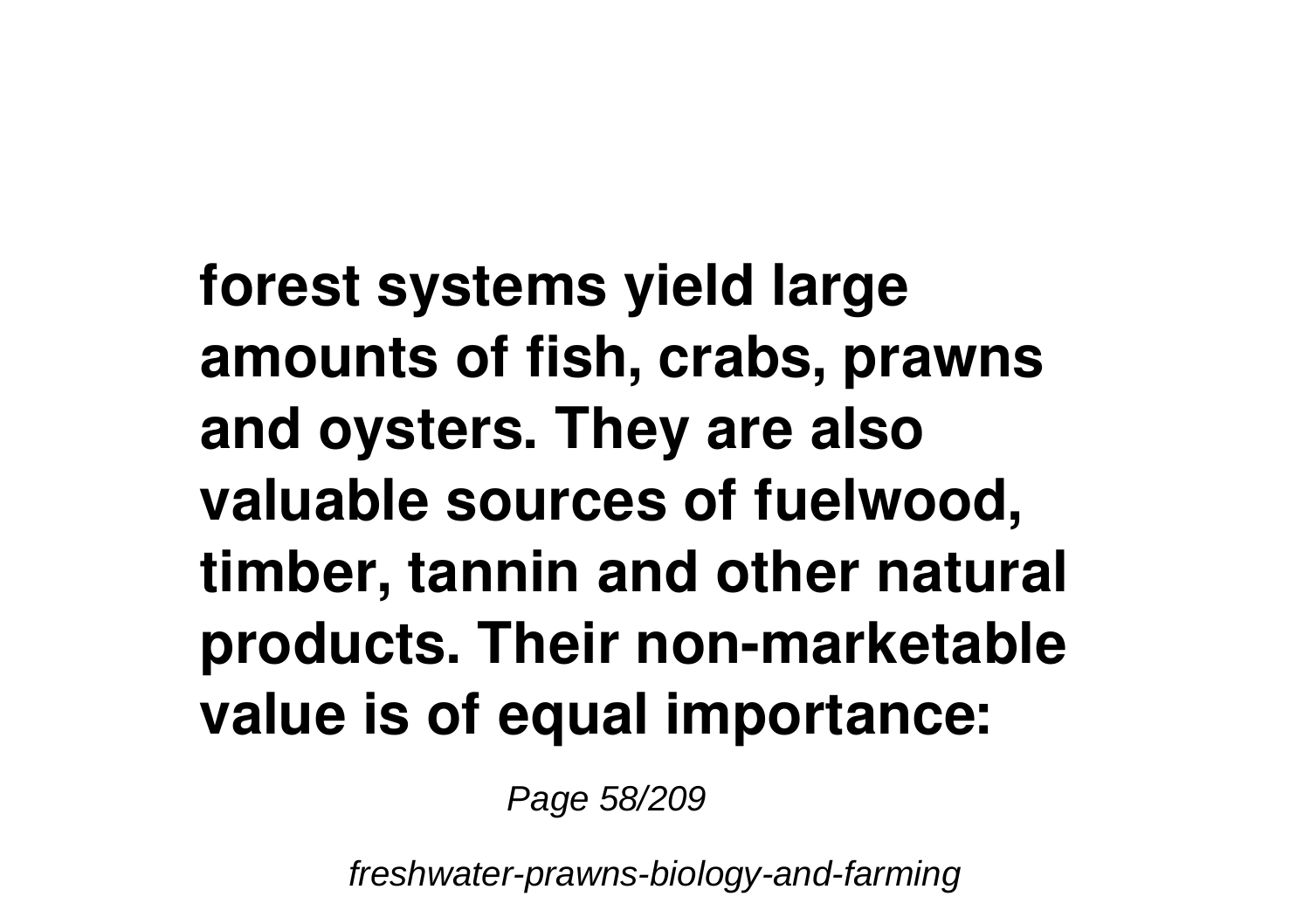**forest systems yield large amounts of fish, crabs, prawns and oysters. They are also valuable sources of fuelwood, timber, tannin and other natural products. Their non-marketable value is of equal importance:**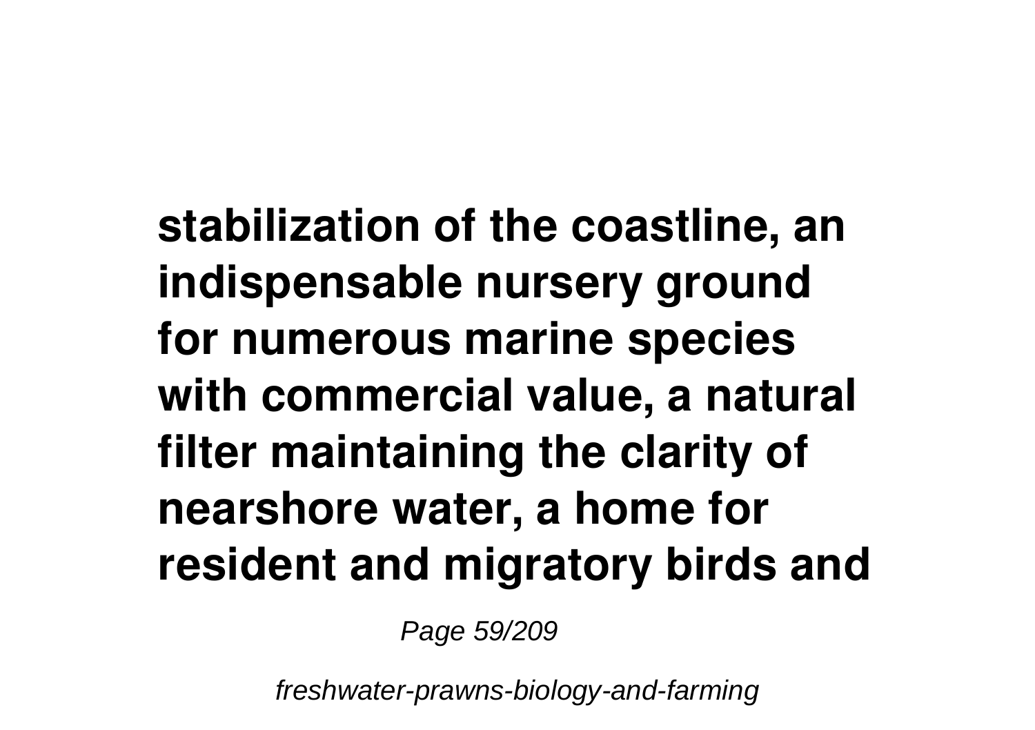**stabilization of the coastline, an indispensable nursery ground for numerous marine species with commercial value, a natural filter maintaining the clarity of nearshore water, a home for resident and migratory birds and**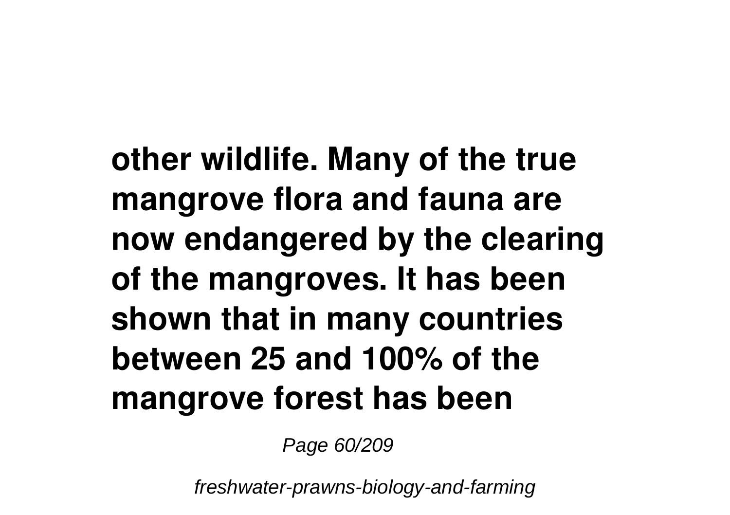**other wildlife. Many of the true mangrove flora and fauna are now endangered by the clearing of the mangroves. It has been shown that in many countries between 25 and 100% of the mangrove forest has been**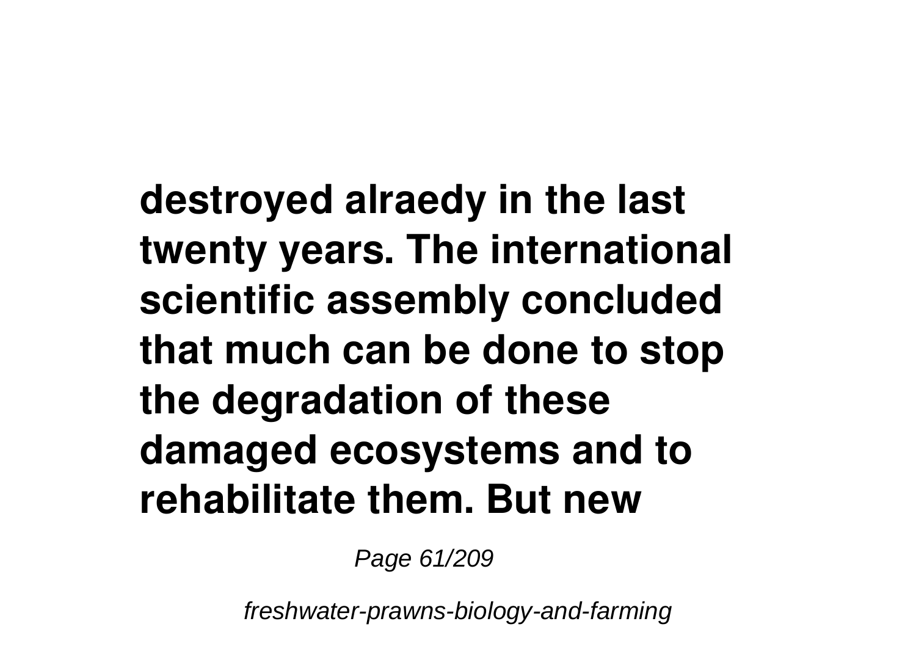**destroyed alraedy in the last twenty years. The international scientific assembly concluded that much can be done to stop the degradation of these damaged ecosystems and to rehabilitate them. But new**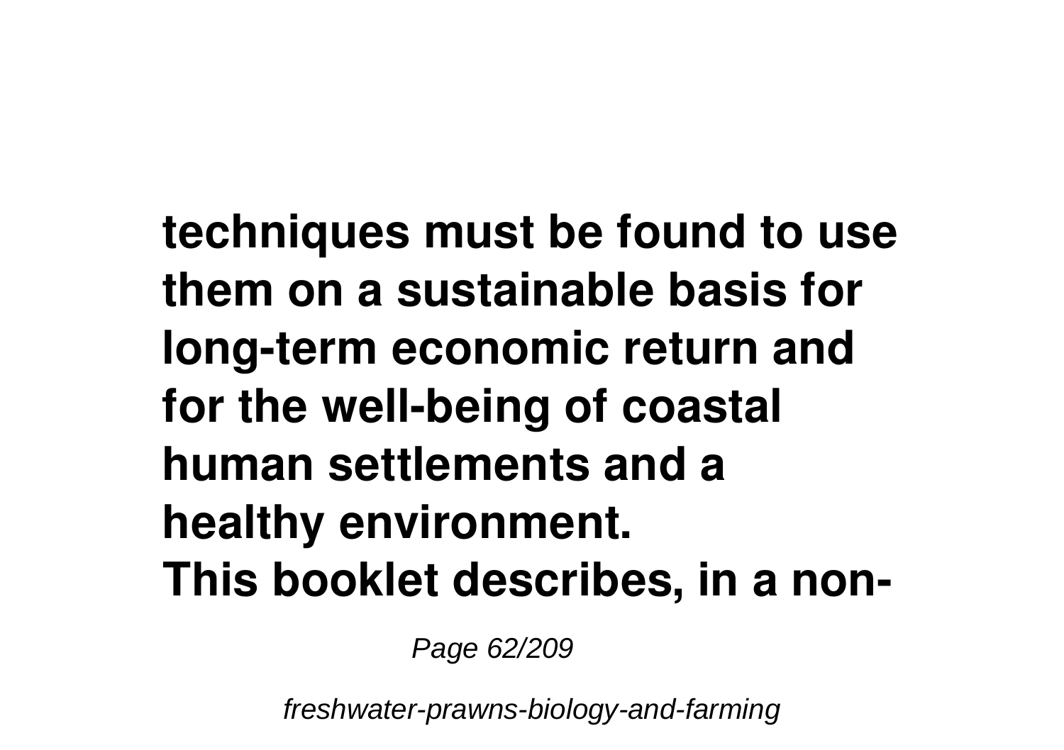**techniques must be found to use them on a sustainable basis for long-term economic return and for the well-being of coastal human settlements and a healthy environment.**

**This booklet describes, in a non-**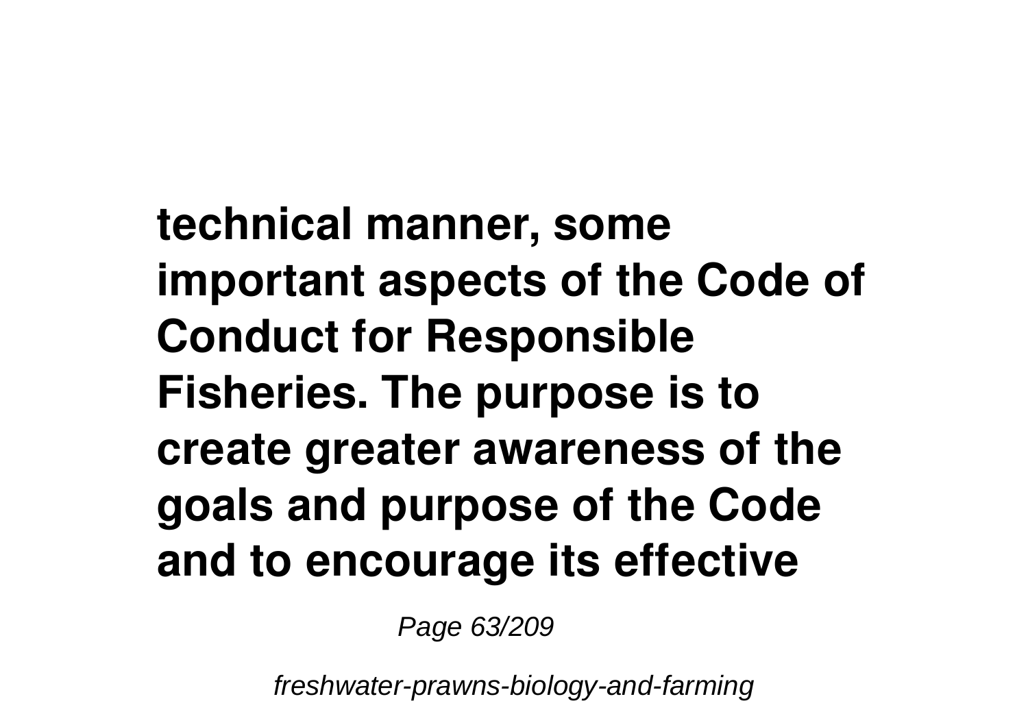**technical manner, some important aspects of the Code of Conduct for Responsible Fisheries. The purpose is to create greater awareness of the goals and purpose of the Code and to encourage its effective**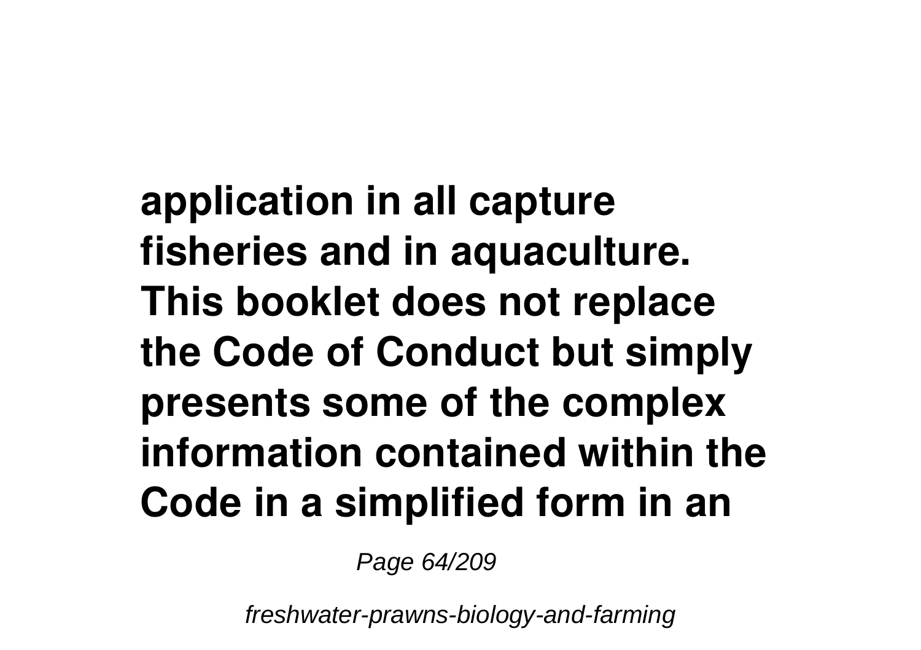**application in all capture fisheries and in aquaculture. This booklet does not replace the Code of Conduct but simply presents some of the complex information contained within the Code in a simplified form in an**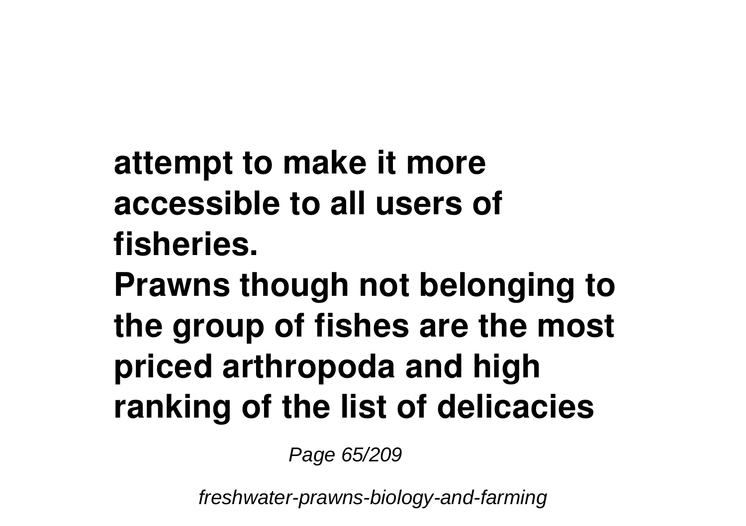**attempt to make it more accessible to all users of fisheries.**

**Prawns though not belonging to the group of fishes are the most priced arthropoda and high ranking of the list of delicacies**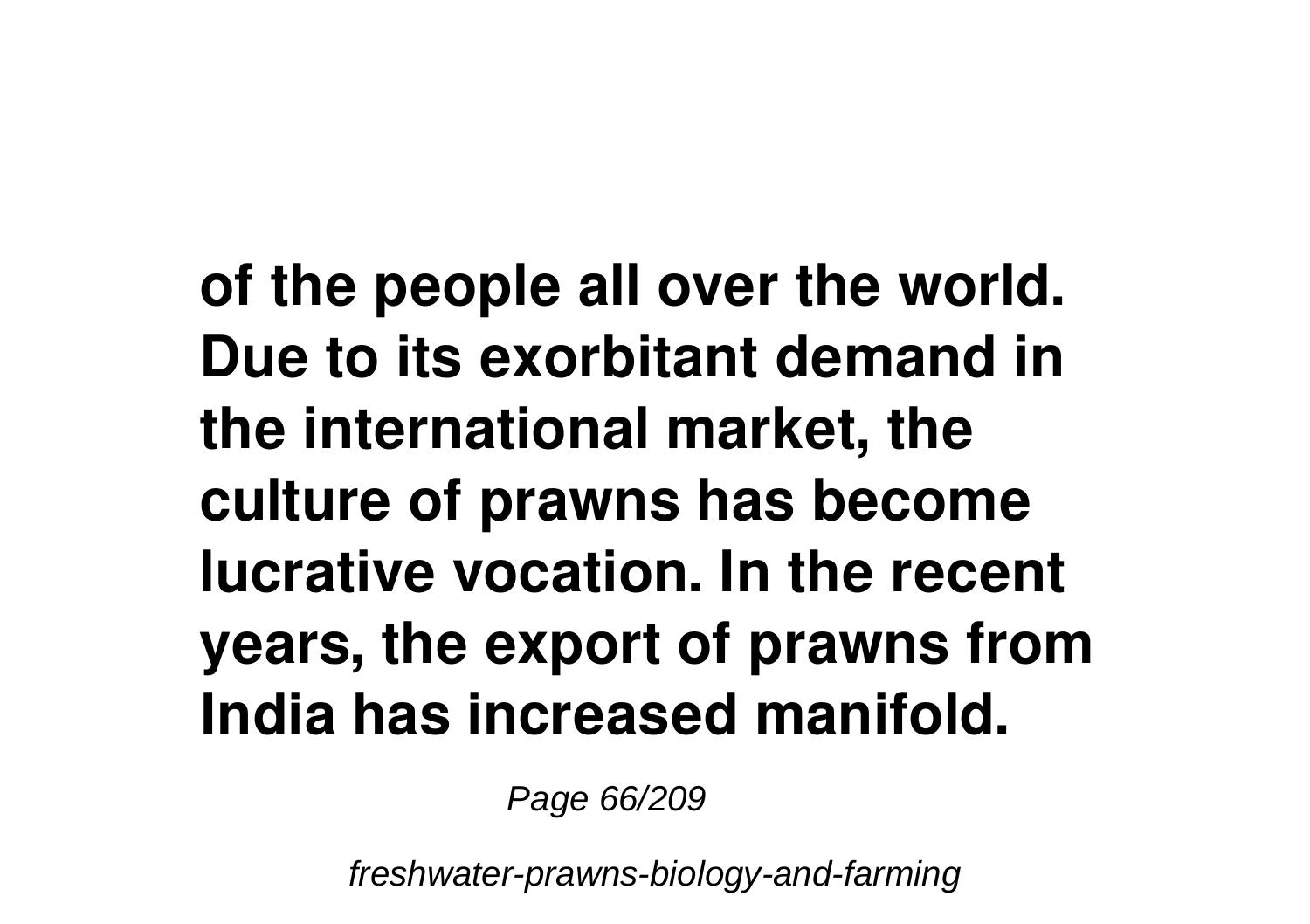**of the people all over the world. Due to its exorbitant demand in the international market, the culture of prawns has become lucrative vocation. In the recent years, the export of prawns from India has increased manifold.**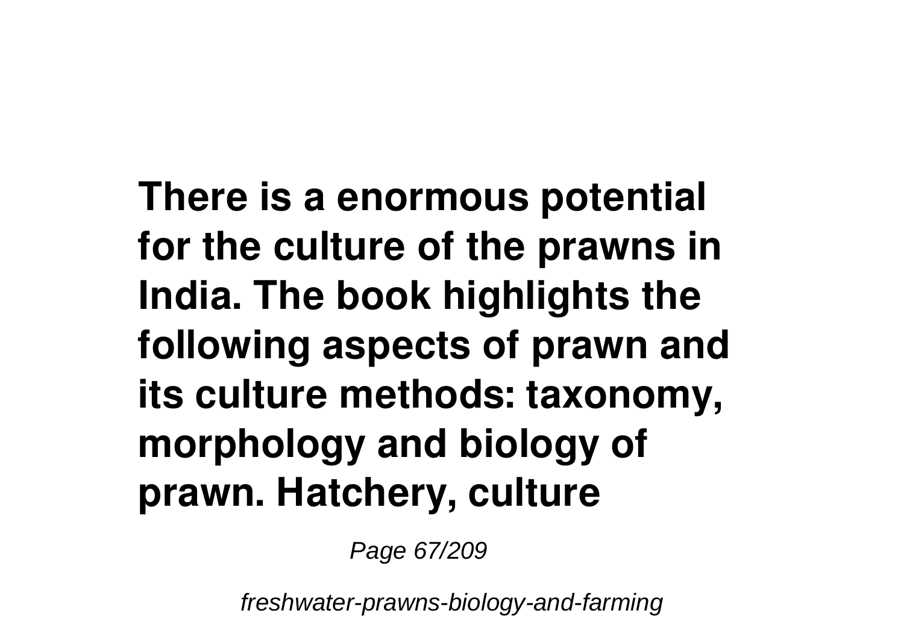**There is a enormous potential for the culture of the prawns in India. The book highlights the following aspects of prawn and its culture methods: taxonomy, morphology and biology of prawn. Hatchery, culture**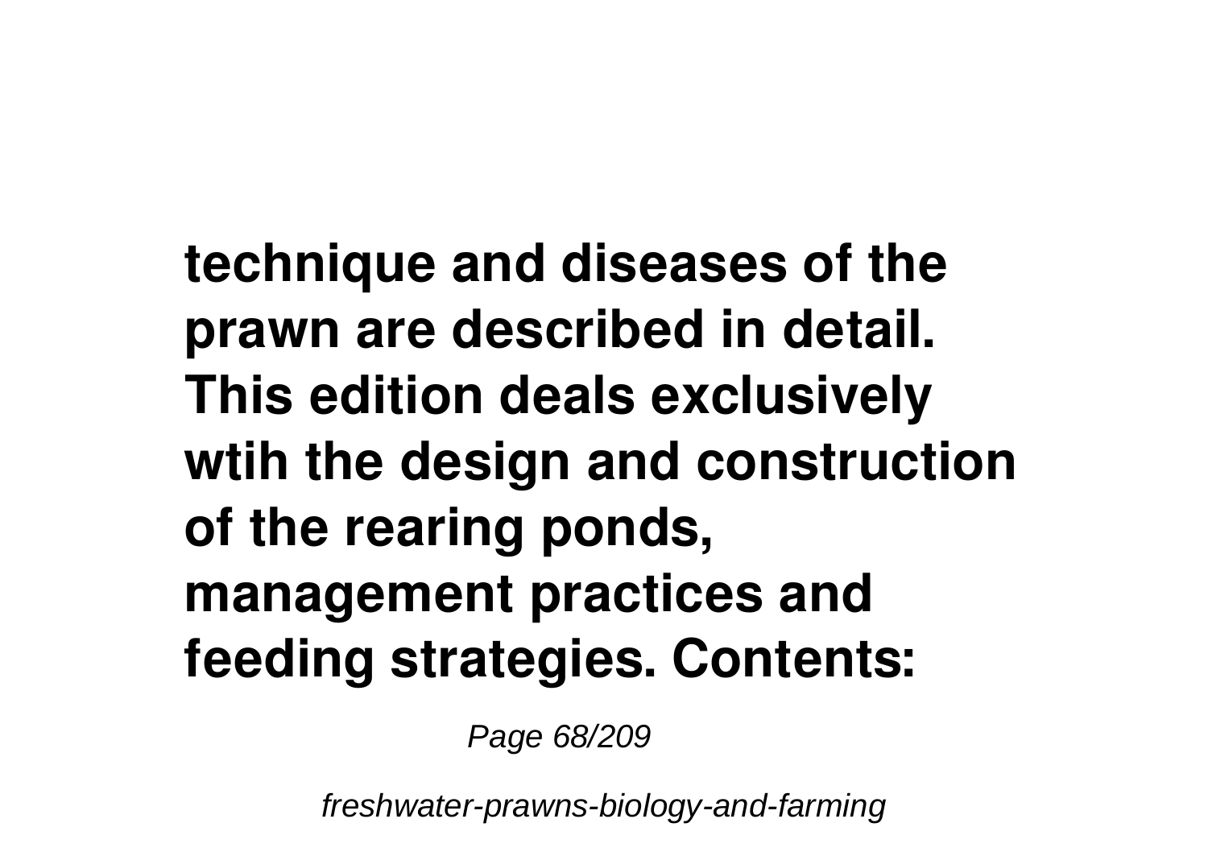**technique and diseases of the prawn are described in detail. This edition deals exclusively wtih the design and construction of the rearing ponds, management practices and feeding strategies. Contents:**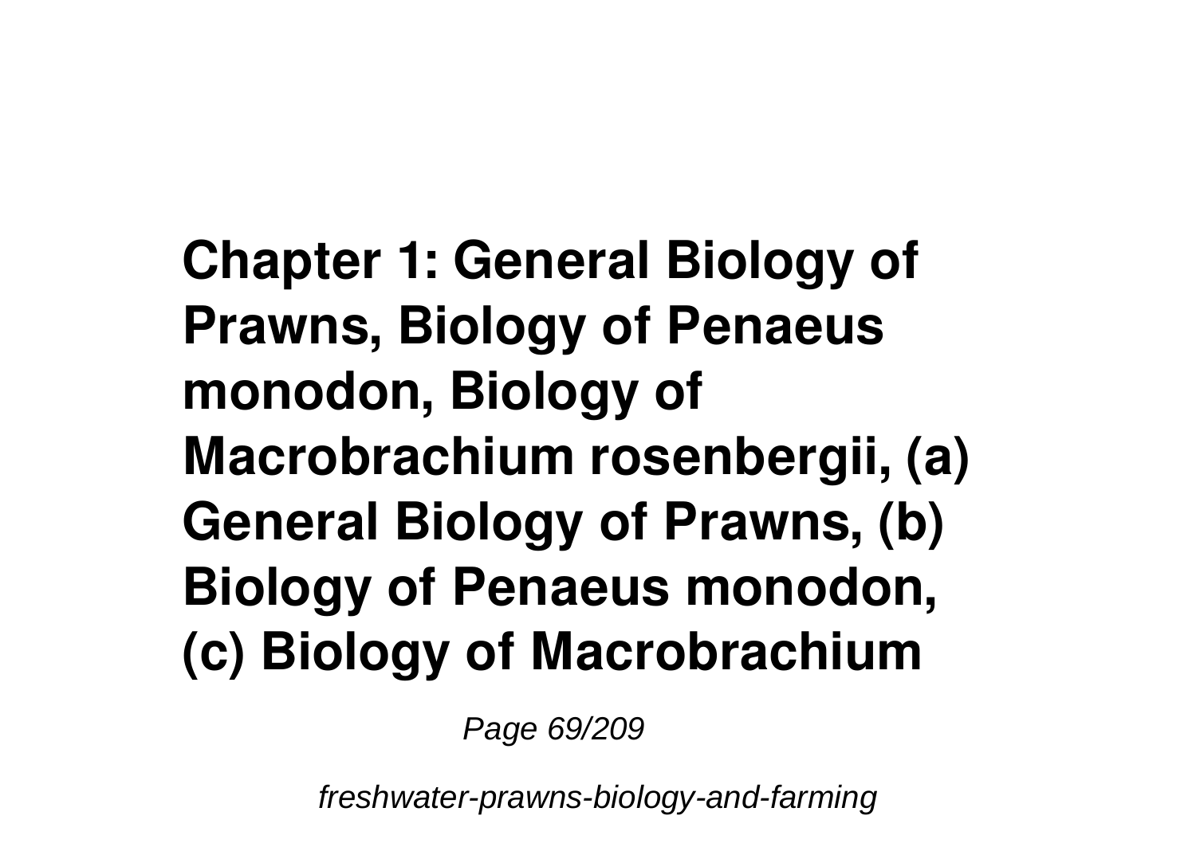**Chapter 1: General Biology of Prawns, Biology of Penaeus monodon, Biology of Macrobrachium rosenbergii, (a) General Biology of Prawns, (b) Biology of Penaeus monodon, (c) Biology of Macrobrachium**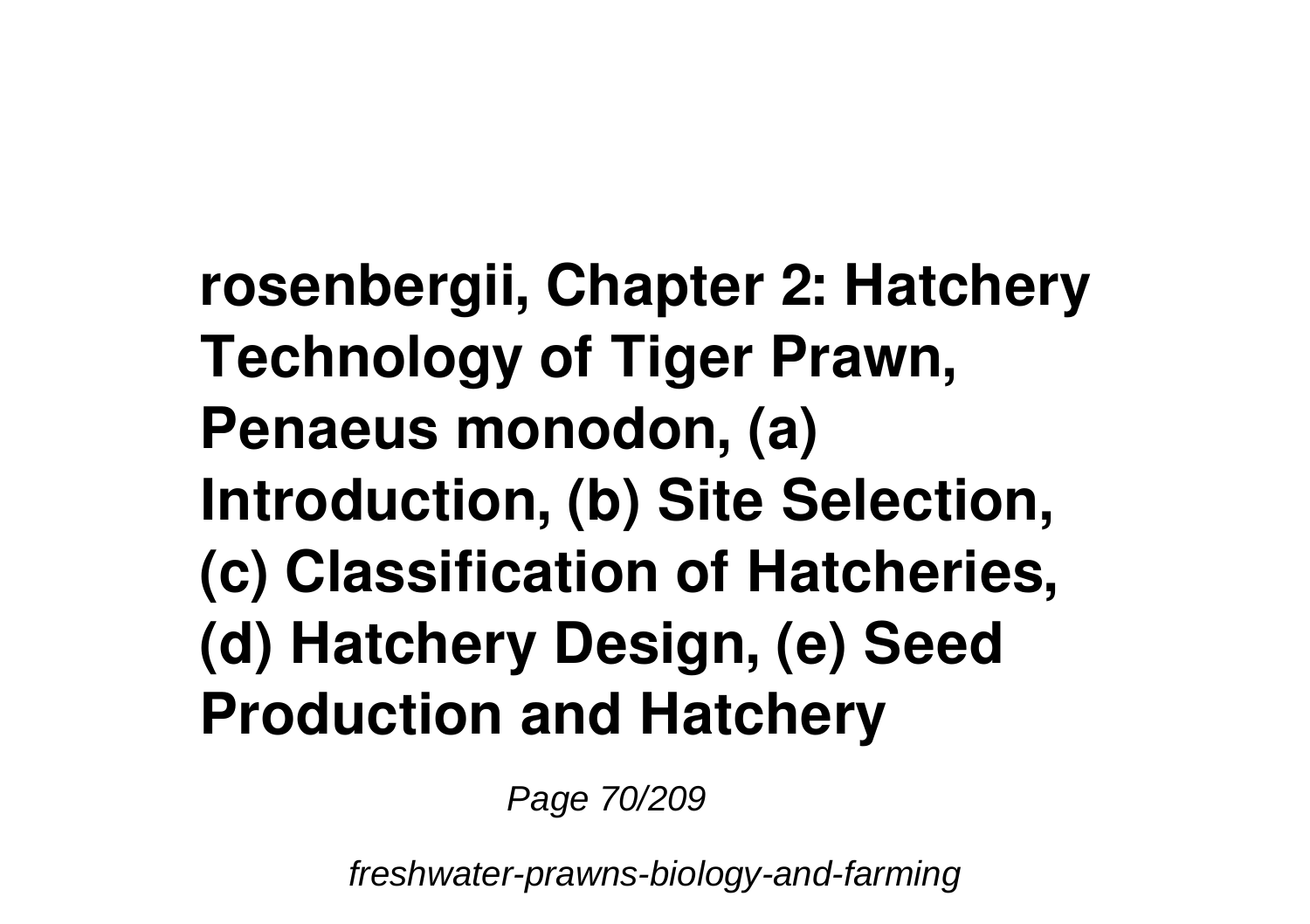**rosenbergii, Chapter 2: Hatchery Technology of Tiger Prawn, Penaeus monodon, (a) Introduction, (b) Site Selection, (c) Classification of Hatcheries, (d) Hatchery Design, (e) Seed Production and Hatchery**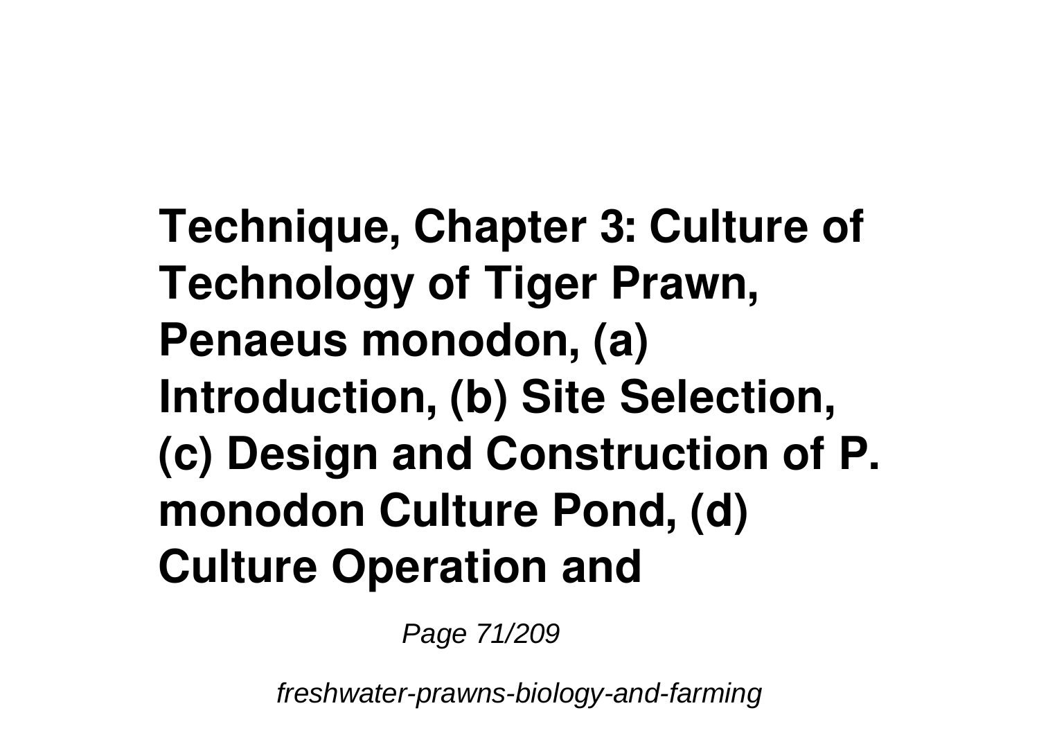**Technique, Chapter 3: Culture of Technology of Tiger Prawn, Penaeus monodon, (a) Introduction, (b) Site Selection, (c) Design and Construction of P. monodon Culture Pond, (d) Culture Operation and**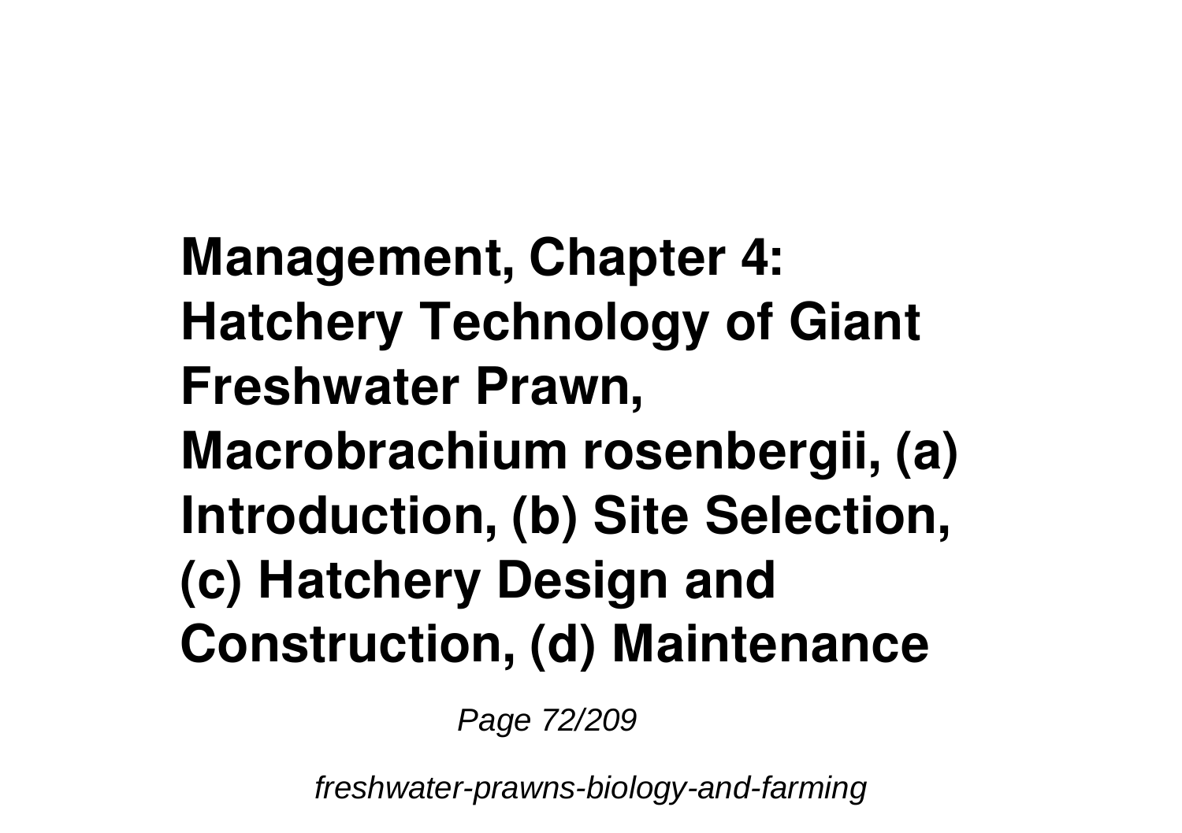**Management, Chapter 4: Hatchery Technology of Giant Freshwater Prawn, Macrobrachium rosenbergii, (a) Introduction, (b) Site Selection, (c) Hatchery Design and Construction, (d) Maintenance**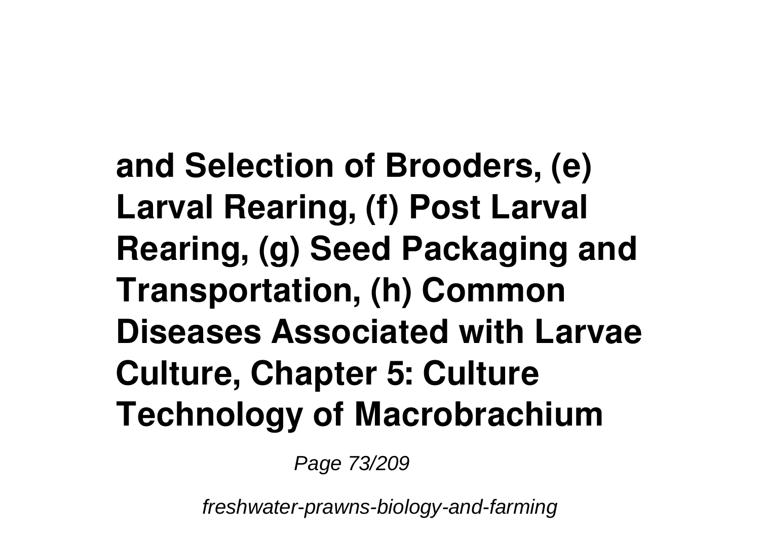**and Selection of Brooders, (e) Larval Rearing, (f) Post Larval Rearing, (g) Seed Packaging and Transportation, (h) Common Diseases Associated with Larvae Culture, Chapter 5: Culture Technology of Macrobrachium**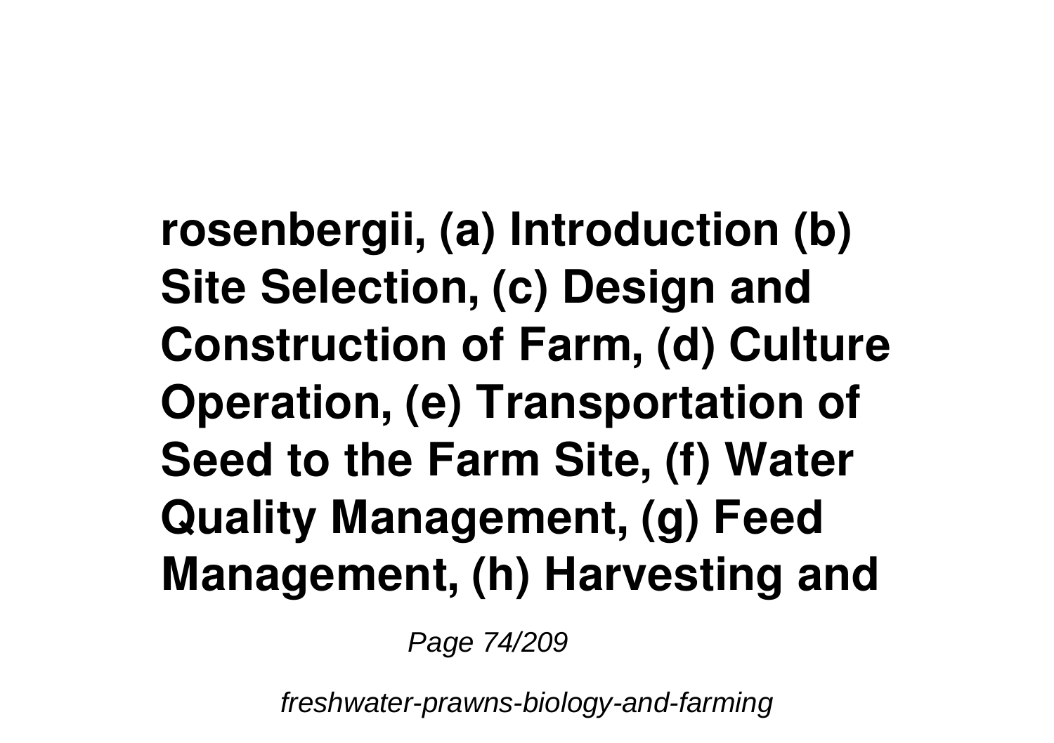**rosenbergii, (a) Introduction (b) Site Selection, (c) Design and Construction of Farm, (d) Culture Operation, (e) Transportation of Seed to the Farm Site, (f) Water Quality Management, (g) Feed Management, (h) Harvesting and**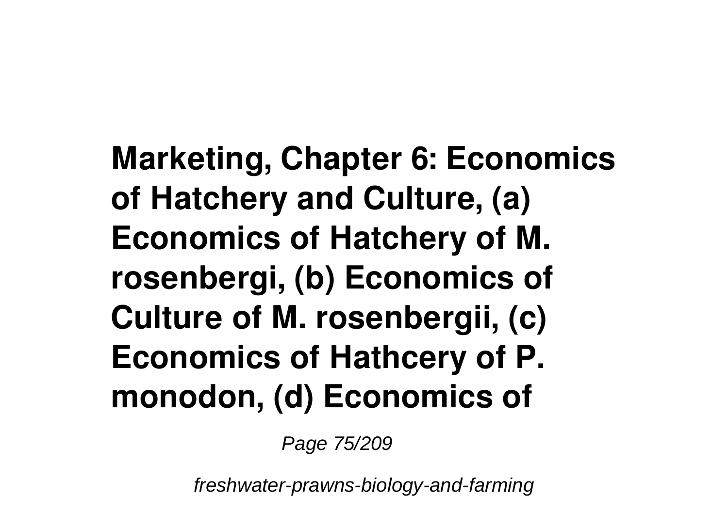**Marketing, Chapter 6: Economics of Hatchery and Culture, (a) Economics of Hatchery of M. rosenbergi, (b) Economics of Culture of M. rosenbergii, (c) Economics of Hathcery of P. monodon, (d) Economics of**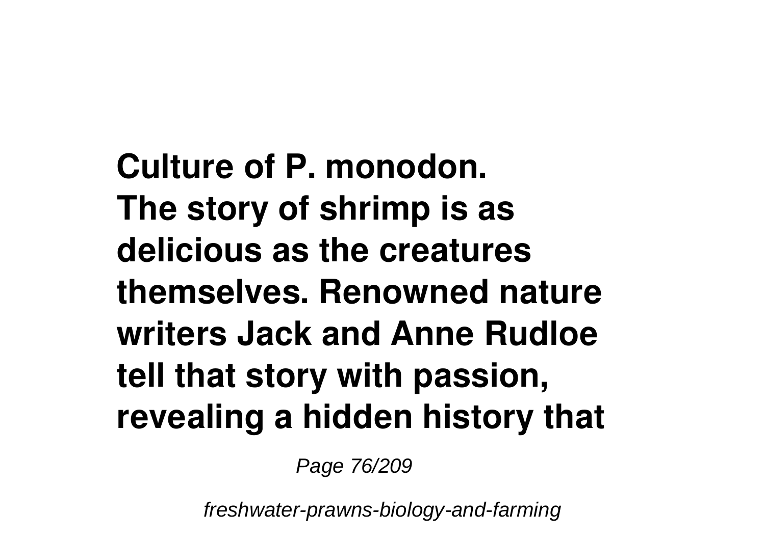**Culture of P. monodon.**
**The story of shrimp is as delicious as the creatures themselves. Renowned nature writers Jack and Anne Rudloe tell that story with passion, revealing a hidden history that**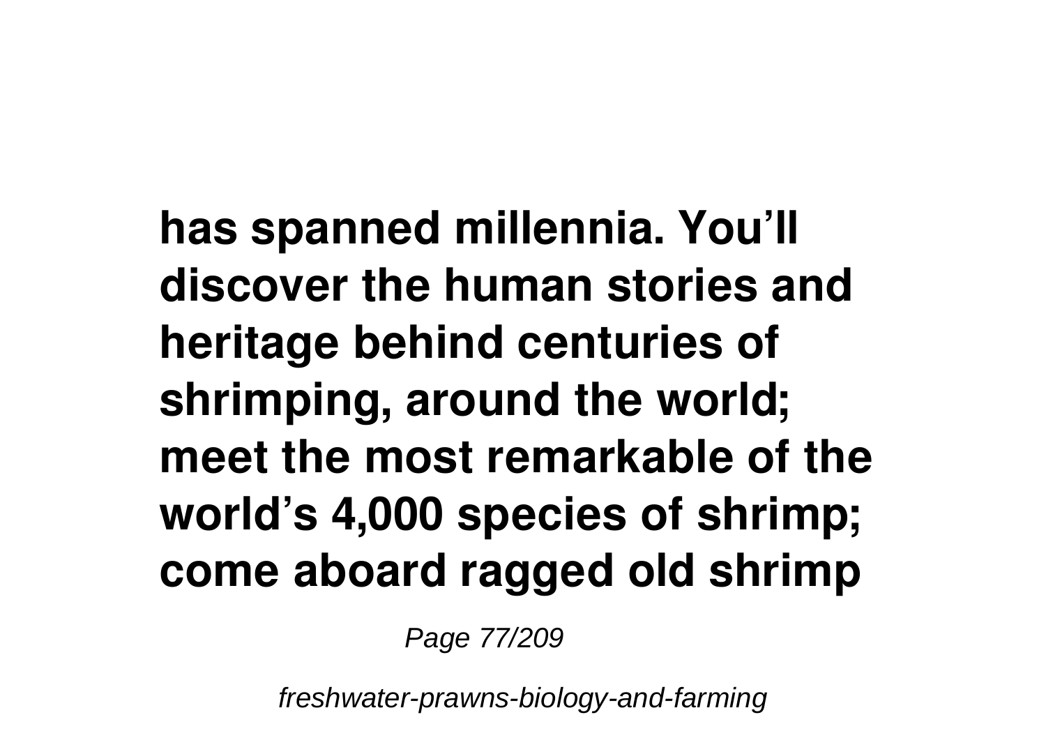**has spanned millennia. You'll discover the human stories and heritage behind centuries of shrimping, around the world; meet the most remarkable of the world's 4,000 species of shrimp; come aboard ragged old shrimp**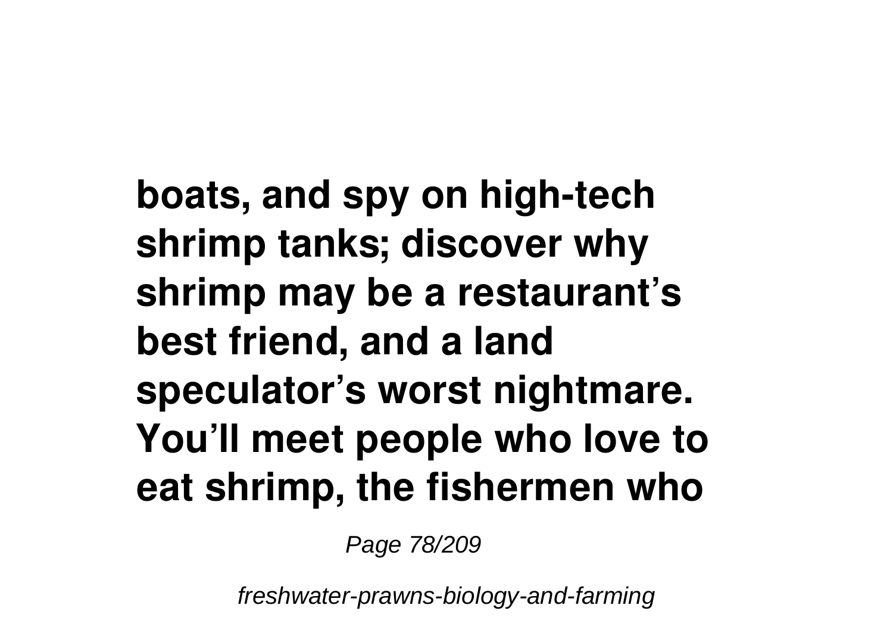**boats, and spy on high-tech shrimp tanks; discover why shrimp may be a restaurant's best friend, and a land speculator's worst nightmare. You'll meet people who love to eat shrimp, the fishermen who**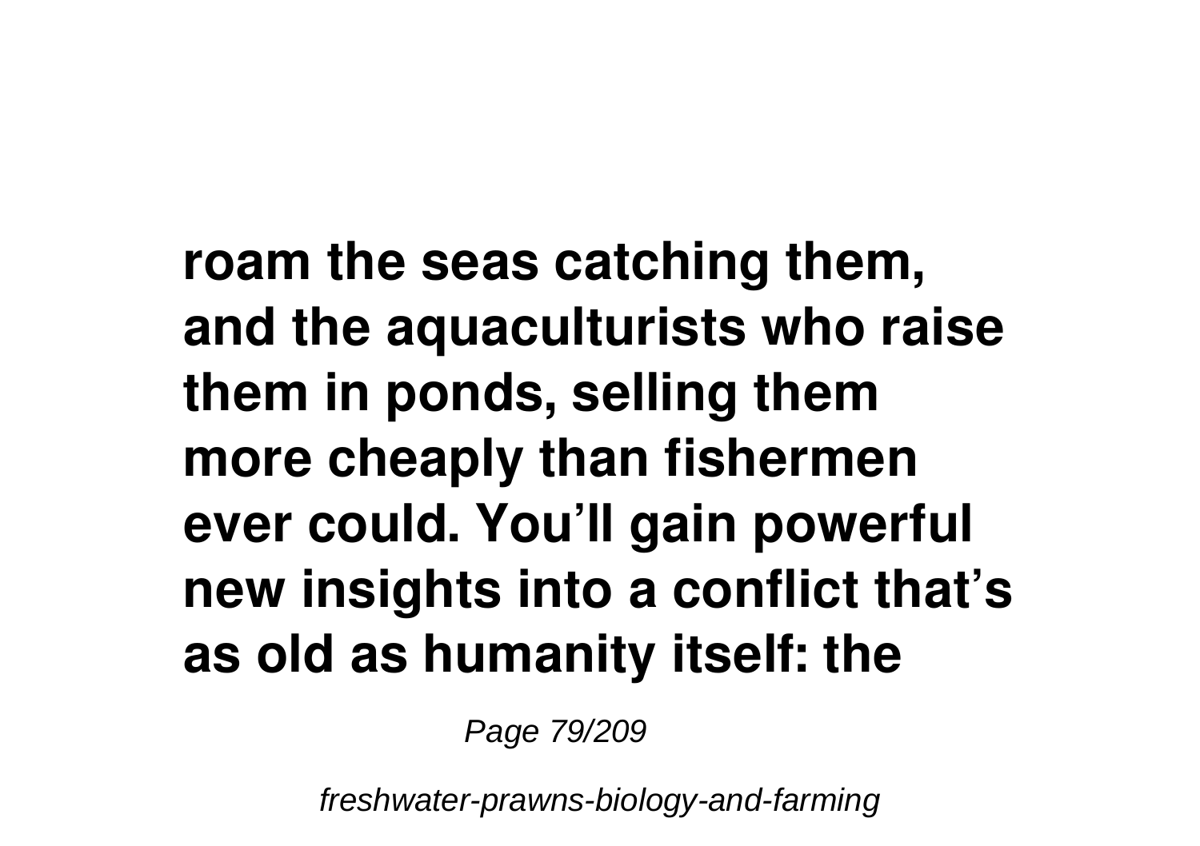**roam the seas catching them, and the aquaculturists who raise them in ponds, selling them more cheaply than fishermen ever could. You'll gain powerful new insights into a conflict that's as old as humanity itself: the**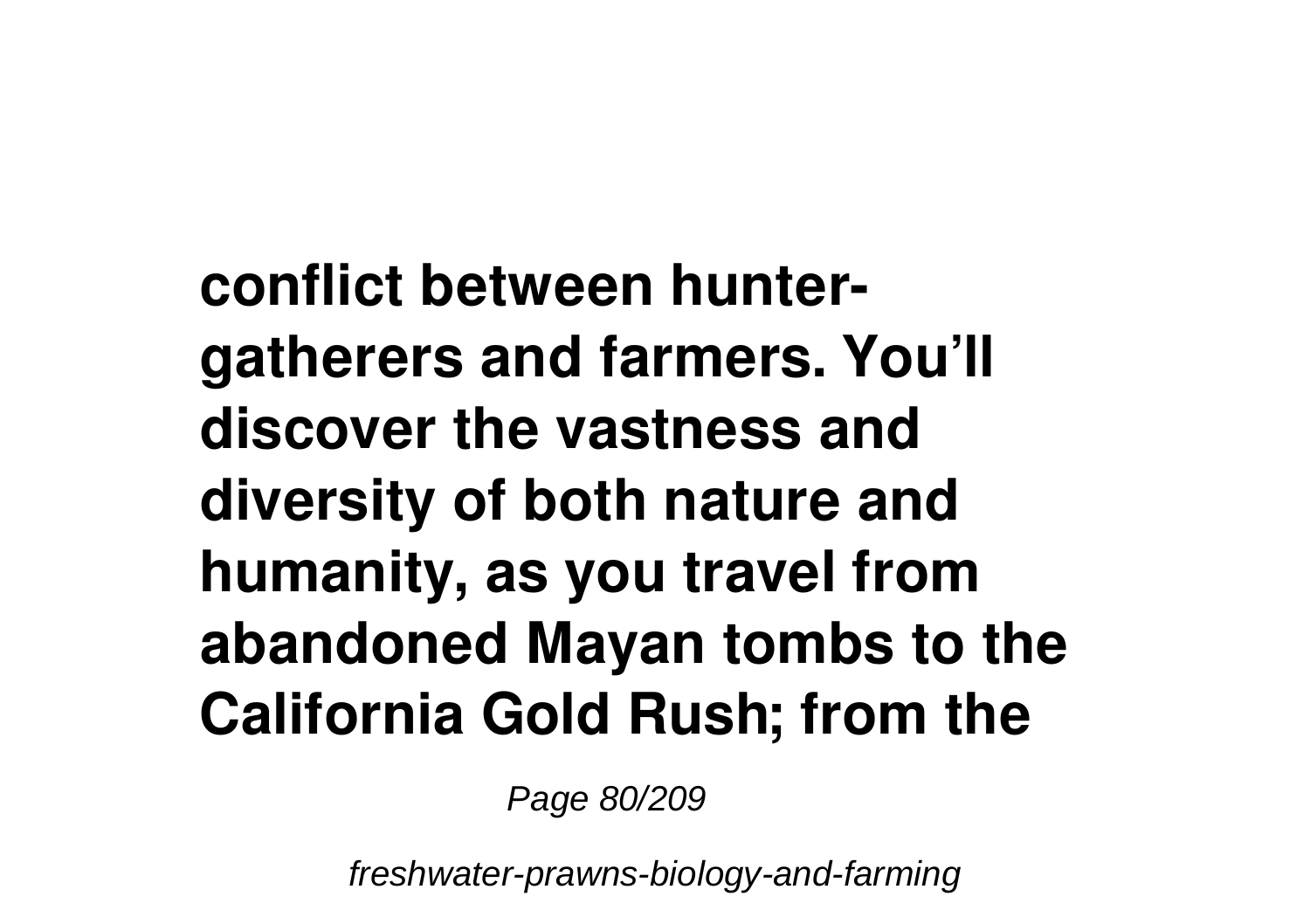**conflict between hunter-gatherers and farmers. You'll discover the vastness and diversity of both nature and humanity, as you travel from abandoned Mayan tombs to the California Gold Rush; from the**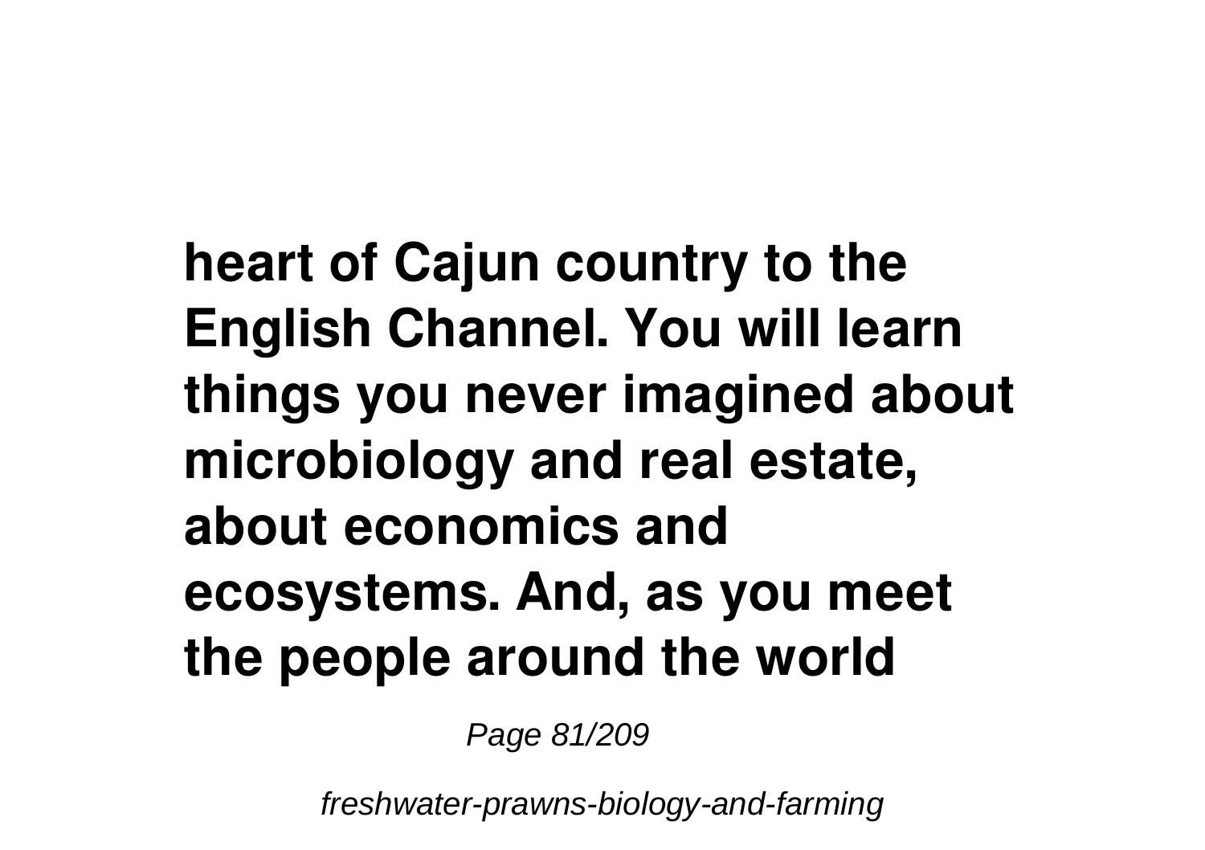**heart of Cajun country to the English Channel. You will learn things you never imagined about microbiology and real estate, about economics and ecosystems. And, as you meet the people around the world**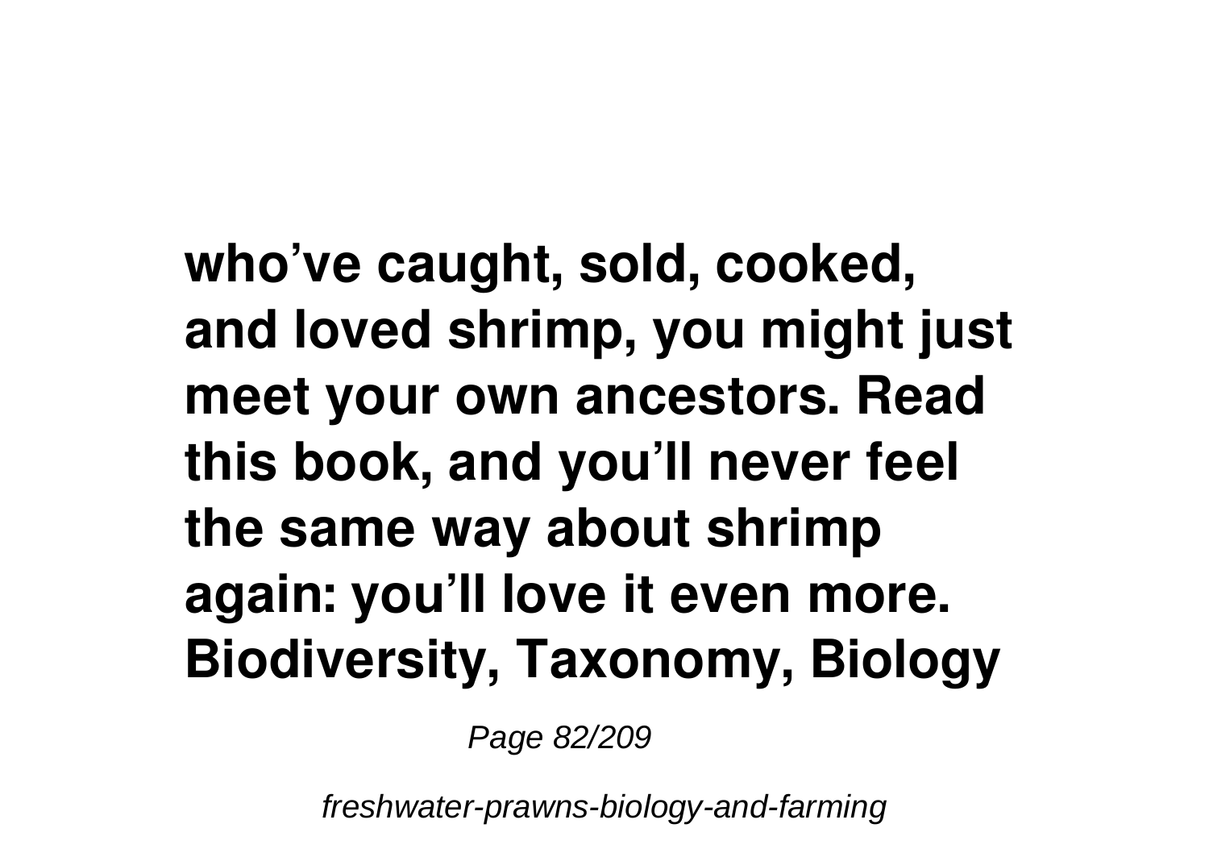**who've caught, sold, cooked, and loved shrimp, you might just meet your own ancestors. Read this book, and you'll never feel the same way about shrimp again: you'll love it even more. Biodiversity, Taxonomy, Biology**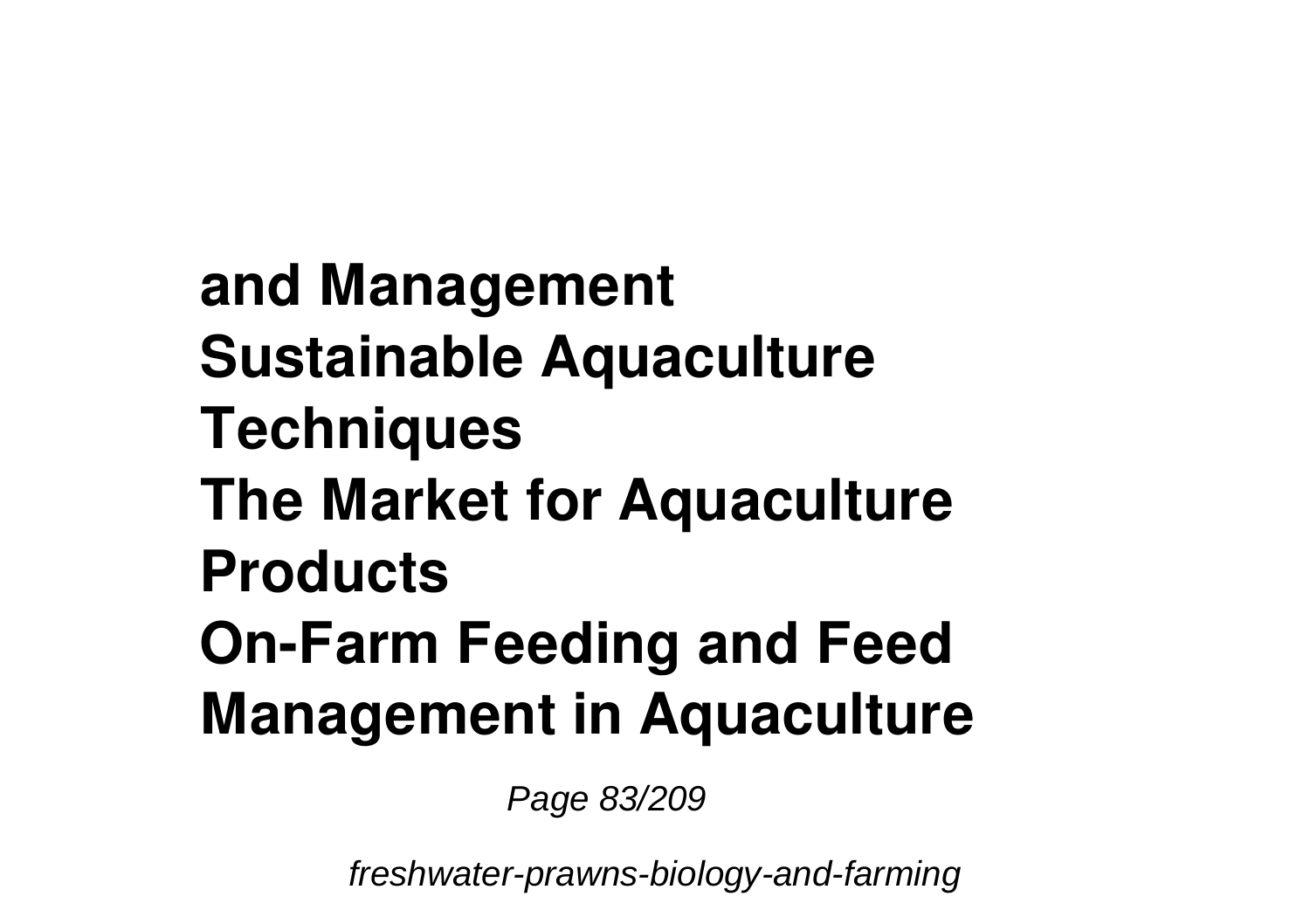**and Management**
**Sustainable Aquaculture Techniques**
**The Market for Aquaculture Products**
**On-Farm Feeding and Feed Management in Aquaculture**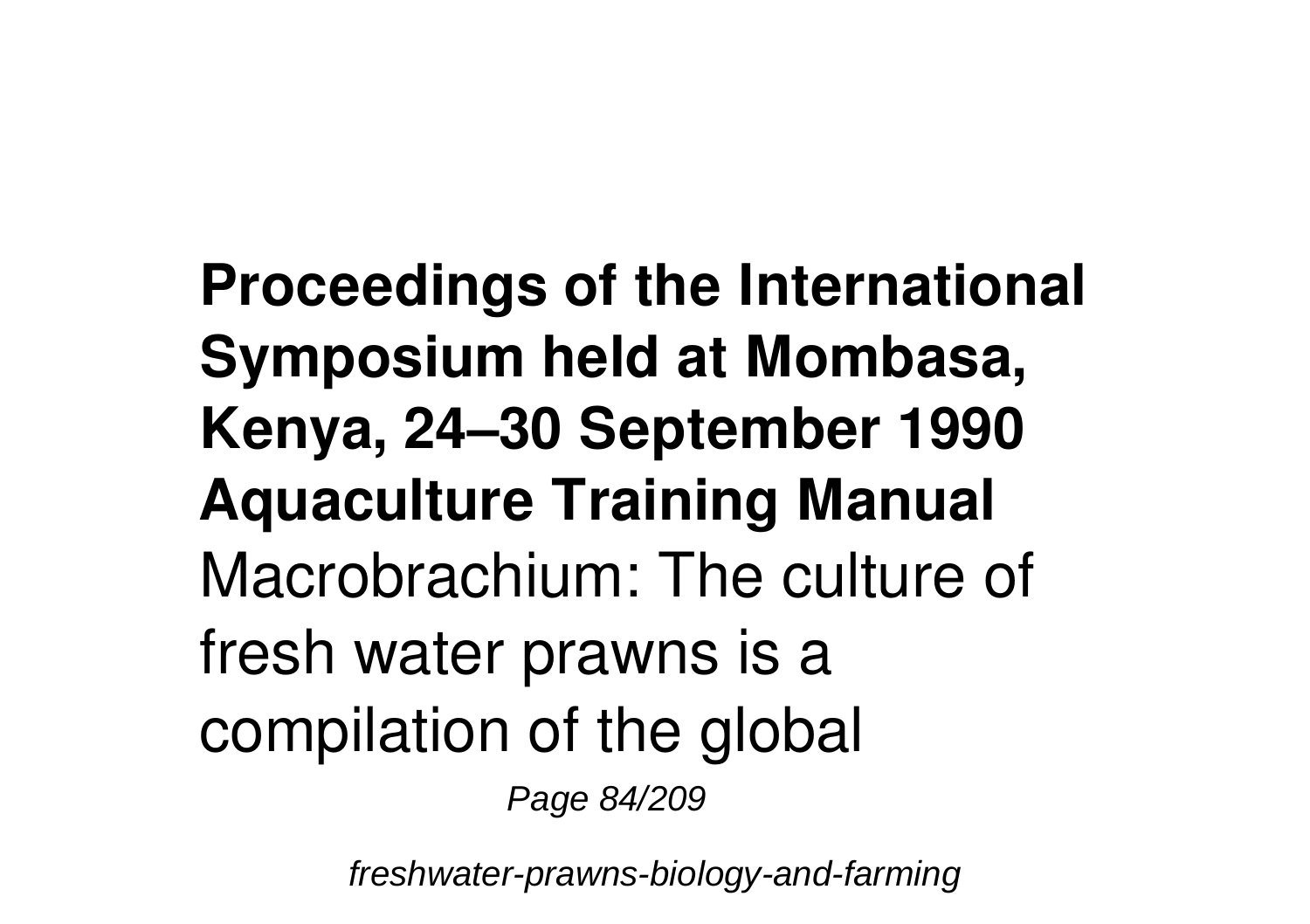**Proceedings of the International Symposium held at Mombasa, Kenya, 24–30 September 1990**
**Aquaculture Training Manual**
Macrobrachium: The culture of fresh water prawns is a compilation of the global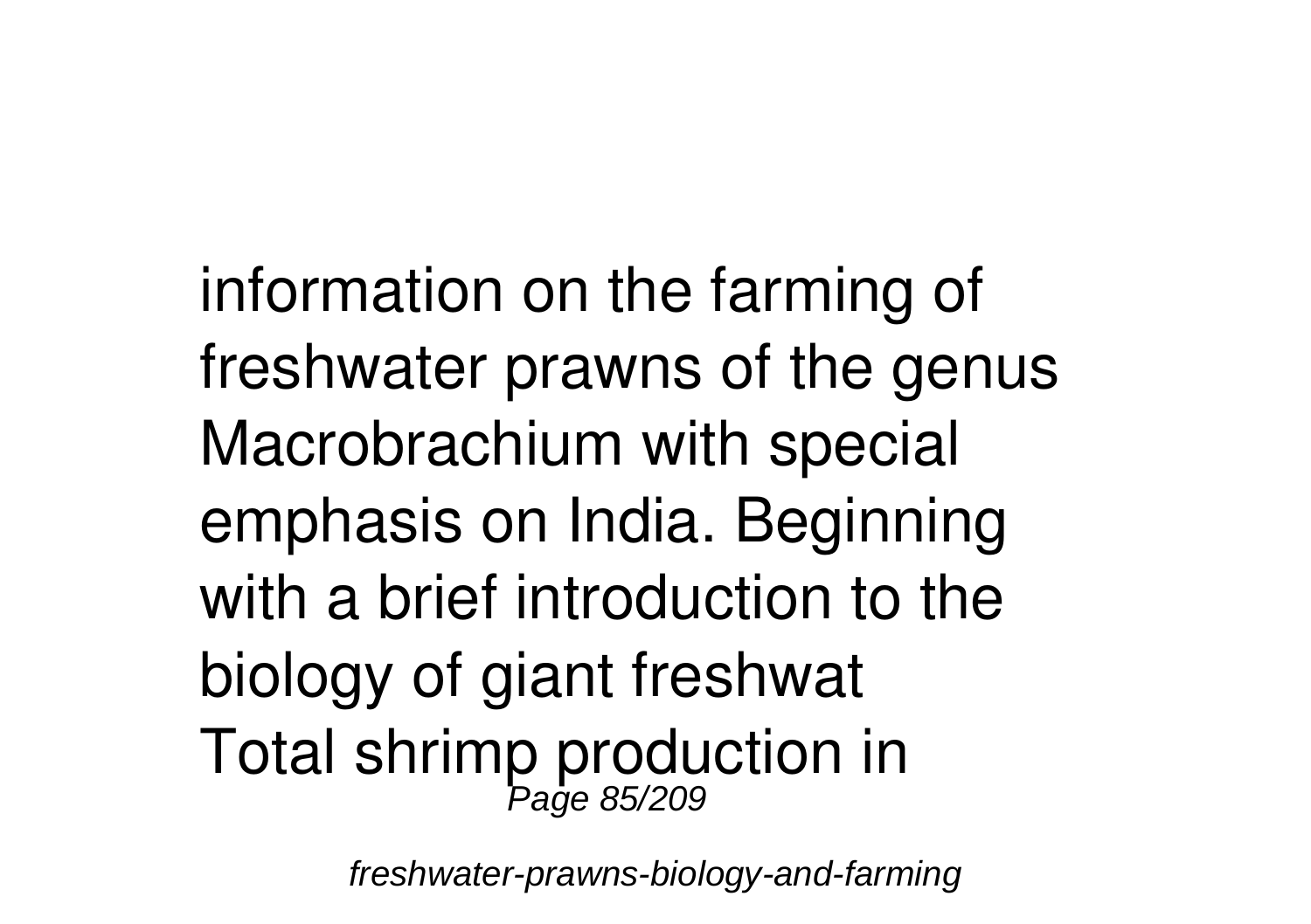information on the farming of freshwater prawns of the genus Macrobrachium with special emphasis on India. Beginning with a brief introduction to the biology of giant freshwat

Total shrimp production in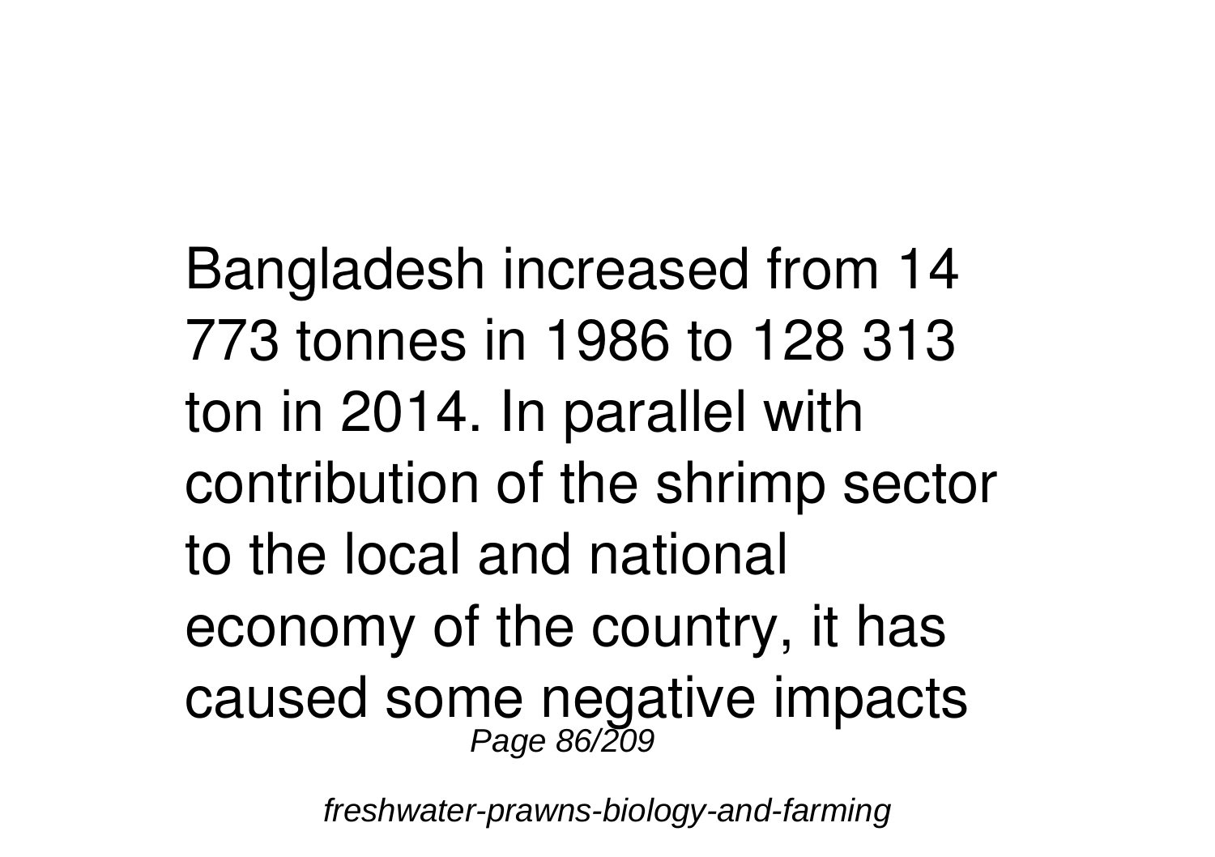Bangladesh increased from 14 773 tonnes in 1986 to 128 313 ton in 2014. In parallel with contribution of the shrimp sector to the local and national economy of the country, it has caused some negative impacts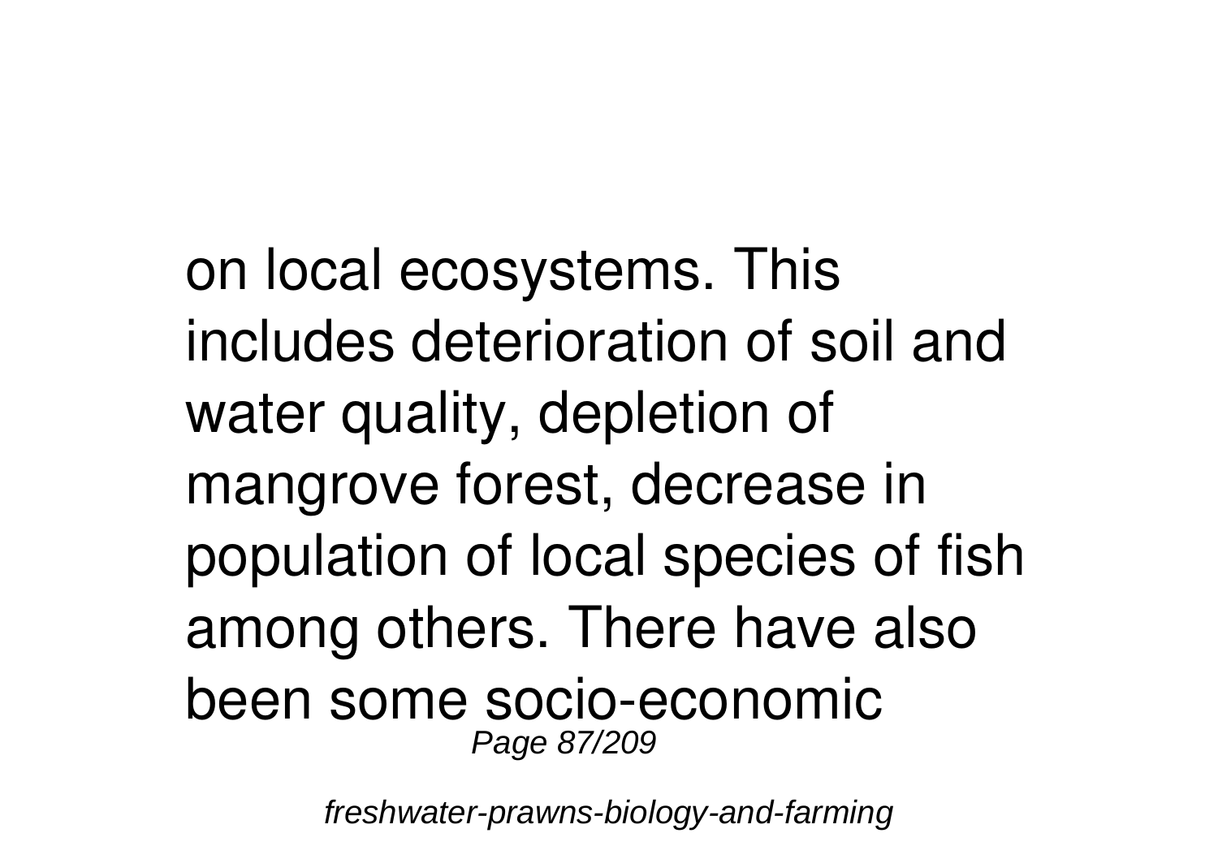on local ecosystems. This includes deterioration of soil and water quality, depletion of mangrove forest, decrease in population of local species of fish among others. There have also been some socio-economic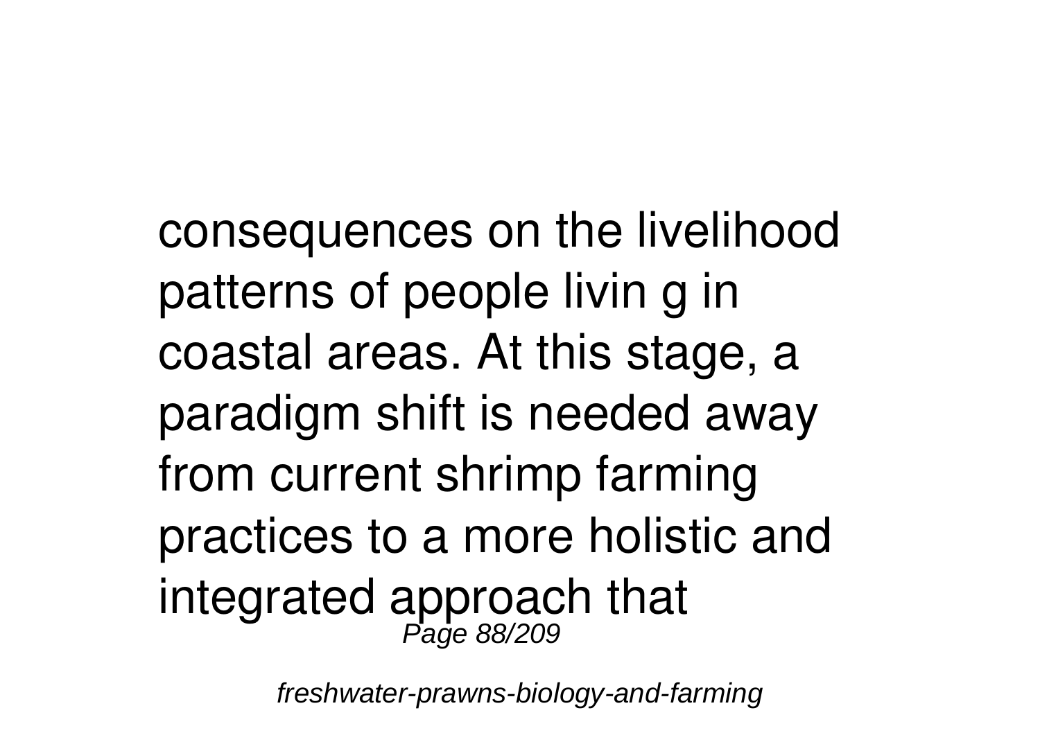consequences on the livelihood patterns of people livin g in coastal areas. At this stage, a paradigm shift is needed away from current shrimp farming practices to a more holistic and integrated approach that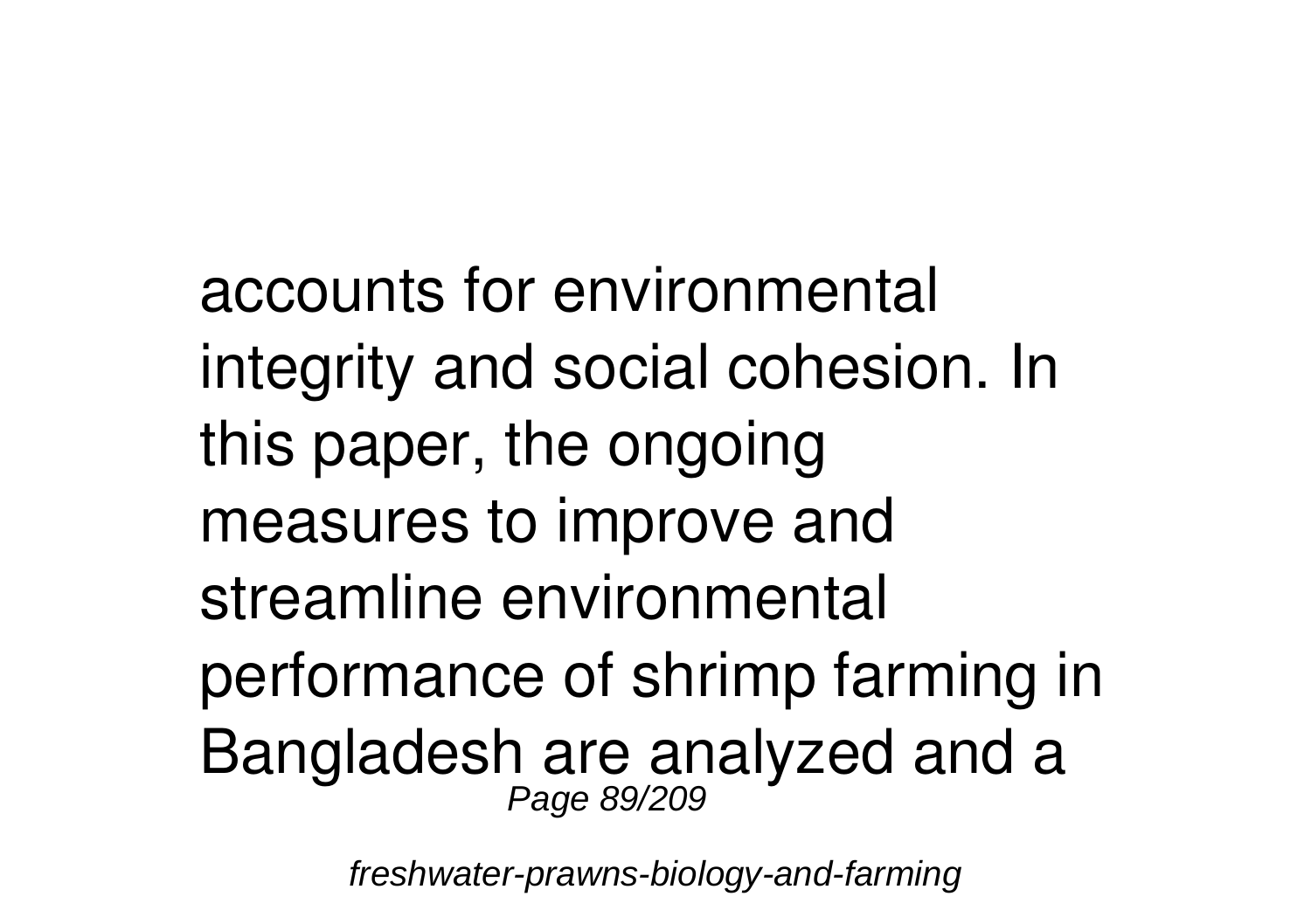accounts for environmental integrity and social cohesion. In this paper, the ongoing measures to improve and streamline environmental performance of shrimp farming in Bangladesh are analyzed and a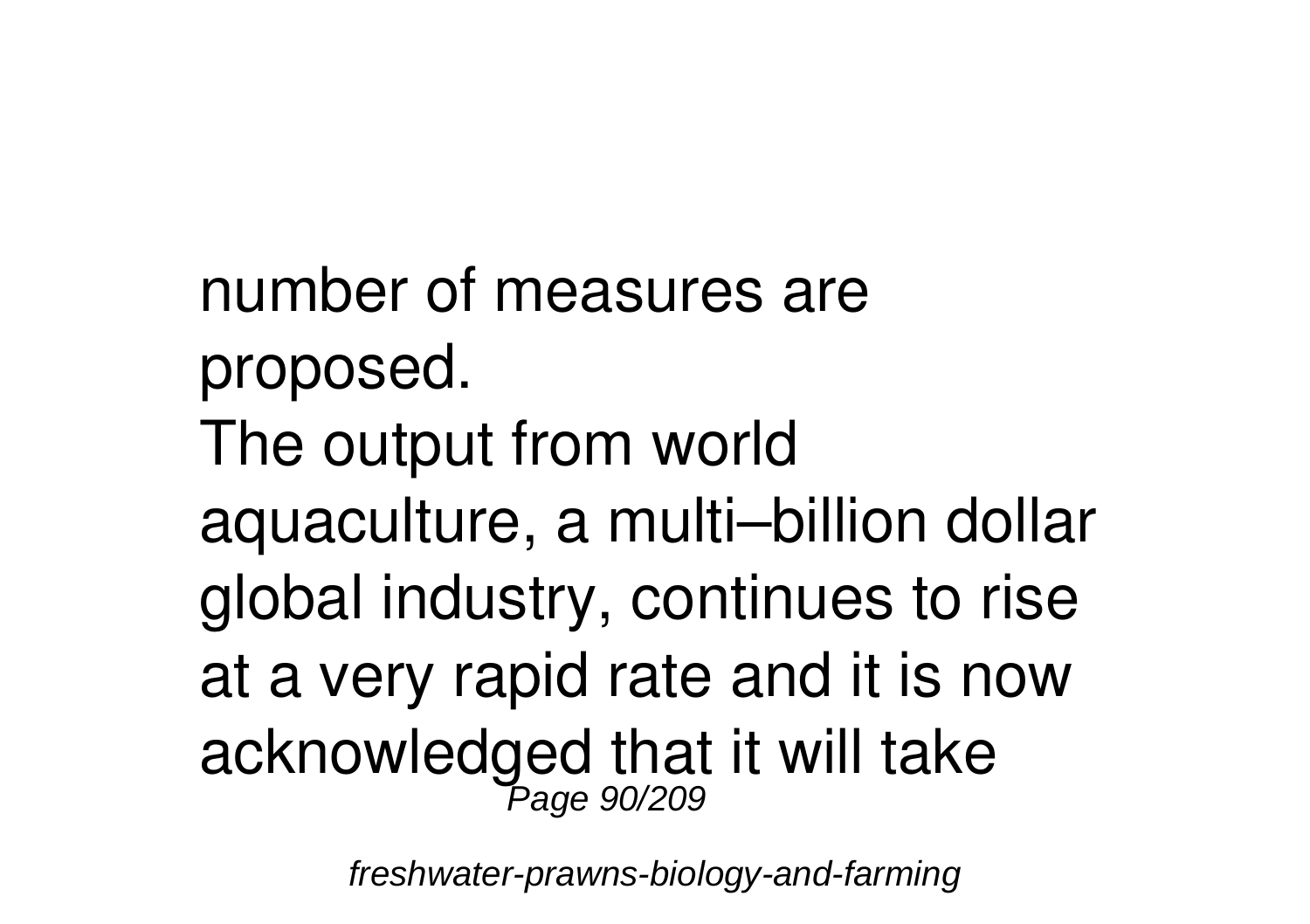number of measures are proposed.

The output from world aquaculture, a multi–billion dollar global industry, continues to rise at a very rapid rate and it is now acknowledged that it will take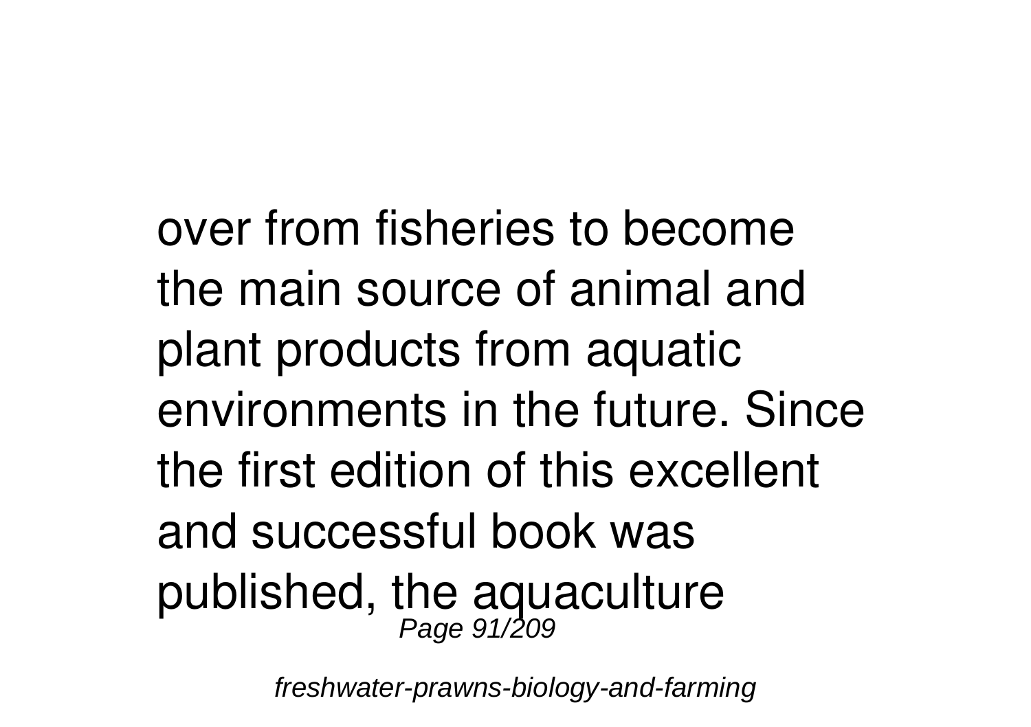over from fisheries to become the main source of animal and plant products from aquatic environments in the future. Since the first edition of this excellent and successful book was published, the aquaculture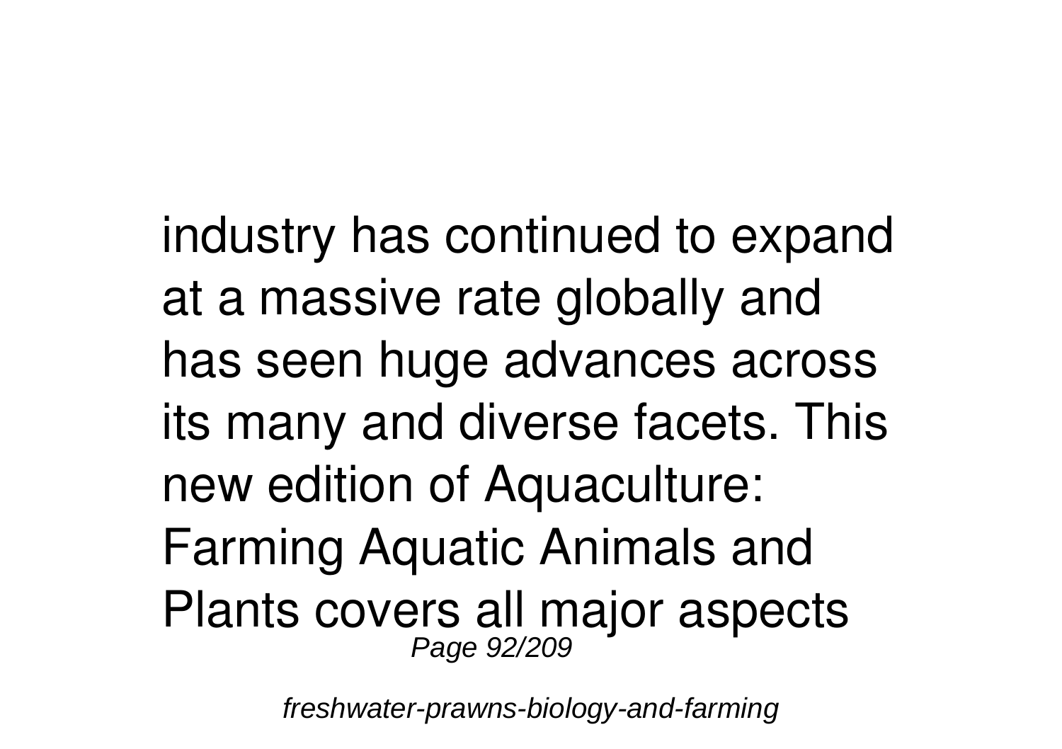industry has continued to expand at a massive rate globally and has seen huge advances across its many and diverse facets. This new edition of Aquaculture: Farming Aquatic Animals and Plants covers all major aspects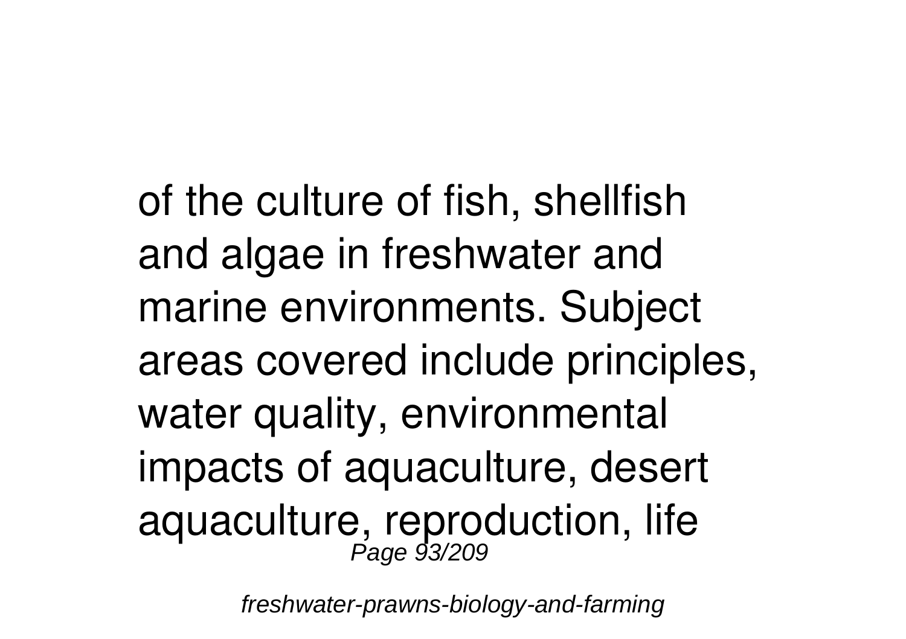of the culture of fish, shellfish and algae in freshwater and marine environments. Subject areas covered include principles, water quality, environmental impacts of aquaculture, desert aquaculture, reproduction, life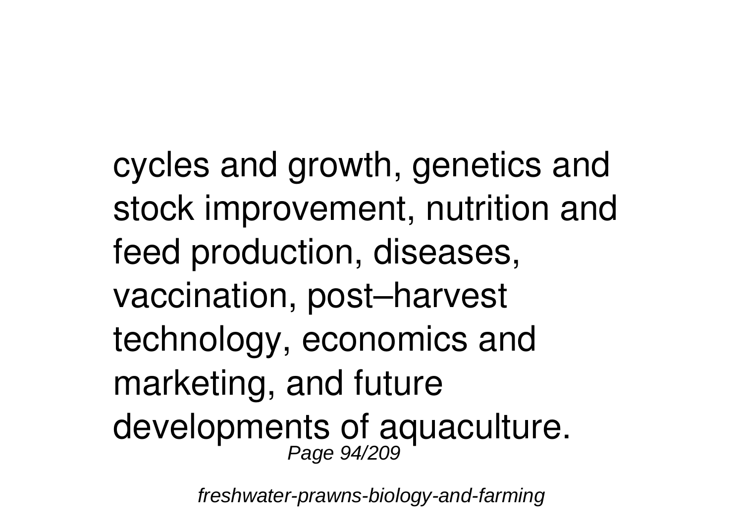cycles and growth, genetics and stock improvement, nutrition and feed production, diseases, vaccination, post–harvest technology, economics and marketing, and future developments of aquaculture.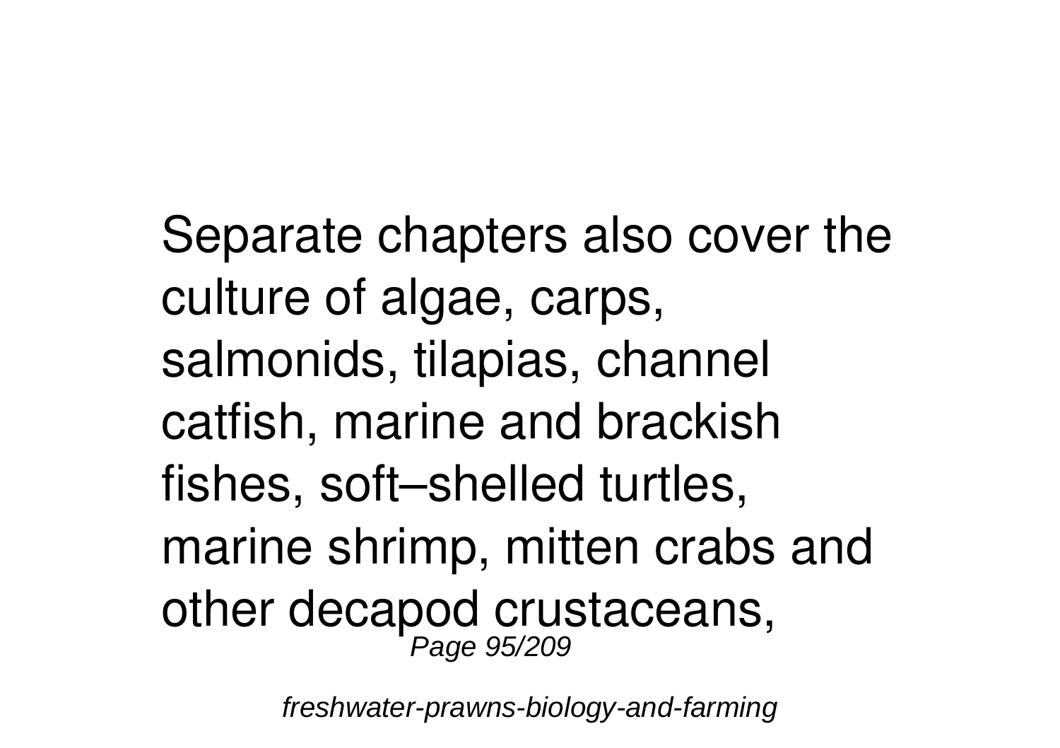Separate chapters also cover the culture of algae, carps, salmonids, tilapias, channel catfish, marine and brackish fishes, soft–shelled turtles, marine shrimp, mitten crabs and other decapod crustaceans,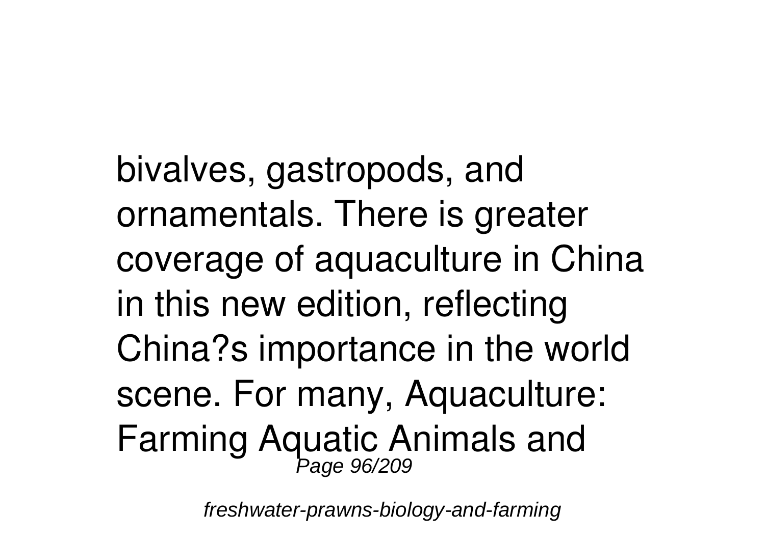bivalves, gastropods, and ornamentals. There is greater coverage of aquaculture in China in this new edition, reflecting China?s importance in the world scene. For many, Aquaculture: Farming Aquatic Animals and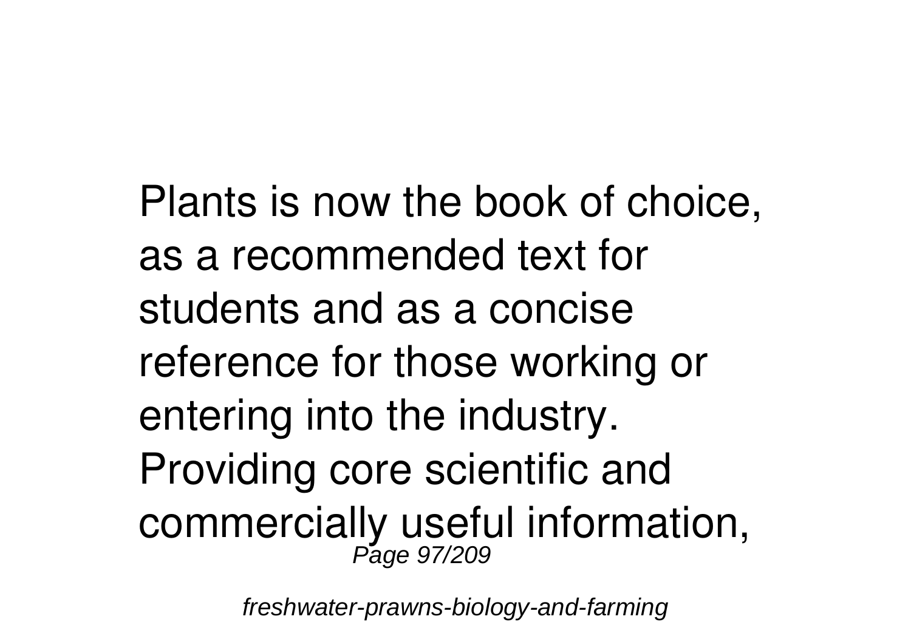Plants is now the book of choice, as a recommended text for students and as a concise reference for those working or entering into the industry. Providing core scientific and commercially useful information,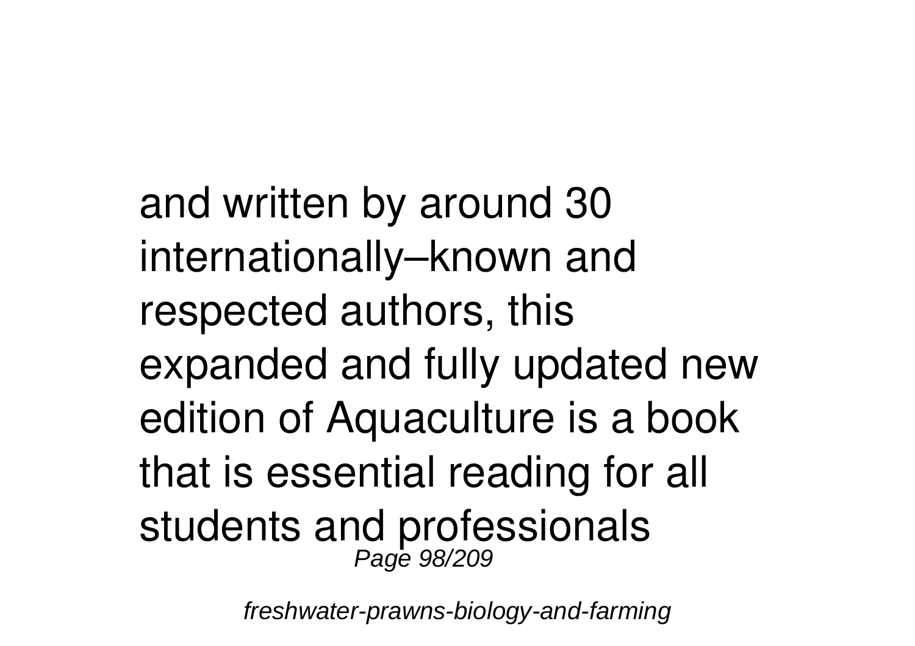and written by around 30 internationally–known and respected authors, this expanded and fully updated new edition of Aquaculture is a book that is essential reading for all students and professionals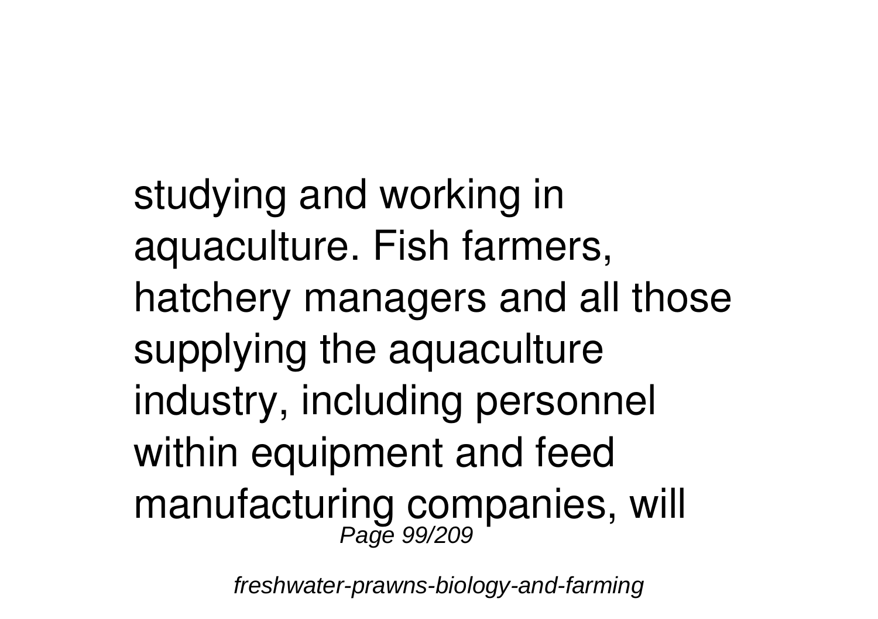studying and working in aquaculture. Fish farmers, hatchery managers and all those supplying the aquaculture industry, including personnel within equipment and feed manufacturing companies, will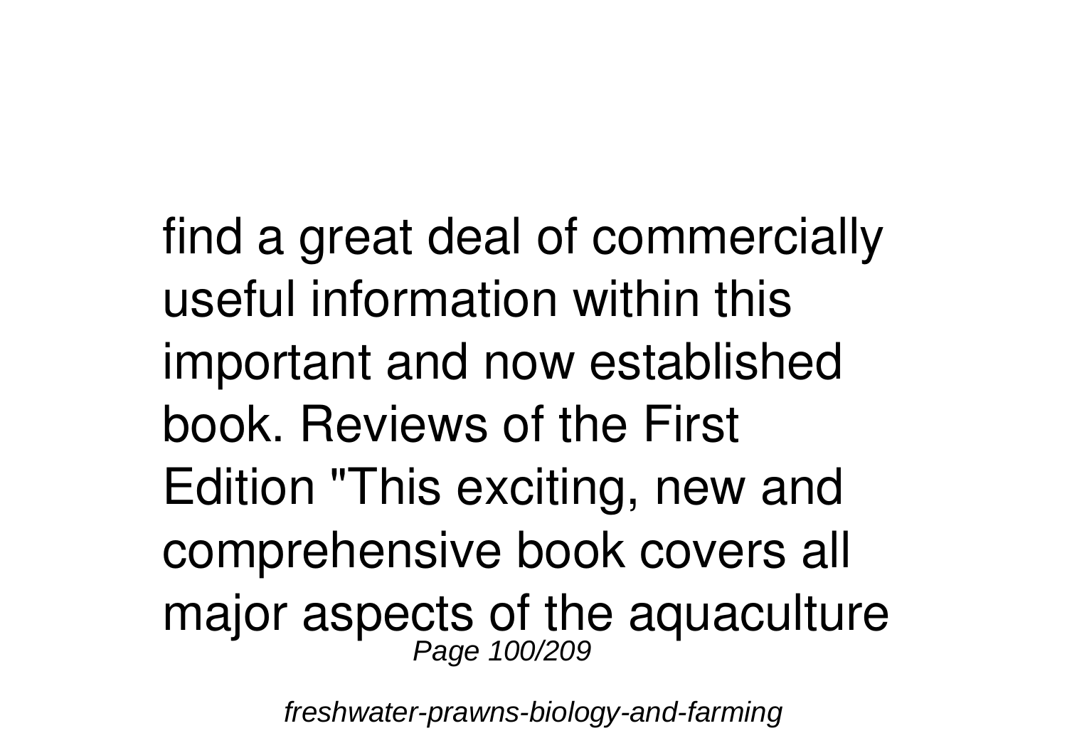find a great deal of commercially useful information within this important and now established book. Reviews of the First Edition "This exciting, new and comprehensive book covers all major aspects of the aquaculture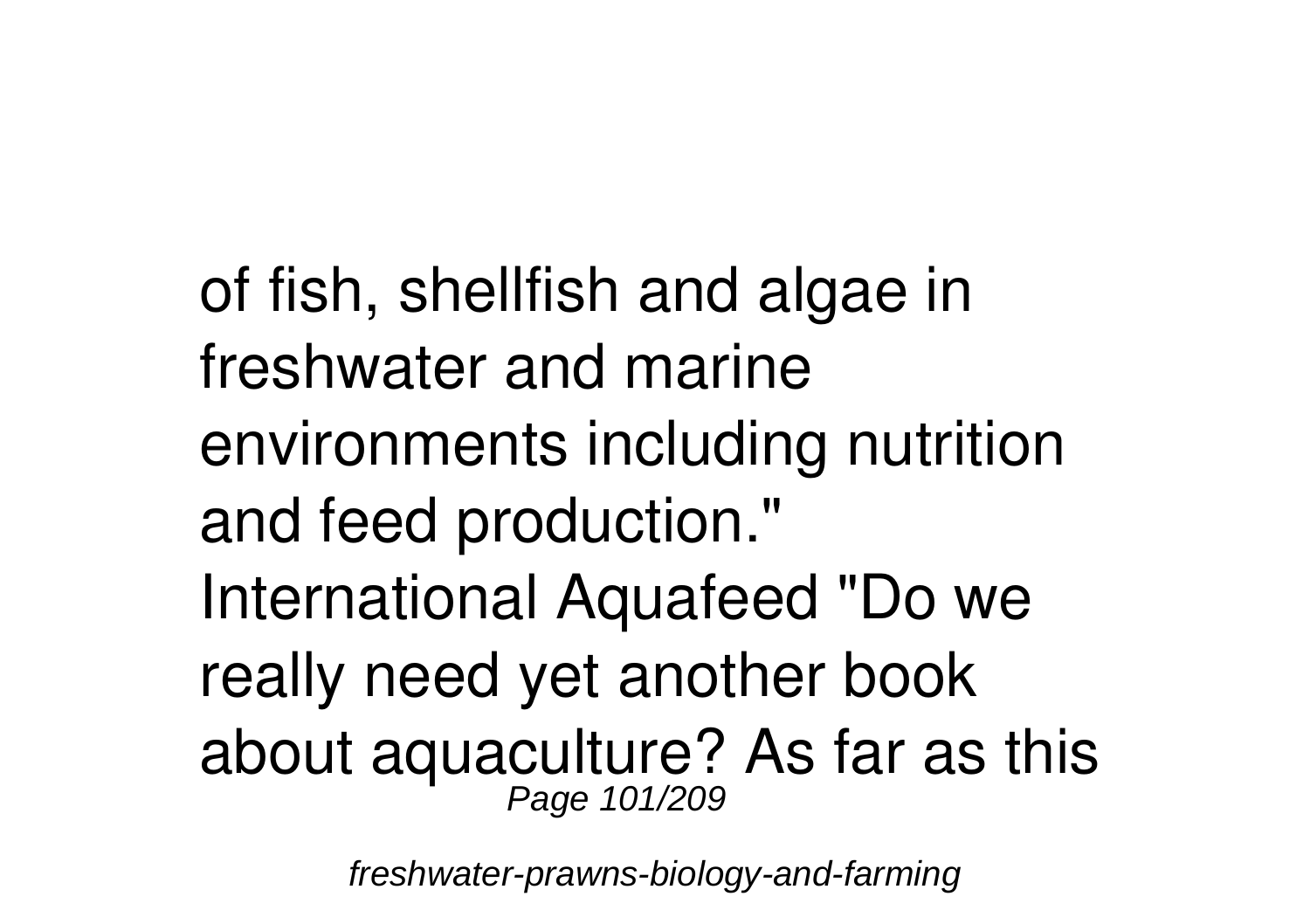of fish, shellfish and algae in freshwater and marine environments including nutrition and feed production." International Aquafeed "Do we really need yet another book about aquaculture? As far as this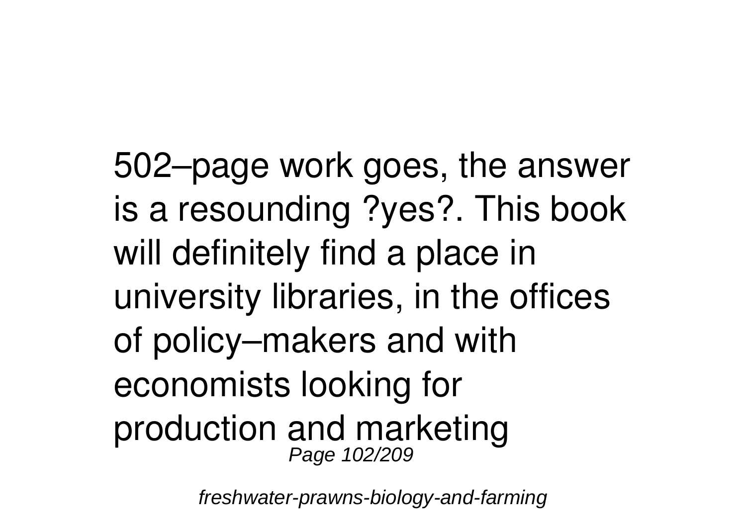502–page work goes, the answer is a resounding ?yes?. This book will definitely find a place in university libraries, in the offices of policy–makers and with economists looking for production and marketing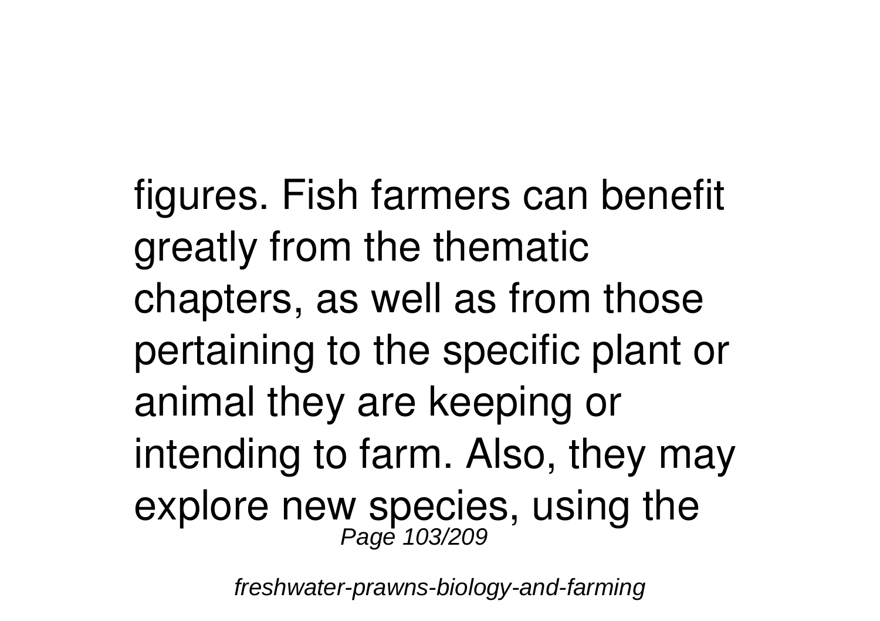figures. Fish farmers can benefit greatly from the thematic chapters, as well as from those pertaining to the specific plant or animal they are keeping or intending to farm. Also, they may explore new species, using the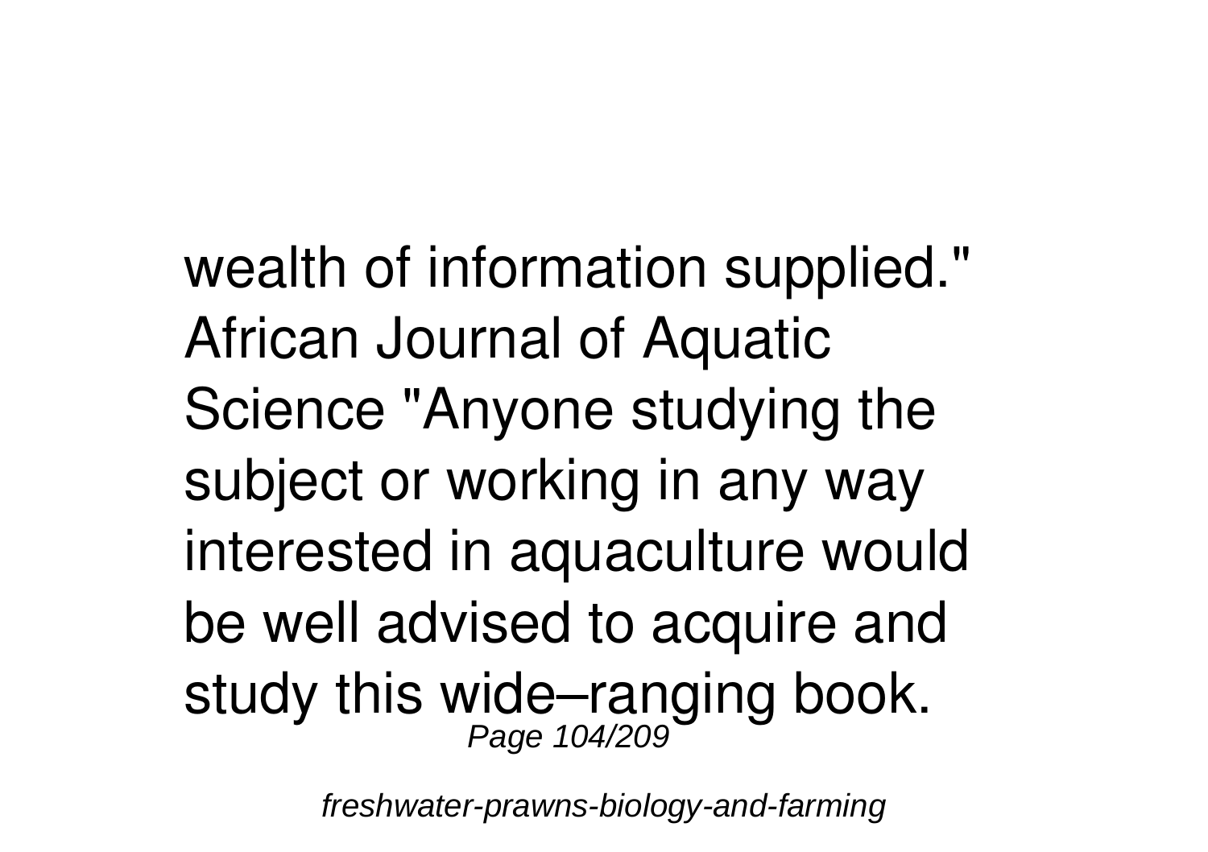wealth of information supplied." African Journal of Aquatic Science "Anyone studying the subject or working in any way interested in aquaculture would be well advised to acquire and study this wide–ranging book.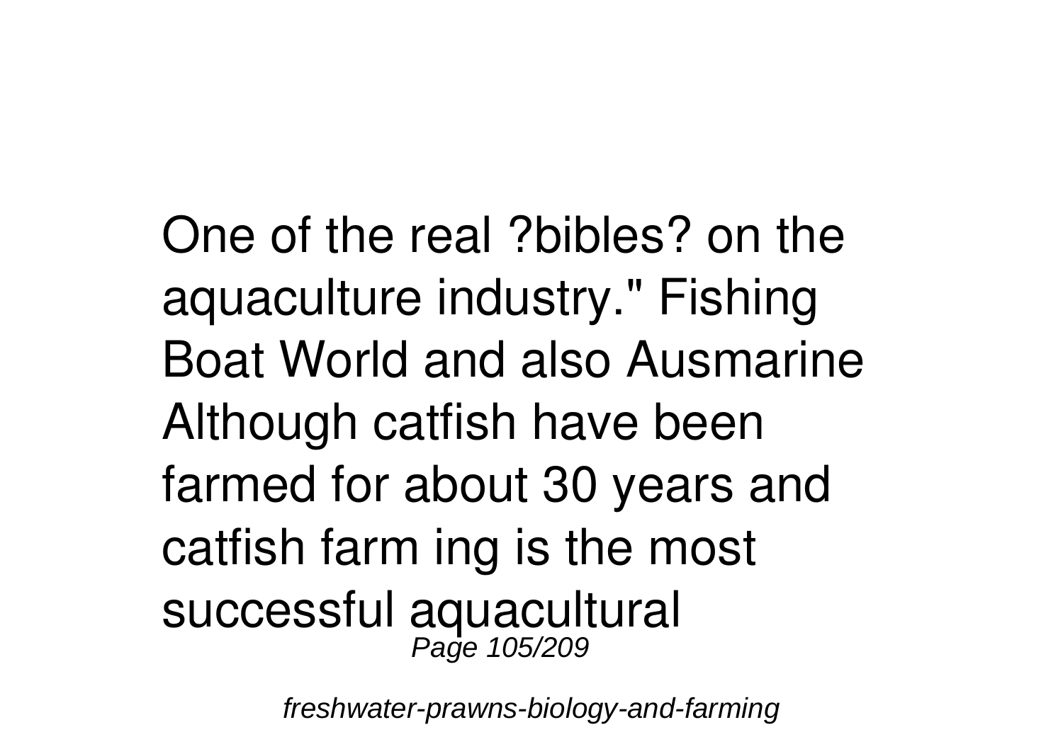One of the real ?bibles? on the aquaculture industry." Fishing Boat World and also Ausmarine Although catfish have been farmed for about 30 years and catfish farm ing is the most successful aquacultural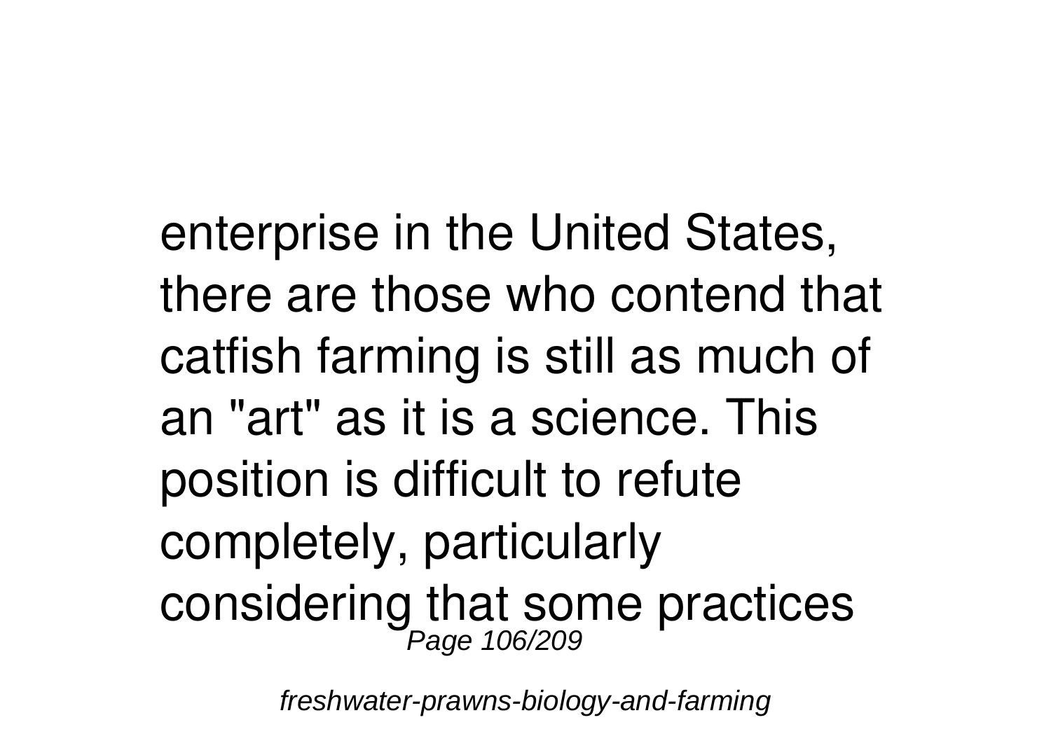enterprise in the United States, there are those who contend that catfish farming is still as much of an "art" as it is a science. This position is difficult to refute completely, particularly considering that some practices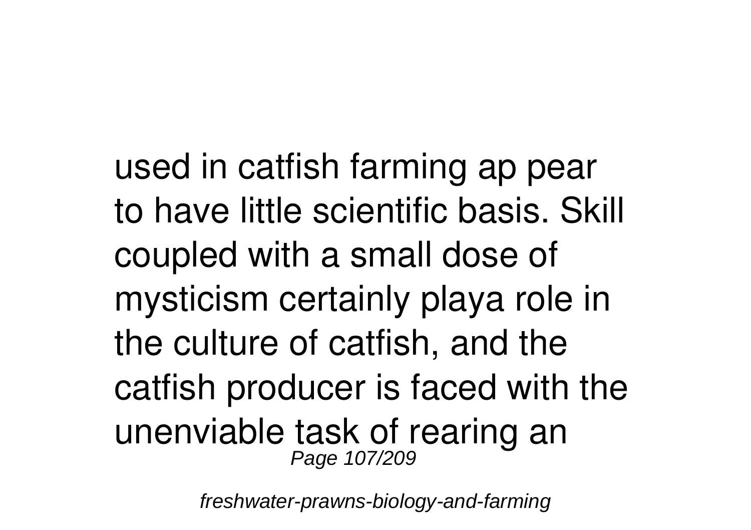used in catfish farming ap pear to have little scientific basis. Skill coupled with a small dose of mysticism certainly playa role in the culture of catfish, and the catfish producer is faced with the unenviable task of rearing an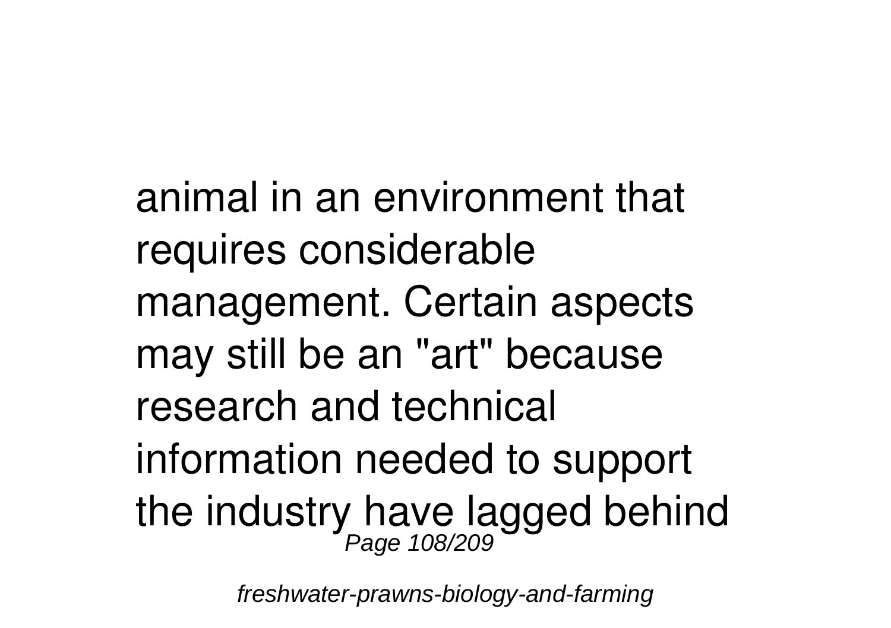animal in an environment that requires considerable management. Certain aspects may still be an "art" because research and technical information needed to support the industry have lagged behind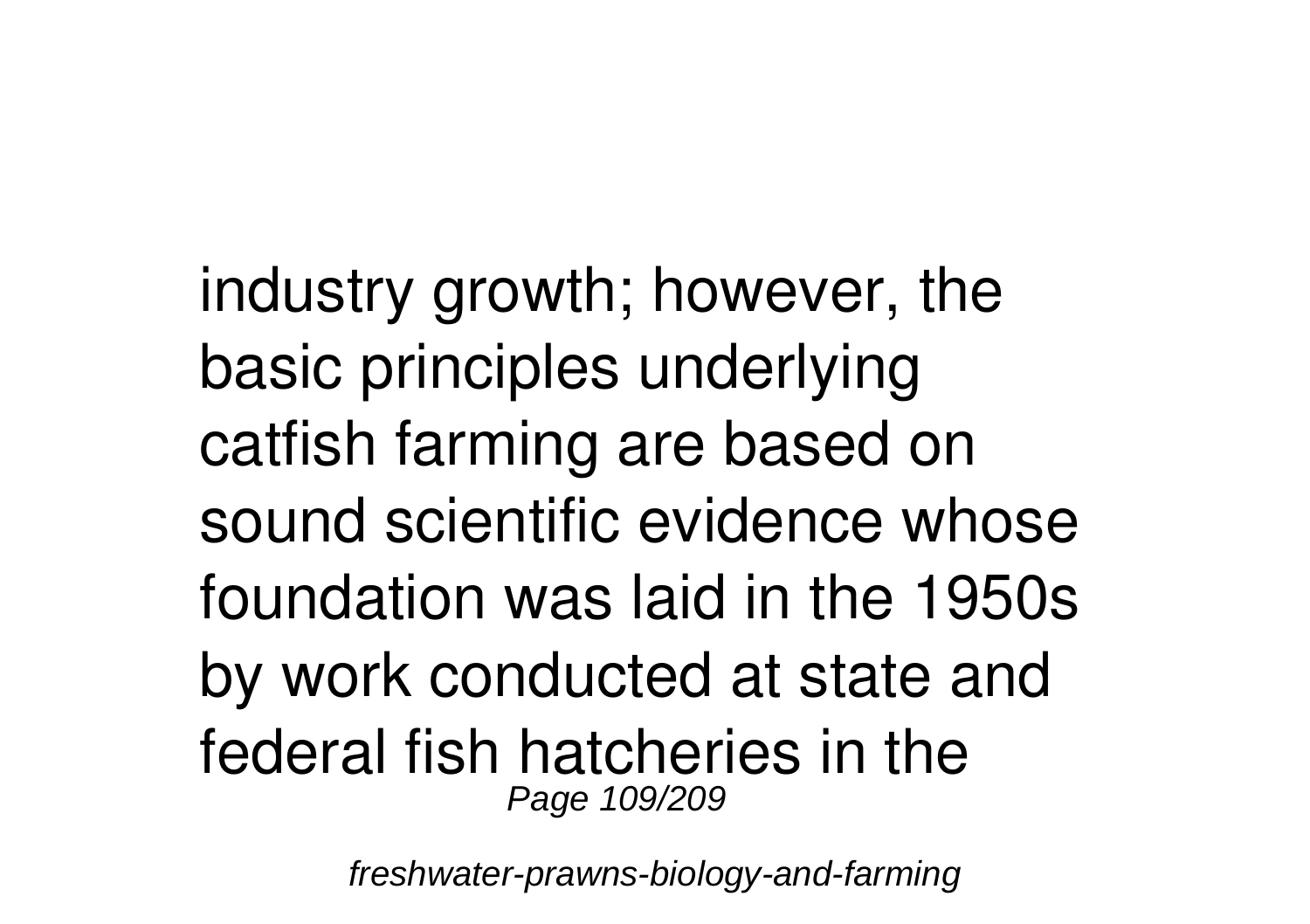industry growth; however, the basic principles underlying catfish farming are based on sound scientific evidence whose foundation was laid in the 1950s by work conducted at state and federal fish hatcheries in the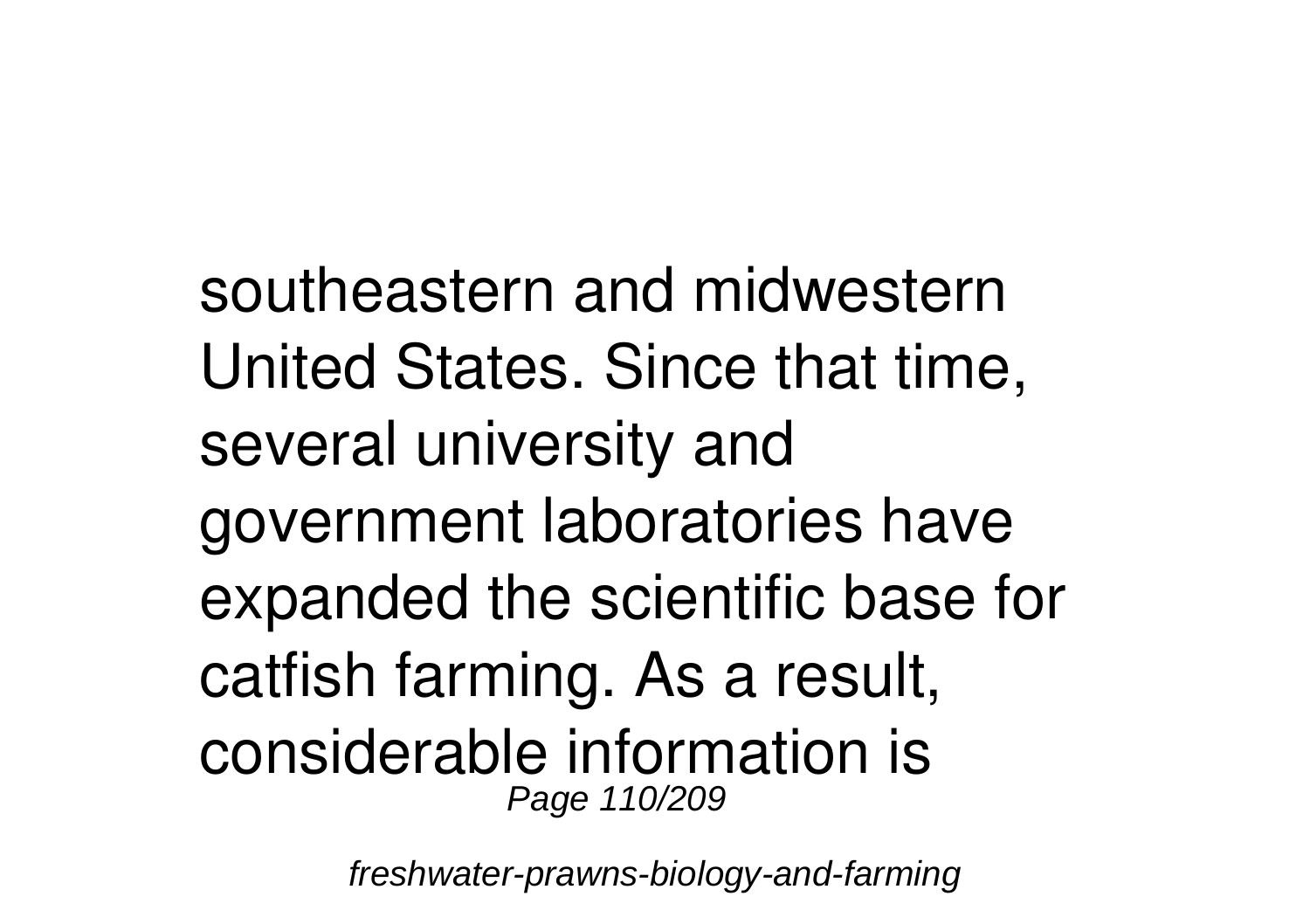southeastern and midwestern United States. Since that time, several university and government laboratories have expanded the scientific base for catfish farming. As a result, considerable information is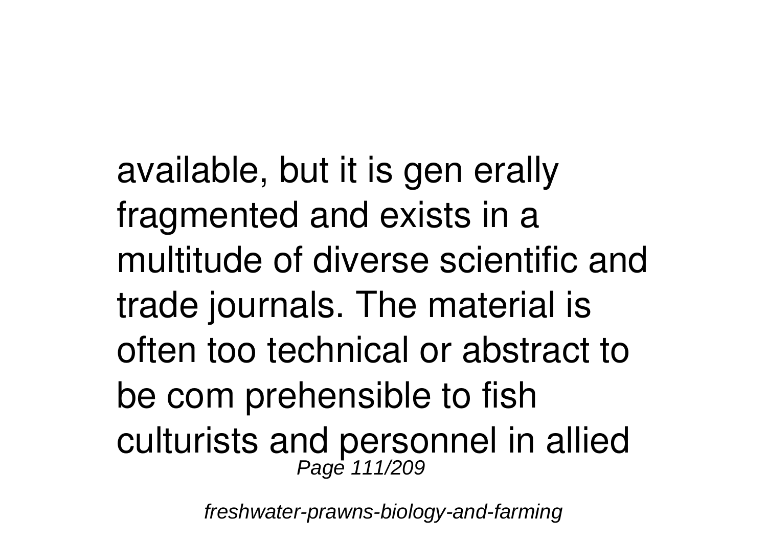available, but it is gen erally fragmented and exists in a multitude of diverse scientific and trade journals. The material is often too technical or abstract to be com prehensible to fish culturists and personnel in allied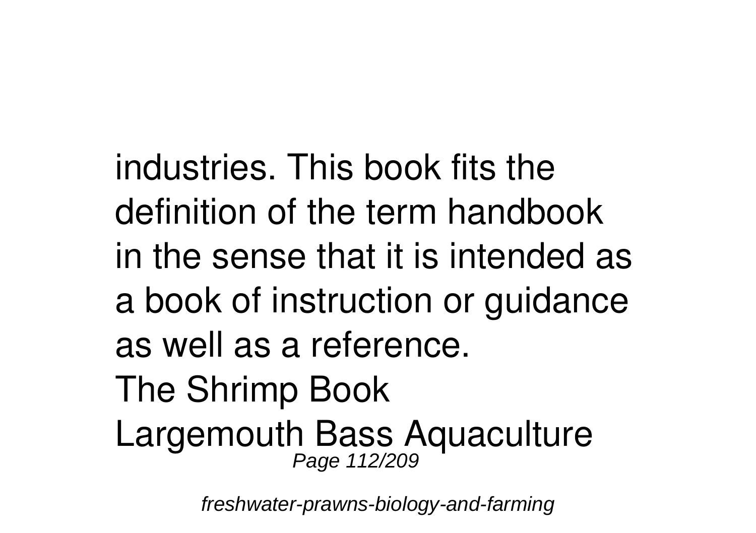industries. This book fits the definition of the term handbook in the sense that it is intended as a book of instruction or guidance as well as a reference.

The Shrimp Book

Largemouth Bass Aquaculture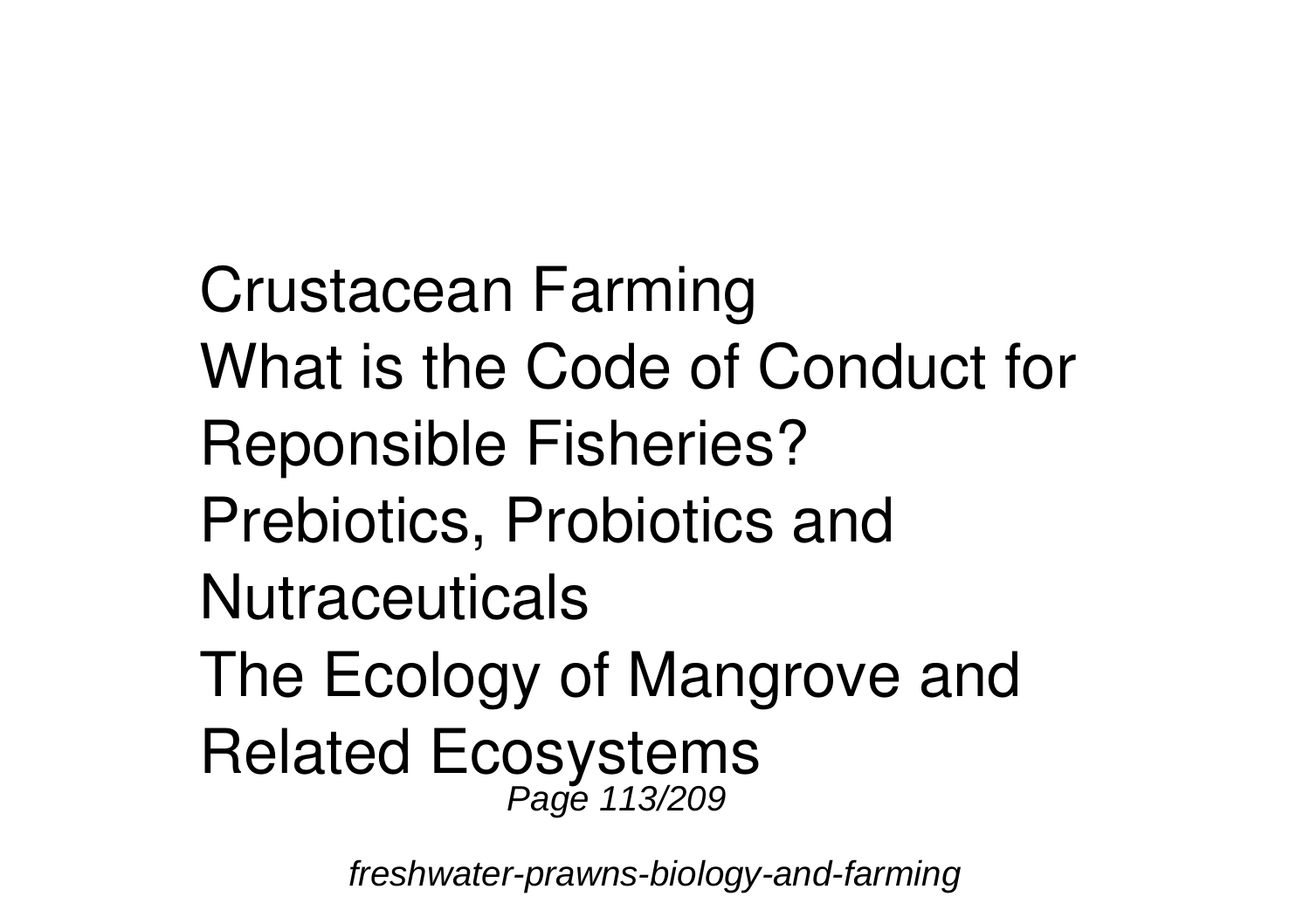Crustacean Farming
What is the Code of Conduct for Reponsible Fisheries?
Prebiotics, Probiotics and Nutraceuticals
The Ecology of Mangrove and Related Ecosystems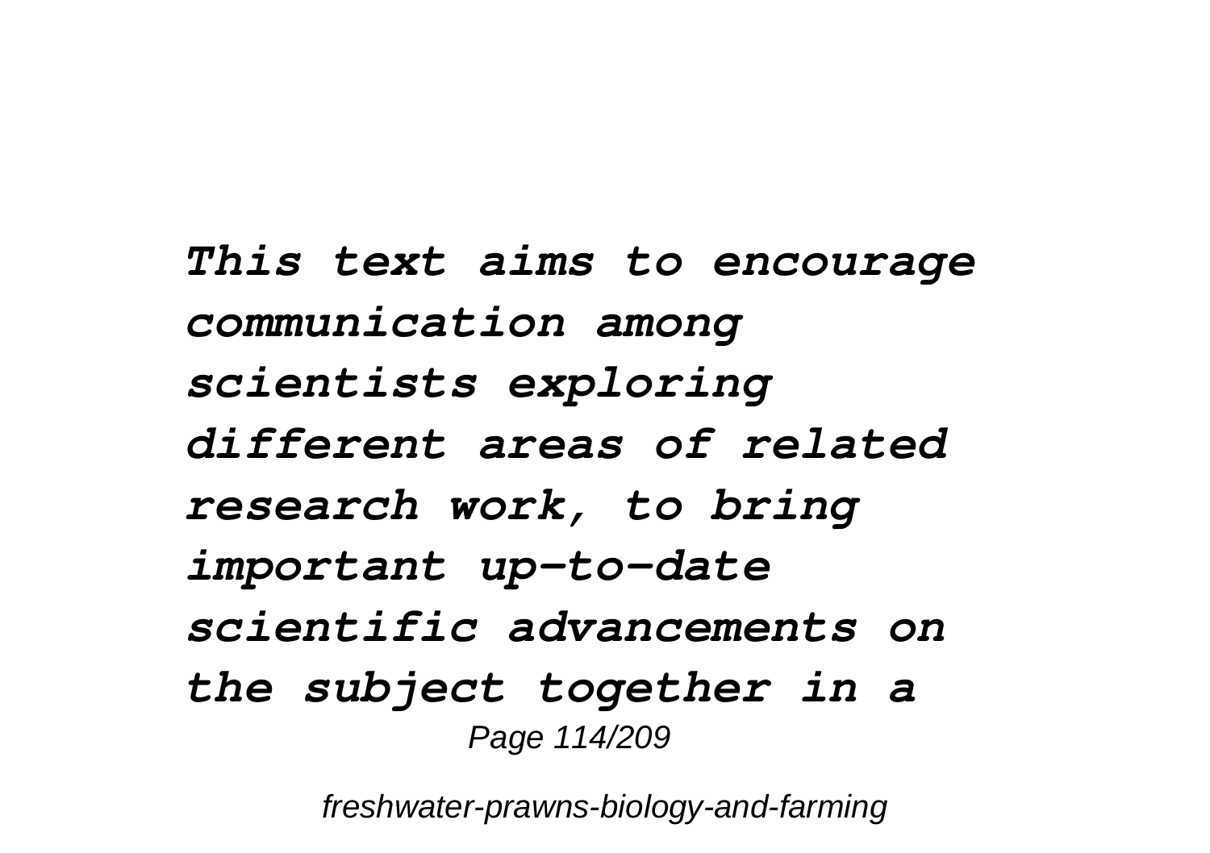*This text aims to encourage communication among scientists exploring different areas of related research work, to bring important up-to-date scientific advancements on the subject together in a*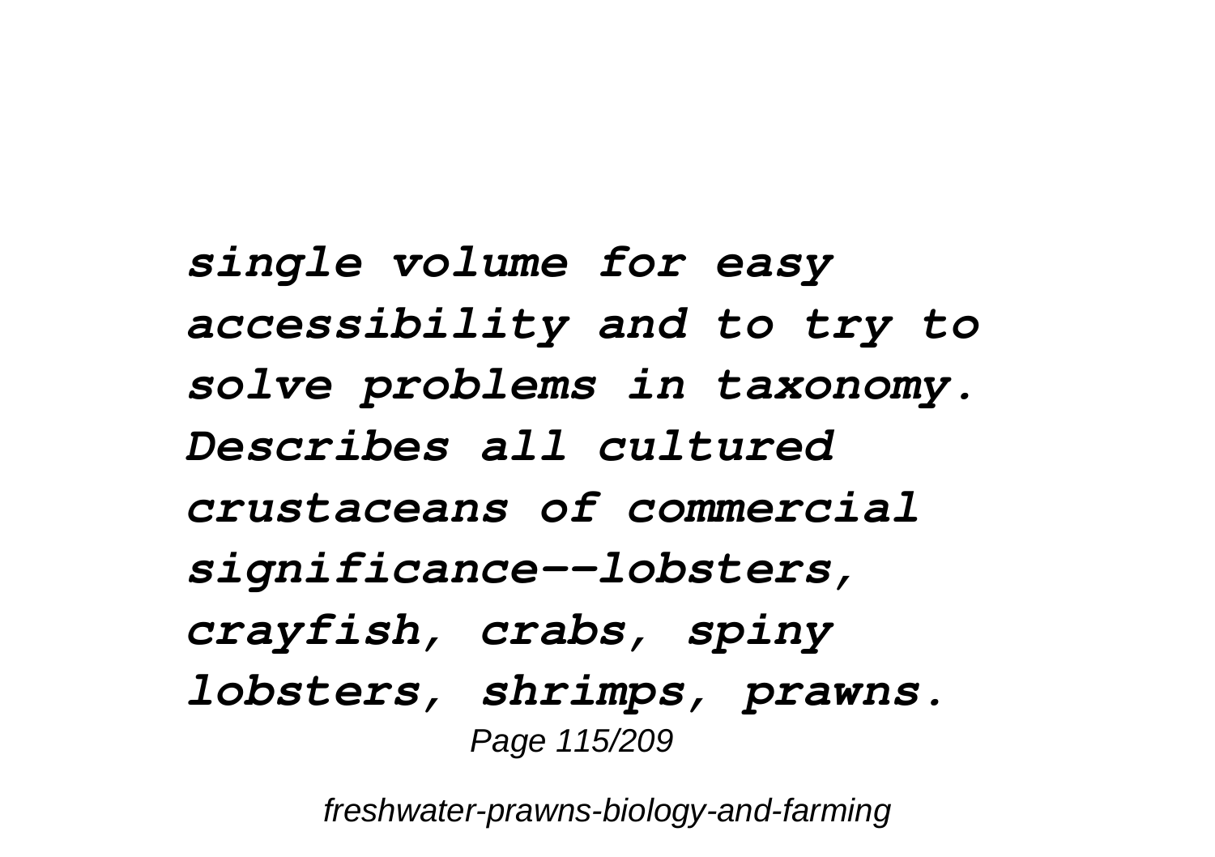*single volume for easy accessibility and to try to solve problems in taxonomy. Describes all cultured crustaceans of commercial significance--lobsters, crayfish, crabs, spiny lobsters, shrimps, prawns.*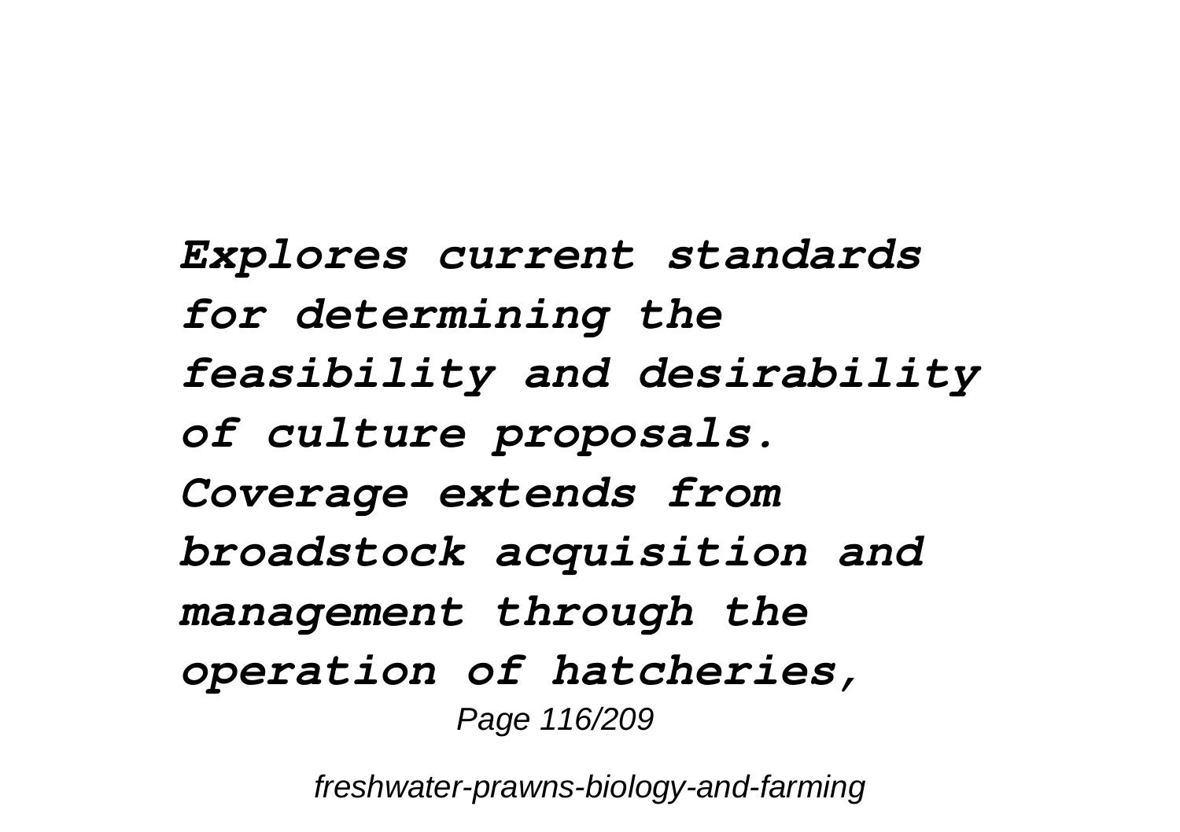***Explores current standards for determining the feasibility and desirability of culture proposals. Coverage extends from broadstock acquisition and management through the operation of hatcheries,***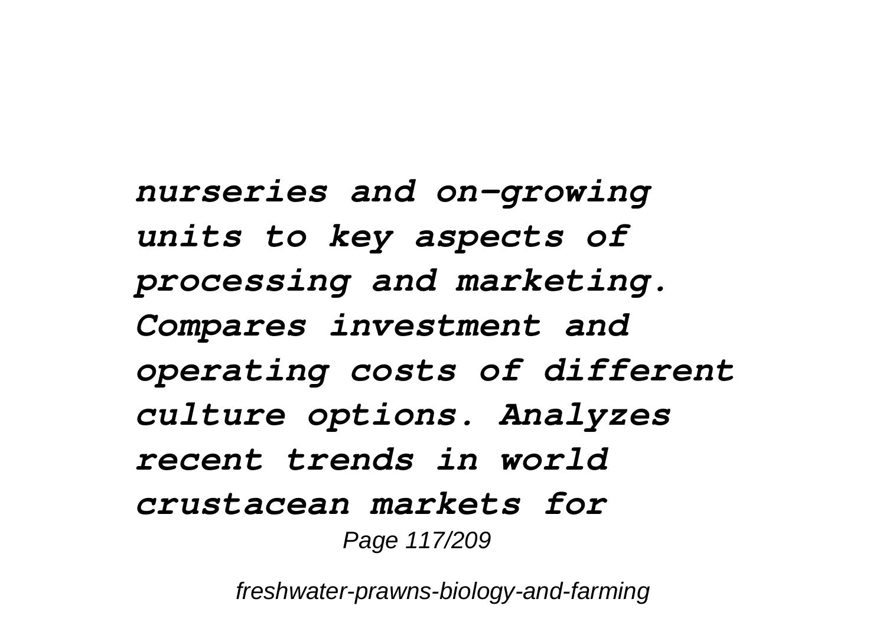*nurseries and on-growing units to key aspects of processing and marketing. Compares investment and operating costs of different culture options. Analyzes recent trends in world crustacean markets for*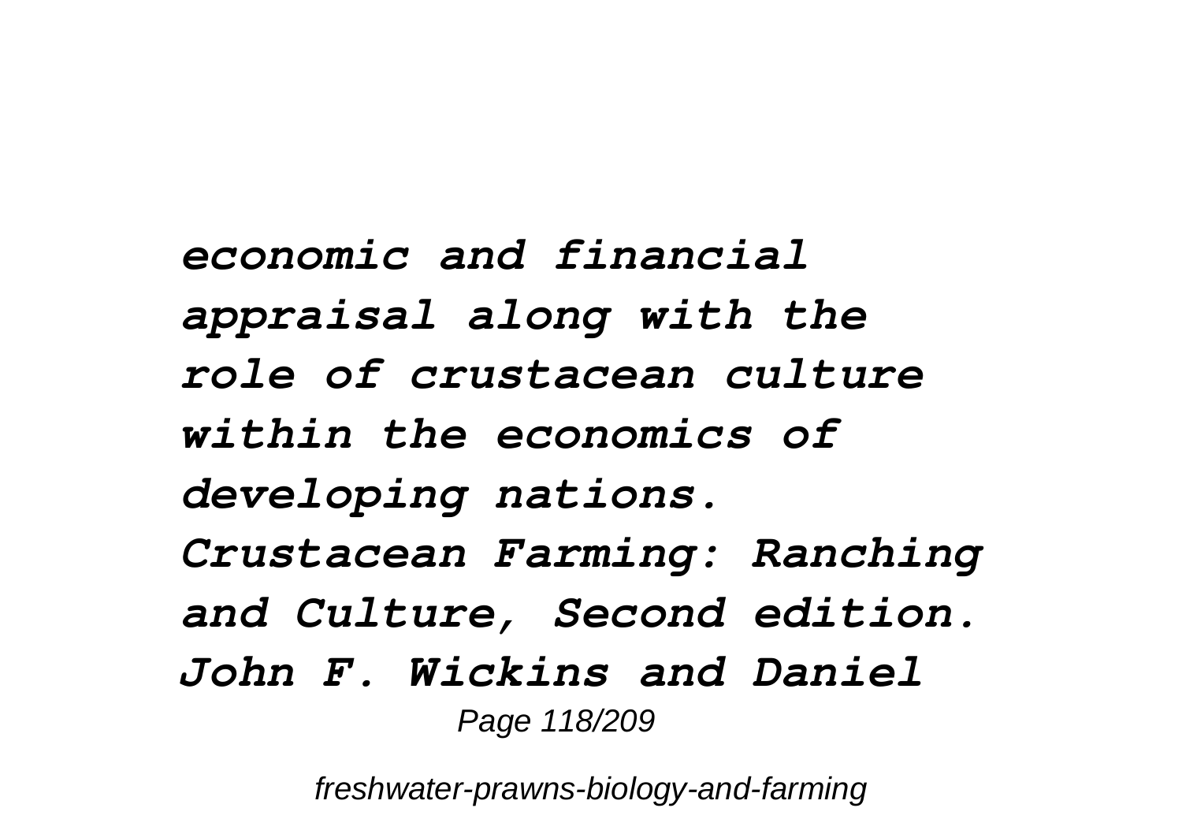*economic and financial appraisal along with the role of crustacean culture within the economics of developing nations. Crustacean Farming: Ranching and Culture, Second edition. John F. Wickins and Daniel*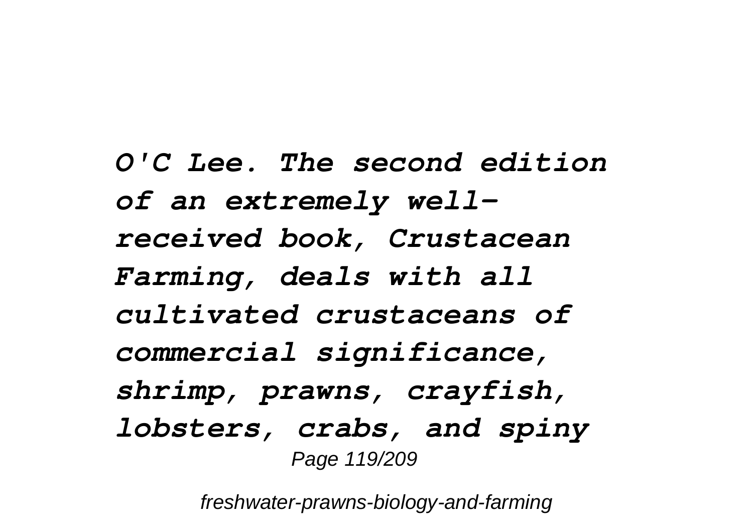*O'C Lee. The second edition of an extremely well-received book, Crustacean Farming, deals with all cultivated crustaceans of commercial significance, shrimp, prawns, crayfish, lobsters, crabs, and spiny*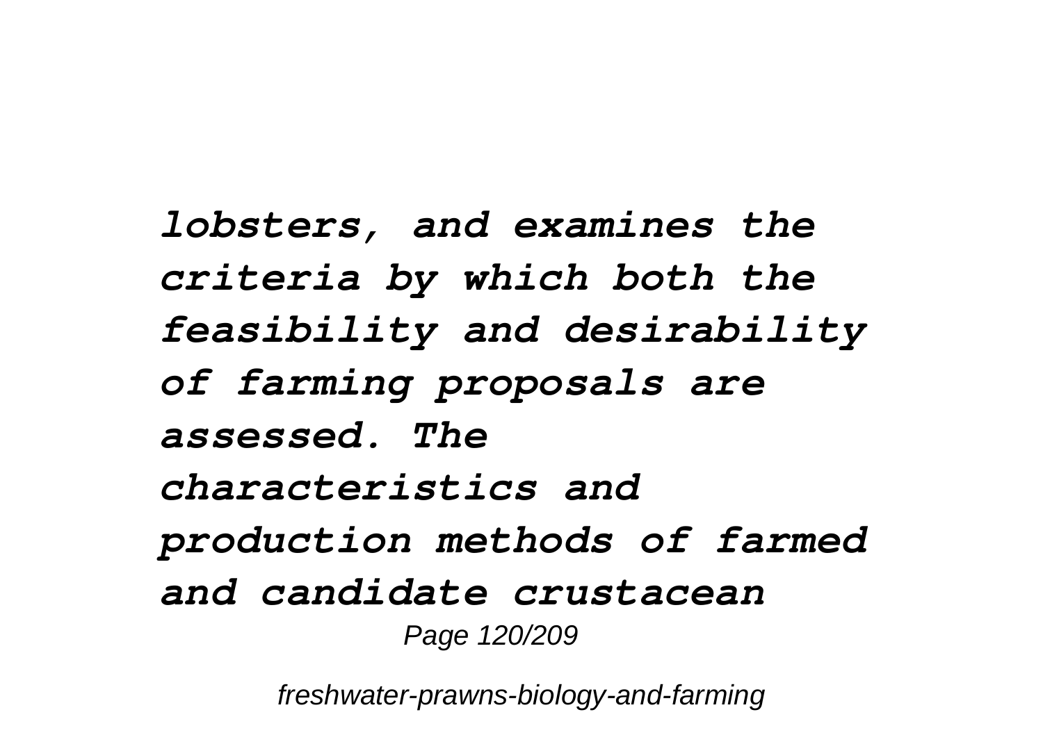*lobsters, and examines the criteria by which both the feasibility and desirability of farming proposals are assessed. The characteristics and production methods of farmed and candidate crustacean*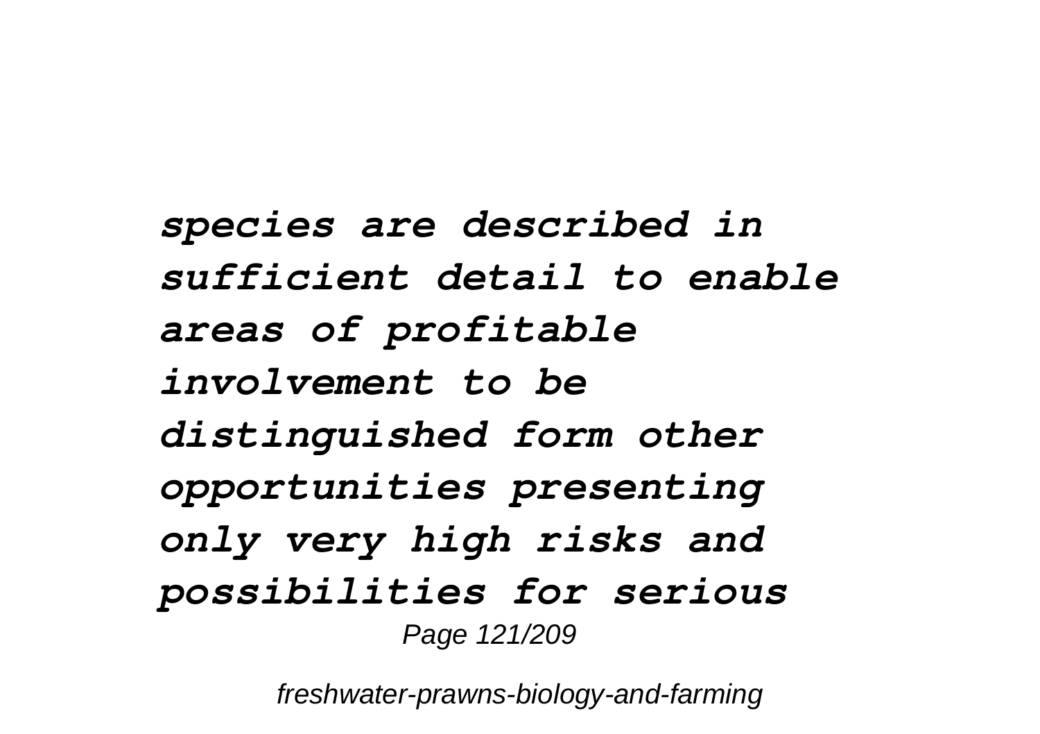*species are described in sufficient detail to enable areas of profitable involvement to be distinguished form other opportunities presenting only very high risks and possibilities for serious*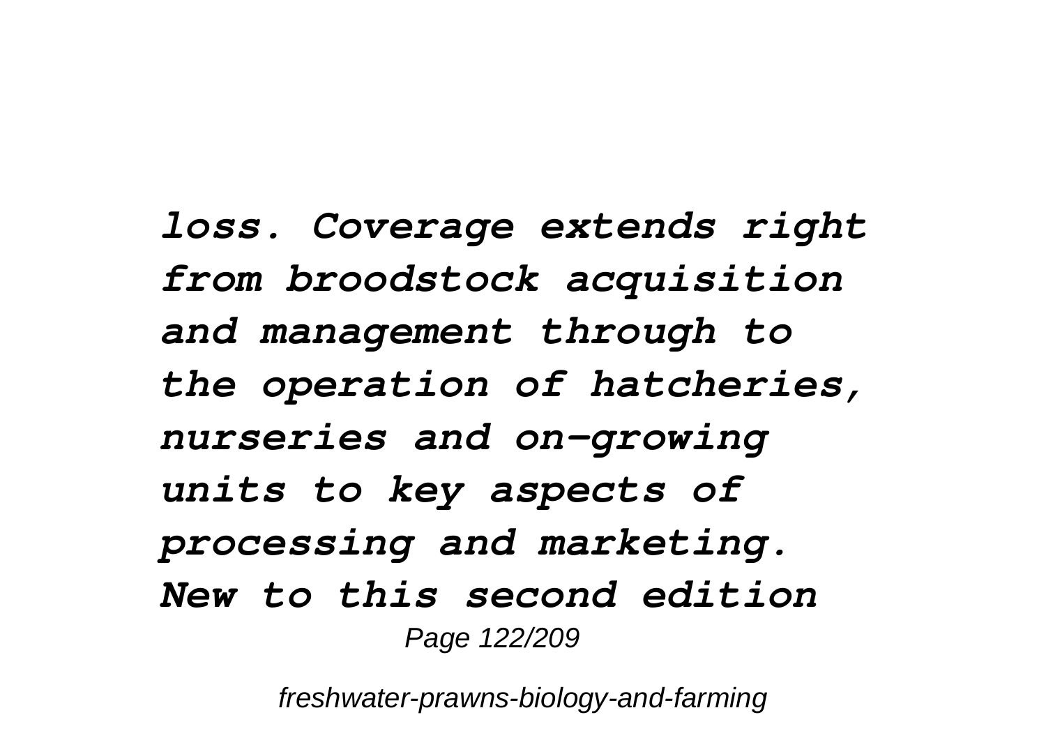*loss. Coverage extends right from broodstock acquisition and management through to the operation of hatcheries, nurseries and on-growing units to key aspects of processing and marketing. New to this second edition*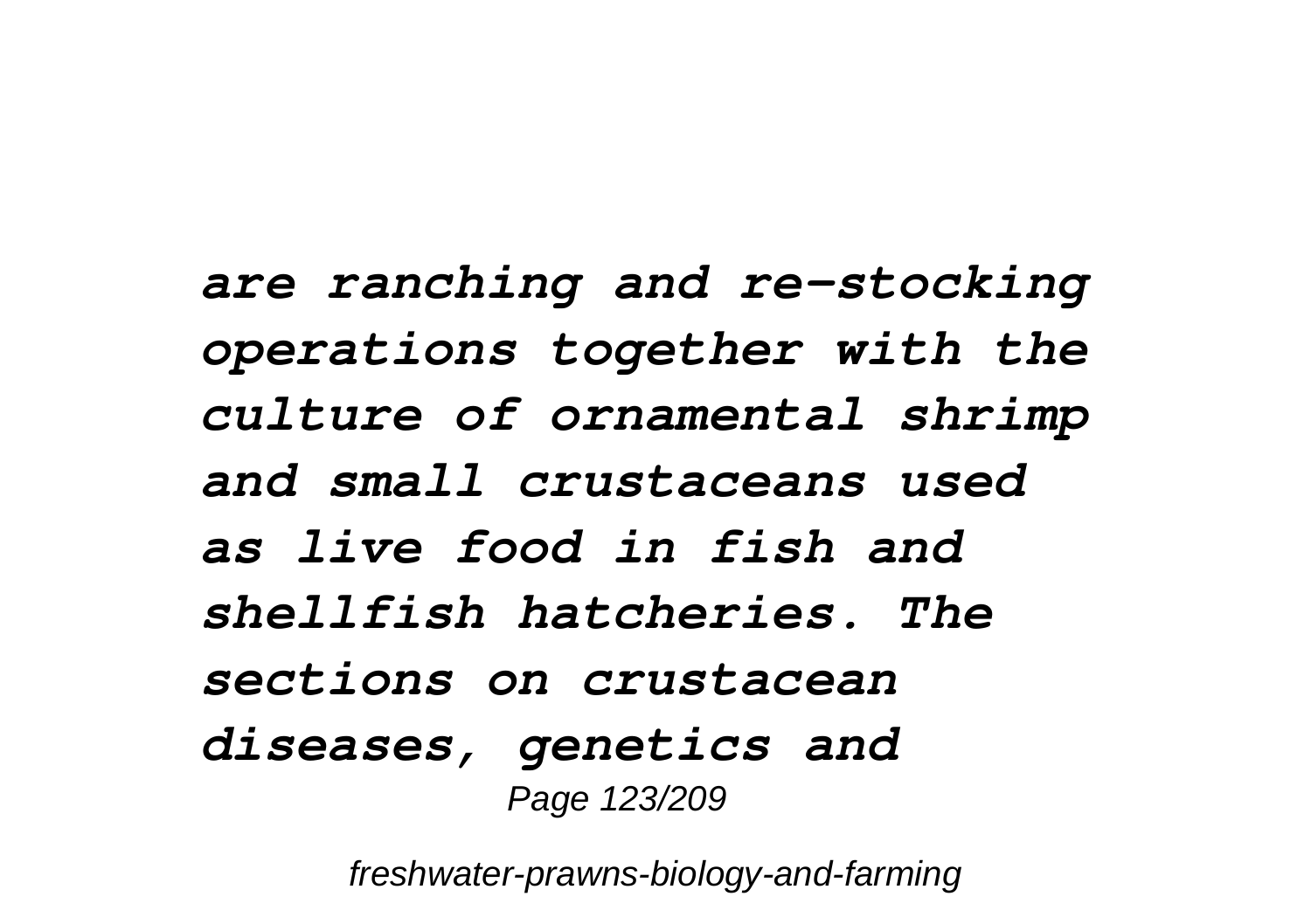*are ranching and re-stocking operations together with the culture of ornamental shrimp and small crustaceans used as live food in fish and shellfish hatcheries. The sections on crustacean diseases, genetics and*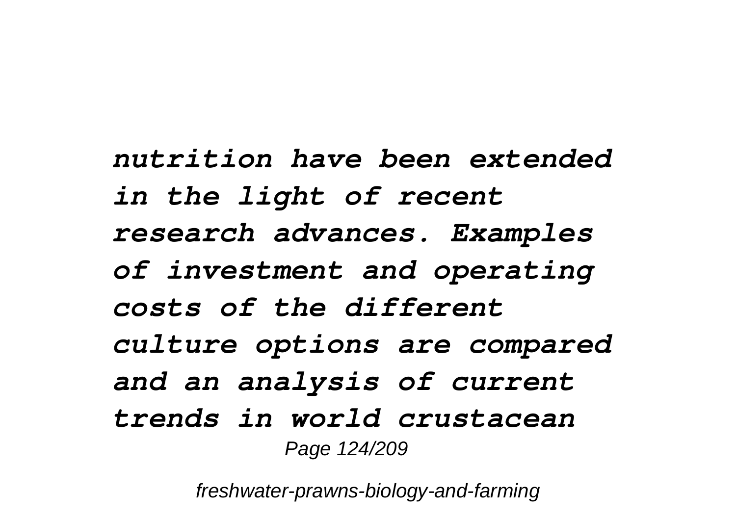*nutrition have been extended in the light of recent research advances. Examples of investment and operating costs of the different culture options are compared and an analysis of current trends in world crustacean*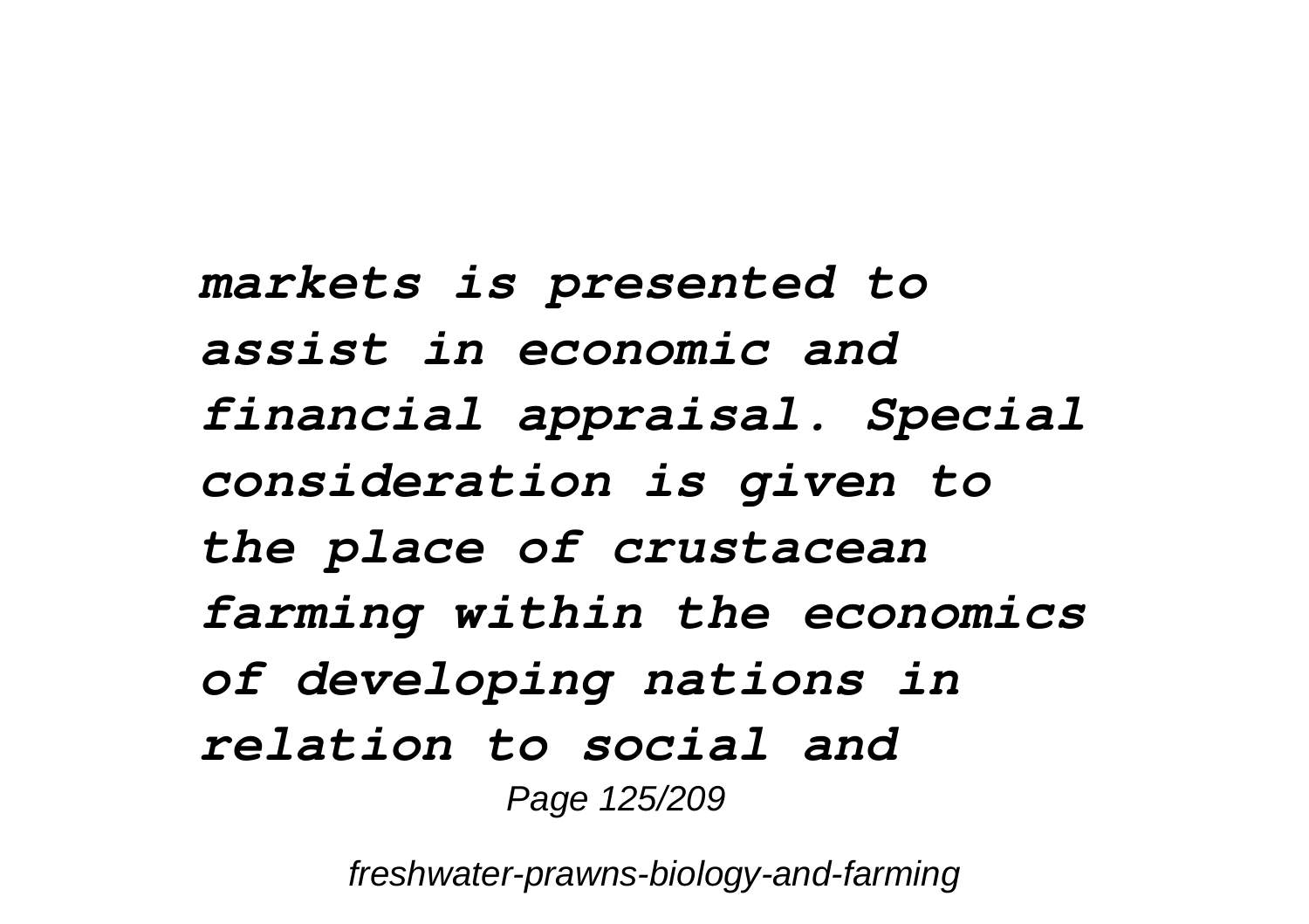*markets is presented to assist in economic and financial appraisal. Special consideration is given to the place of crustacean farming within the economics of developing nations in relation to social and*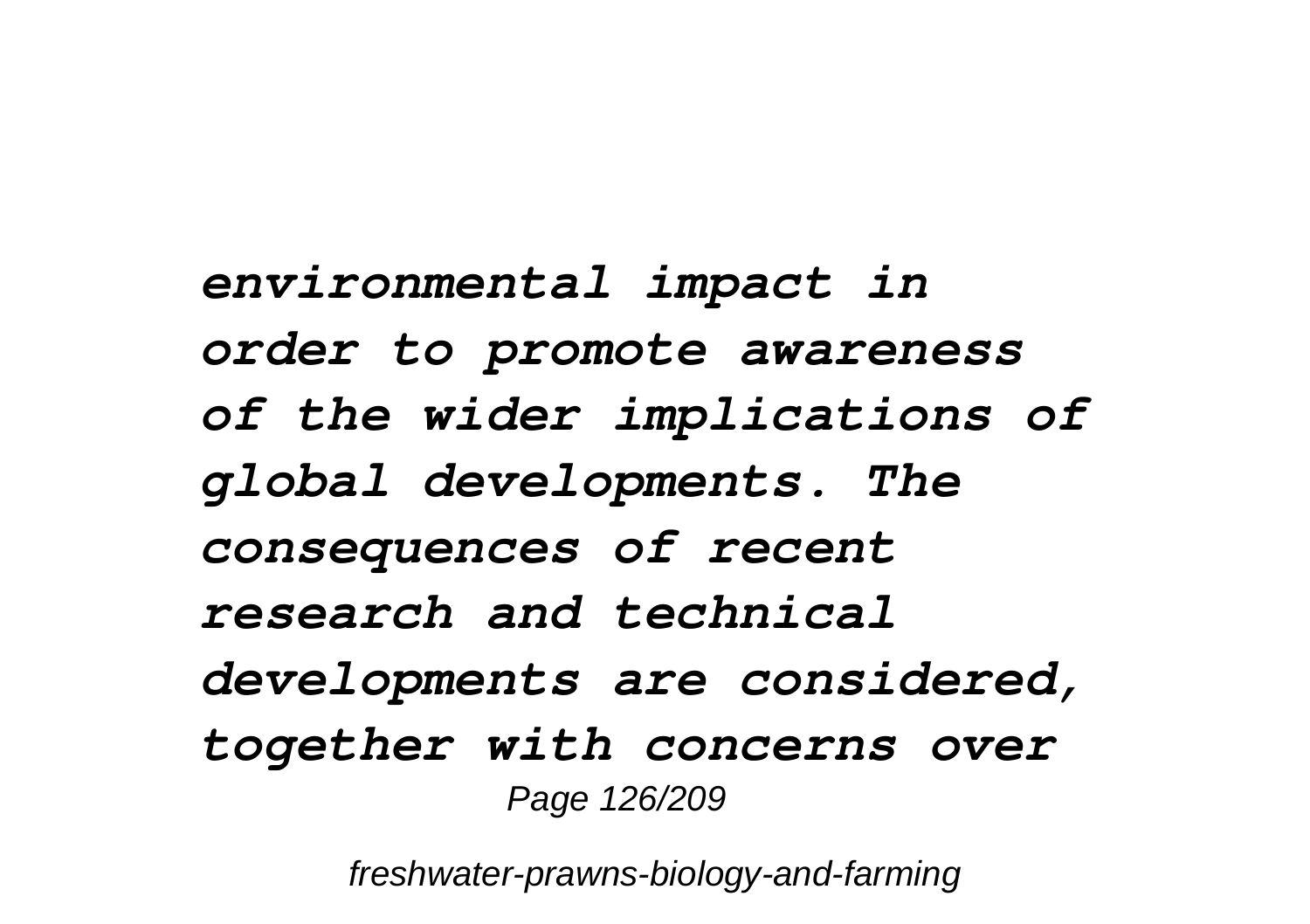*environmental impact in order to promote awareness of the wider implications of global developments. The consequences of recent research and technical developments are considered, together with concerns over*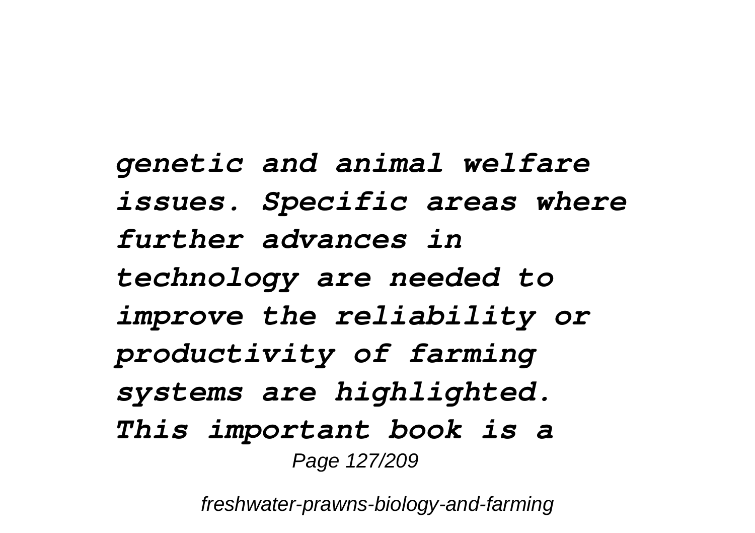*genetic and animal welfare issues. Specific areas where further advances in technology are needed to improve the reliability or productivity of farming systems are highlighted. This important book is a*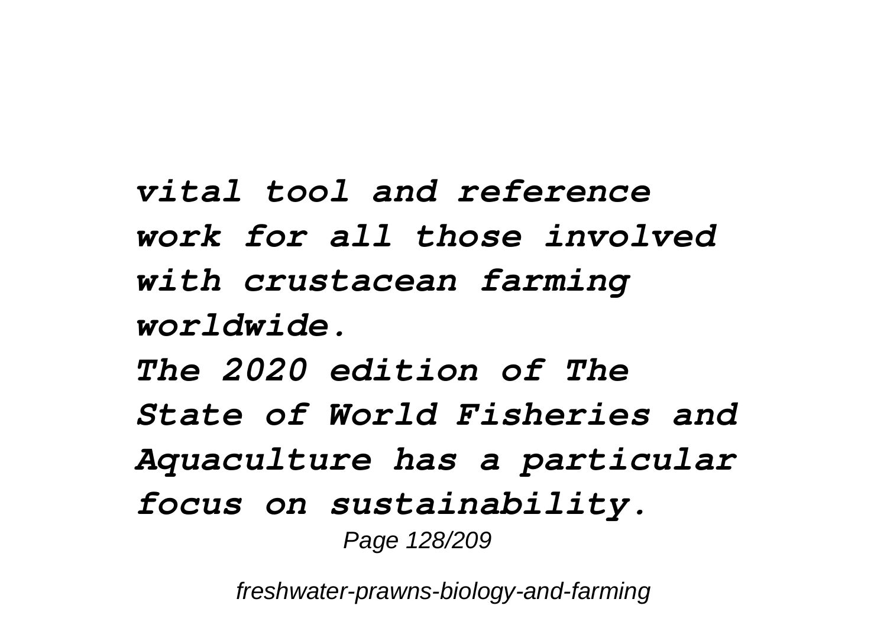***vital tool and reference work for all those involved with crustacean farming worldwide.***

***The 2020 edition of The State of World Fisheries and Aquaculture has a particular focus on sustainability.***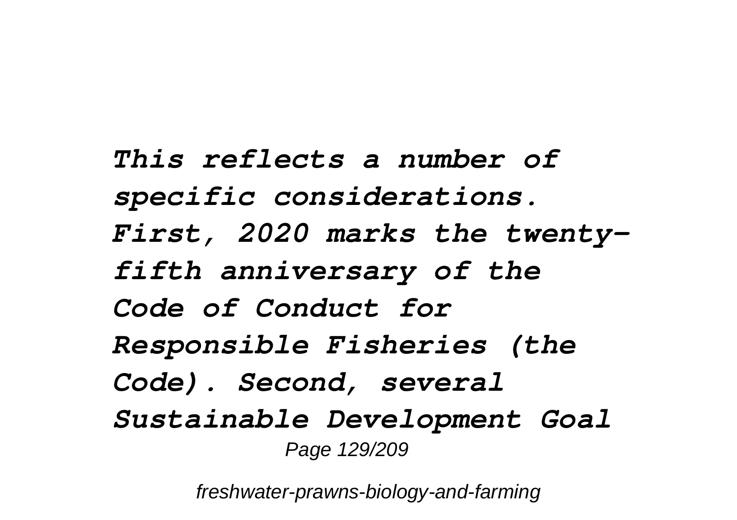*This reflects a number of specific considerations. First, 2020 marks the twenty-fifth anniversary of the Code of Conduct for Responsible Fisheries (the Code). Second, several Sustainable Development Goal*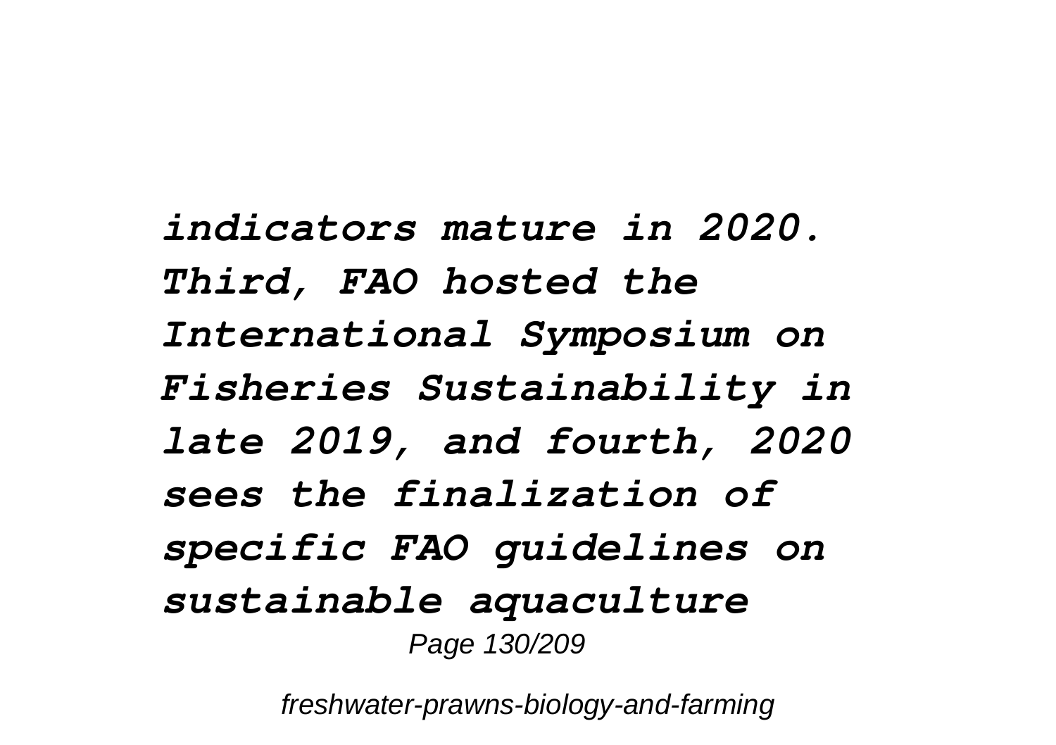*indicators mature in 2020. Third, FAO hosted the International Symposium on Fisheries Sustainability in late 2019, and fourth, 2020 sees the finalization of specific FAO guidelines on sustainable aquaculture*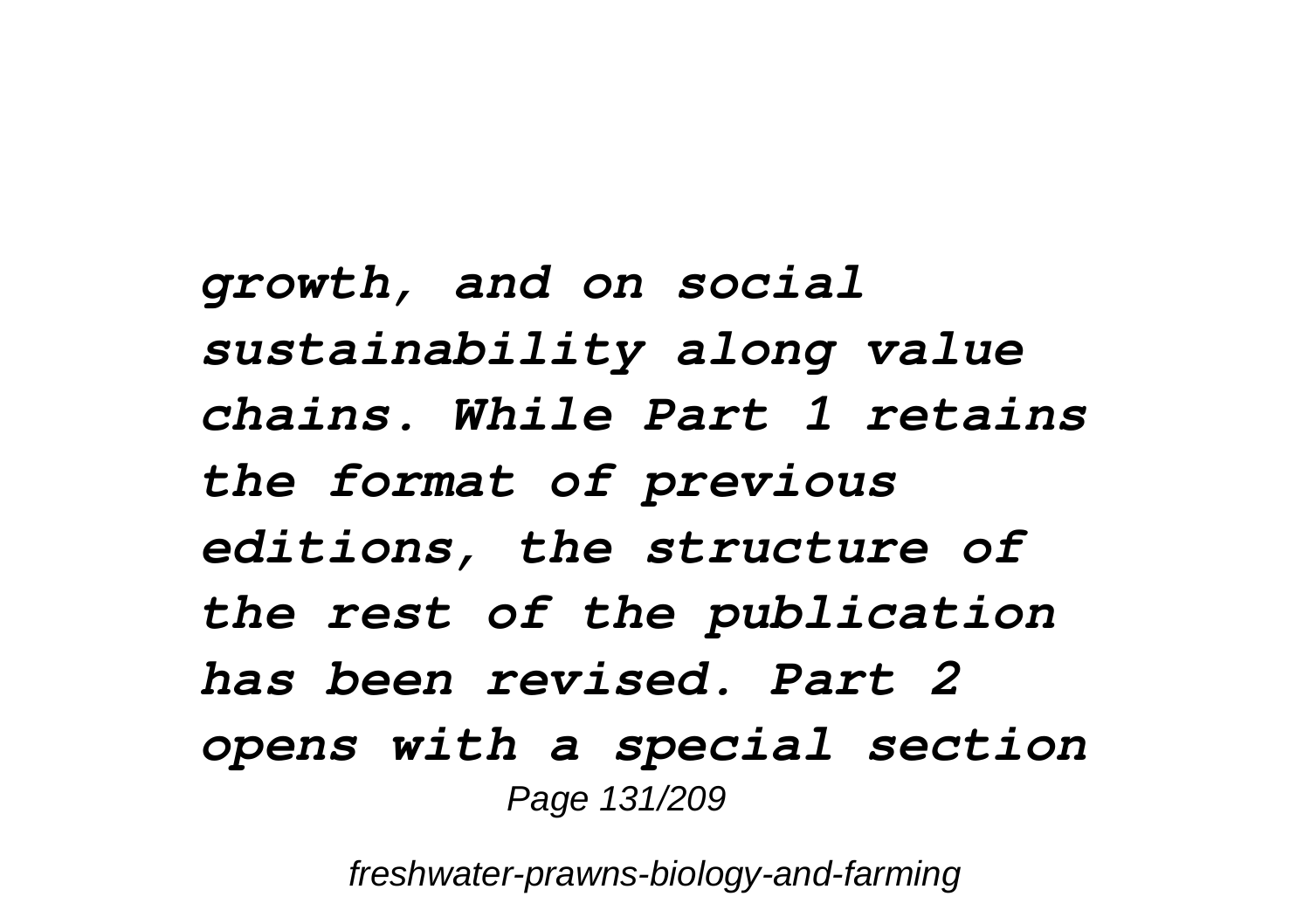*growth, and on social sustainability along value chains. While Part 1 retains the format of previous editions, the structure of the rest of the publication has been revised. Part 2 opens with a special section*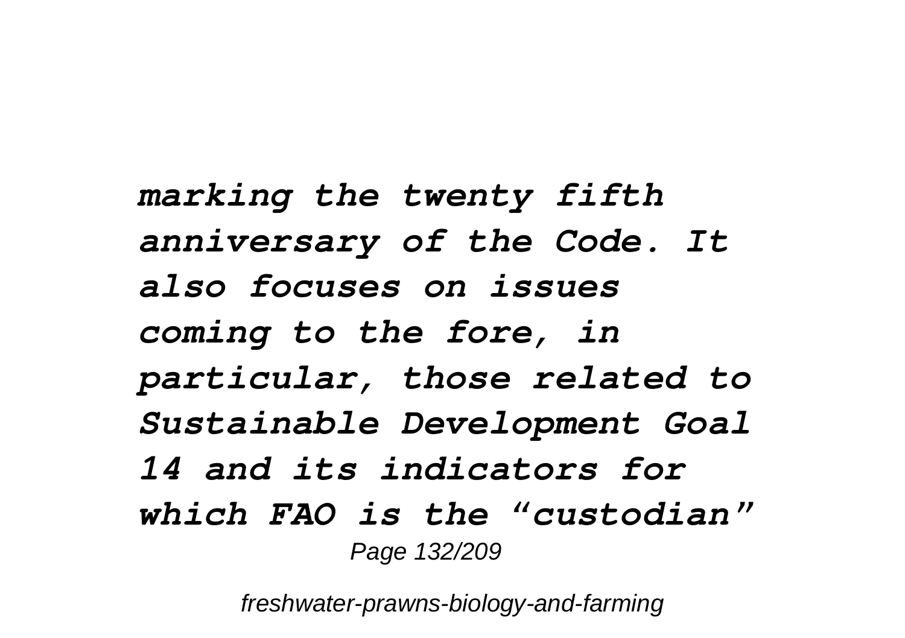*marking the twenty fifth anniversary of the Code. It also focuses on issues coming to the fore, in particular, those related to Sustainable Development Goal 14 and its indicators for which FAO is the "custodian"*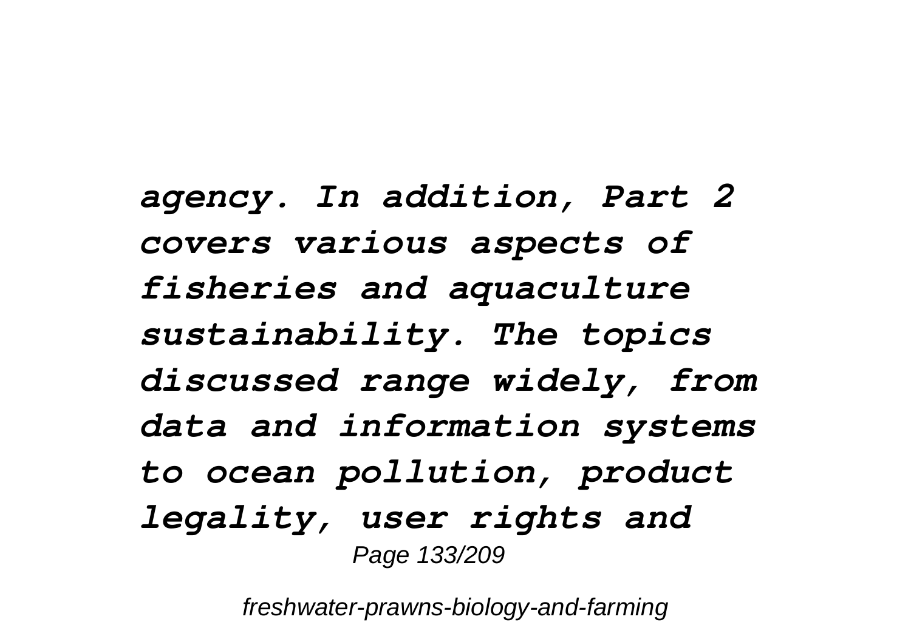*agency. In addition, Part 2 covers various aspects of fisheries and aquaculture sustainability. The topics discussed range widely, from data and information systems to ocean pollution, product legality, user rights and*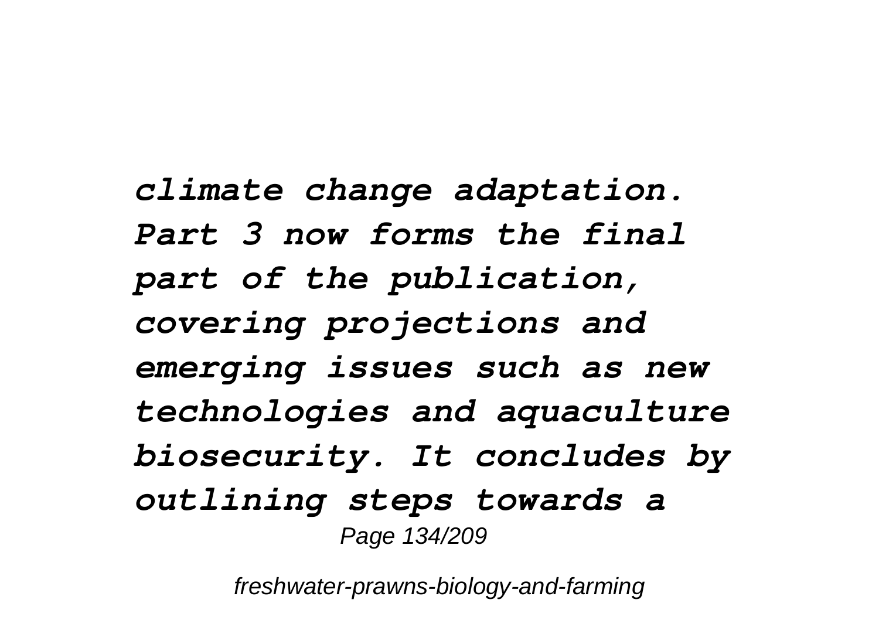*climate change adaptation. Part 3 now forms the final part of the publication, covering projections and emerging issues such as new technologies and aquaculture biosecurity. It concludes by outlining steps towards a*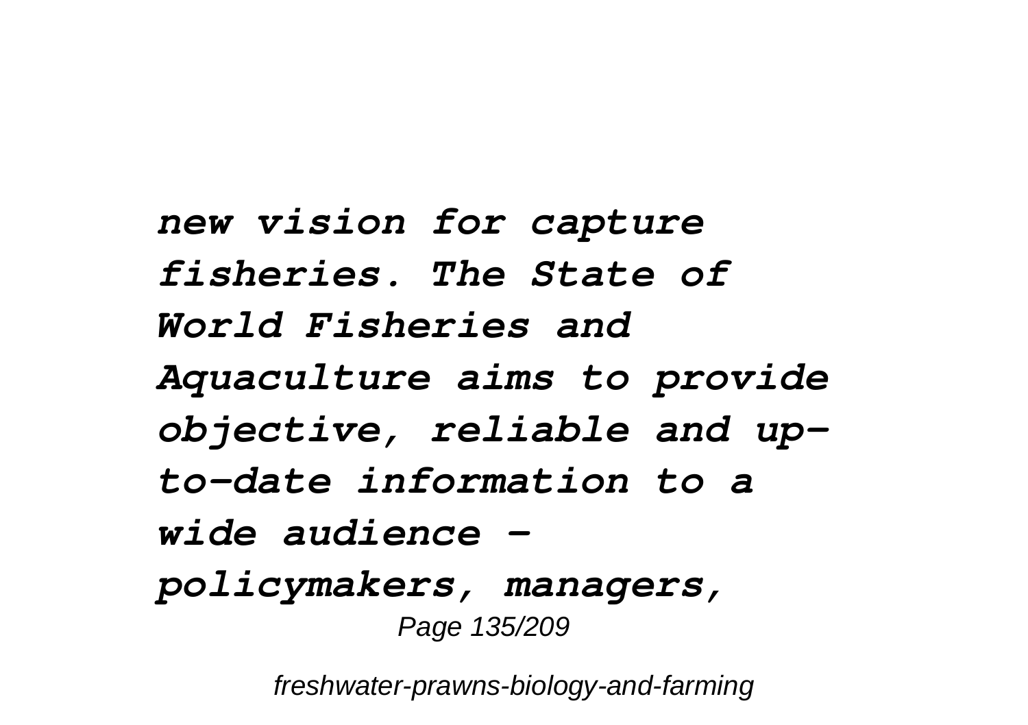*new vision for capture fisheries. The State of World Fisheries and Aquaculture aims to provide objective, reliable and up-to-date information to a wide audience – policymakers, managers,*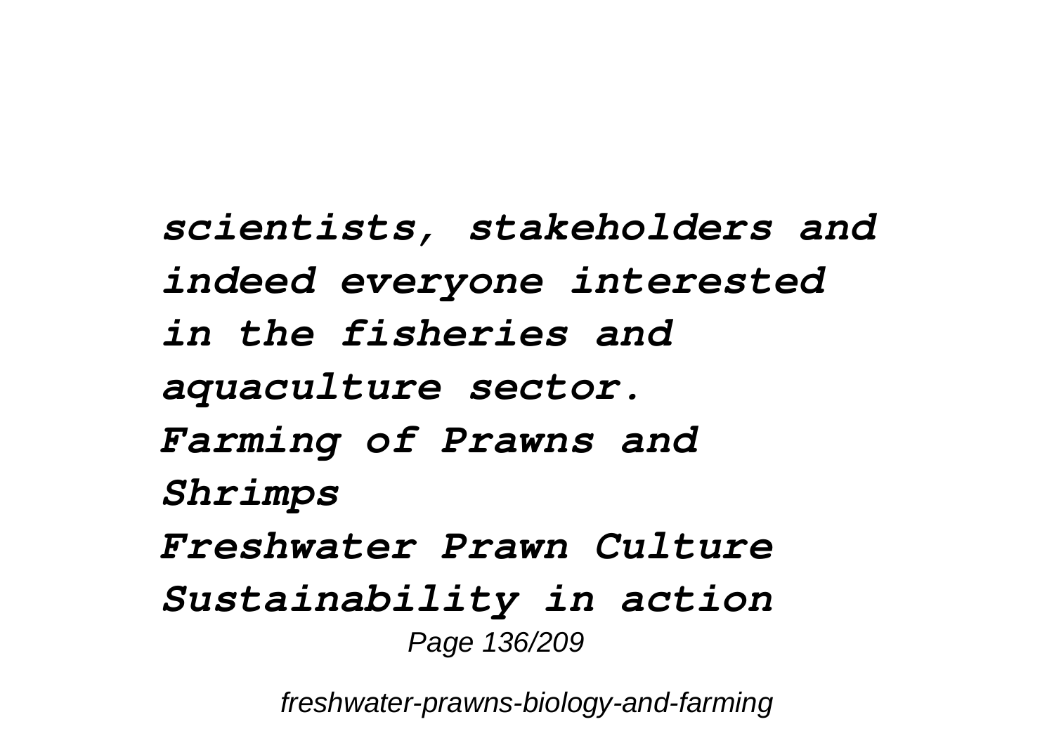*scientists, stakeholders and indeed everyone interested in the fisheries and aquaculture sector.*

*Farming of Prawns and Shrimps*

*Freshwater Prawn Culture*

*Sustainability in action*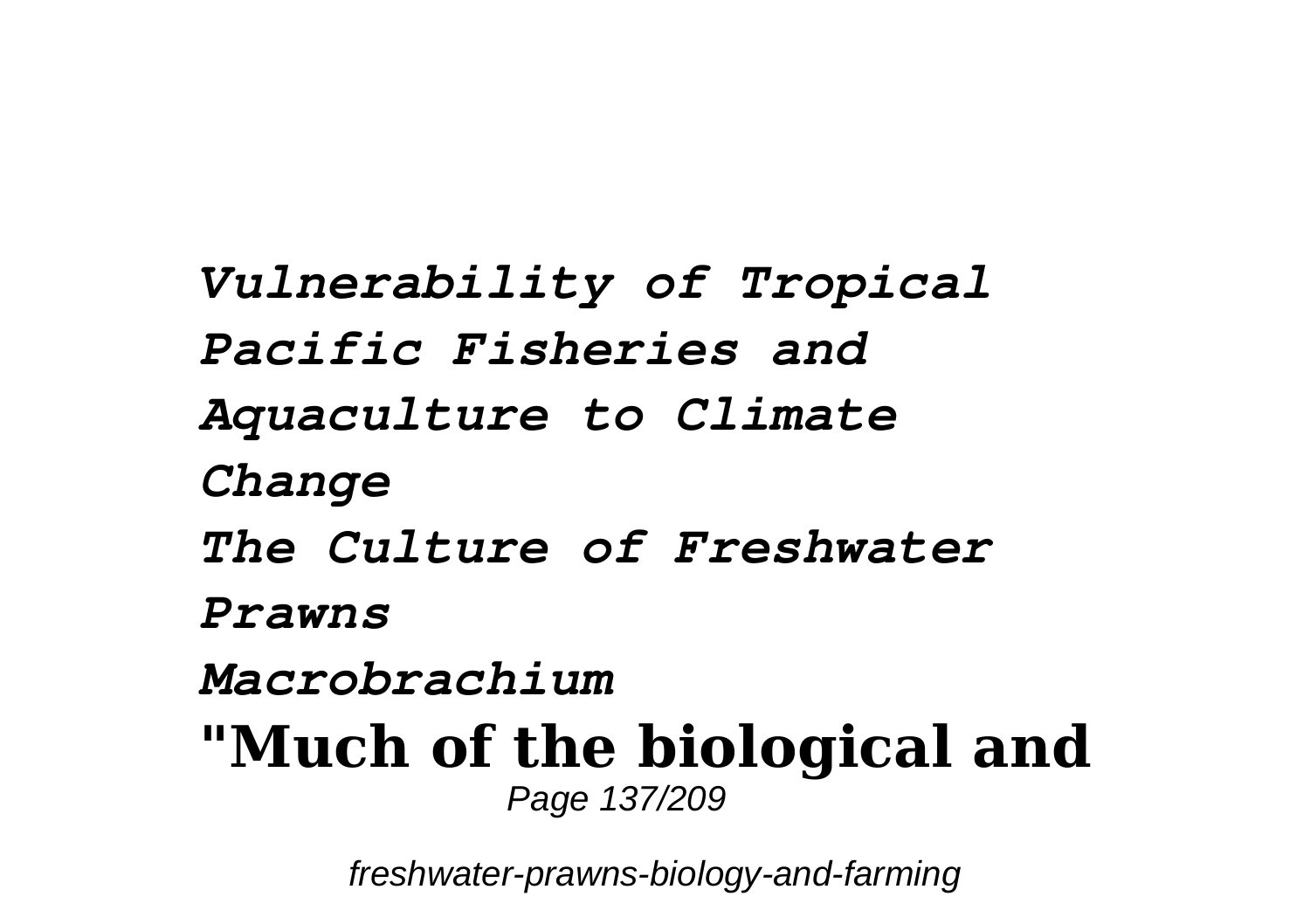*Vulnerability of Tropical Pacific Fisheries and Aquaculture to Climate Change*

*The Culture of Freshwater Prawns*

*Macrobrachium*

**"Much of the biological and**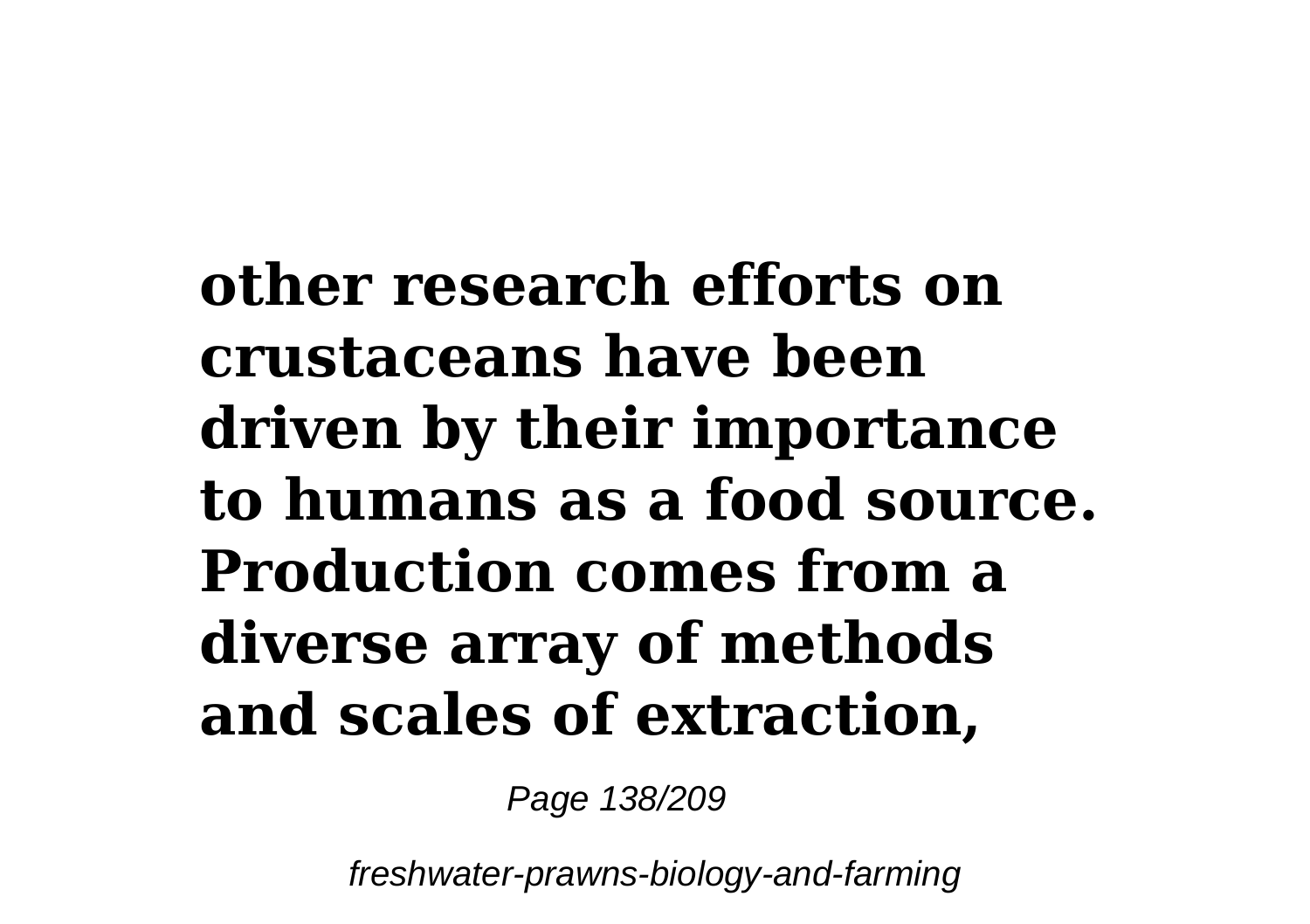**other research efforts on crustaceans have been driven by their importance to humans as a food source. Production comes from a diverse array of methods and scales of extraction,**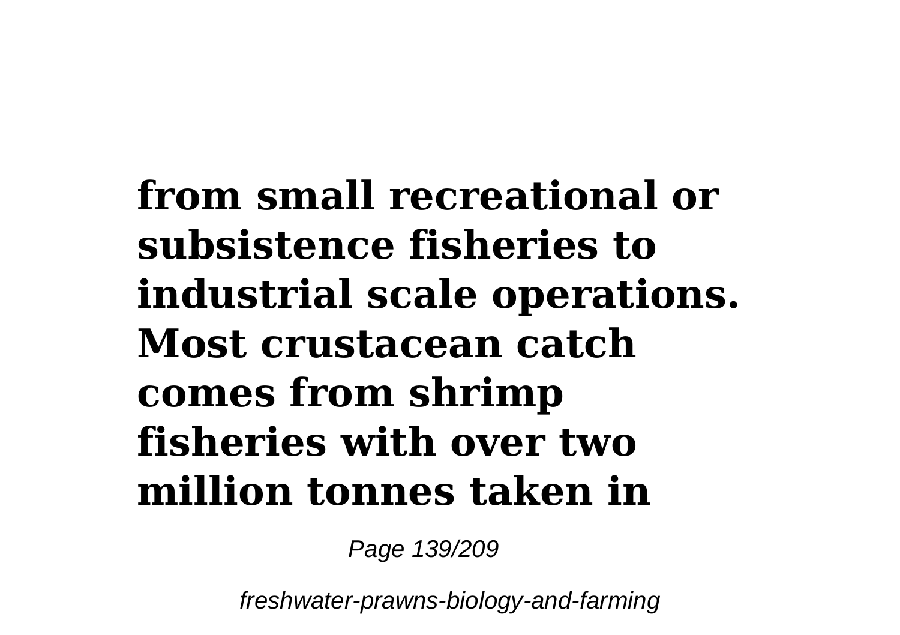**from small recreational or subsistence fisheries to industrial scale operations. Most crustacean catch comes from shrimp fisheries with over two million tonnes taken in**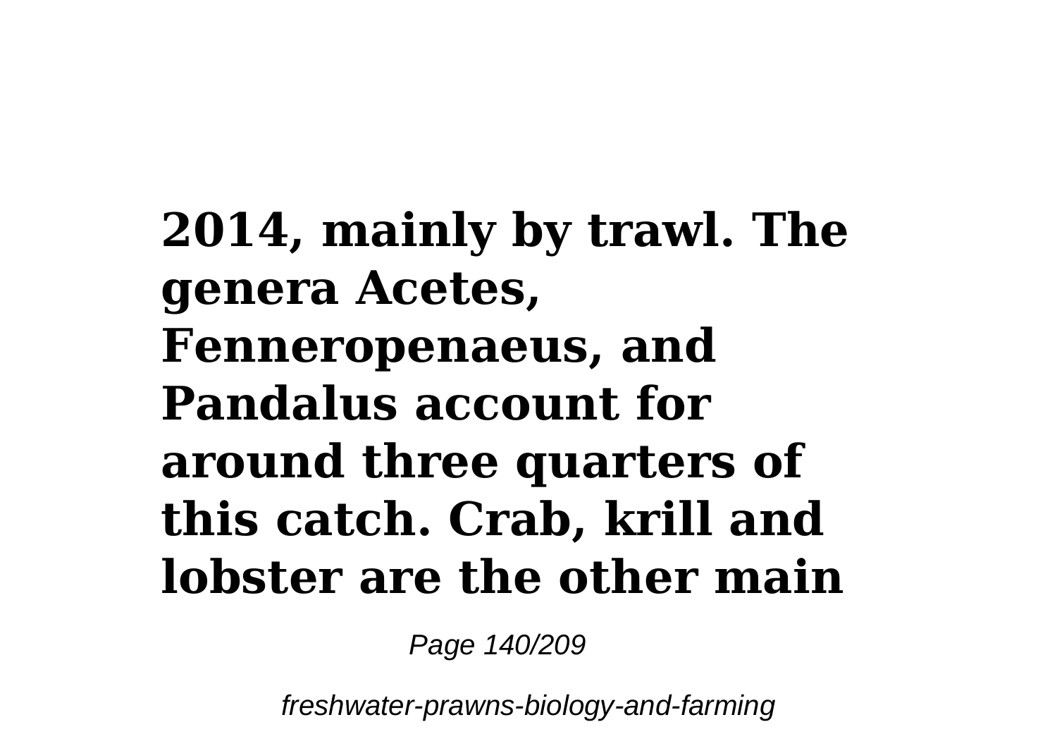**2014, mainly by trawl. The genera Acetes, Fenneropenaeus, and Pandalus account for around three quarters of this catch. Crab, krill and lobster are the other main**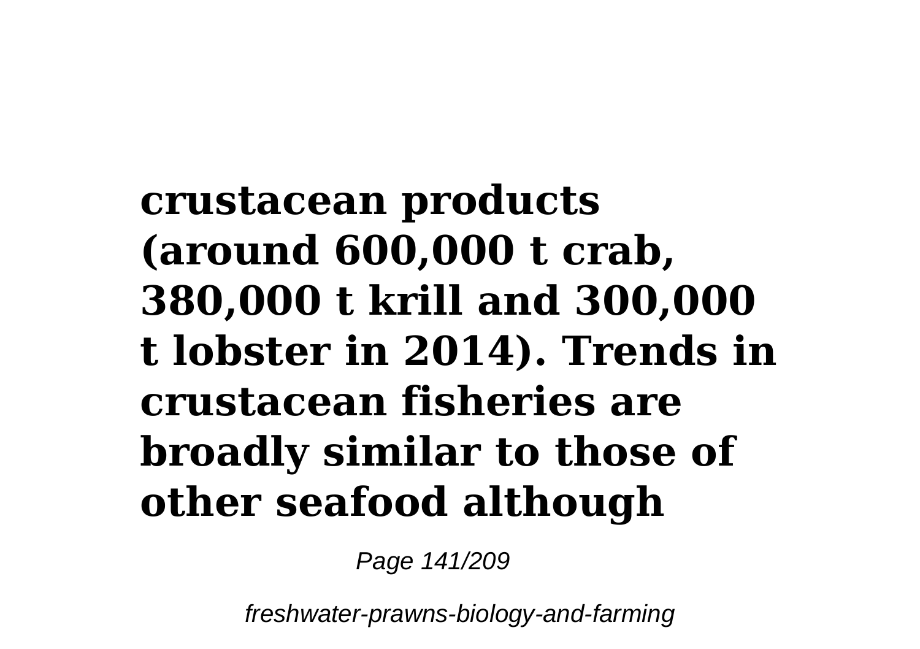**crustacean products (around 600,000 t crab, 380,000 t krill and 300,000 t lobster in 2014). Trends in crustacean fisheries are broadly similar to those of other seafood although**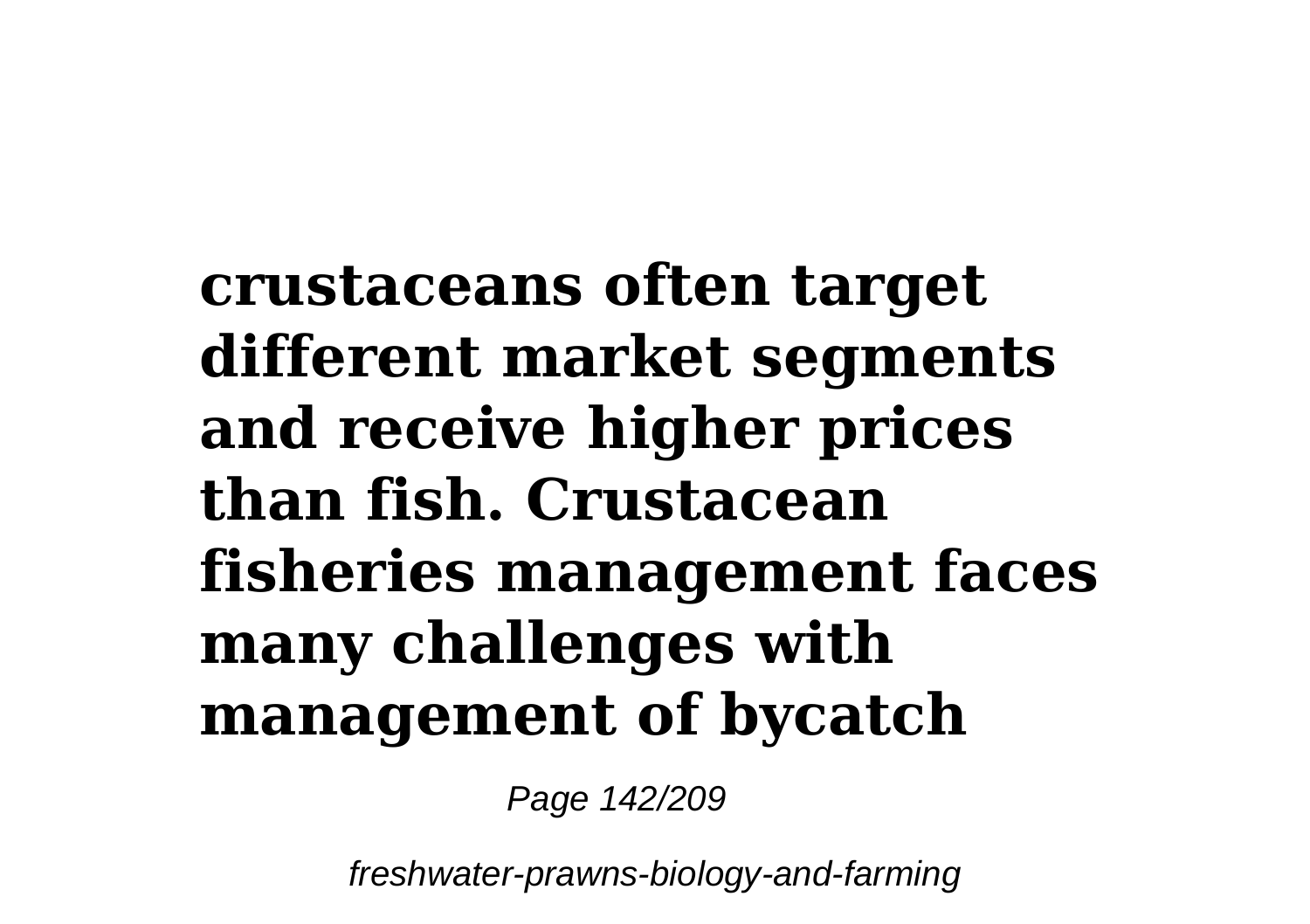**crustaceans often target different market segments and receive higher prices than fish. Crustacean fisheries management faces many challenges with management of bycatch**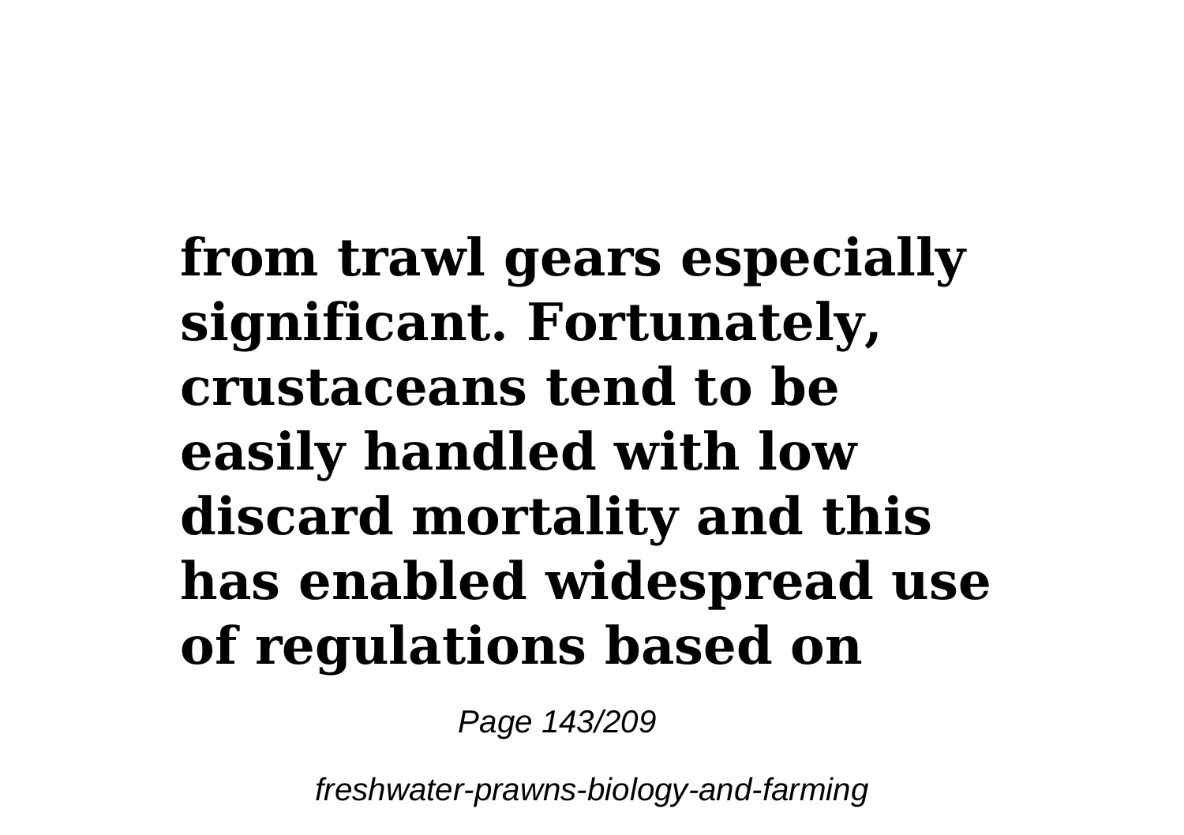**from trawl gears especially significant. Fortunately, crustaceans tend to be easily handled with low discard mortality and this has enabled widespread use of regulations based on**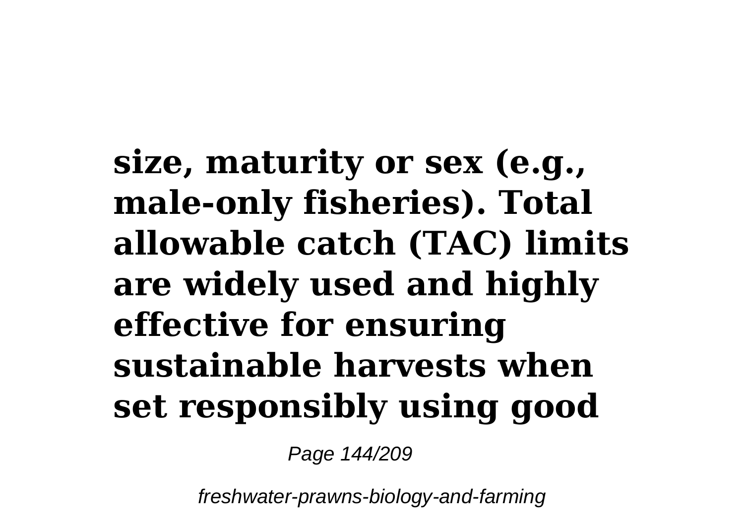**size, maturity or sex (e.g., male-only fisheries). Total allowable catch (TAC) limits are widely used and highly effective for ensuring sustainable harvests when set responsibly using good**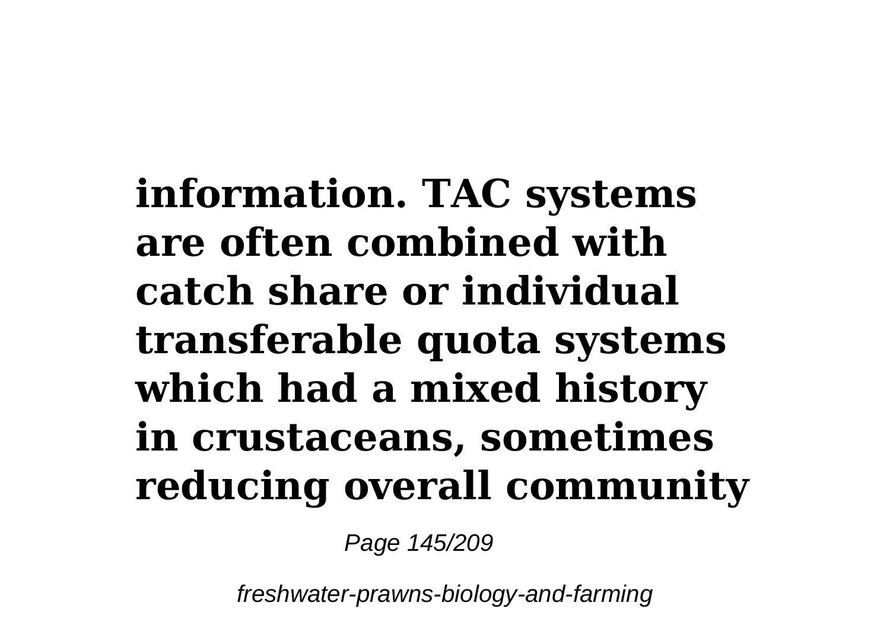**information. TAC systems are often combined with catch share or individual transferable quota systems which had a mixed history in crustaceans, sometimes reducing overall community**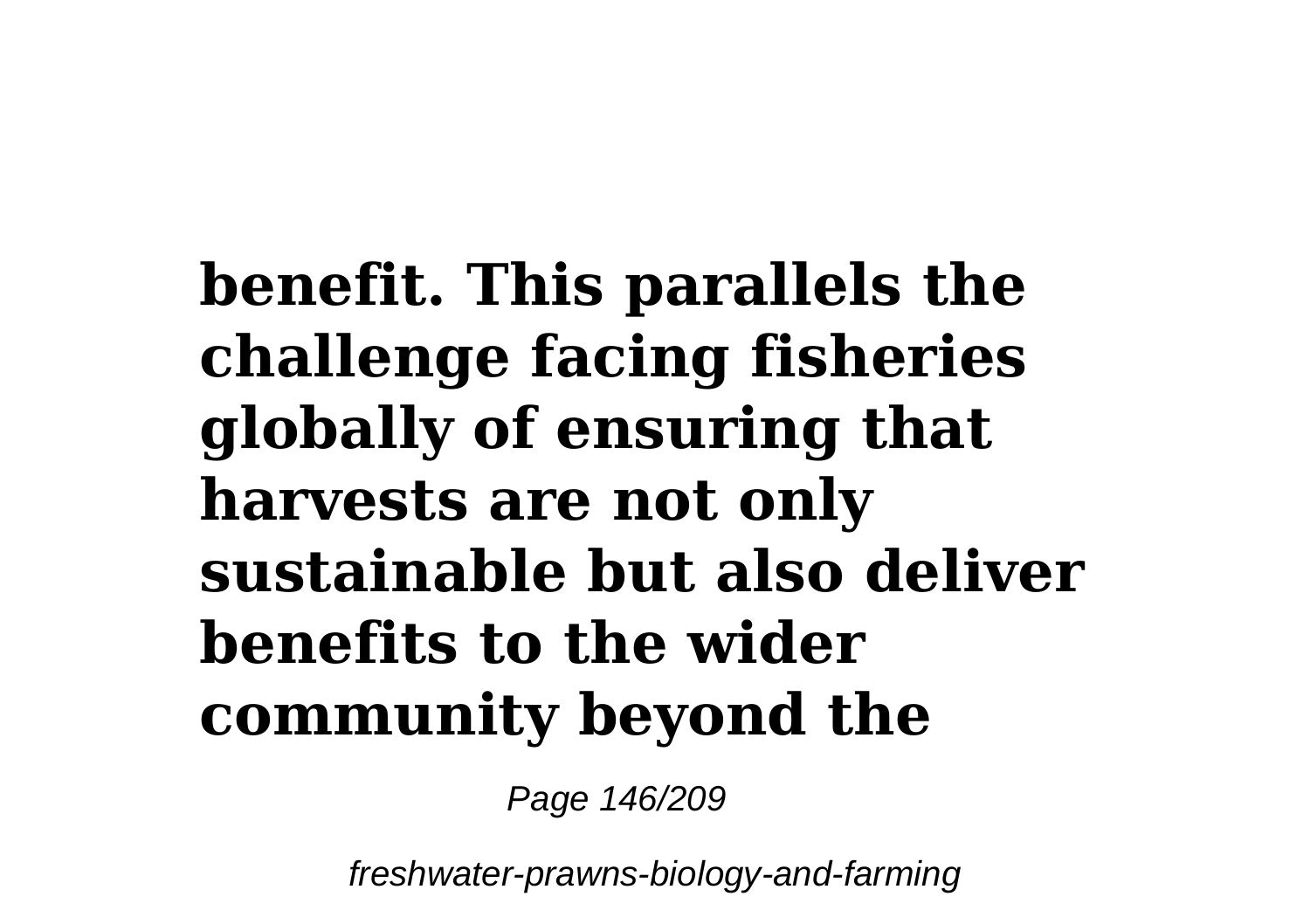**benefit. This parallels the challenge facing fisheries globally of ensuring that harvests are not only sustainable but also deliver benefits to the wider community beyond the**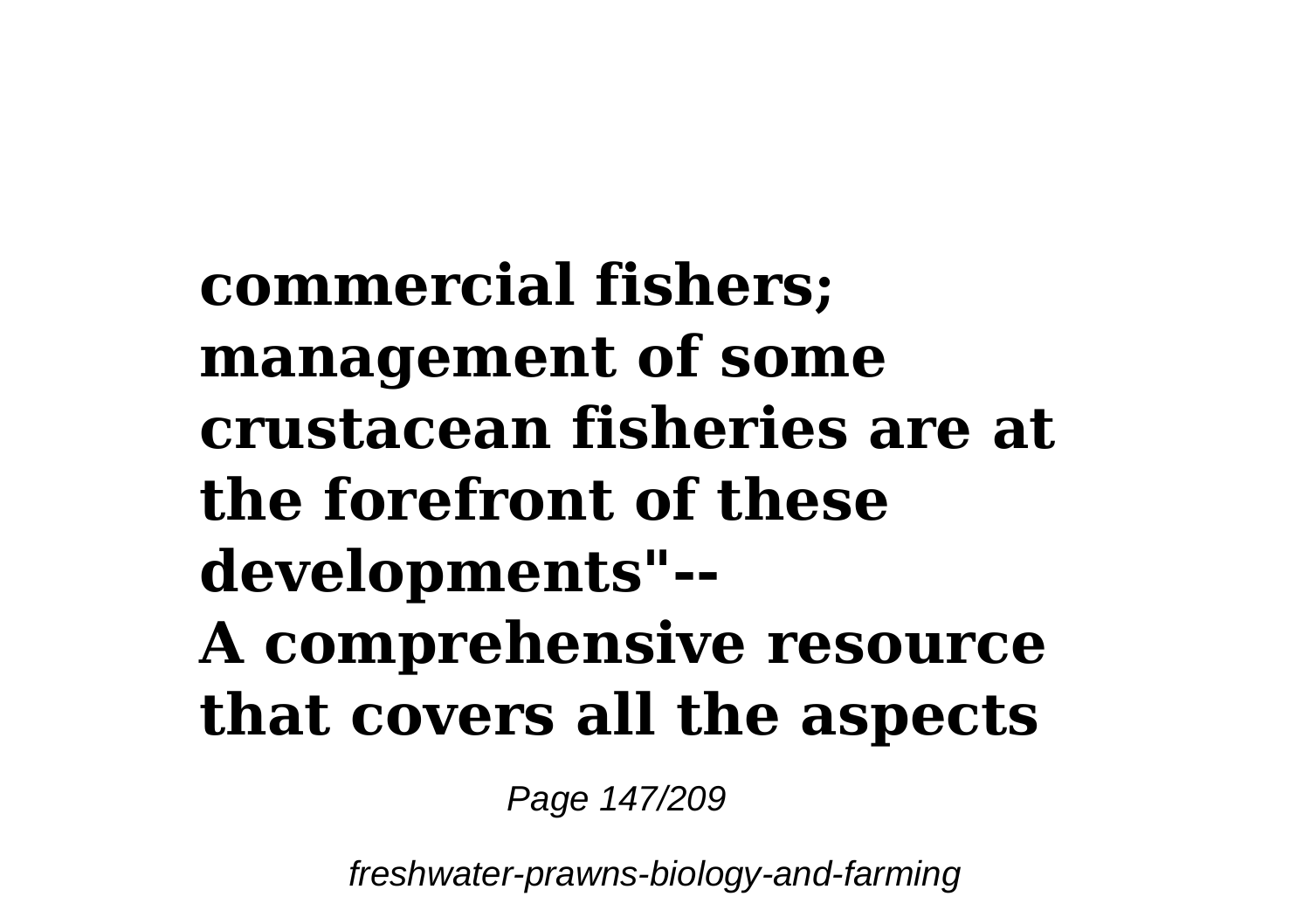**commercial fishers; management of some crustacean fisheries are at the forefront of these developments"--**

**A comprehensive resource that covers all the aspects**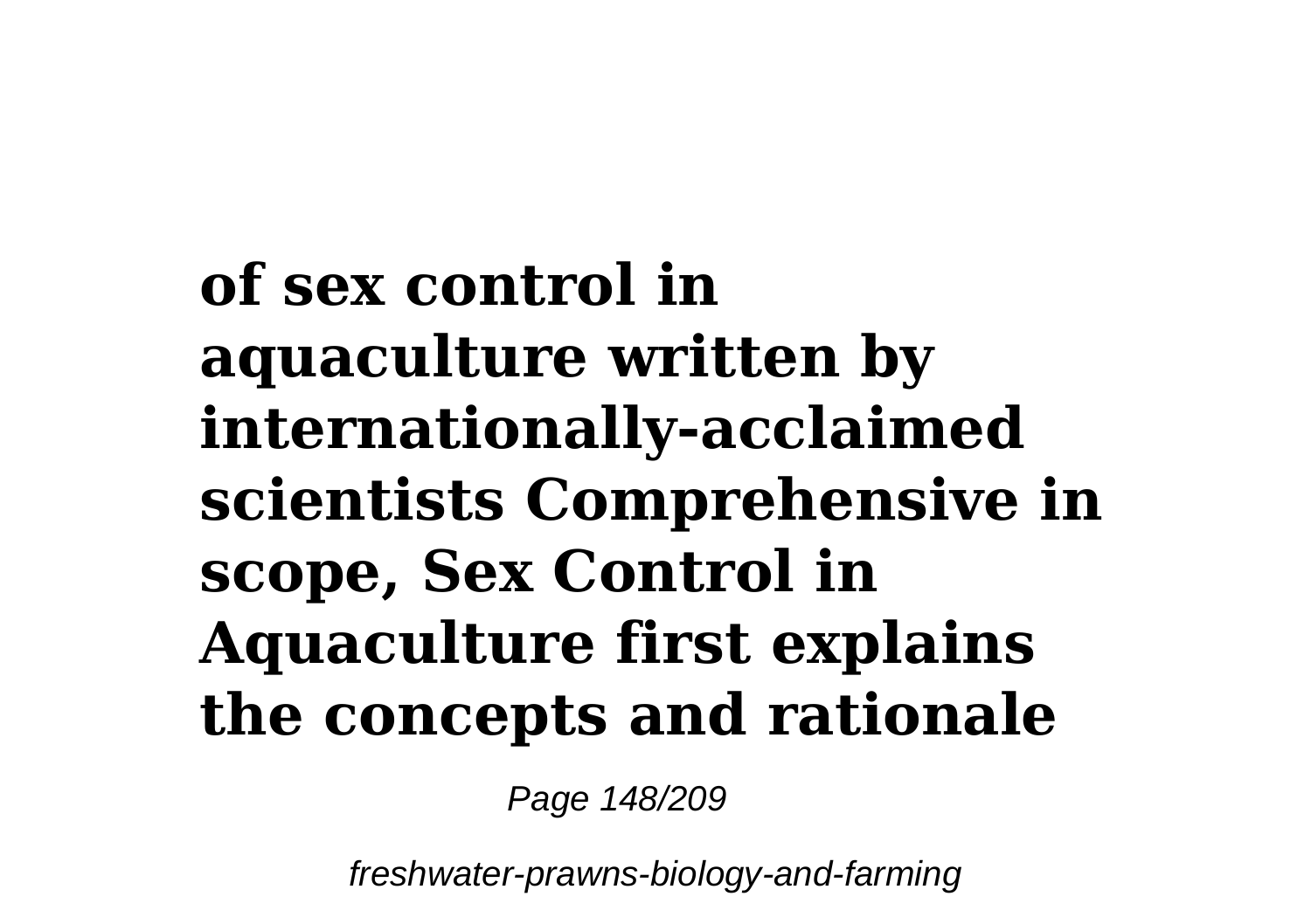**of sex control in aquaculture written by internationally-acclaimed scientists Comprehensive in scope, Sex Control in Aquaculture first explains the concepts and rationale**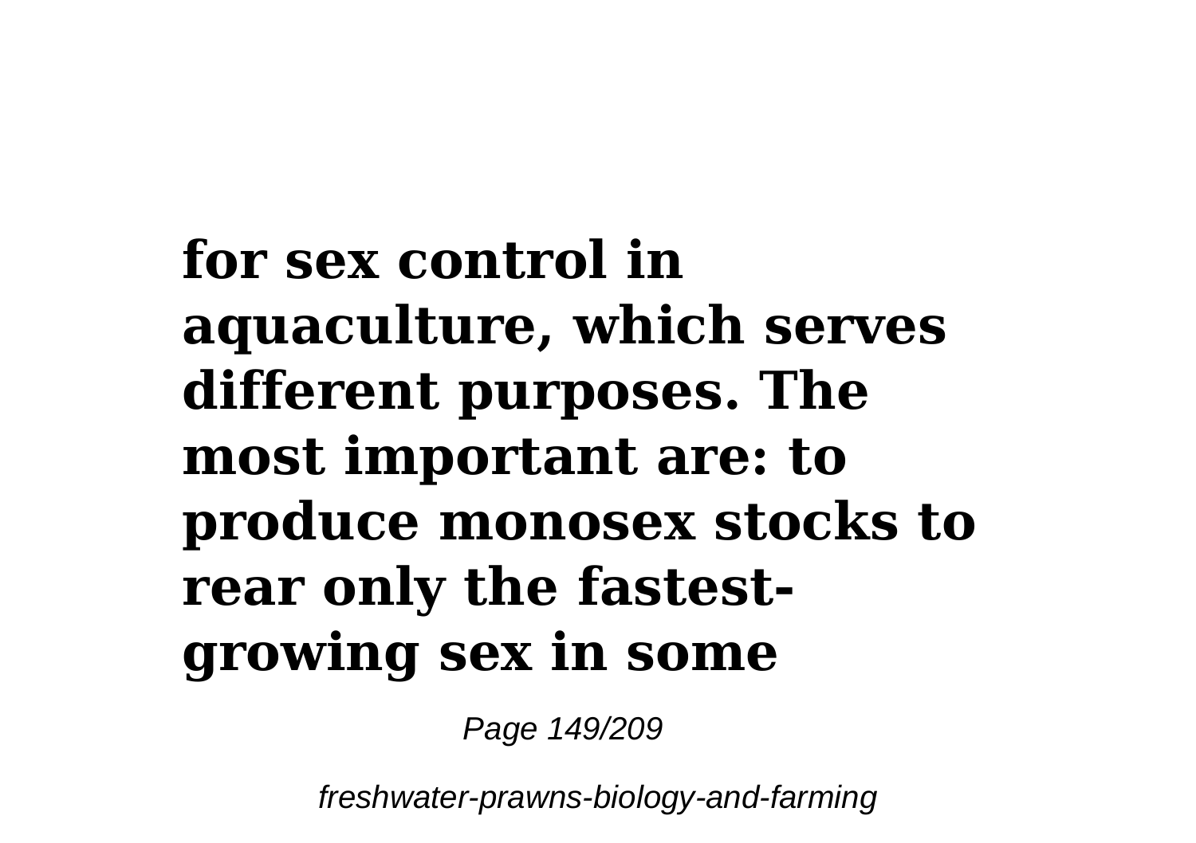**for sex control in aquaculture, which serves different purposes. The most important are: to produce monosex stocks to rear only the fastest-growing sex in some**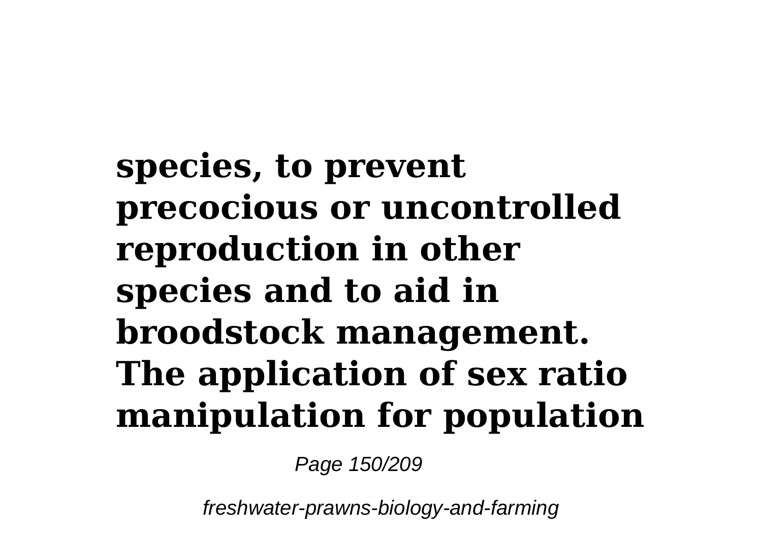**species, to prevent precocious or uncontrolled reproduction in other species and to aid in broodstock management. The application of sex ratio manipulation for population**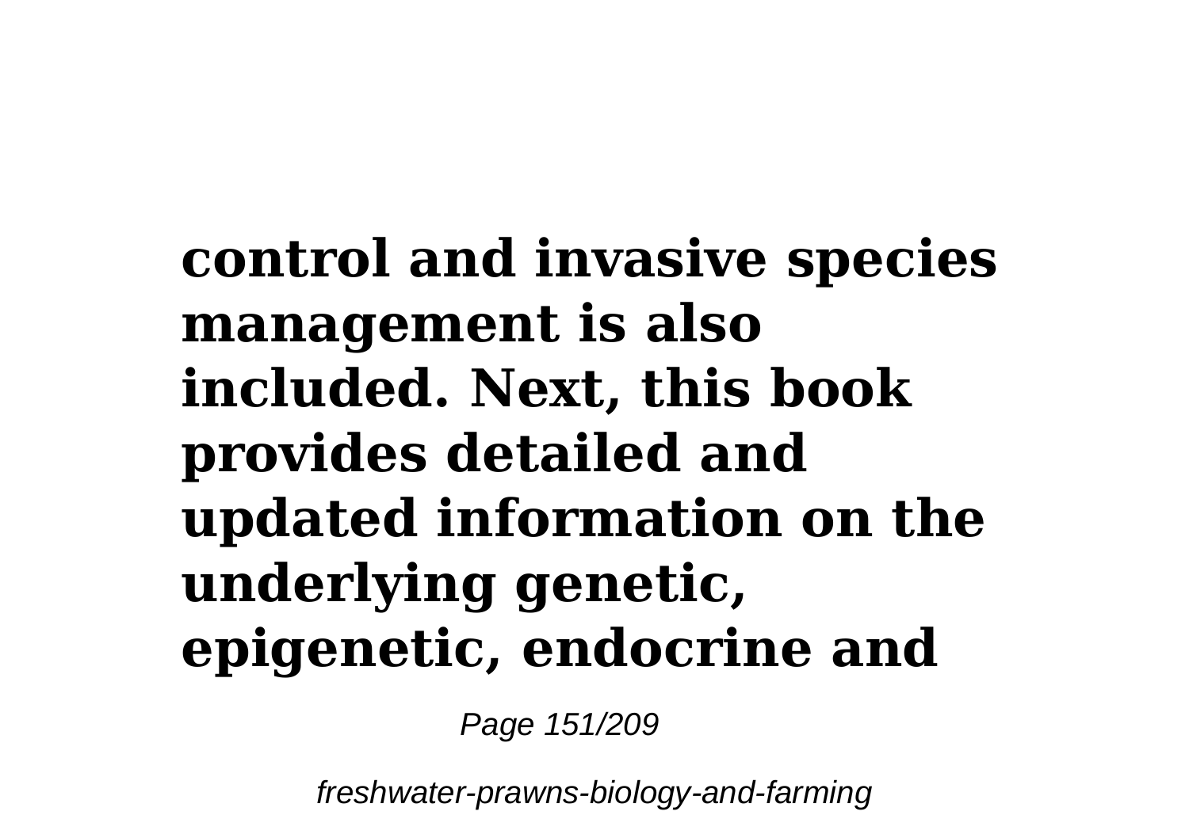**control and invasive species management is also included. Next, this book provides detailed and updated information on the underlying genetic, epigenetic, endocrine and**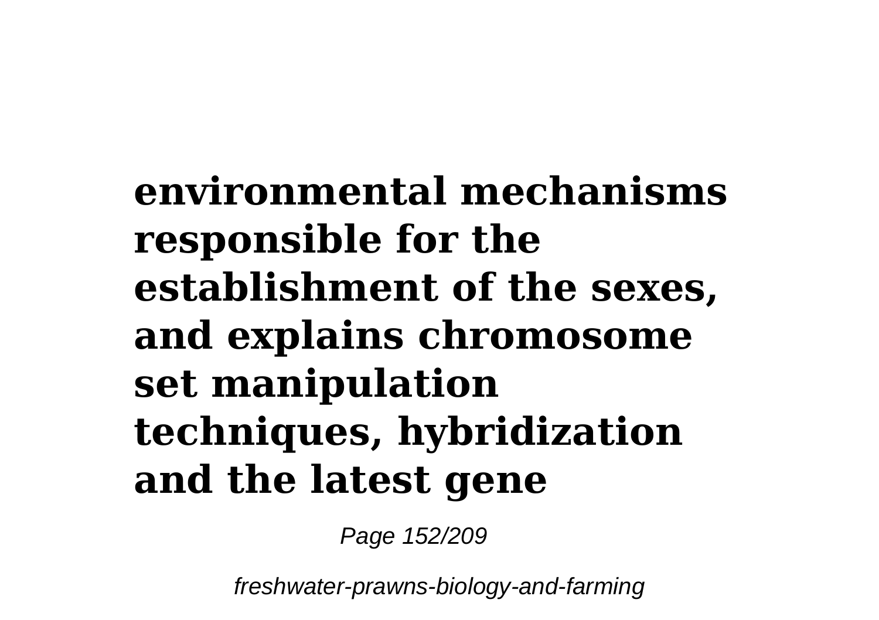**environmental mechanisms responsible for the establishment of the sexes, and explains chromosome set manipulation techniques, hybridization and the latest gene**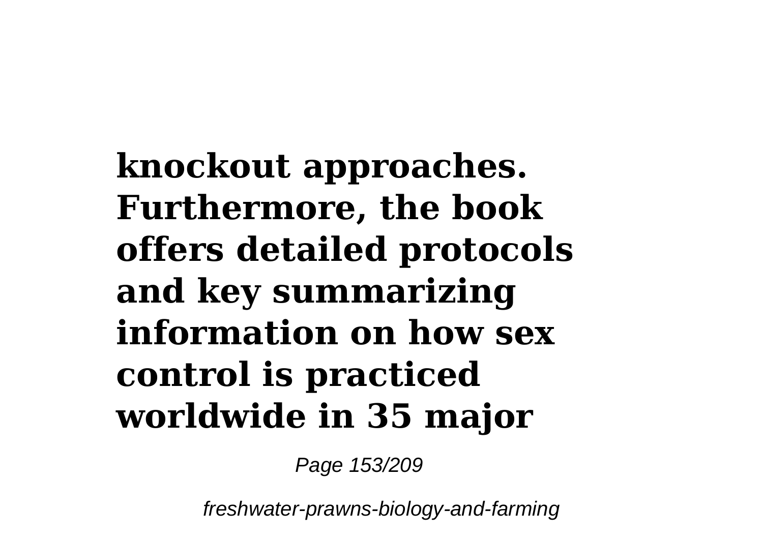**knockout approaches. Furthermore, the book offers detailed protocols and key summarizing information on how sex control is practiced worldwide in 35 major**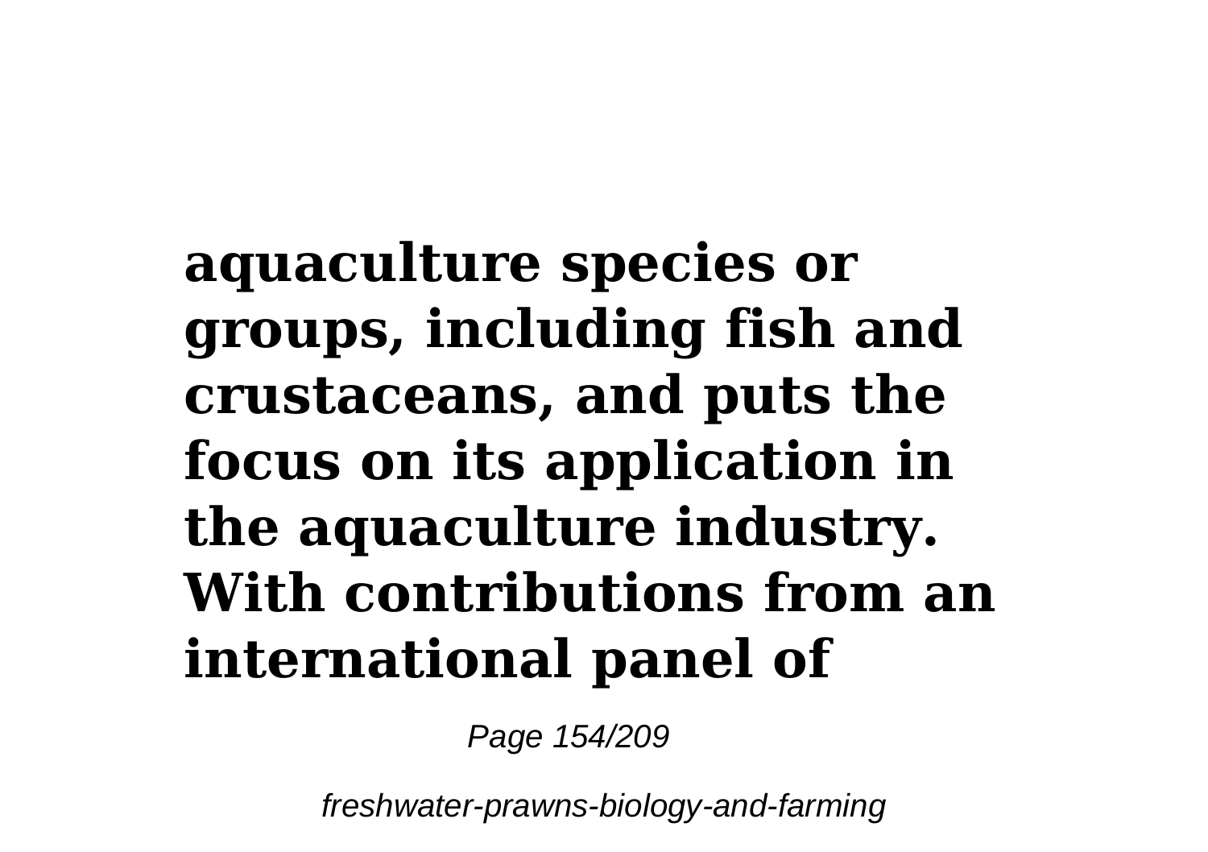**aquaculture species or groups, including fish and crustaceans, and puts the focus on its application in the aquaculture industry. With contributions from an international panel of**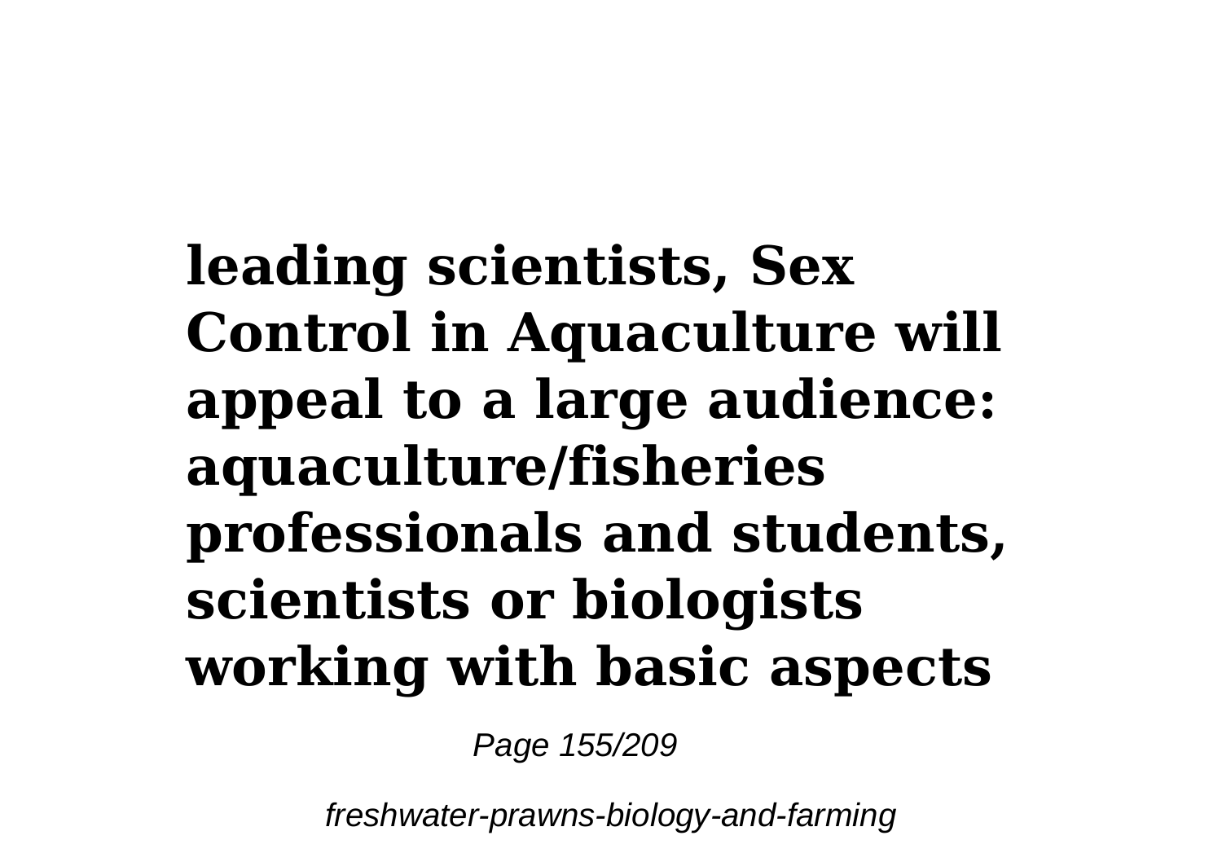**leading scientists, Sex Control in Aquaculture will appeal to a large audience: aquaculture/fisheries professionals and students, scientists or biologists working with basic aspects**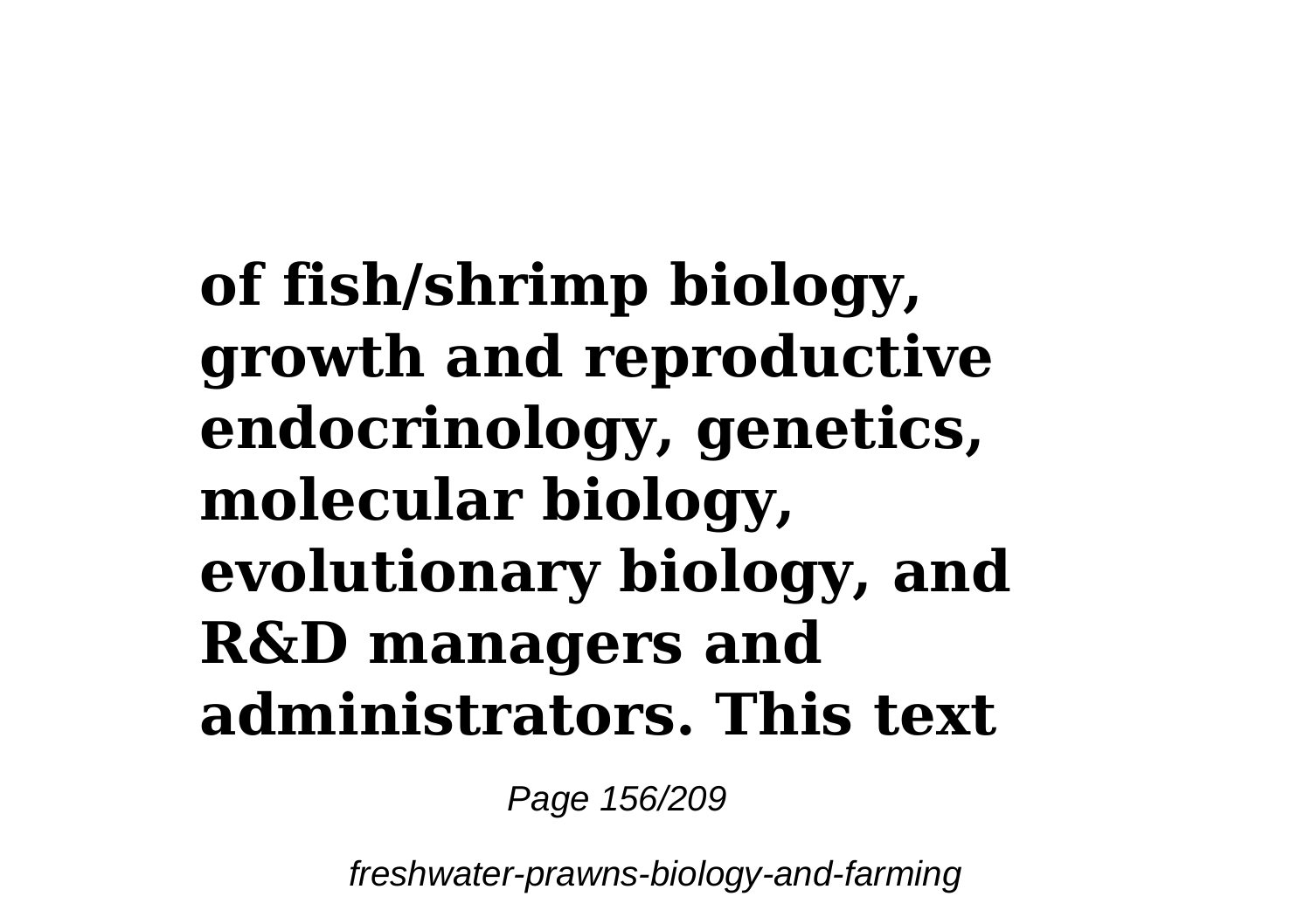**of fish/shrimp biology, growth and reproductive endocrinology, genetics, molecular biology, evolutionary biology, and R&D managers and administrators. This text**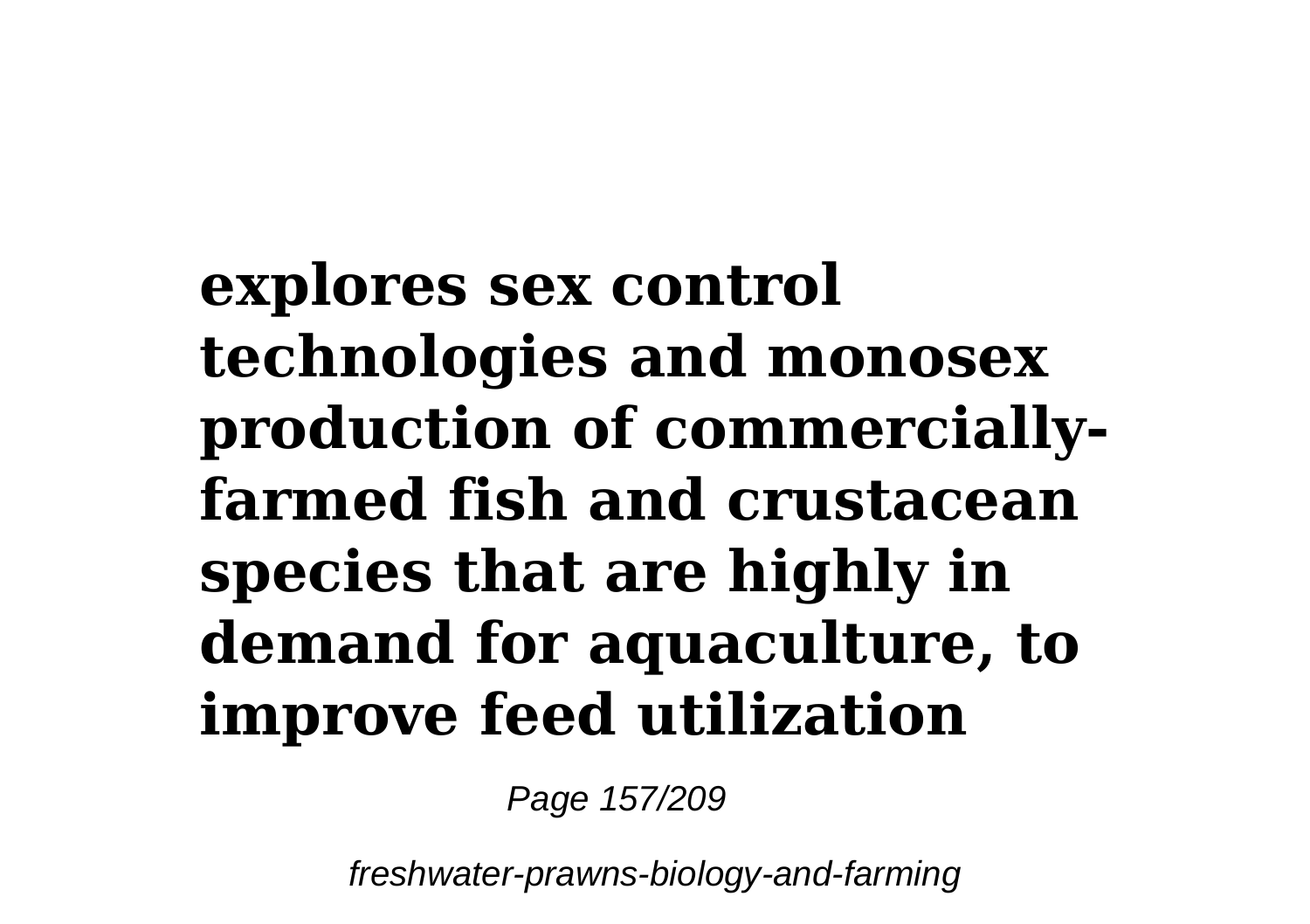**explores sex control technologies and monosex production of commercially-farmed fish and crustacean species that are highly in demand for aquaculture, to improve feed utilization**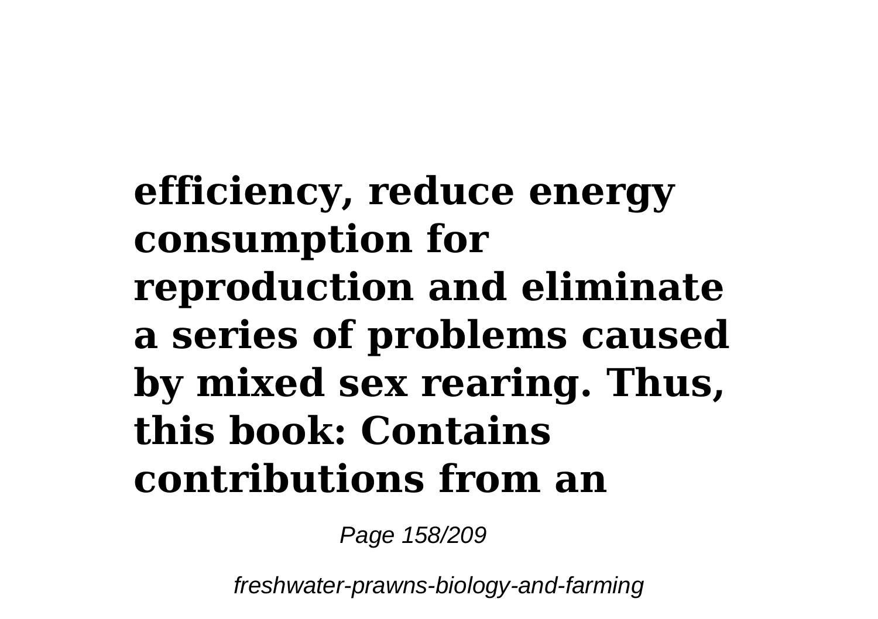**efficiency, reduce energy consumption for reproduction and eliminate a series of problems caused by mixed sex rearing. Thus, this book: Contains contributions from an**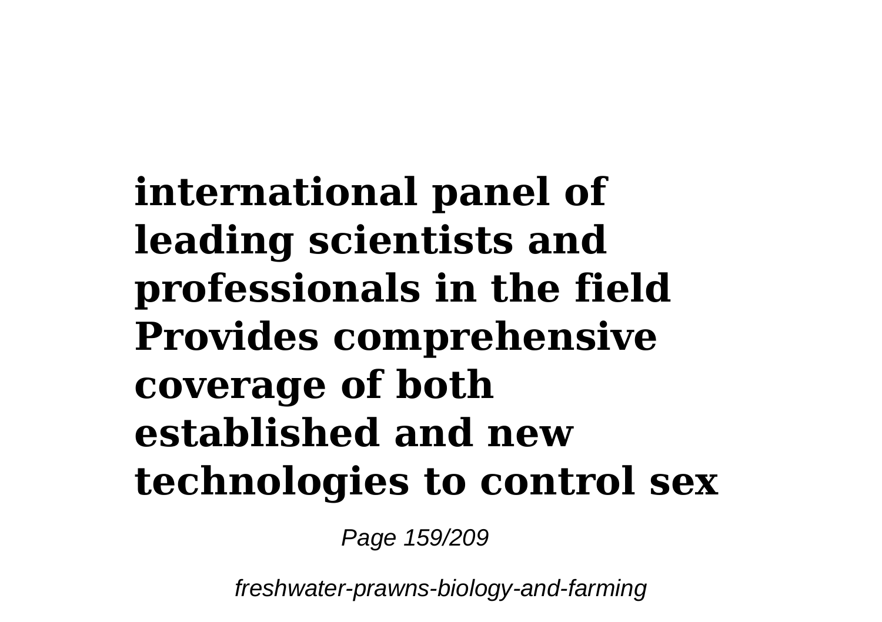**international panel of leading scientists and professionals in the field Provides comprehensive coverage of both established and new technologies to control sex**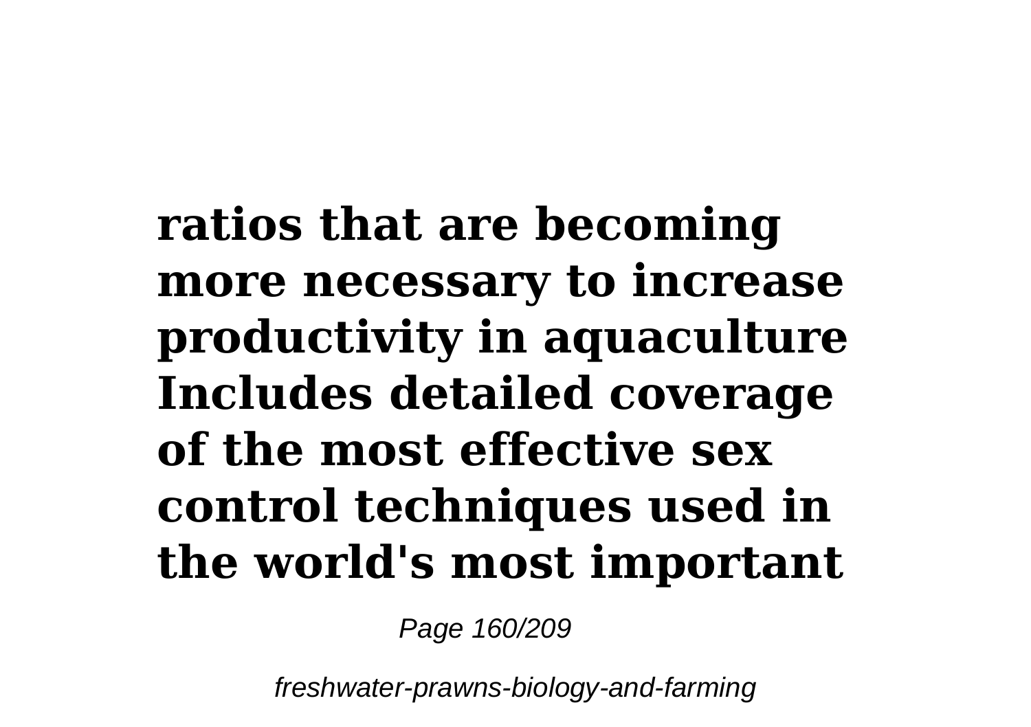**ratios that are becoming more necessary to increase productivity in aquaculture Includes detailed coverage of the most effective sex control techniques used in the world's most important**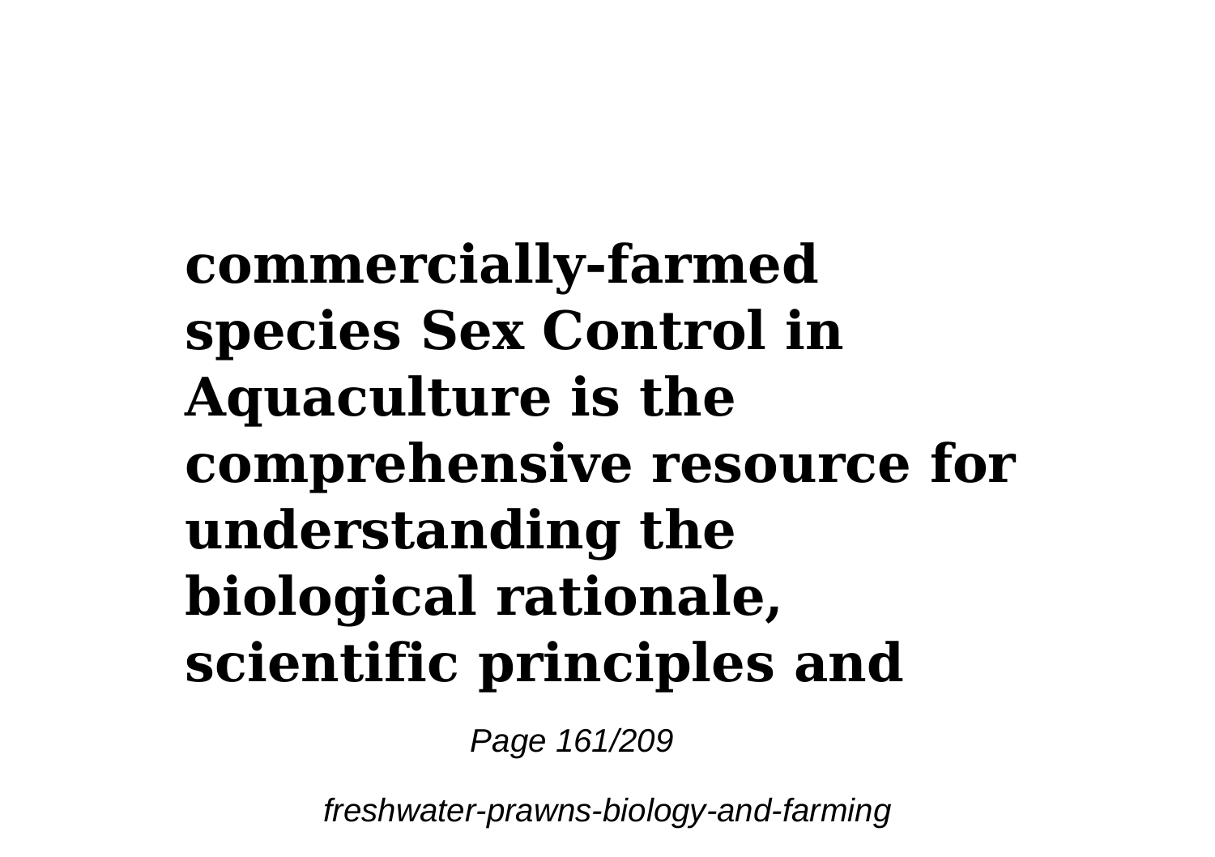**commercially-farmed species Sex Control in Aquaculture is the comprehensive resource for understanding the biological rationale, scientific principles and**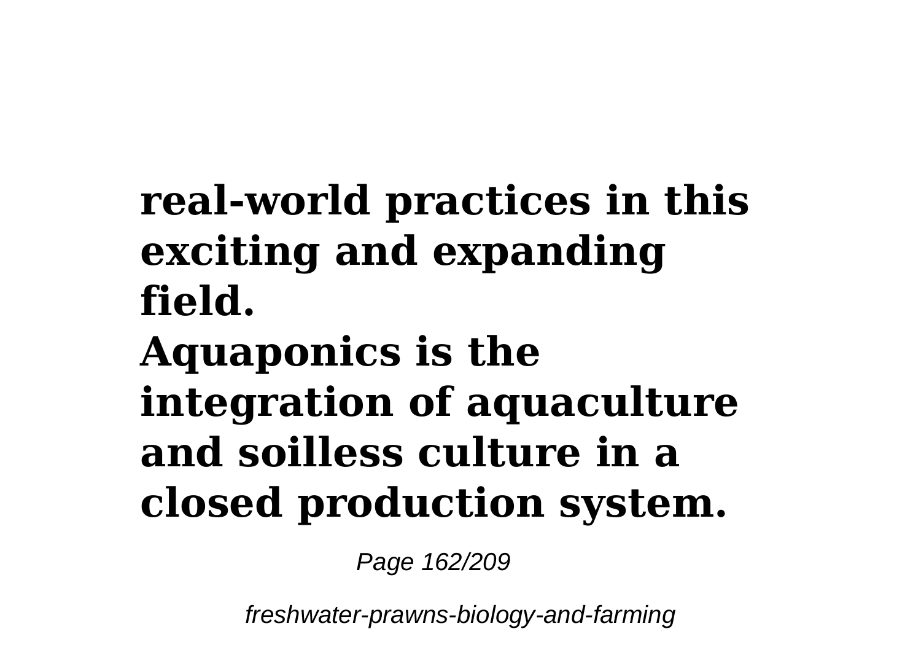**real-world practices in this exciting and expanding field.**

**Aquaponics is the integration of aquaculture and soilless culture in a closed production system.**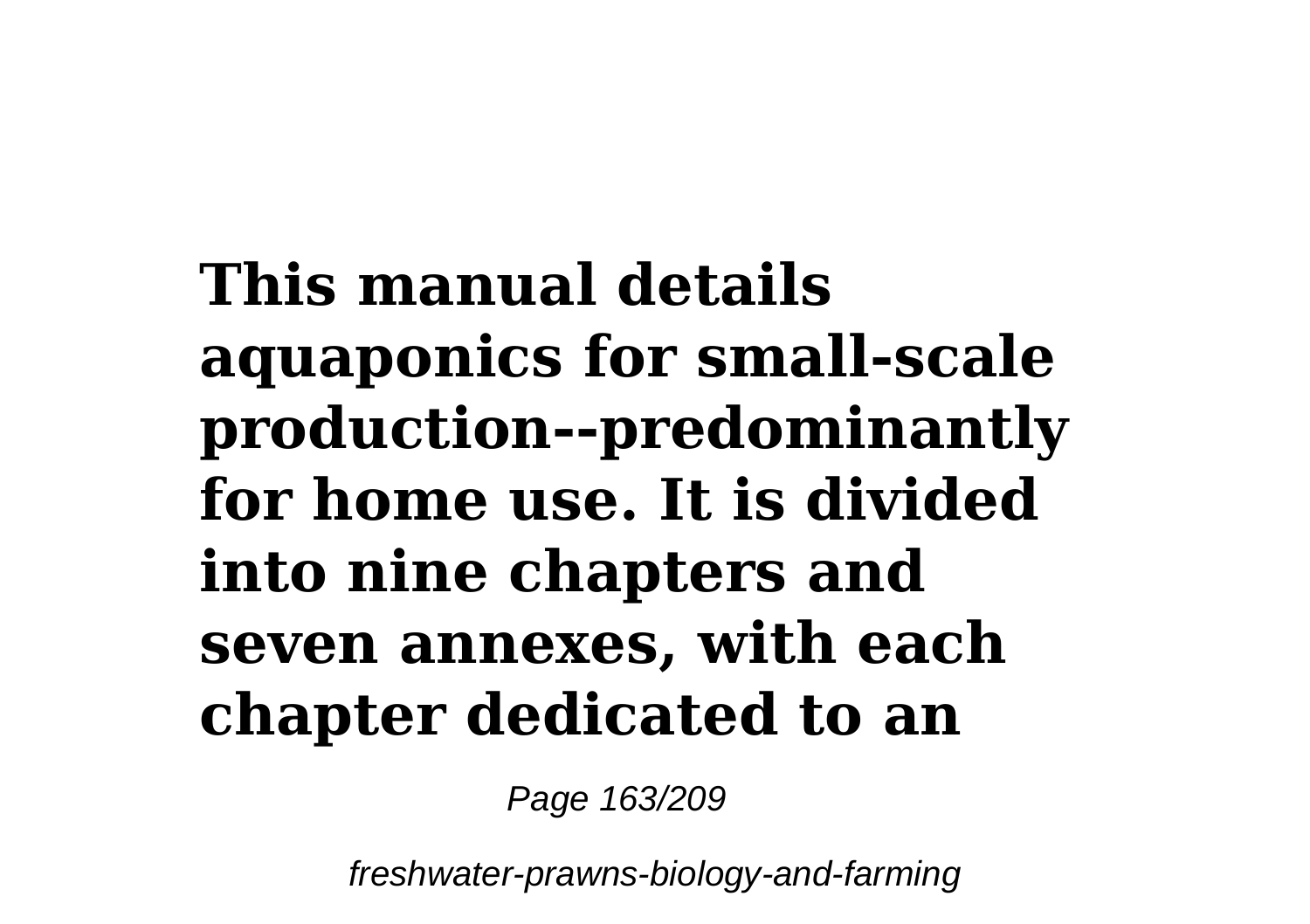**This manual details aquaponics for small-scale production--predominantly for home use. It is divided into nine chapters and seven annexes, with each chapter dedicated to an**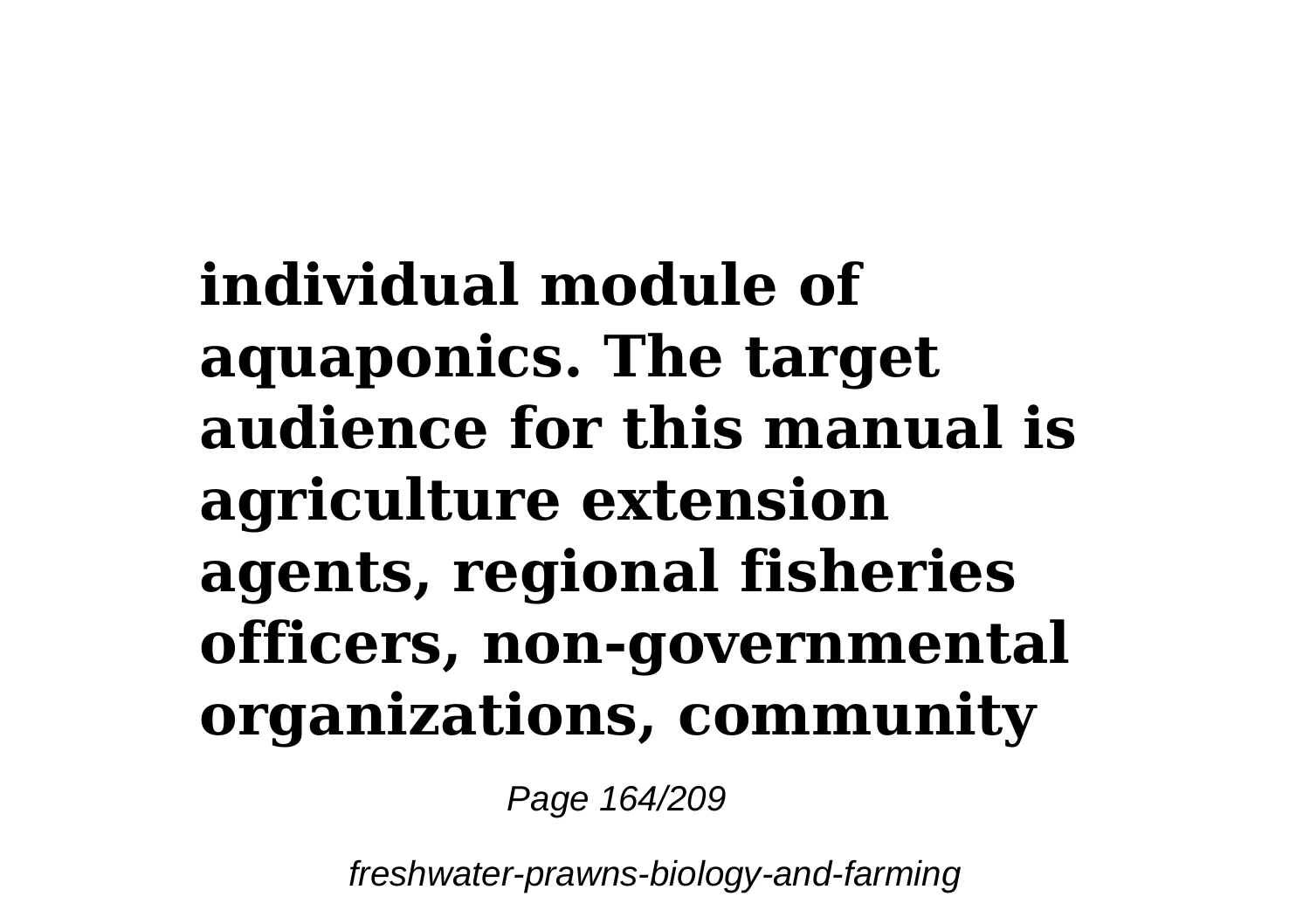**individual module of aquaponics. The target audience for this manual is agriculture extension agents, regional fisheries officers, non-governmental organizations, community**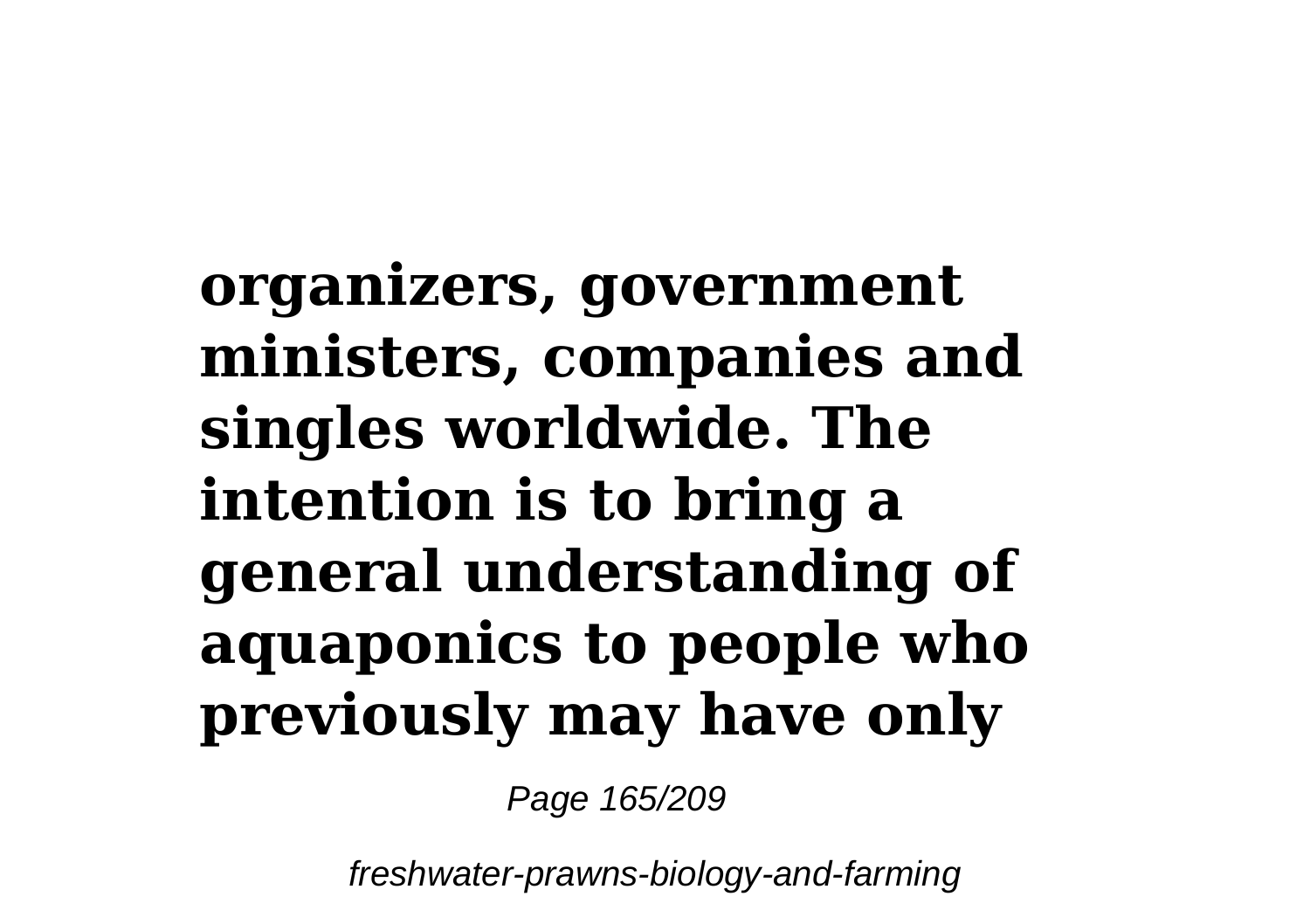**organizers, government ministers, companies and singles worldwide. The intention is to bring a general understanding of aquaponics to people who previously may have only**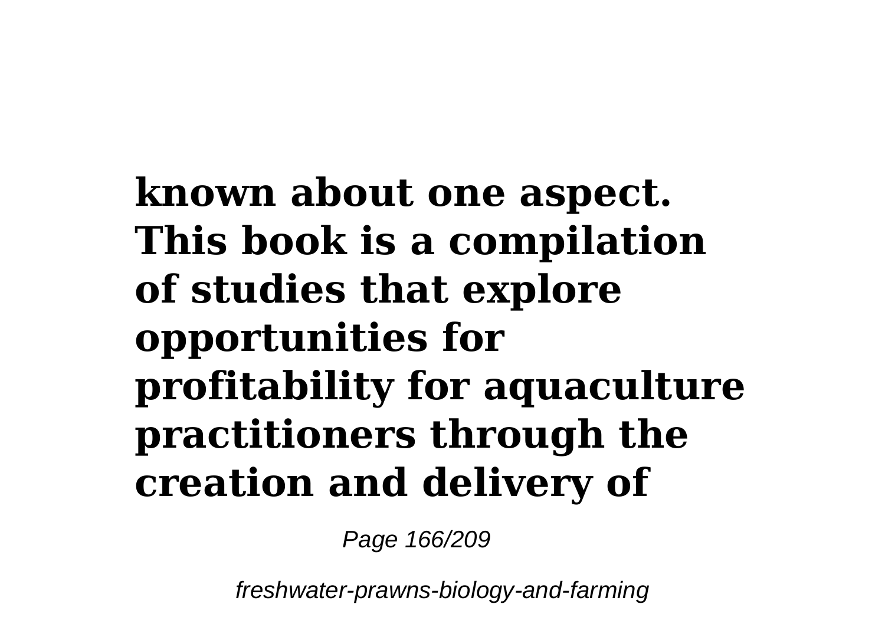**known about one aspect. This book is a compilation of studies that explore opportunities for profitability for aquaculture practitioners through the creation and delivery of**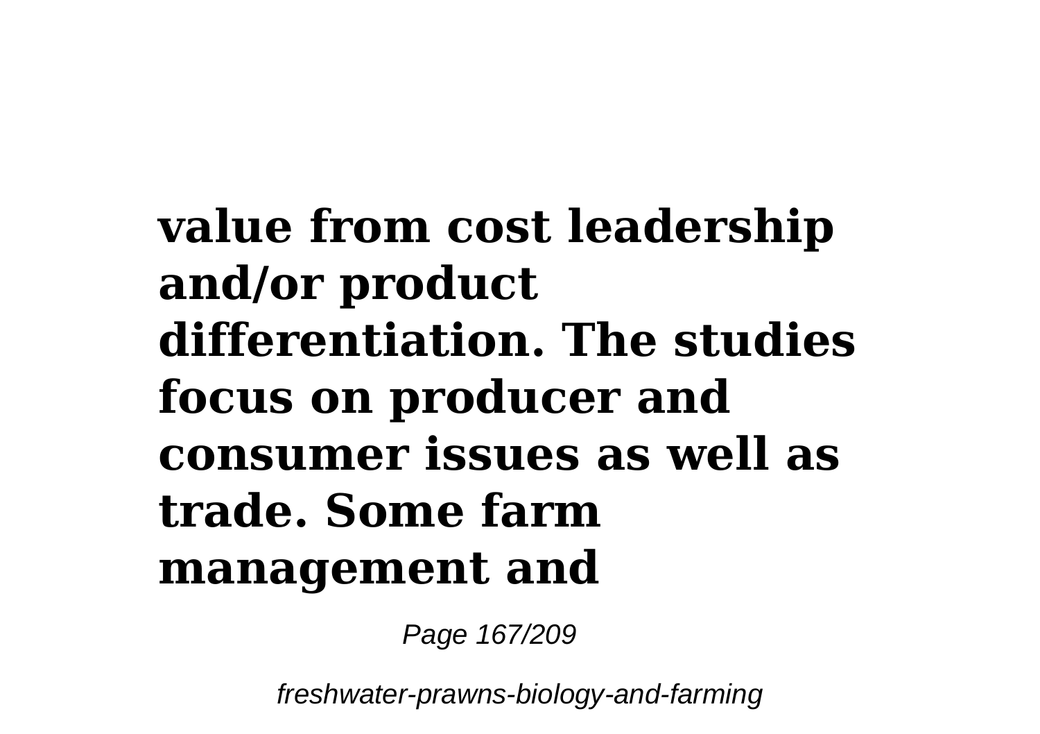**value from cost leadership and/or product differentiation. The studies focus on producer and consumer issues as well as trade. Some farm management and**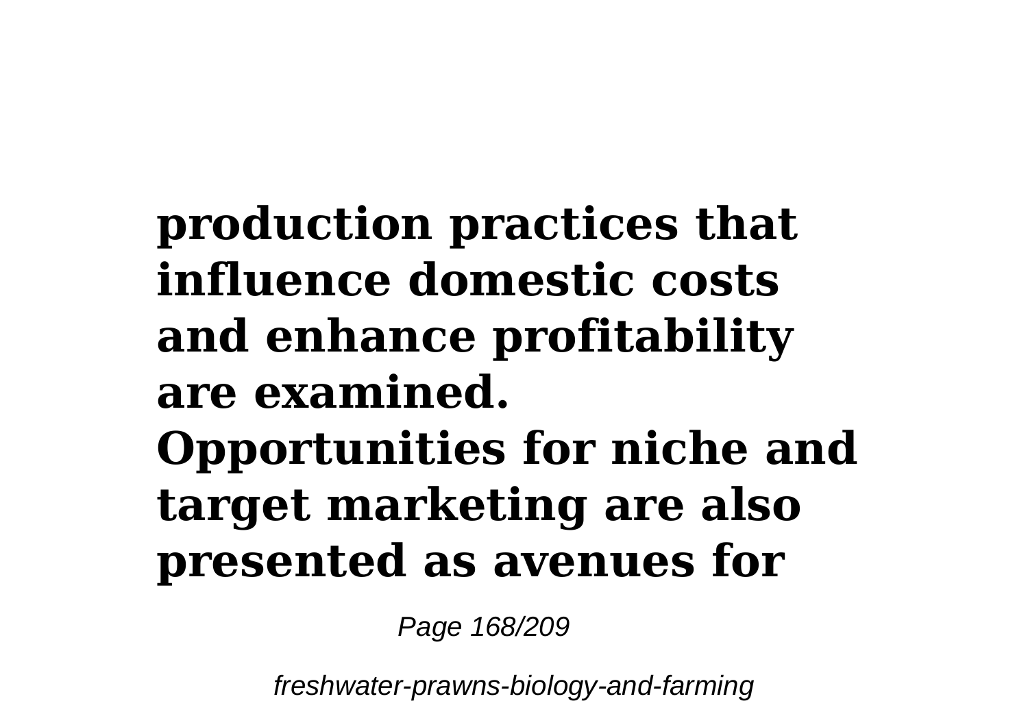**production practices that influence domestic costs and enhance profitability are examined. Opportunities for niche and target marketing are also presented as avenues for**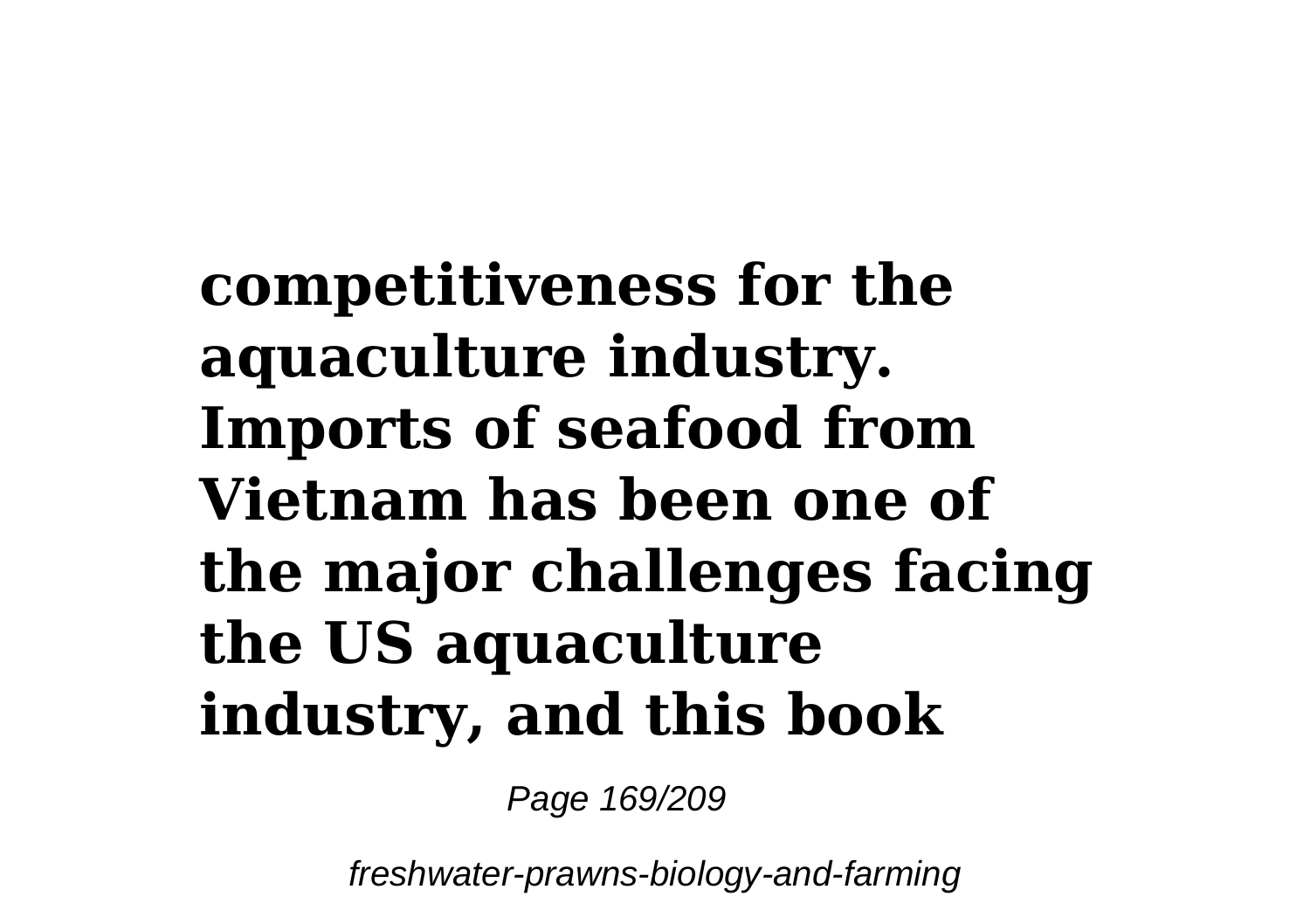**competitiveness for the aquaculture industry. Imports of seafood from Vietnam has been one of the major challenges facing the US aquaculture industry, and this book**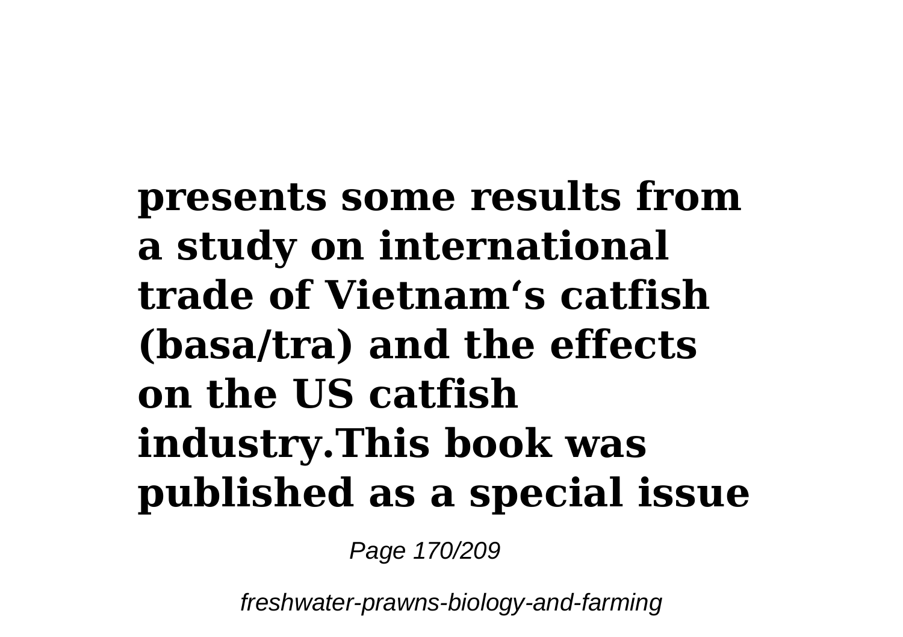**presents some results from a study on international trade of Vietnam's catfish (basa/tra) and the effects on the US catfish industry.This book was published as a special issue**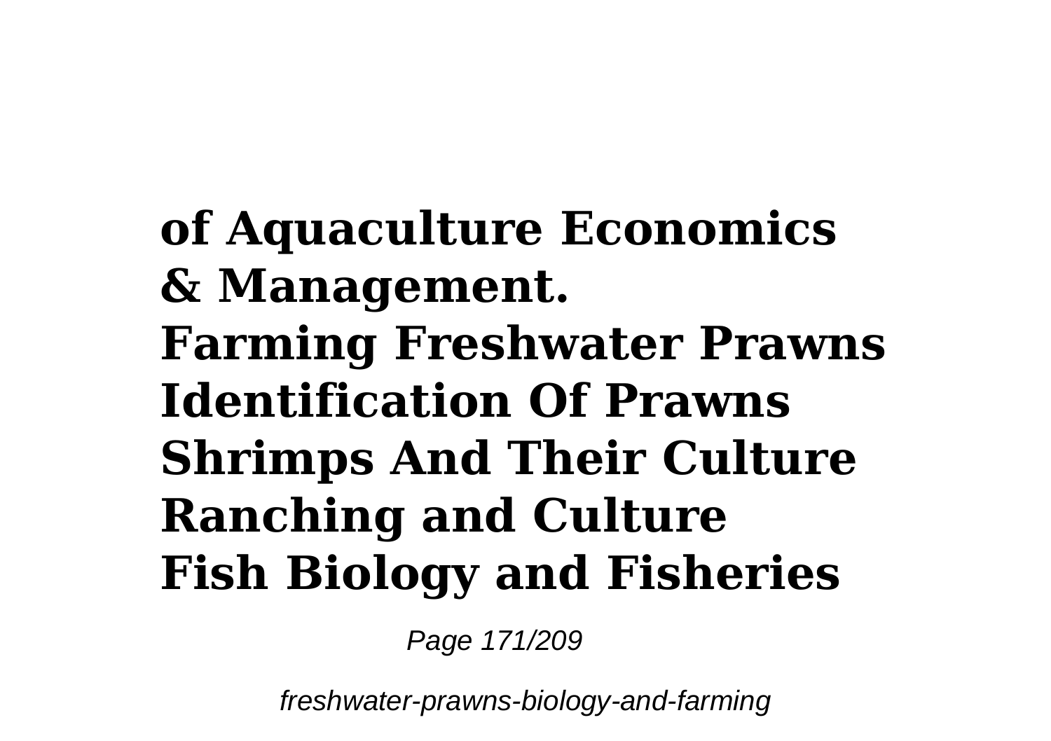**of Aquaculture Economics & Management.**
**Farming Freshwater Prawns**
**Identification Of Prawns Shrimps And Their Culture**
**Ranching and Culture**
**Fish Biology and Fisheries**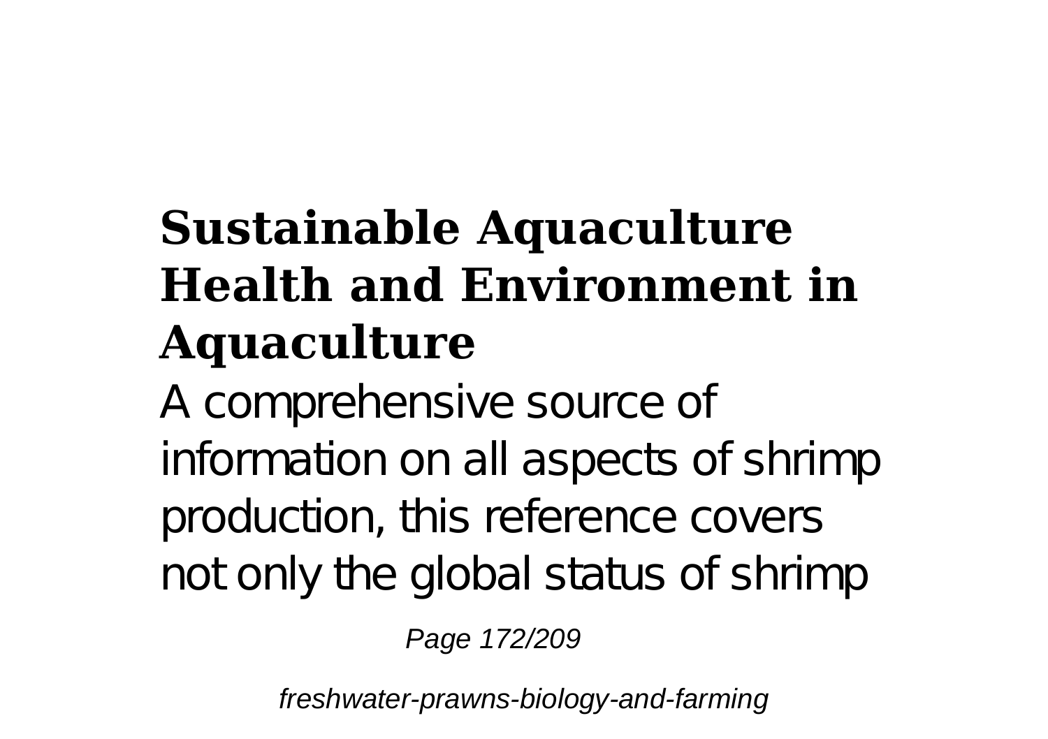## Sustainable Aquaculture Health and Environment in Aquaculture

A comprehensive source of information on all aspects of shrimp production, this reference covers not only the global status of shrimp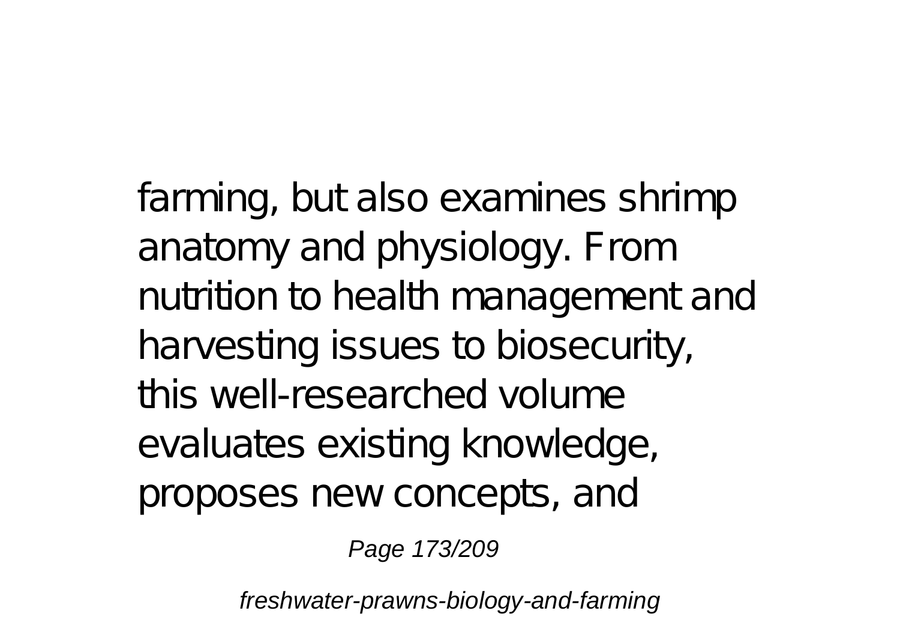farming, but also examines shrimp anatomy and physiology. From nutrition to health management and harvesting issues to biosecurity, this well-researched volume evaluates existing knowledge, proposes new concepts, and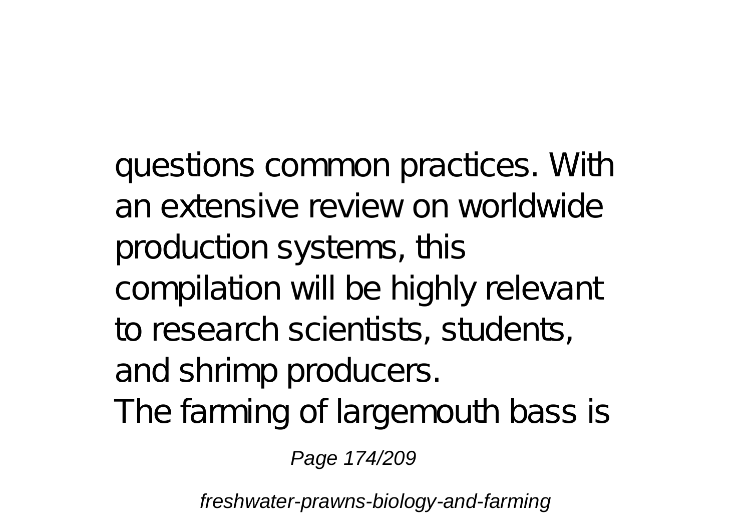questions common practices. With an extensive review on worldwide production systems, this compilation will be highly relevant to research scientists, students, and shrimp producers.

The farming of largemouth bass is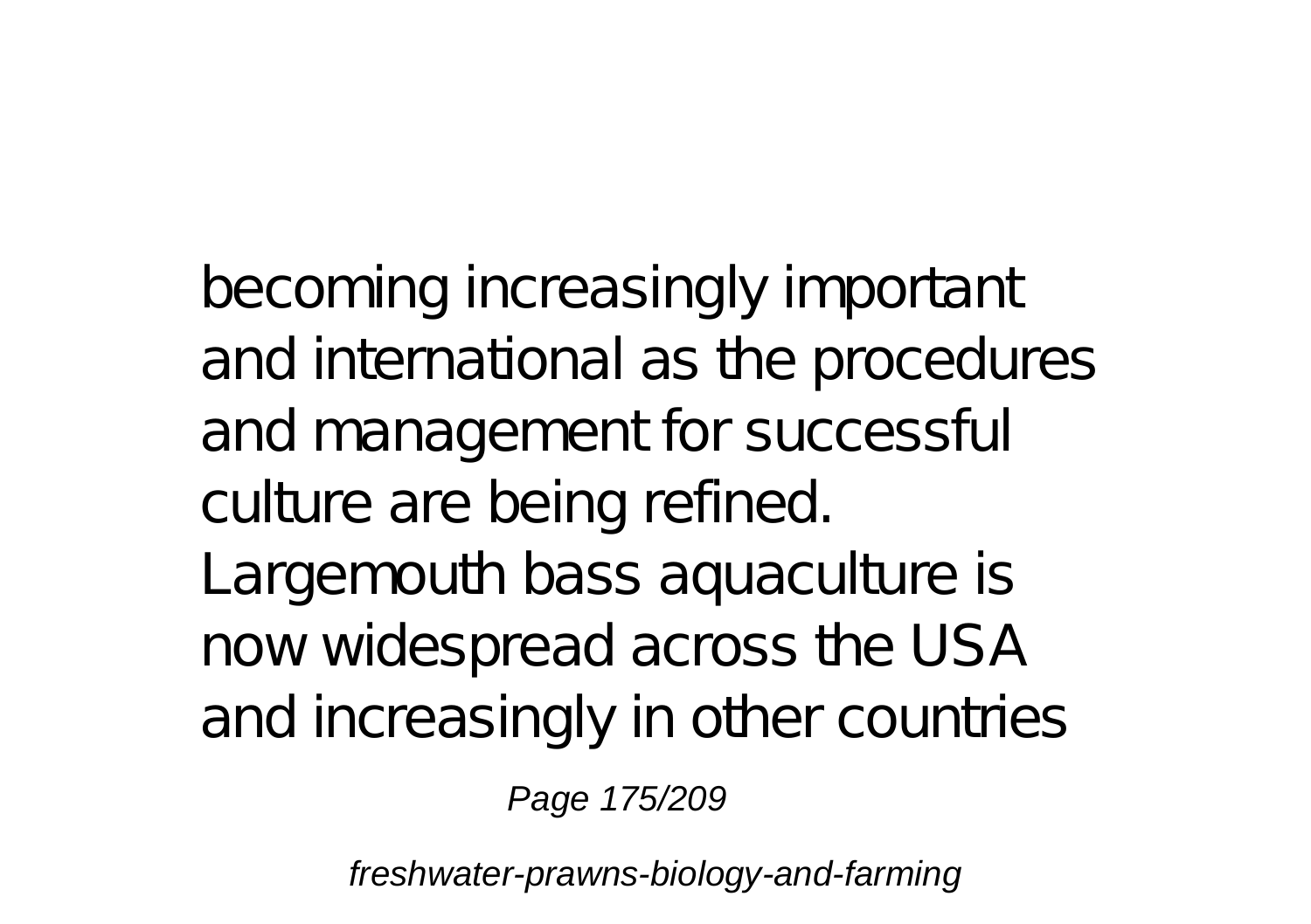becoming increasingly important and international as the procedures and management for successful culture are being refined. Largemouth bass aquaculture is now widespread across the USA and increasingly in other countries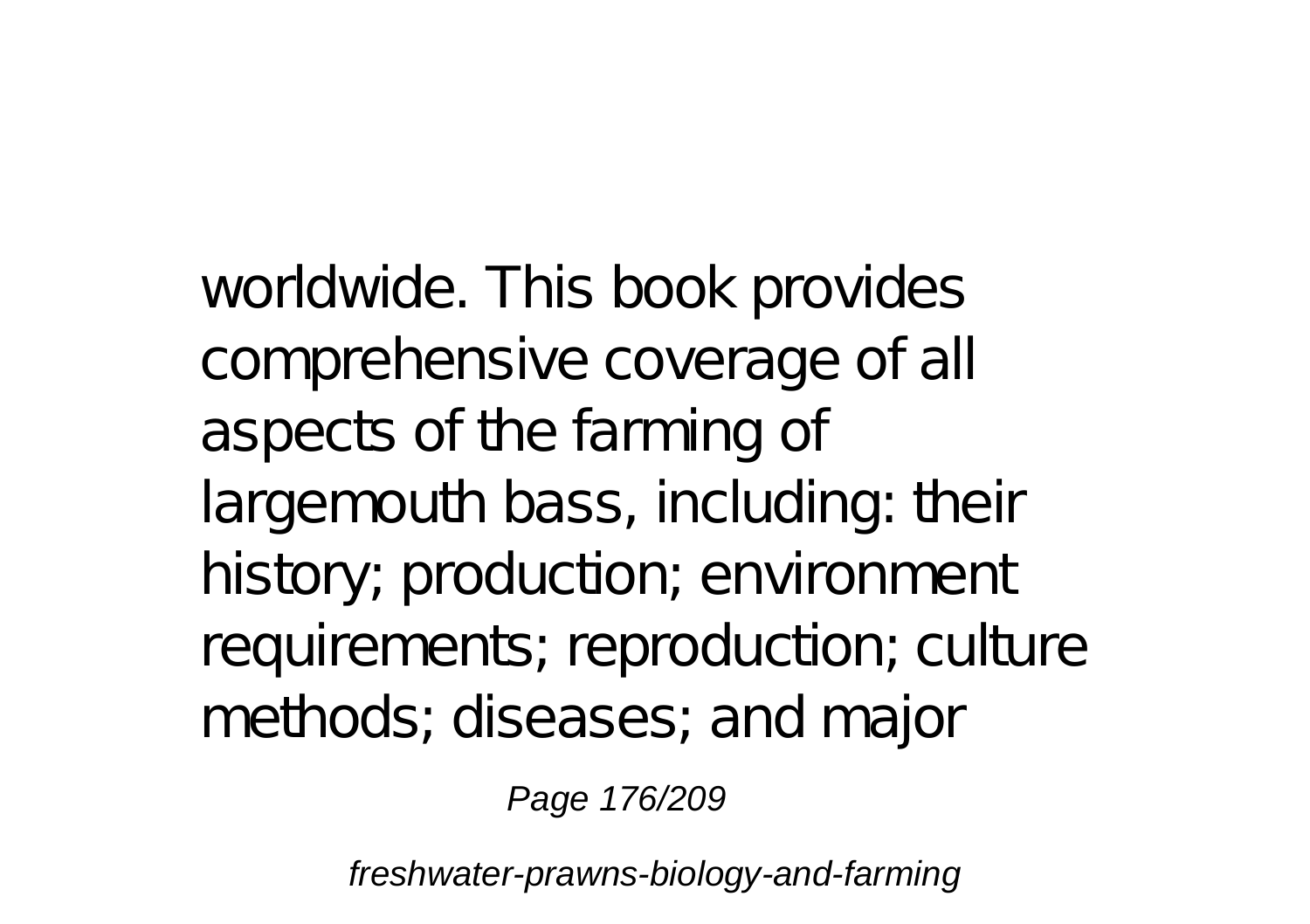worldwide. This book provides comprehensive coverage of all aspects of the farming of largemouth bass, including: their history; production; environment requirements; reproduction; culture methods; diseases; and major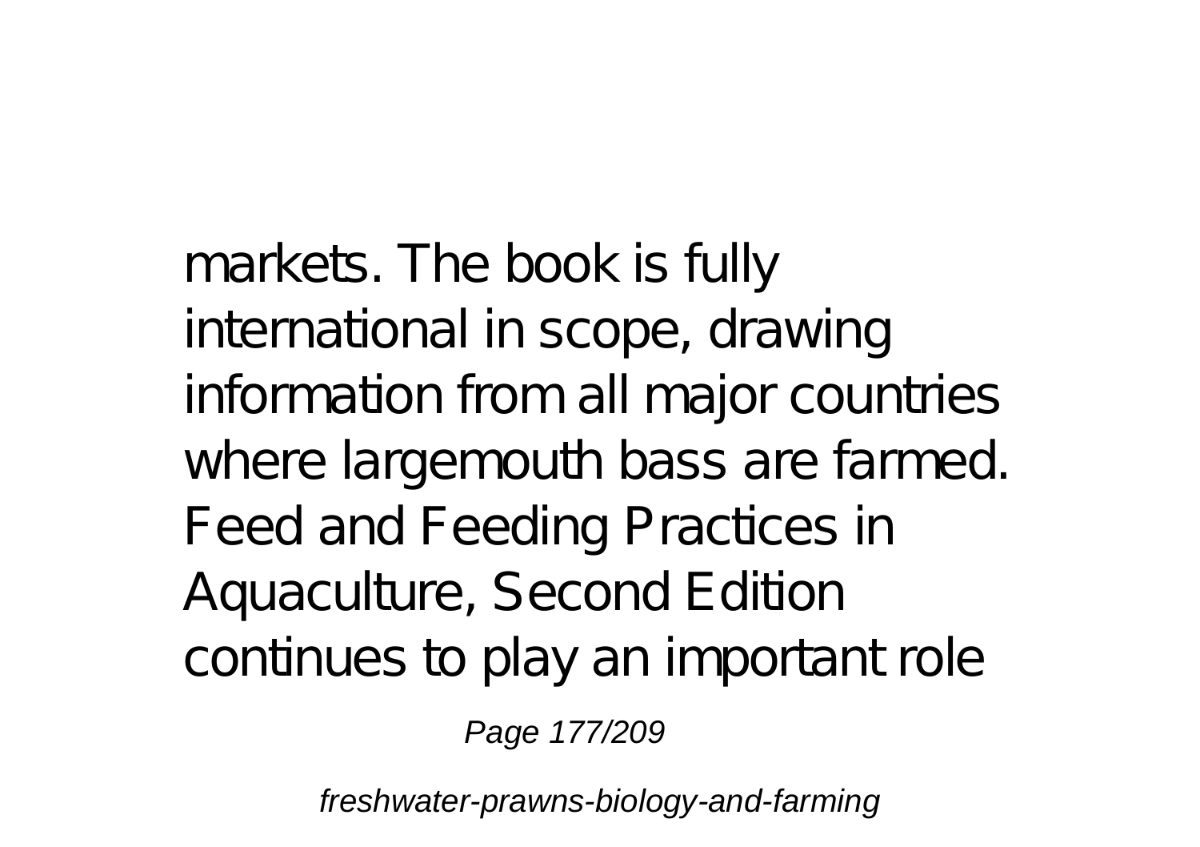markets. The book is fully international in scope, drawing information from all major countries where largemouth bass are farmed. Feed and Feeding Practices in Aquaculture, Second Edition continues to play an important role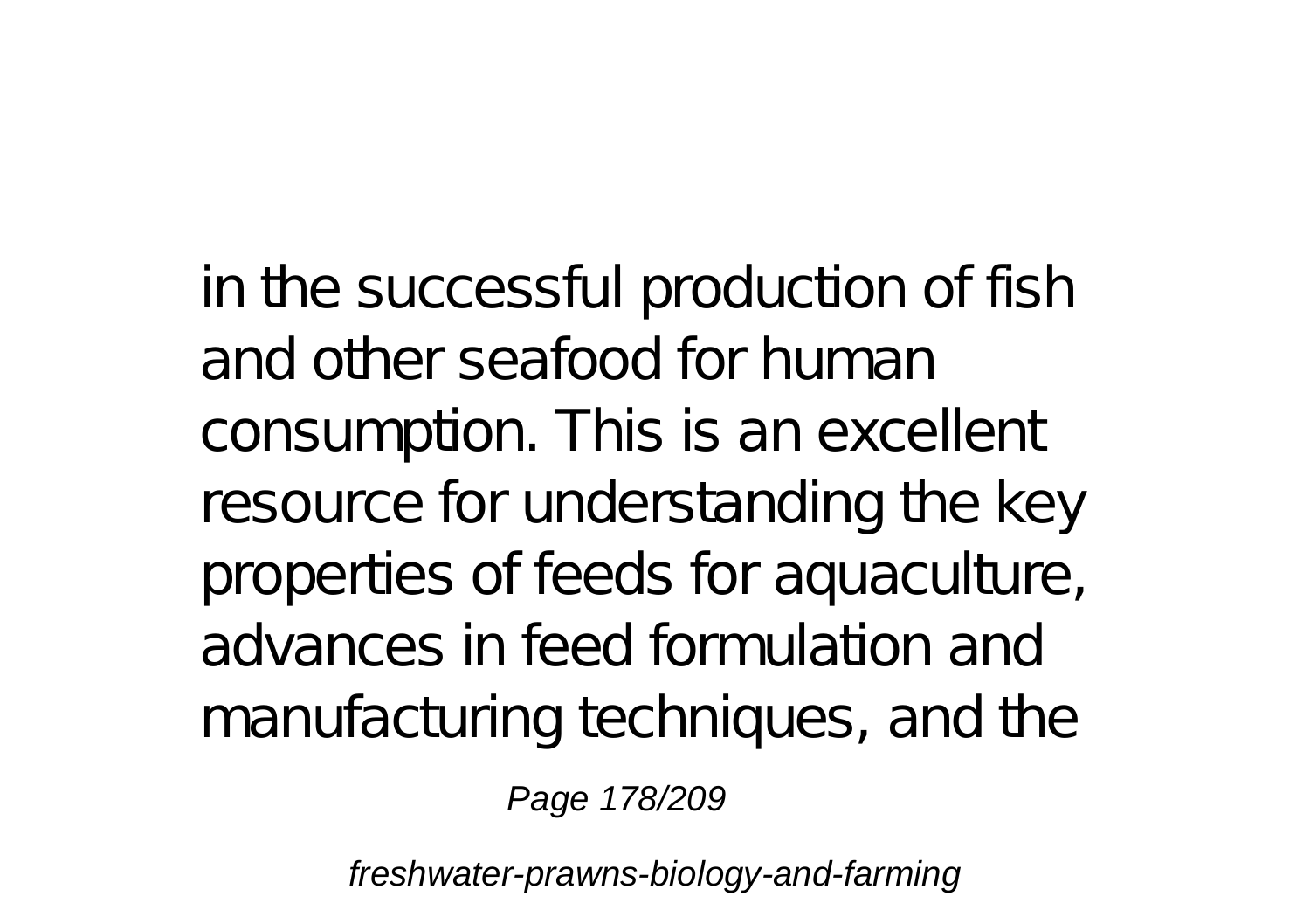in the successful production of fish and other seafood for human consumption. This is an excellent resource for understanding the key properties of feeds for aquaculture, advances in feed formulation and manufacturing techniques, and the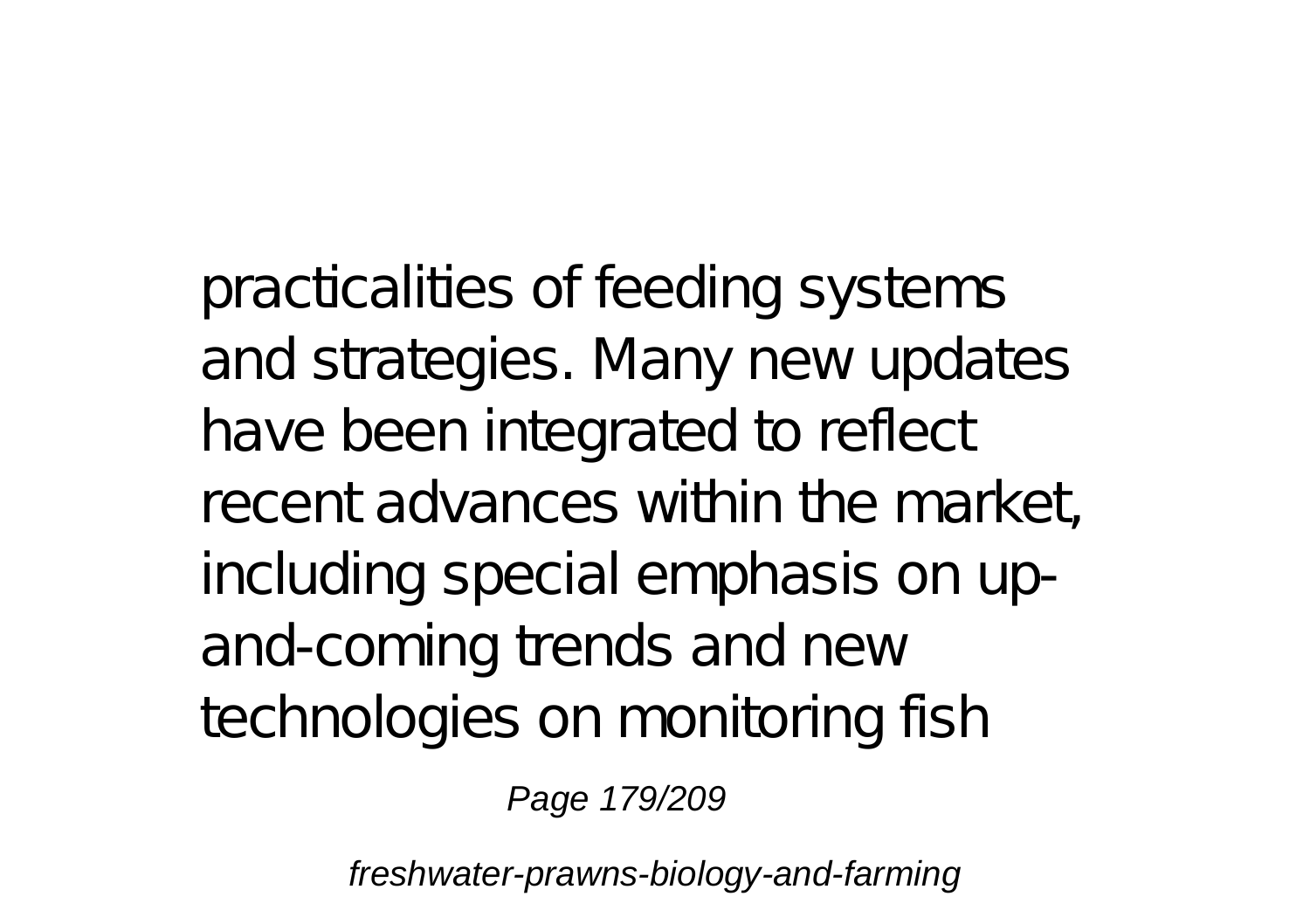practicalities of feeding systems and strategies. Many new updates have been integrated to reflect recent advances within the market, including special emphasis on up-and-coming trends and new technologies on monitoring fish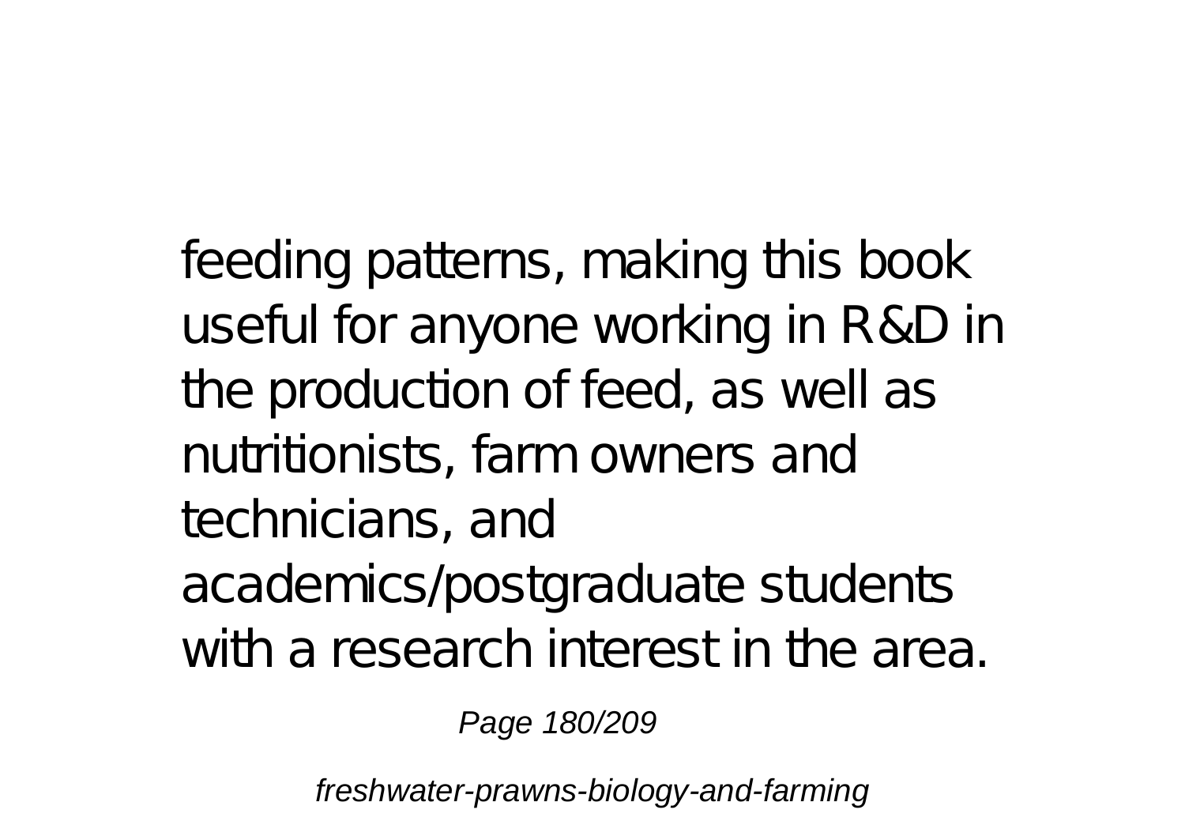feeding patterns, making this book useful for anyone working in R&D in the production of feed, as well as nutritionists, farm owners and technicians, and academics/postgraduate students with a research interest in the area.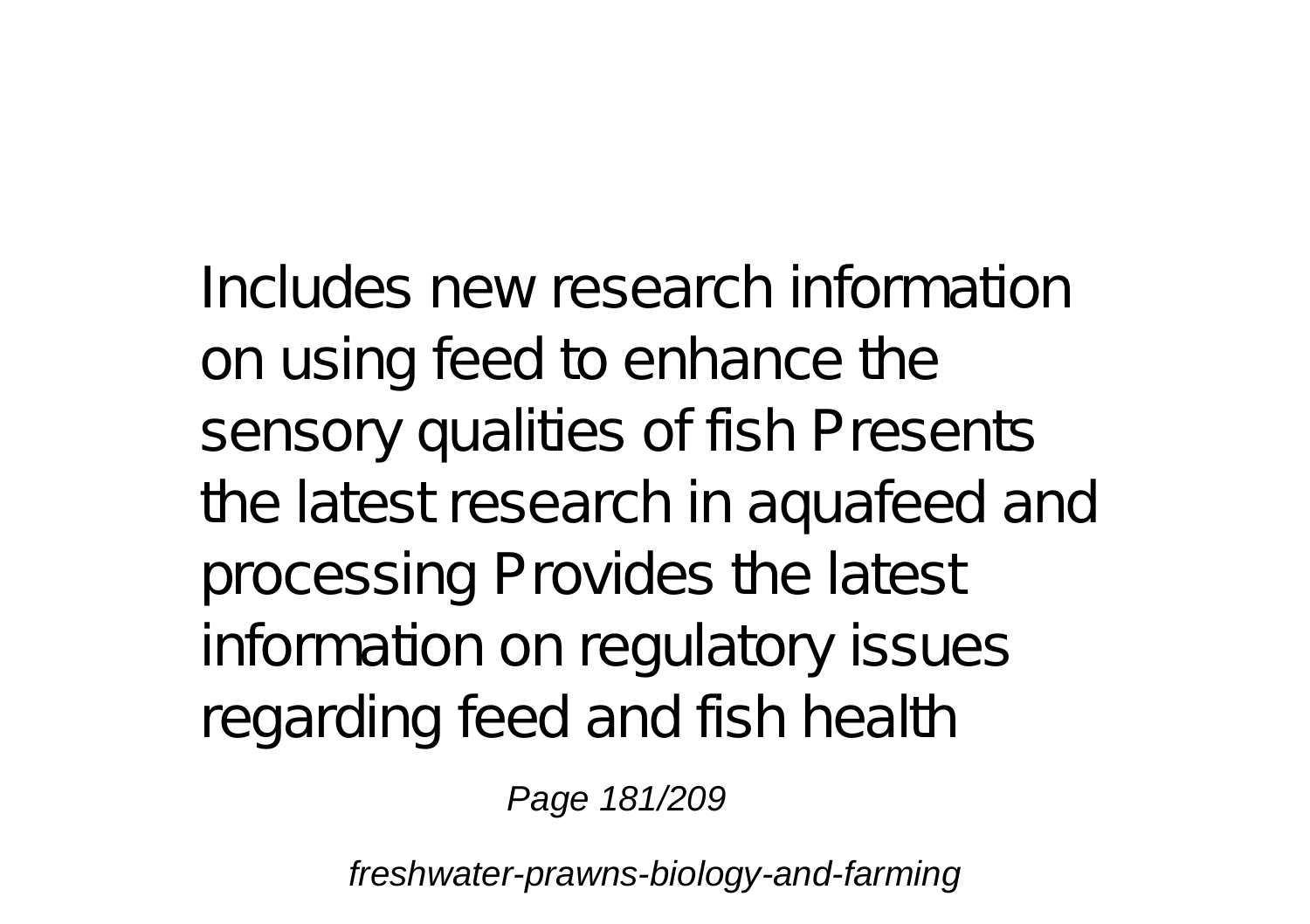Includes new research information on using feed to enhance the sensory qualities of fish Presents the latest research in aquafeed and processing Provides the latest information on regulatory issues regarding feed and fish health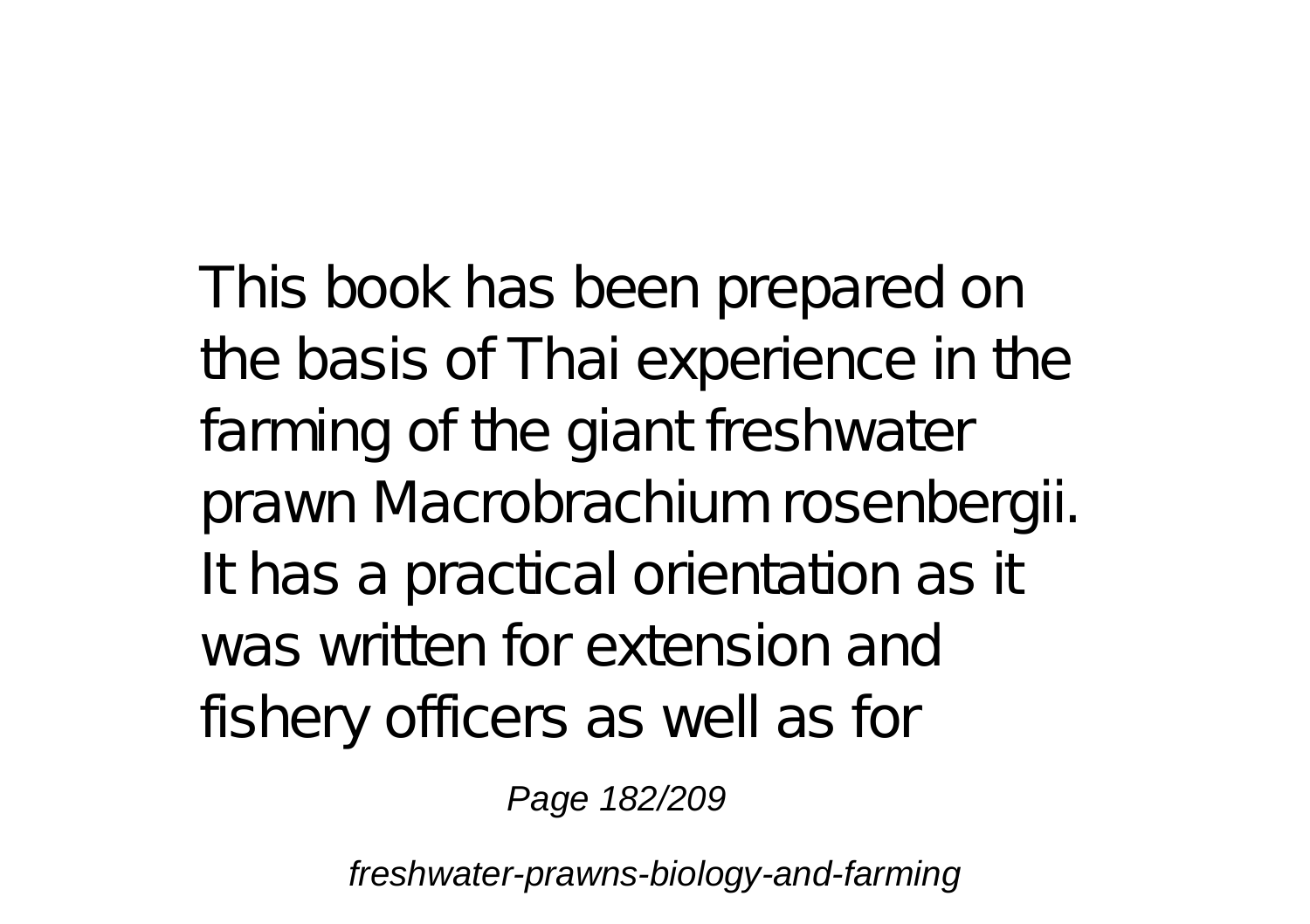This book has been prepared on the basis of Thai experience in the farming of the giant freshwater prawn Macrobrachium rosenbergii. It has a practical orientation as it was written for extension and fishery officers as well as for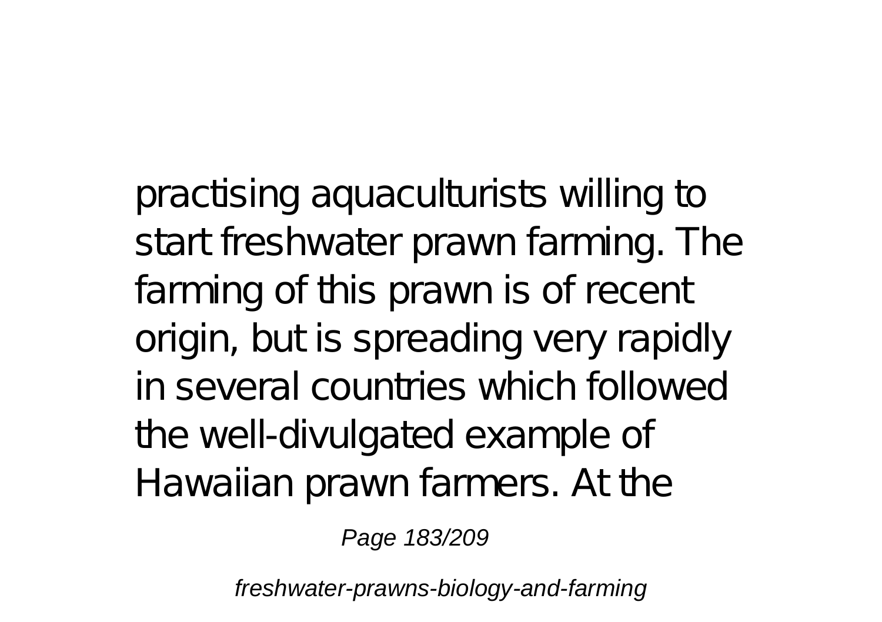practising aquaculturists willing to start freshwater prawn farming. The farming of this prawn is of recent origin, but is spreading very rapidly in several countries which followed the well-divulgated example of Hawaiian prawn farmers. At the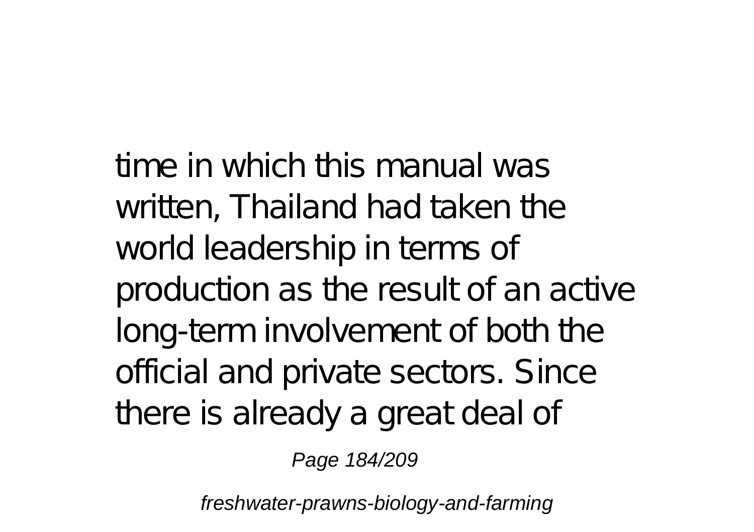time in which this manual was written, Thailand had taken the world leadership in terms of production as the result of an active long-term involvement of both the official and private sectors. Since there is already a great deal of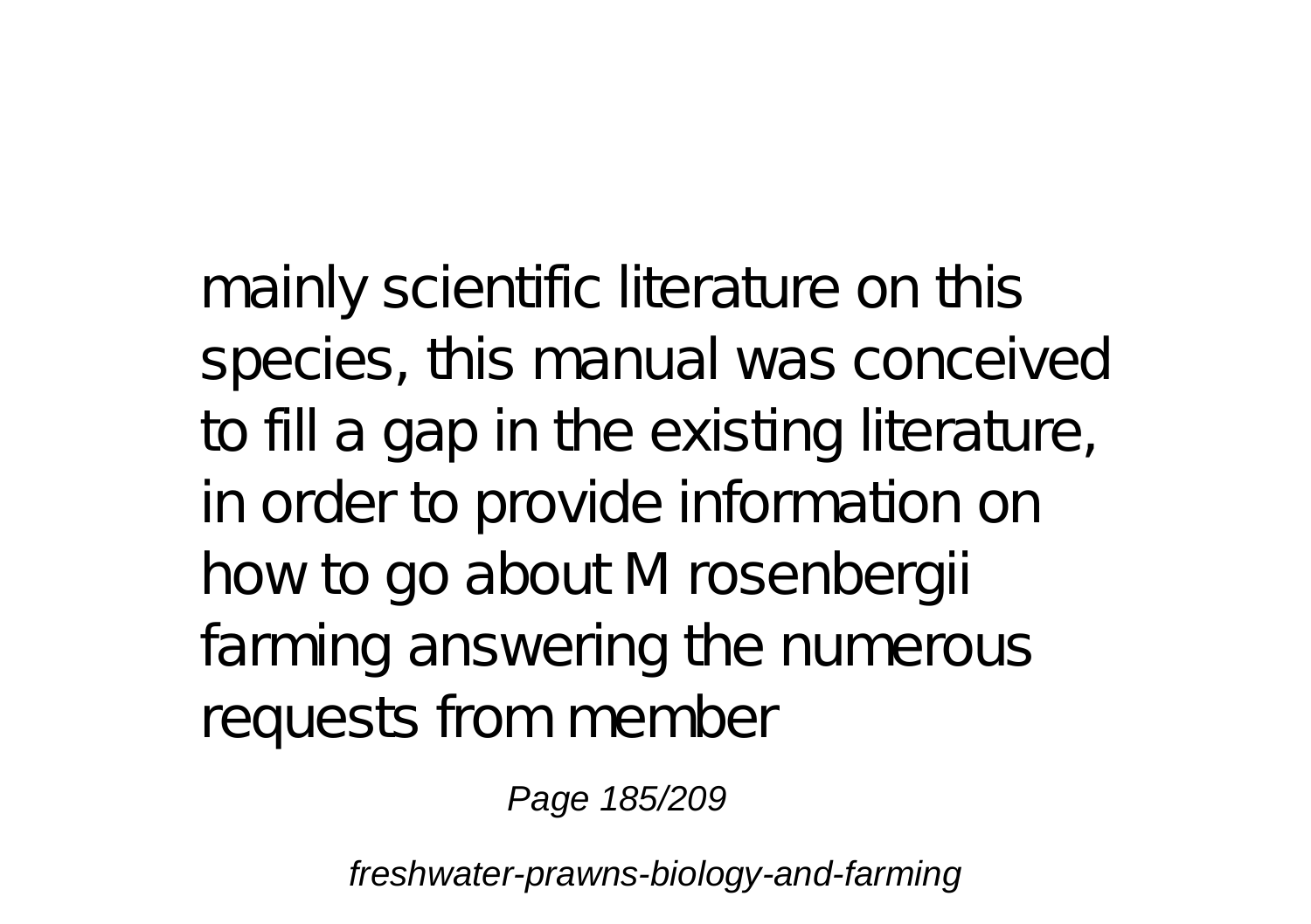mainly scientific literature on this species, this manual was conceived to fill a gap in the existing literature, in order to provide information on how to go about M rosenbergii farming answering the numerous requests from member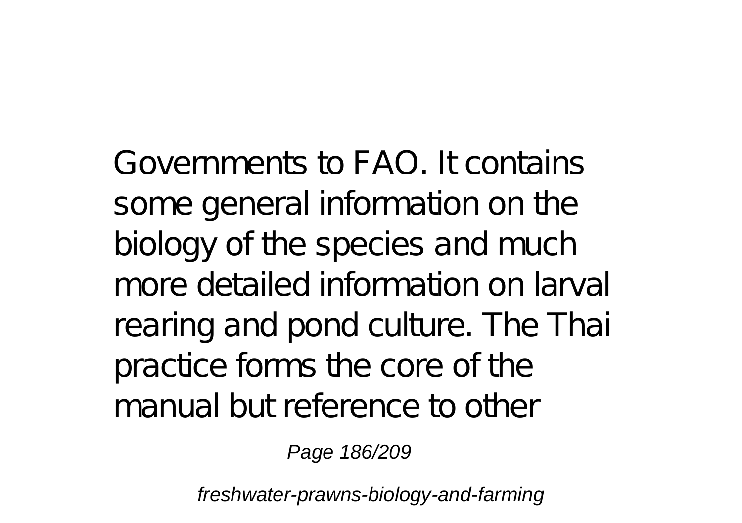Governments to FAO. It contains some general information on the biology of the species and much more detailed information on larval rearing and pond culture. The Thai practice forms the core of the manual but reference to other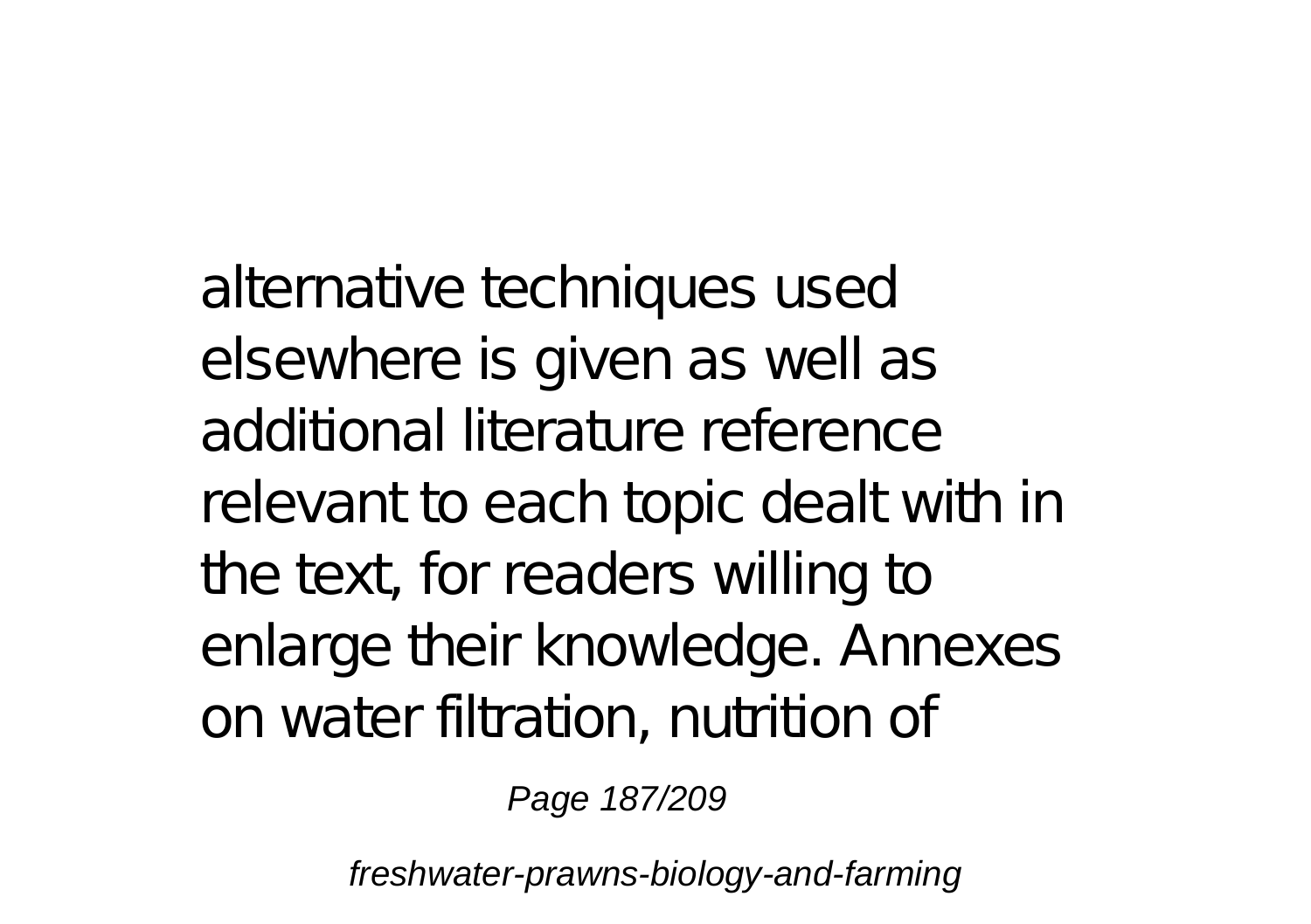alternative techniques used elsewhere is given as well as additional literature reference relevant to each topic dealt with in the text, for readers willing to enlarge their knowledge. Annexes on water filtration, nutrition of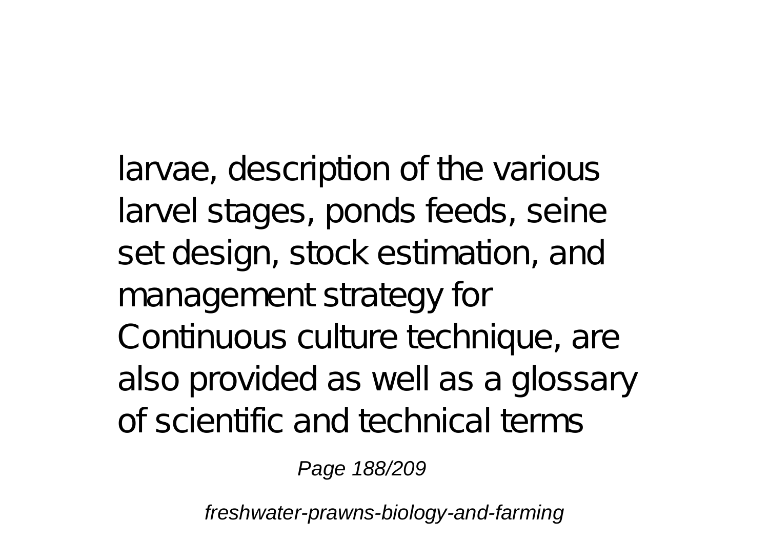larvae, description of the various larvel stages, ponds feeds, seine set design, stock estimation, and management strategy for Continuous culture technique, are also provided as well as a glossary of scientific and technical terms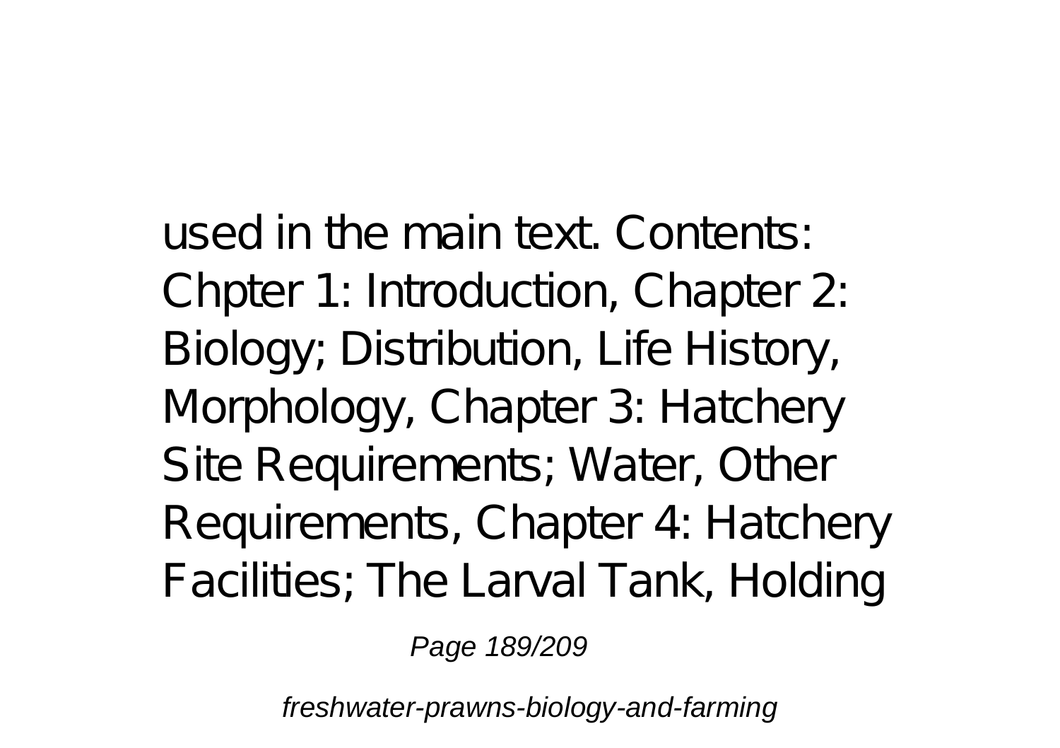used in the main text. Contents: Chpter 1: Introduction, Chapter 2: Biology; Distribution, Life History, Morphology, Chapter 3: Hatchery Site Requirements; Water, Other Requirements, Chapter 4: Hatchery Facilities; The Larval Tank, Holding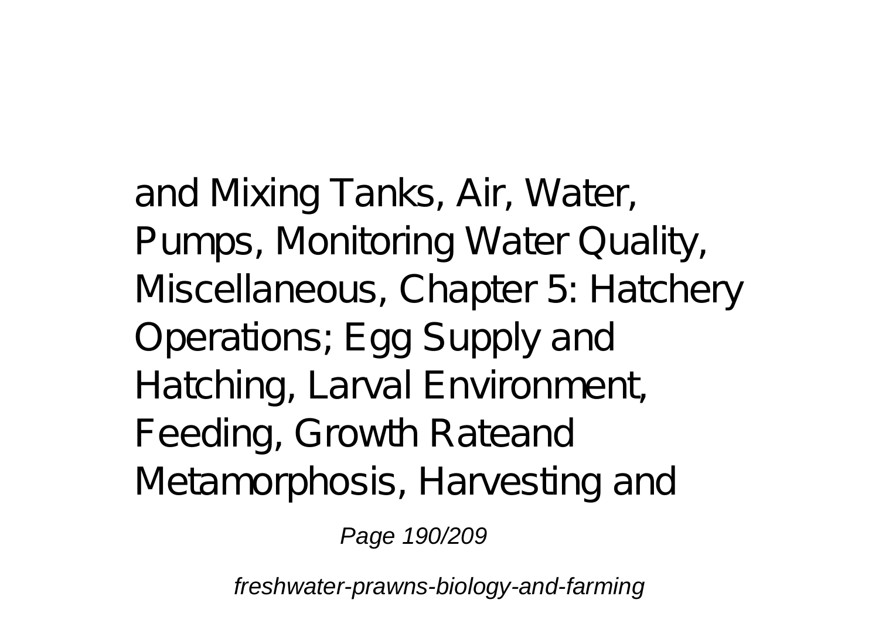and Mixing Tanks, Air, Water, Pumps, Monitoring Water Quality, Miscellaneous, Chapter 5: Hatchery Operations; Egg Supply and Hatching, Larval Environment, Feeding, Growth Rateand Metamorphosis, Harvesting and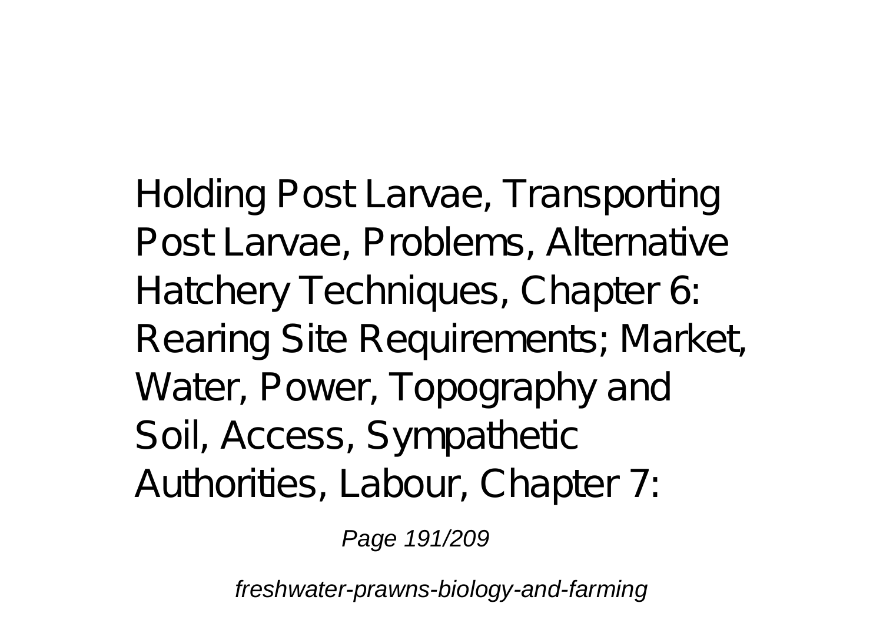Holding Post Larvae, Transporting Post Larvae, Problems, Alternative Hatchery Techniques, Chapter 6: Rearing Site Requirements; Market, Water, Power, Topography and Soil, Access, Sympathetic Authorities, Labour, Chapter 7: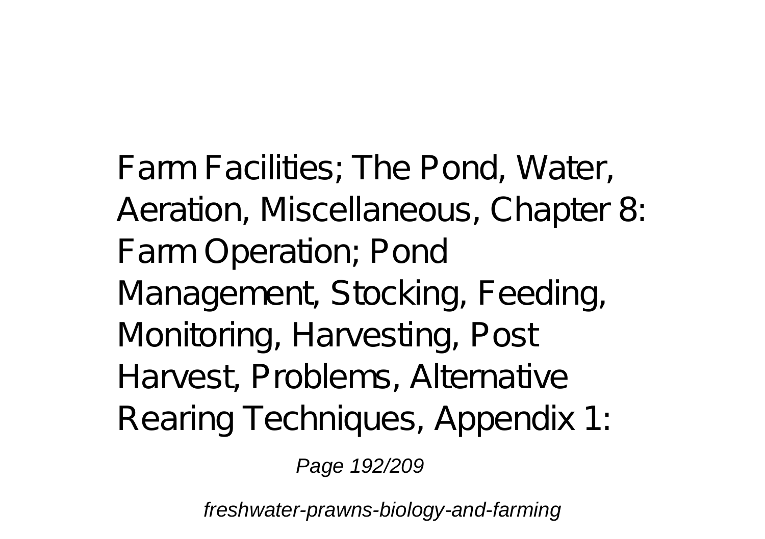Farm Facilities; The Pond, Water, Aeration, Miscellaneous, Chapter 8: Farm Operation; Pond Management, Stocking, Feeding, Monitoring, Harvesting, Post Harvest, Problems, Alternative Rearing Techniques, Appendix 1: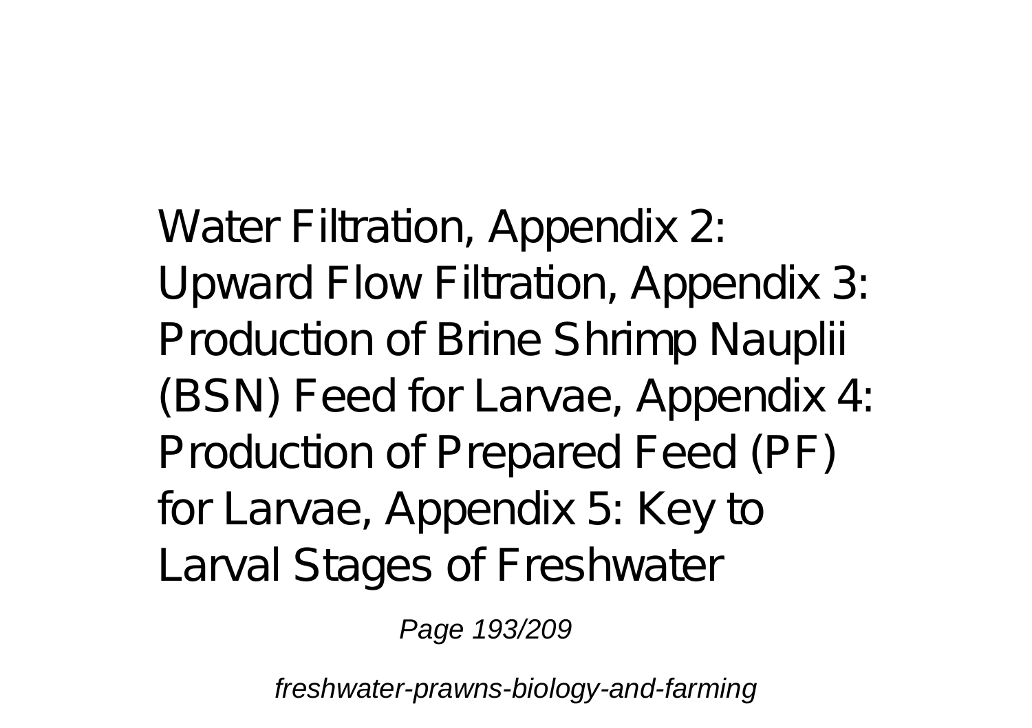Water Filtration, Appendix 2: Upward Flow Filtration, Appendix 3: Production of Brine Shrimp Nauplii (BSN) Feed for Larvae, Appendix 4: Production of Prepared Feed (PF) for Larvae, Appendix 5: Key to Larval Stages of Freshwater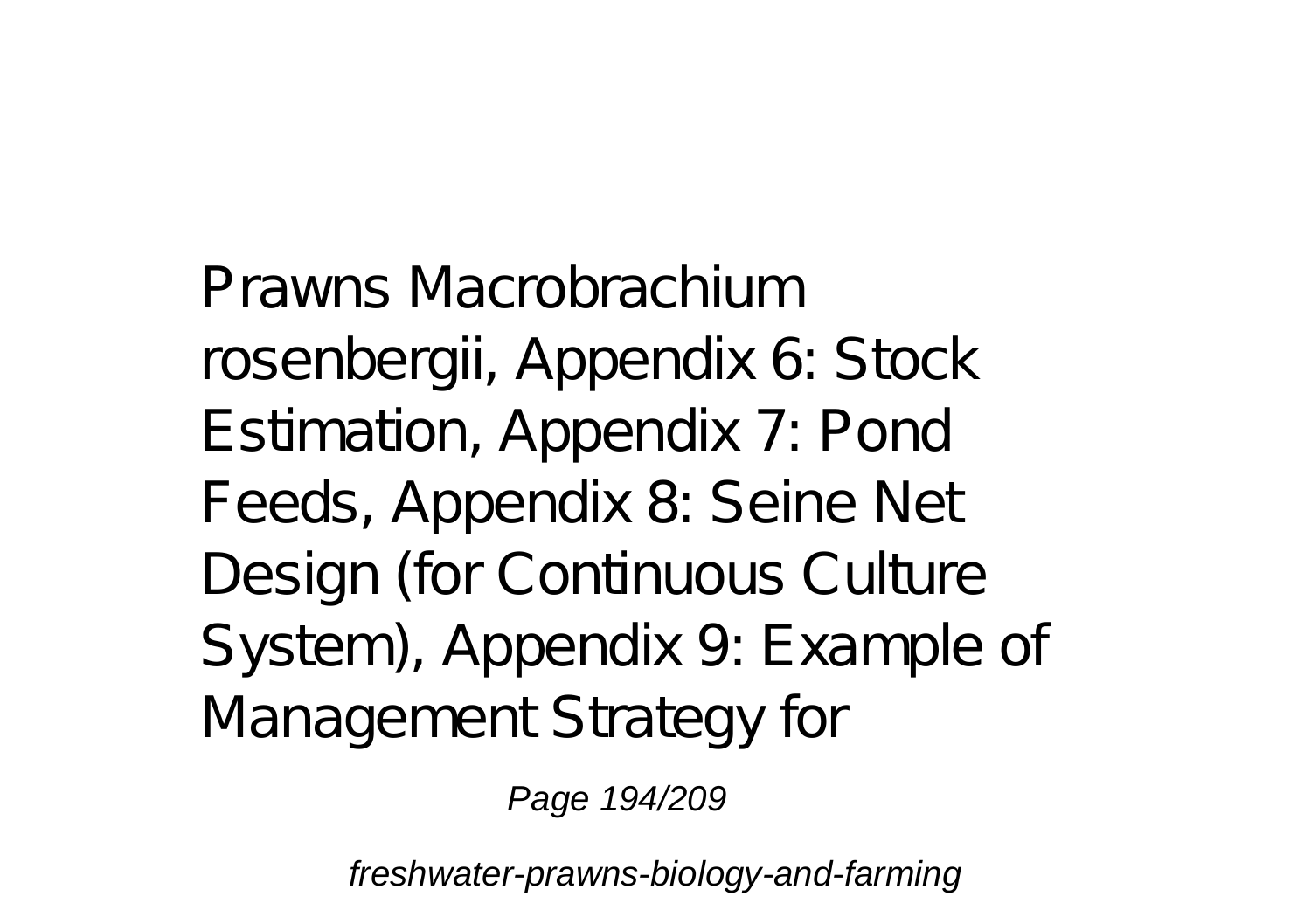Prawns Macrobrachium rosenbergii, Appendix 6: Stock Estimation, Appendix 7: Pond Feeds, Appendix 8: Seine Net Design (for Continuous Culture System), Appendix 9: Example of Management Strategy for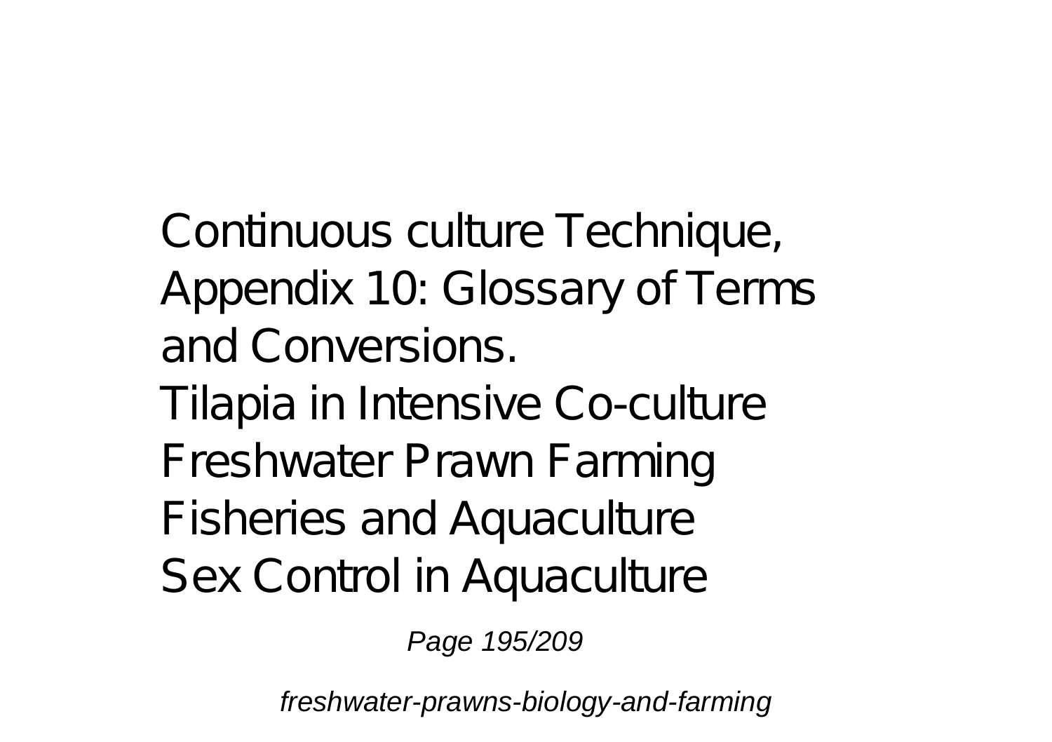Continuous culture Technique, Appendix 10: Glossary of Terms and Conversions.

Tilapia in Intensive Co-culture

Freshwater Prawn Farming

Fisheries and Aquaculture

Sex Control in Aquaculture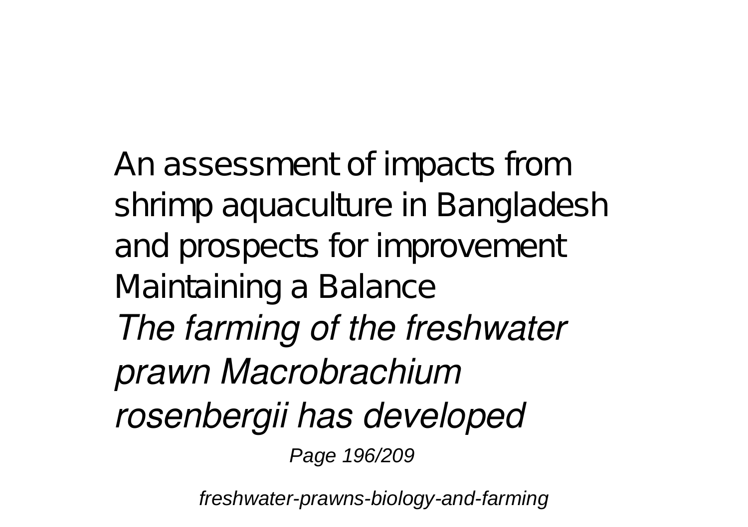An assessment of impacts from shrimp aquaculture in Bangladesh and prospects for improvement
Maintaining a Balance
*The farming of the freshwater prawn Macrobrachium rosenbergii has developed*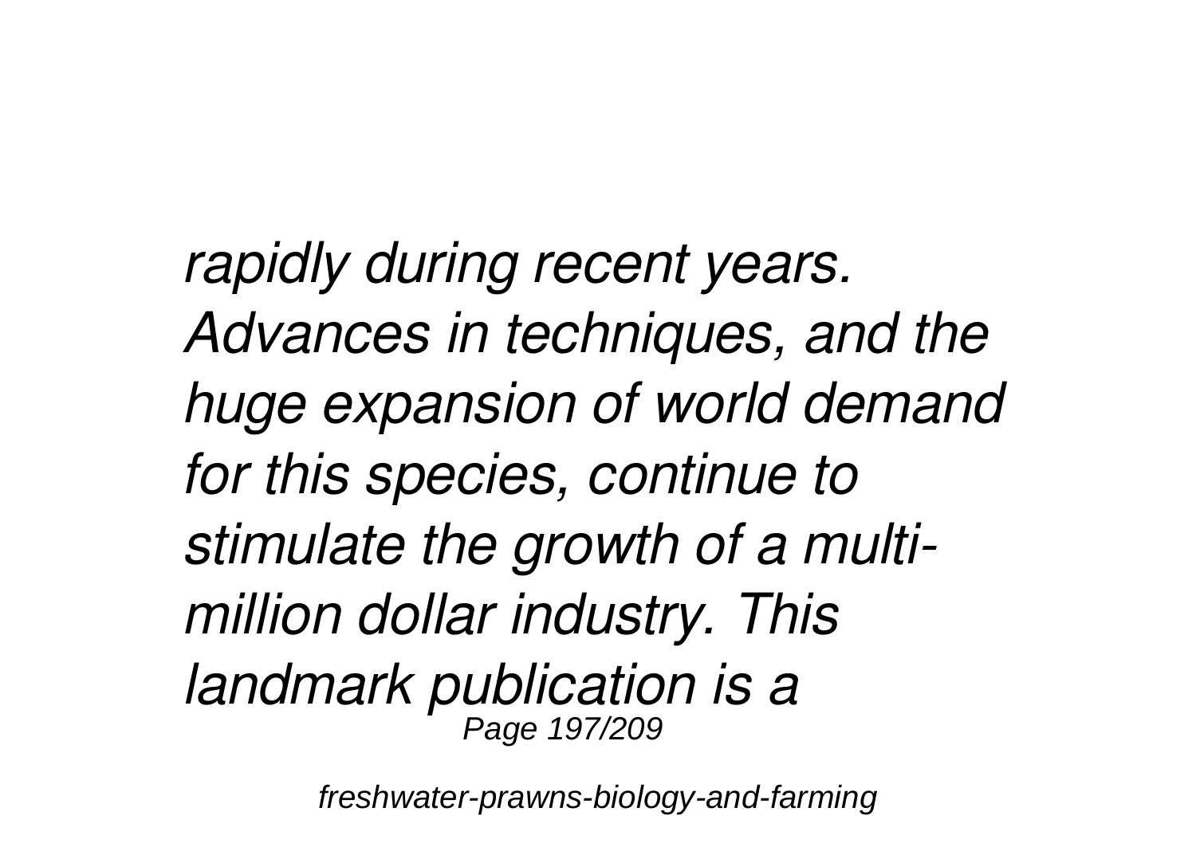*rapidly during recent years. Advances in techniques, and the huge expansion of world demand for this species, continue to stimulate the growth of a multi-million dollar industry. This landmark publication is a*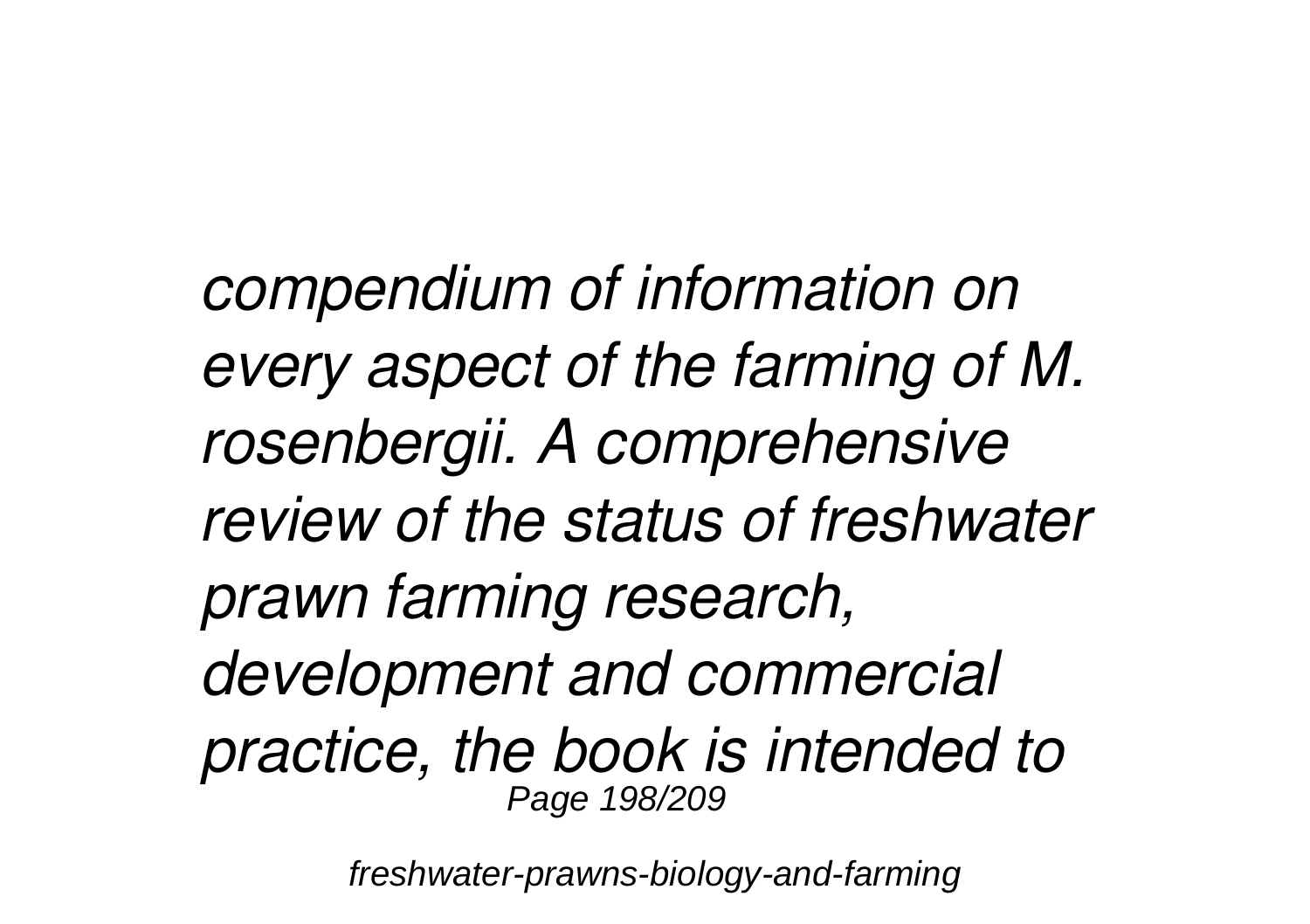*compendium of information on every aspect of the farming of M. rosenbergii. A comprehensive review of the status of freshwater prawn farming research, development and commercial practice, the book is intended to*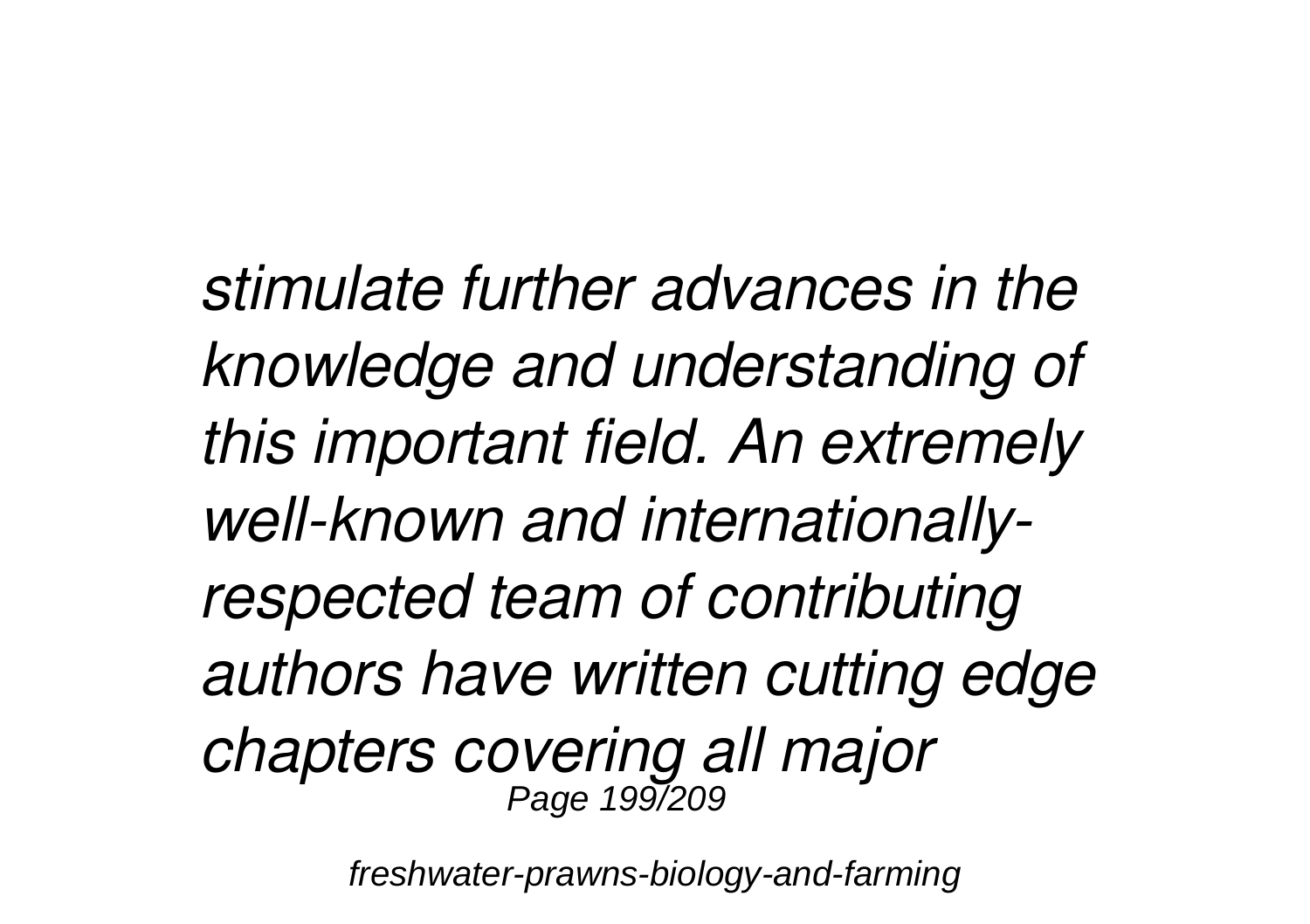*stimulate further advances in the knowledge and understanding of this important field. An extremely well-known and internationally-respected team of contributing authors have written cutting edge chapters covering all major*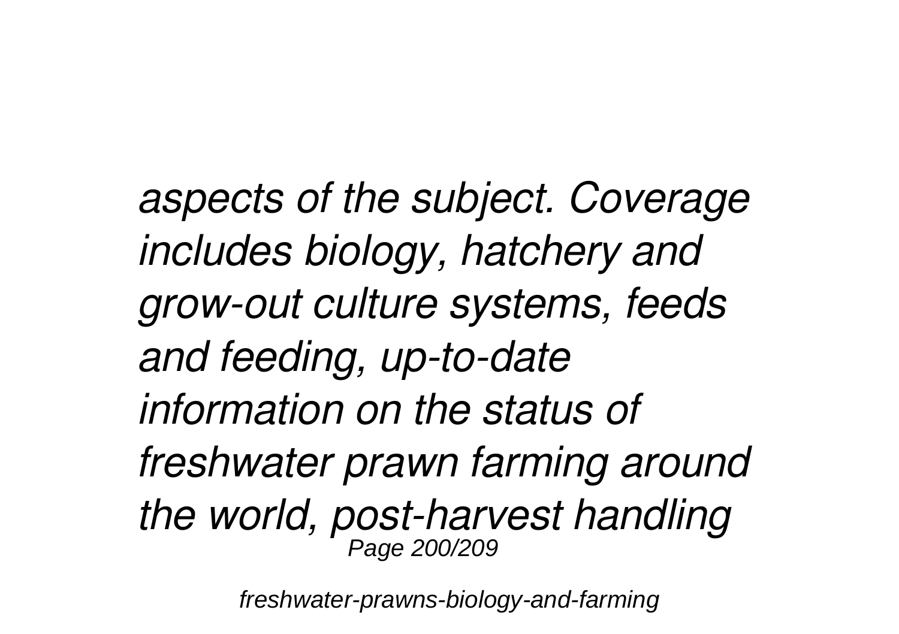*aspects of the subject. Coverage includes biology, hatchery and grow-out culture systems, feeds and feeding, up-to-date information on the status of freshwater prawn farming around the world, post-harvest handling*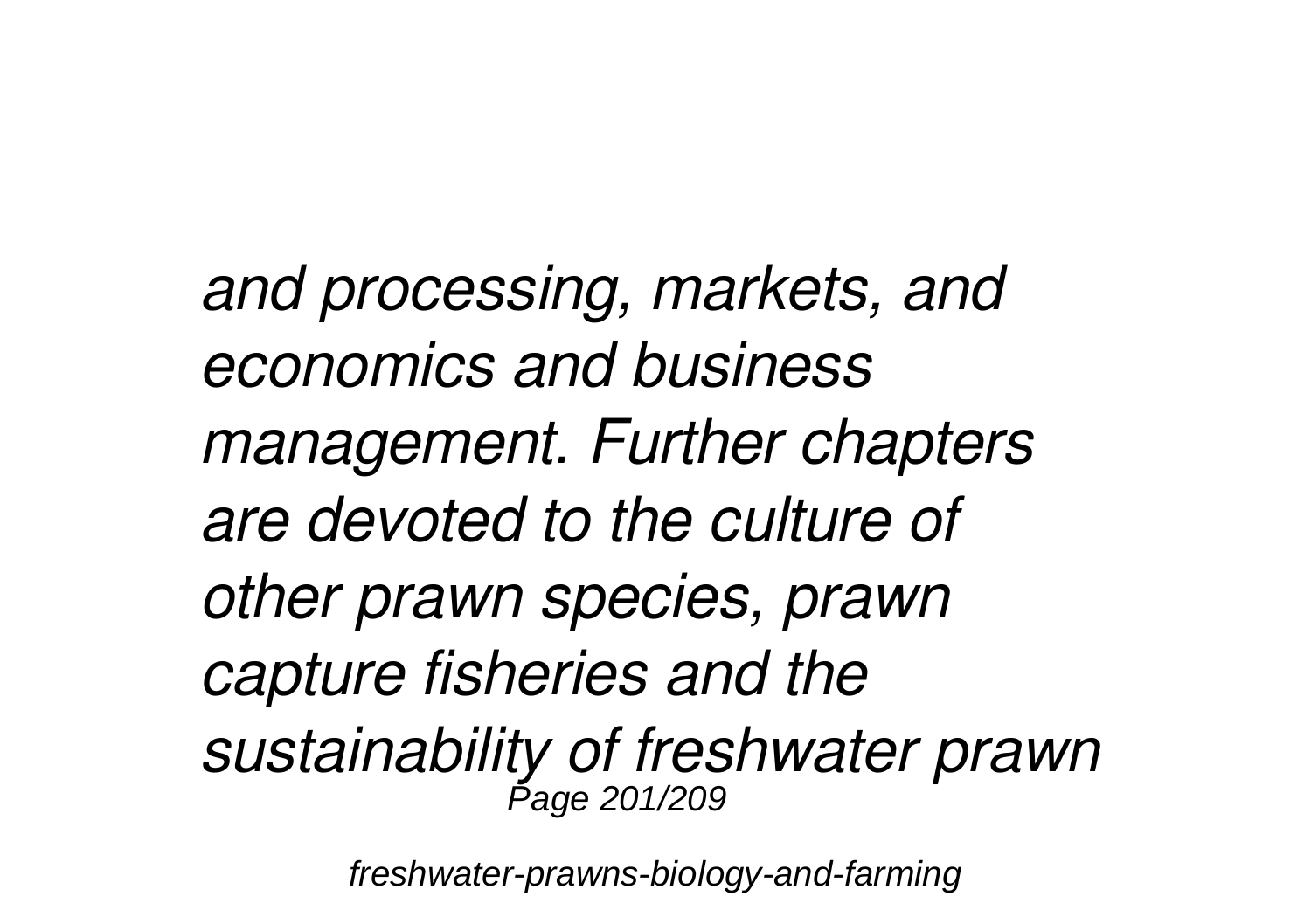*and processing, markets, and economics and business management. Further chapters are devoted to the culture of other prawn species, prawn capture fisheries and the sustainability of freshwater prawn*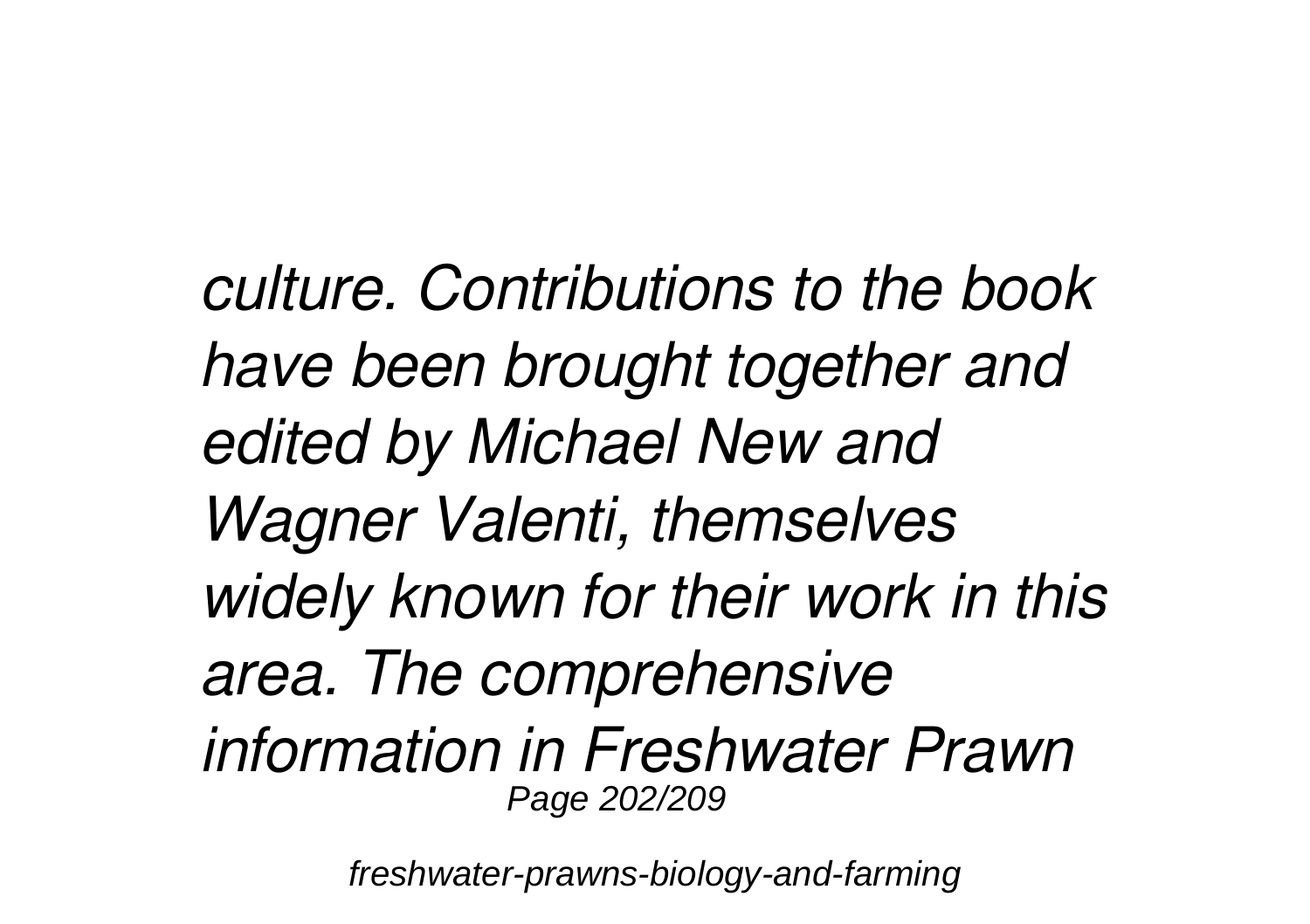*culture. Contributions to the book have been brought together and edited by Michael New and Wagner Valenti, themselves widely known for their work in this area. The comprehensive information in Freshwater Prawn*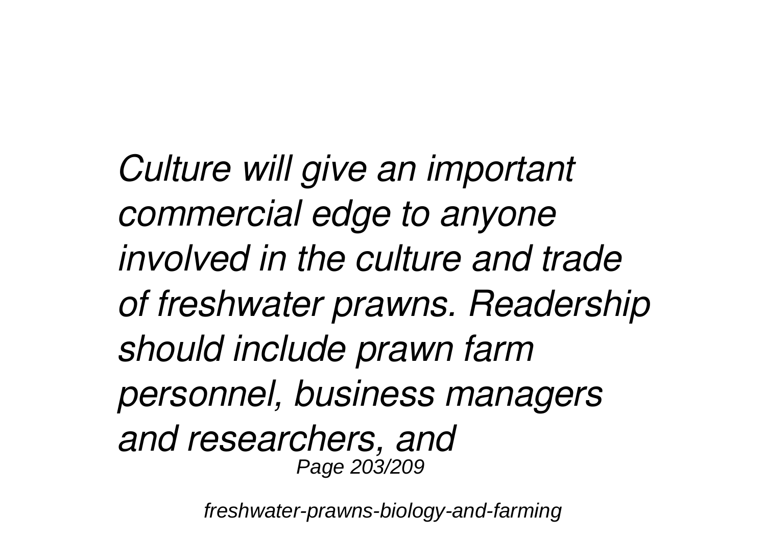*Culture will give an important commercial edge to anyone involved in the culture and trade of freshwater prawns. Readership should include prawn farm personnel, business managers and researchers, and*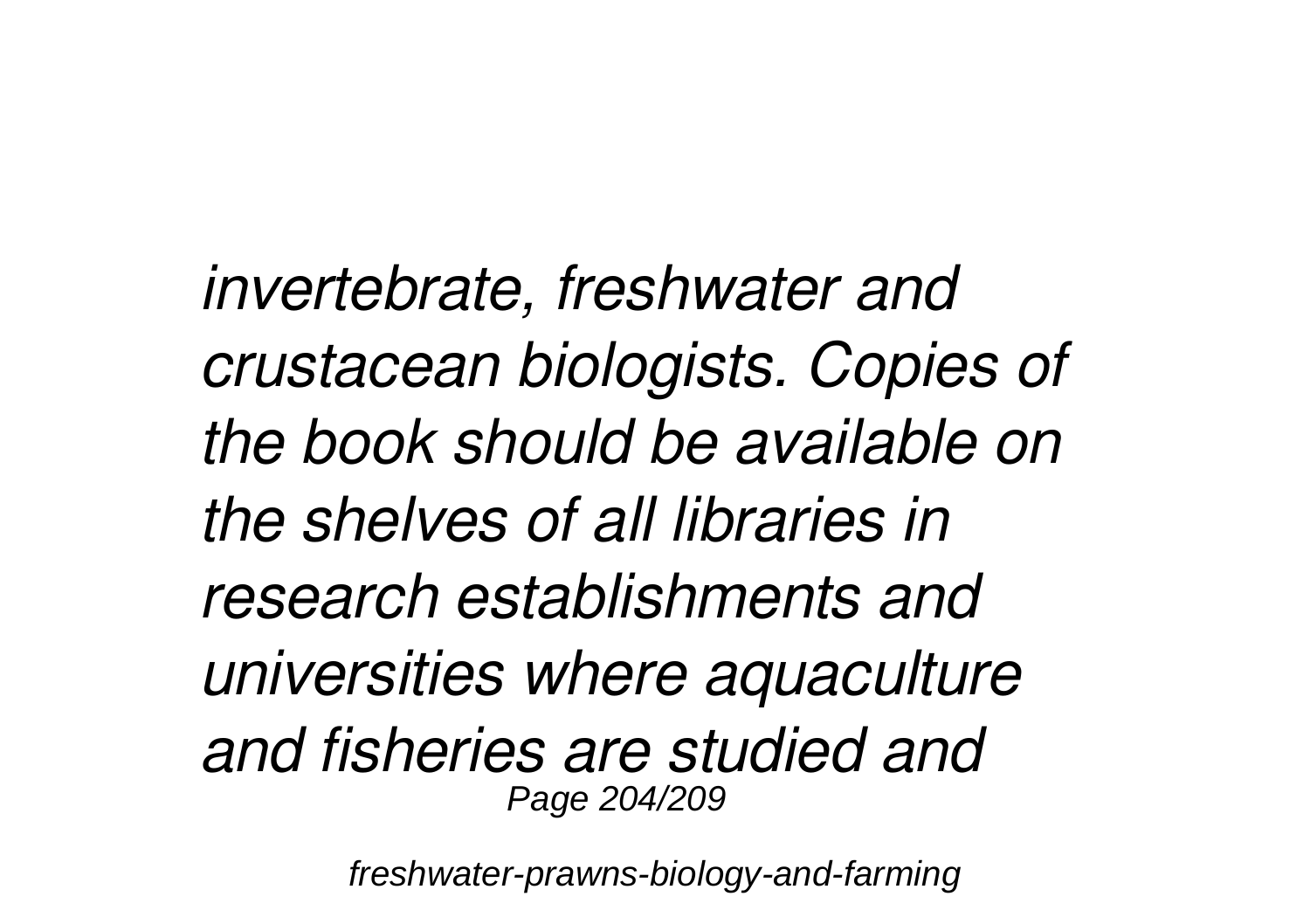*invertebrate, freshwater and crustacean biologists. Copies of the book should be available on the shelves of all libraries in research establishments and universities where aquaculture and fisheries are studied and*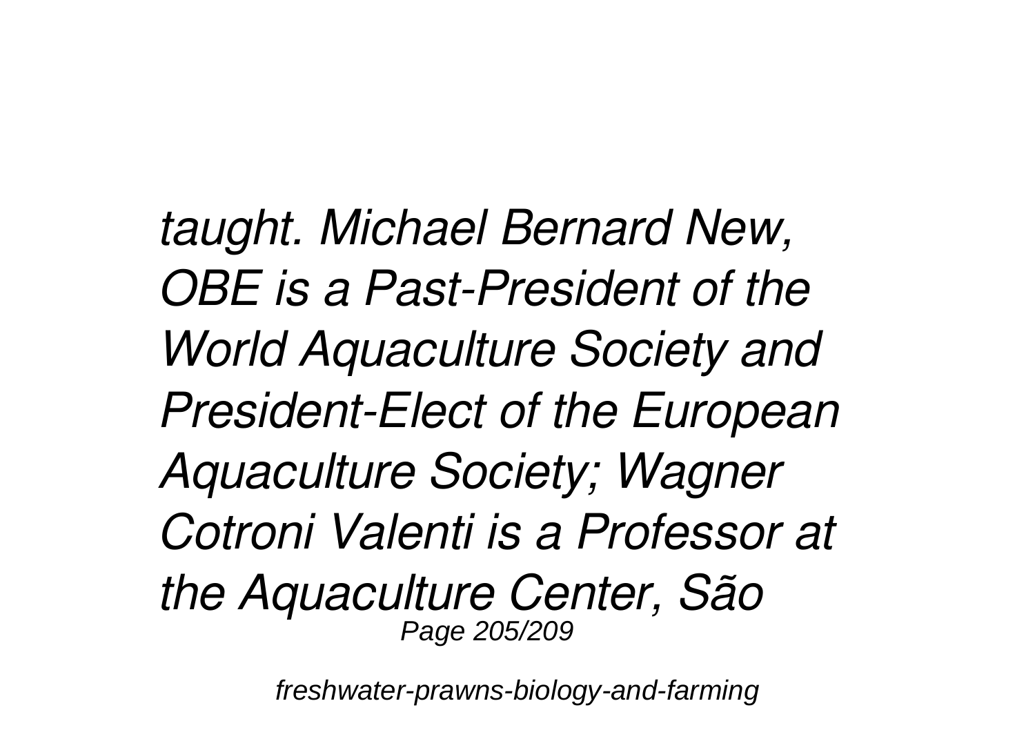*taught. Michael Bernard New, OBE is a Past-President of the World Aquaculture Society and President-Elect of the European Aquaculture Society; Wagner Cotroni Valenti is a Professor at the Aquaculture Center, São*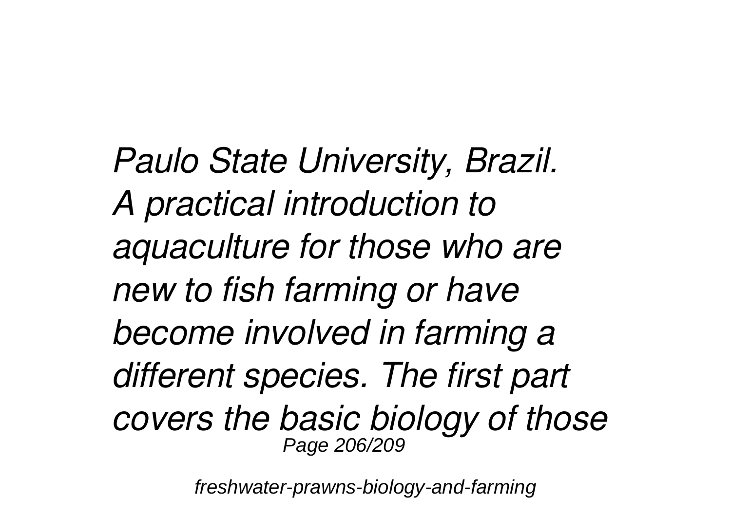*Paulo State University, Brazil. A practical introduction to aquaculture for those who are new to fish farming or have become involved in farming a different species. The first part covers the basic biology of those*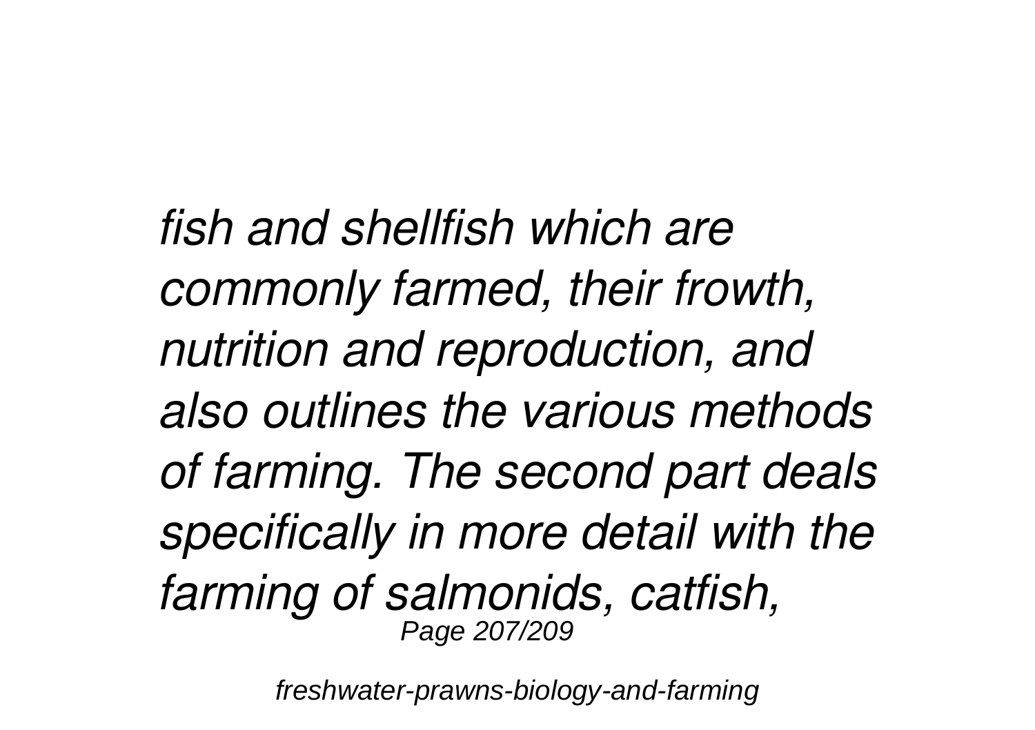*fish and shellfish which are commonly farmed, their frowth, nutrition and reproduction, and also outlines the various methods of farming. The second part deals specifically in more detail with the farming of salmonids, catfish,*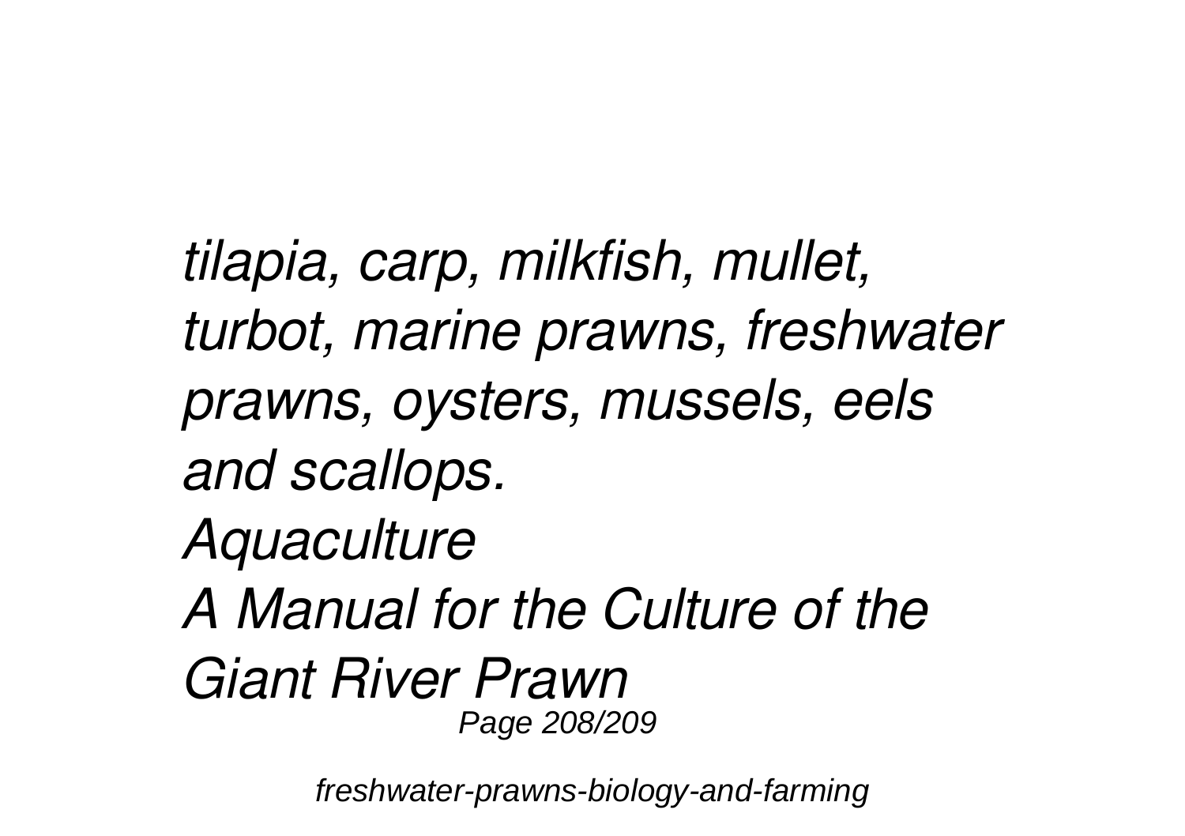*tilapia, carp, milkfish, mullet, turbot, marine prawns, freshwater prawns, oysters, mussels, eels and scallops.*

*Aquaculture*

*A Manual for the Culture of the Giant River Prawn*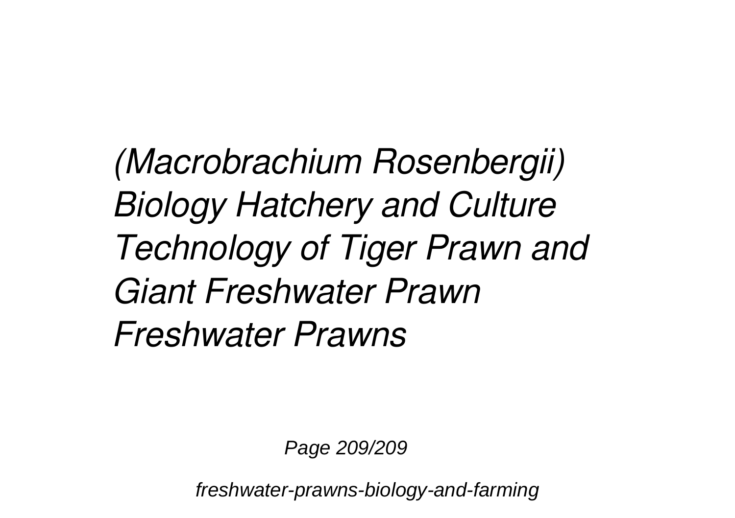*(Macrobrachium Rosenbergii) Biology Hatchery and Culture Technology of Tiger Prawn and Giant Freshwater Prawn Freshwater Prawns*